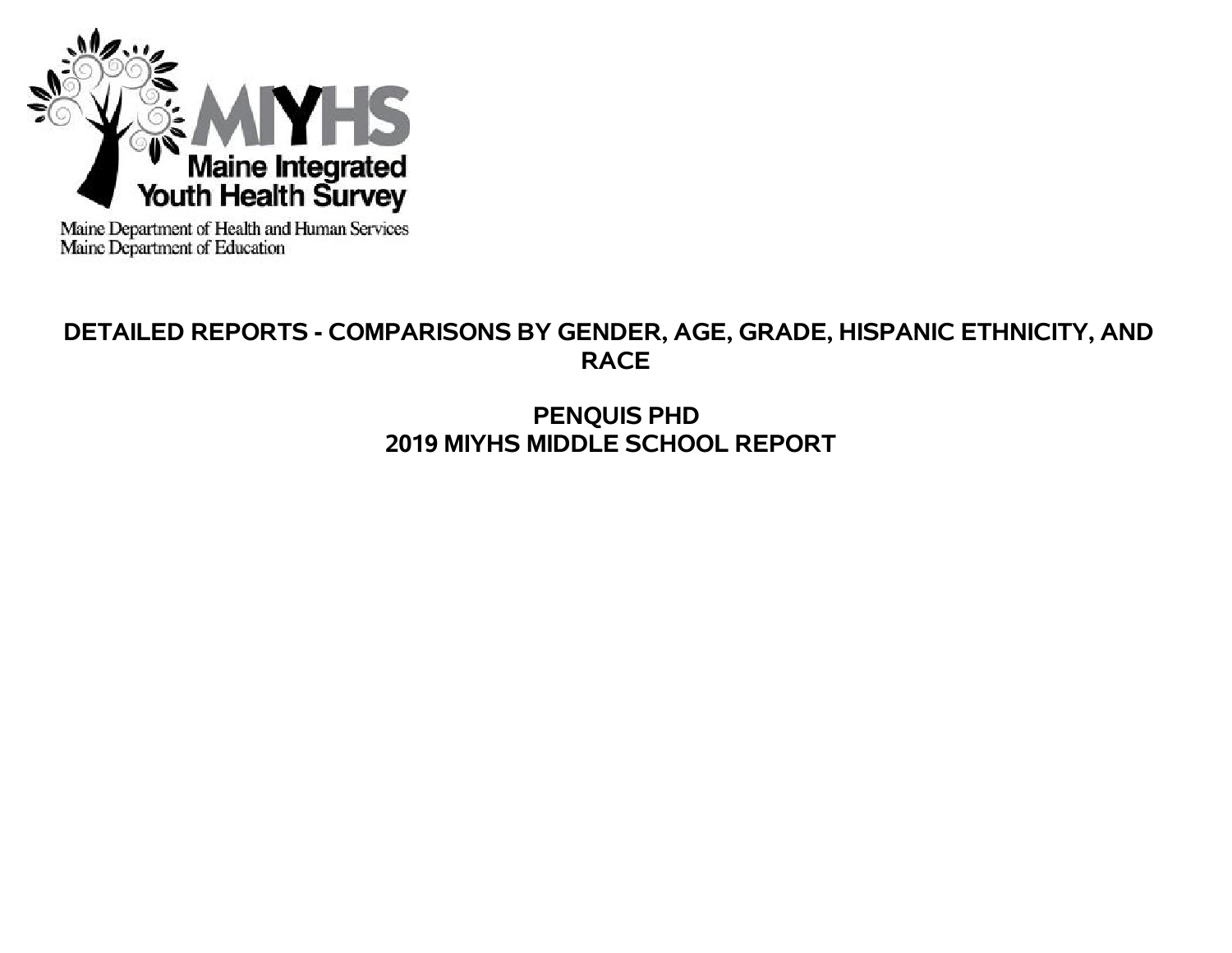MIYHS

Maine Integrated Youth Health Survey

Maine Department of Health and Human Services
Maine Department of Education

# DETAILED REPORTS - COMPARISONS BY GENDER, AGE, GRADE, HISPANIC ETHNICITY, AND RACE

## PENQUIS PHD
## 2019 MIYHS MIDDLE SCHOOL REPORT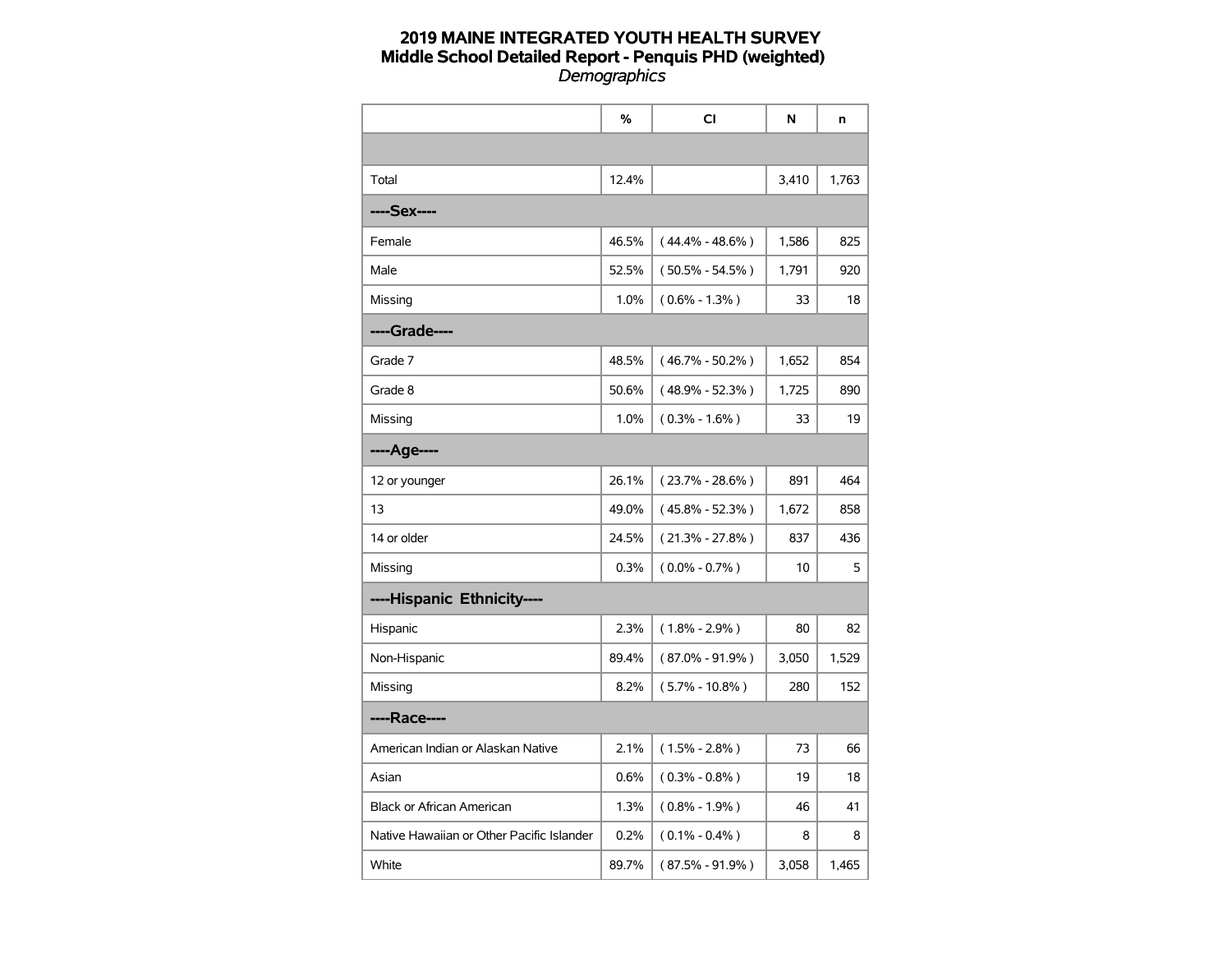# 2019 MAINE INTEGRATED YOUTH HEALTH SURVEY
## Middle School Detailed Report - Penquis PHD (weighted)
*Demographics*

| | % | CI | N | n |
|---|---|---|---|---|
| | | | | |
| Total | 12.4% | | 3,410 | 1,763 |
| **----Sex----** | | | | |
| Female | 46.5% | ( 44.4% - 48.6% ) | 1,586 | 825 |
| Male | 52.5% | ( 50.5% - 54.5% ) | 1,791 | 920 |
| Missing | 1.0% | ( 0.6% - 1.3% ) | 33 | 18 |
| **----Grade----** | | | | |
| Grade 7 | 48.5% | ( 46.7% - 50.2% ) | 1,652 | 854 |
| Grade 8 | 50.6% | ( 48.9% - 52.3% ) | 1,725 | 890 |
| Missing | 1.0% | ( 0.3% - 1.6% ) | 33 | 19 |
| **----Age----** | | | | |
| 12 or younger | 26.1% | ( 23.7% - 28.6% ) | 891 | 464 |
| 13 | 49.0% | ( 45.8% - 52.3% ) | 1,672 | 858 |
| 14 or older | 24.5% | ( 21.3% - 27.8% ) | 837 | 436 |
| Missing | 0.3% | ( 0.0% - 0.7% ) | 10 | 5 |
| **----Hispanic Ethnicity----** | | | | |
| Hispanic | 2.3% | ( 1.8% - 2.9% ) | 80 | 82 |
| Non-Hispanic | 89.4% | ( 87.0% - 91.9% ) | 3,050 | 1,529 |
| Missing | 8.2% | ( 5.7% - 10.8% ) | 280 | 152 |
| **----Race----** | | | | |
| American Indian or Alaskan Native | 2.1% | ( 1.5% - 2.8% ) | 73 | 66 |
| Asian | 0.6% | ( 0.3% - 0.8% ) | 19 | 18 |
| Black or African American | 1.3% | ( 0.8% - 1.9% ) | 46 | 41 |
| Native Hawaiian or Other Pacific Islander | 0.2% | ( 0.1% - 0.4% ) | 8 | 8 |
| White | 89.7% | ( 87.5% - 91.9% ) | 3,058 | 1,465 |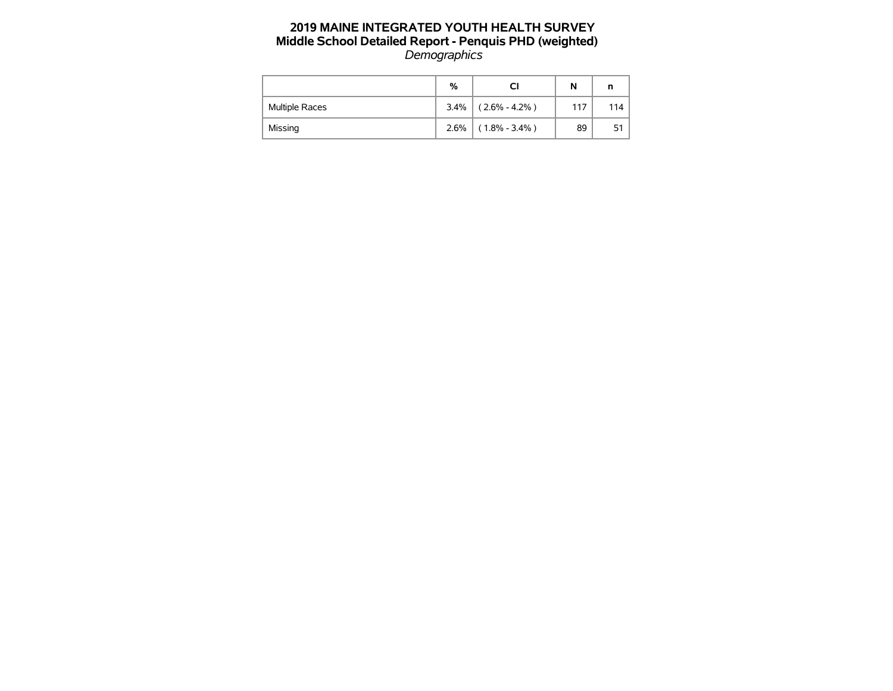# 2019 MAINE INTEGRATED YOUTH HEALTH SURVEY

## Middle School Detailed Report - Penquis PHD (weighted)

*Demographics*

| | % | CI | N | n |
|---|---|---|---|---|
| Multiple Races | 3.4% | ( 2.6% - 4.2% ) | 117 | 114 |
| Missing | 2.6% | ( 1.8% - 3.4% ) | 89 | 51 |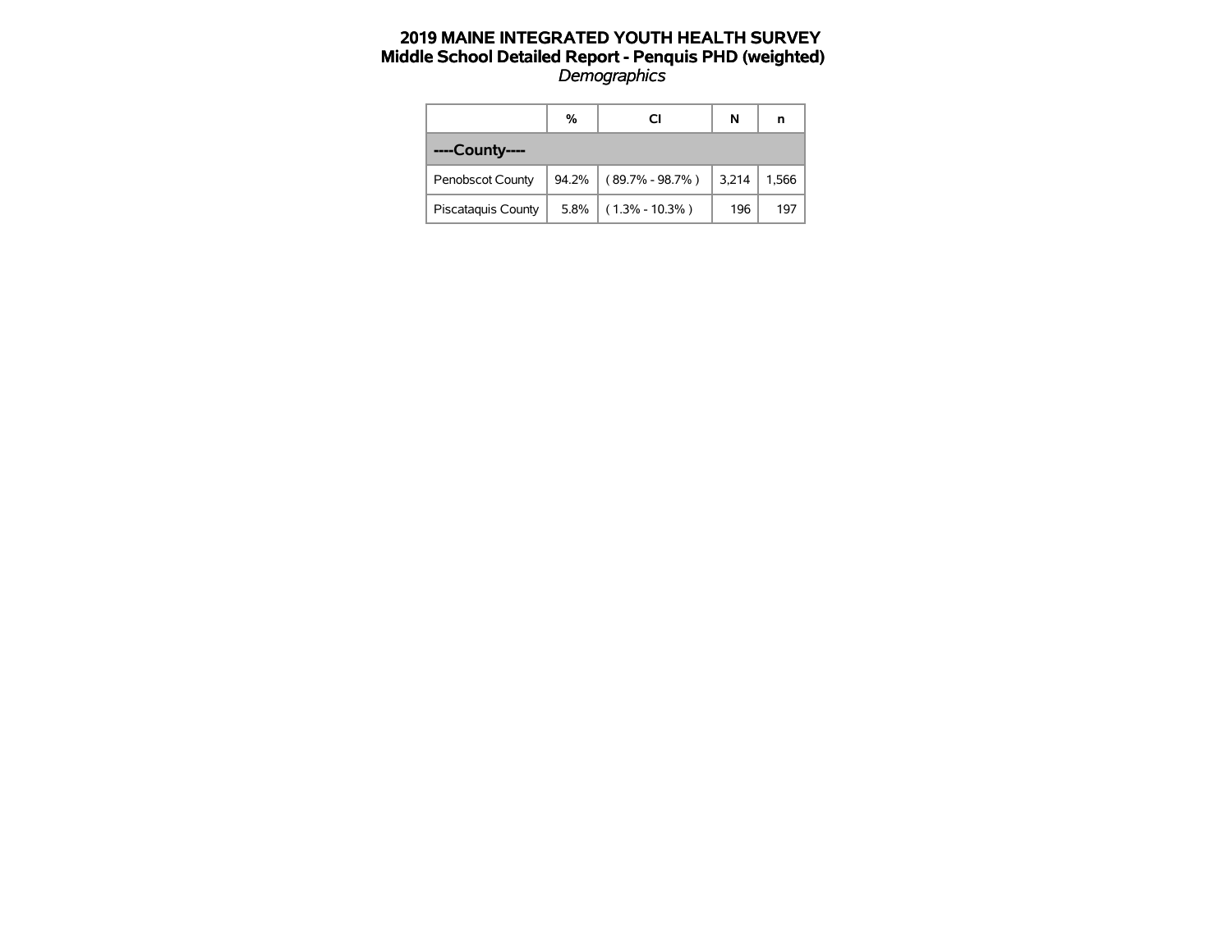# 2019 MAINE INTEGRATED YOUTH HEALTH SURVEY
## Middle School Detailed Report - Penquis PHD (weighted)
*Demographics*

| | % | CI | N | n |
|---|---|---|---|---|
| **----County----** | | | | |
| Penobscot County | 94.2% | ( 89.7% - 98.7% ) | 3,214 | 1,566 |
| Piscataquis County | 5.8% | ( 1.3% - 10.3% ) | 196 | 197 |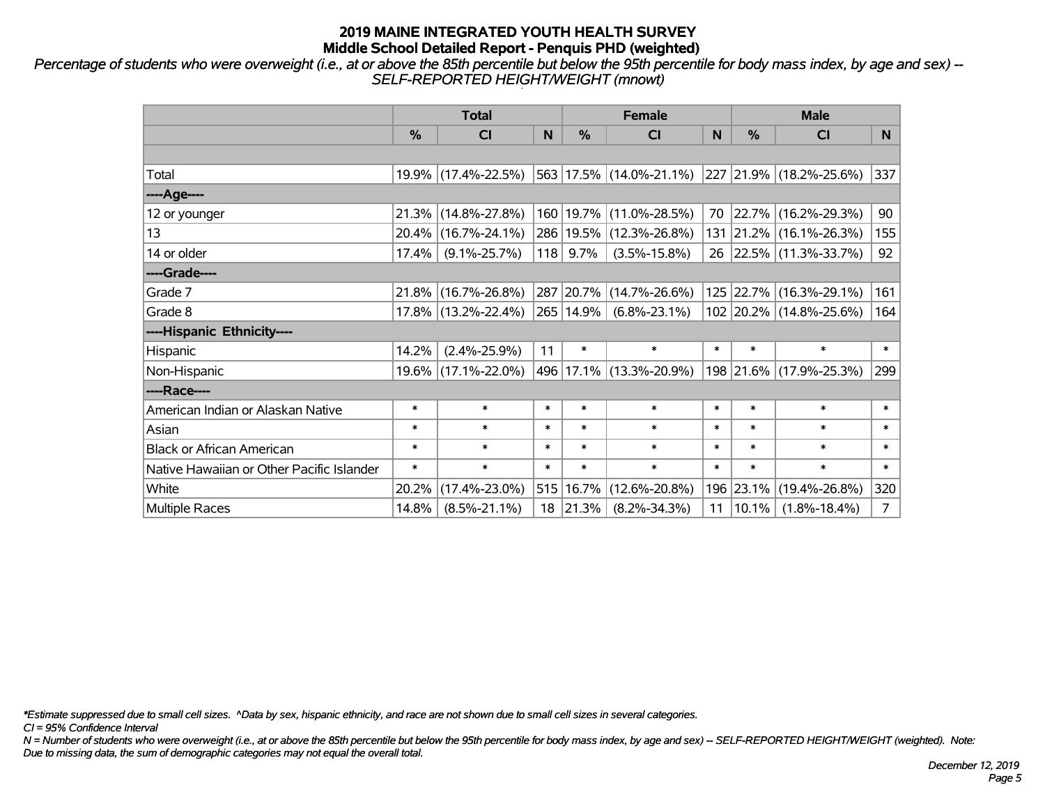# 2019 MAINE INTEGRATED YOUTH HEALTH SURVEY
## Middle School Detailed Report - Penquis PHD (weighted)

*Percentage of students who were overweight (i.e., at or above the 85th percentile but below the 95th percentile for body mass index, by age and sex) -- SELF-REPORTED HEIGHT/WEIGHT (mnowt)*

| | Total | | | Female | | | Male | | |
|---|---|---|---|---|---|---|---|---|---|
| | % | CI | N | % | CI | N | % | CI | N |
| | | | | | | | | | |
| Total | 19.9% | (17.4%-22.5%) | 563 | 17.5% | (14.0%-21.1%) | 227 | 21.9% | (18.2%-25.6%) | 337 |
| ----Age---- | | | | | | | | | |
| 12 or younger | 21.3% | (14.8%-27.8%) | 160 | 19.7% | (11.0%-28.5%) | 70 | 22.7% | (16.2%-29.3%) | 90 |
| 13 | 20.4% | (16.7%-24.1%) | 286 | 19.5% | (12.3%-26.8%) | 131 | 21.2% | (16.1%-26.3%) | 155 |
| 14 or older | 17.4% | (9.1%-25.7%) | 118 | 9.7% | (3.5%-15.8%) | 26 | 22.5% | (11.3%-33.7%) | 92 |
| ----Grade---- | | | | | | | | | |
| Grade 7 | 21.8% | (16.7%-26.8%) | 287 | 20.7% | (14.7%-26.6%) | 125 | 22.7% | (16.3%-29.1%) | 161 |
| Grade 8 | 17.8% | (13.2%-22.4%) | 265 | 14.9% | (6.8%-23.1%) | 102 | 20.2% | (14.8%-25.6%) | 164 |
| ----Hispanic Ethnicity---- | | | | | | | | | |
| Hispanic | 14.2% | (2.4%-25.9%) | 11 | * | * | * | * | * | * |
| Non-Hispanic | 19.6% | (17.1%-22.0%) | 496 | 17.1% | (13.3%-20.9%) | 198 | 21.6% | (17.9%-25.3%) | 299 |
| ----Race---- | | | | | | | | | |
| American Indian or Alaskan Native | * | * | * | * | * | * | * | * | * |
| Asian | * | * | * | * | * | * | * | * | * |
| Black or African American | * | * | * | * | * | * | * | * | * |
| Native Hawaiian or Other Pacific Islander | * | * | * | * | * | * | * | * | * |
| White | 20.2% | (17.4%-23.0%) | 515 | 16.7% | (12.6%-20.8%) | 196 | 23.1% | (19.4%-26.8%) | 320 |
| Multiple Races | 14.8% | (8.5%-21.1%) | 18 | 21.3% | (8.2%-34.3%) | 11 | 10.1% | (1.8%-18.4%) | 7 |

*\*Estimate suppressed due to small cell sizes. ^Data by sex, hispanic ethnicity, and race are not shown due to small cell sizes in several categories.*

*CI = 95% Confidence Interval*

*N = Number of students who were overweight (i.e., at or above the 85th percentile but below the 95th percentile for body mass index, by age and sex) -- SELF-REPORTED HEIGHT/WEIGHT (weighted). Note: Due to missing data, the sum of demographic categories may not equal the overall total.*

*December 12, 2019*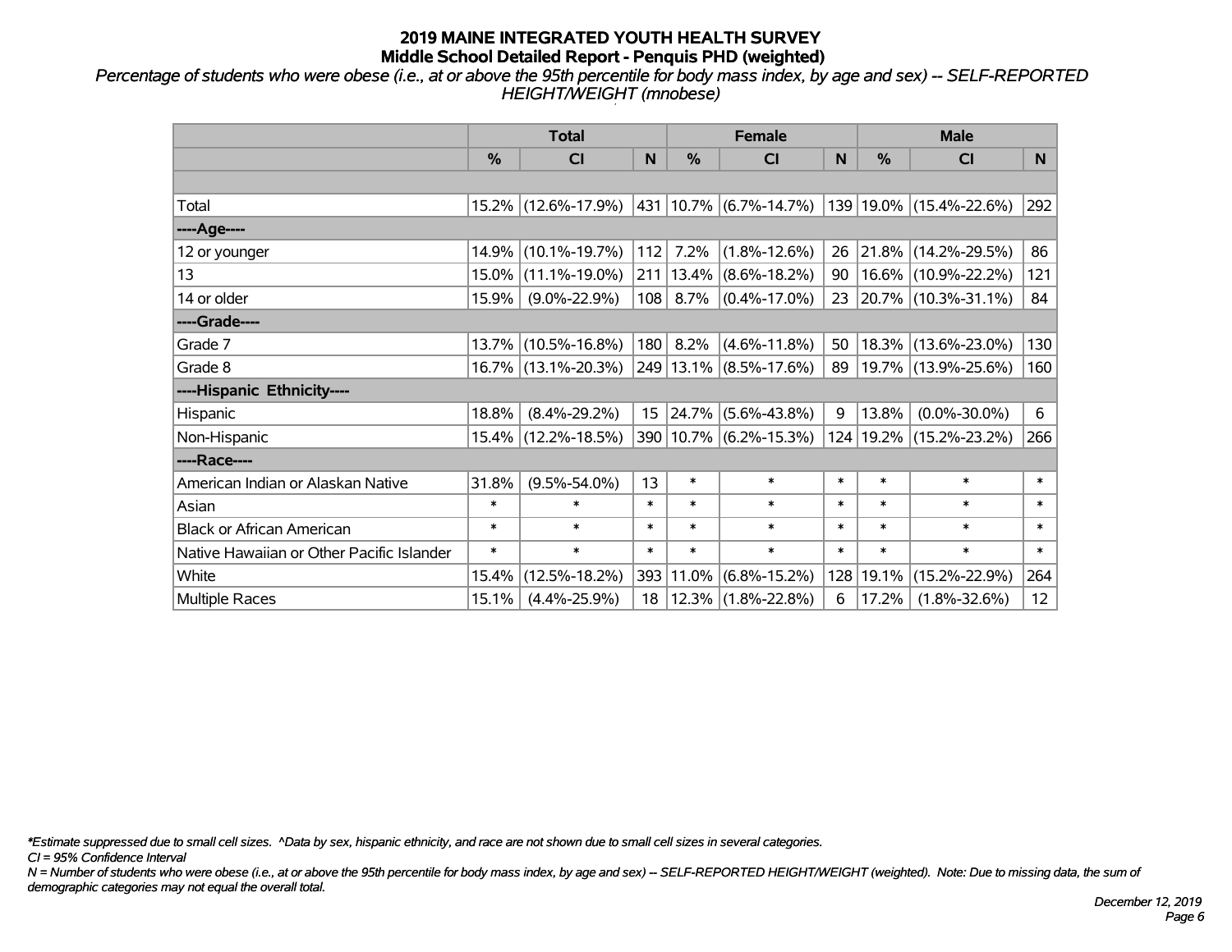# 2019 MAINE INTEGRATED YOUTH HEALTH SURVEY
## Middle School Detailed Report - Penquis PHD (weighted)

*Percentage of students who were obese (i.e., at or above the 95th percentile for body mass index, by age and sex) -- SELF-REPORTED HEIGHT/WEIGHT (mnobese)*

| | Total | | | Female | | | Male | | |
|---|---|---|---|---|---|---|---|---|---|
| | % | CI | N | % | CI | N | % | CI | N |
| | | | | | | | | | |
| Total | 15.2% | (12.6%-17.9%) | 431 | 10.7% | (6.7%-14.7%) | 139 | 19.0% | (15.4%-22.6%) | 292 |
| ----Age---- | | | | | | | | | |
| 12 or younger | 14.9% | (10.1%-19.7%) | 112 | 7.2% | (1.8%-12.6%) | 26 | 21.8% | (14.2%-29.5%) | 86 |
| 13 | 15.0% | (11.1%-19.0%) | 211 | 13.4% | (8.6%-18.2%) | 90 | 16.6% | (10.9%-22.2%) | 121 |
| 14 or older | 15.9% | (9.0%-22.9%) | 108 | 8.7% | (0.4%-17.0%) | 23 | 20.7% | (10.3%-31.1%) | 84 |
| ----Grade---- | | | | | | | | | |
| Grade 7 | 13.7% | (10.5%-16.8%) | 180 | 8.2% | (4.6%-11.8%) | 50 | 18.3% | (13.6%-23.0%) | 130 |
| Grade 8 | 16.7% | (13.1%-20.3%) | 249 | 13.1% | (8.5%-17.6%) | 89 | 19.7% | (13.9%-25.6%) | 160 |
| ----Hispanic Ethnicity---- | | | | | | | | | |
| Hispanic | 18.8% | (8.4%-29.2%) | 15 | 24.7% | (5.6%-43.8%) | 9 | 13.8% | (0.0%-30.0%) | 6 |
| Non-Hispanic | 15.4% | (12.2%-18.5%) | 390 | 10.7% | (6.2%-15.3%) | 124 | 19.2% | (15.2%-23.2%) | 266 |
| ----Race---- | | | | | | | | | |
| American Indian or Alaskan Native | 31.8% | (9.5%-54.0%) | 13 | * | * | * | * | * | * |
| Asian | * | * | * | * | * | * | * | * | * |
| Black or African American | * | * | * | * | * | * | * | * | * |
| Native Hawaiian or Other Pacific Islander | * | * | * | * | * | * | * | * | * |
| White | 15.4% | (12.5%-18.2%) | 393 | 11.0% | (6.8%-15.2%) | 128 | 19.1% | (15.2%-22.9%) | 264 |
| Multiple Races | 15.1% | (4.4%-25.9%) | 18 | 12.3% | (1.8%-22.8%) | 6 | 17.2% | (1.8%-32.6%) | 12 |

*\*Estimate suppressed due to small cell sizes. ^Data by sex, hispanic ethnicity, and race are not shown due to small cell sizes in several categories.*

*CI = 95% Confidence Interval*

*N = Number of students who were obese (i.e., at or above the 95th percentile for body mass index, by age and sex) -- SELF-REPORTED HEIGHT/WEIGHT (weighted). Note: Due to missing data, the sum of demographic categories may not equal the overall total.*

*December 12, 2019*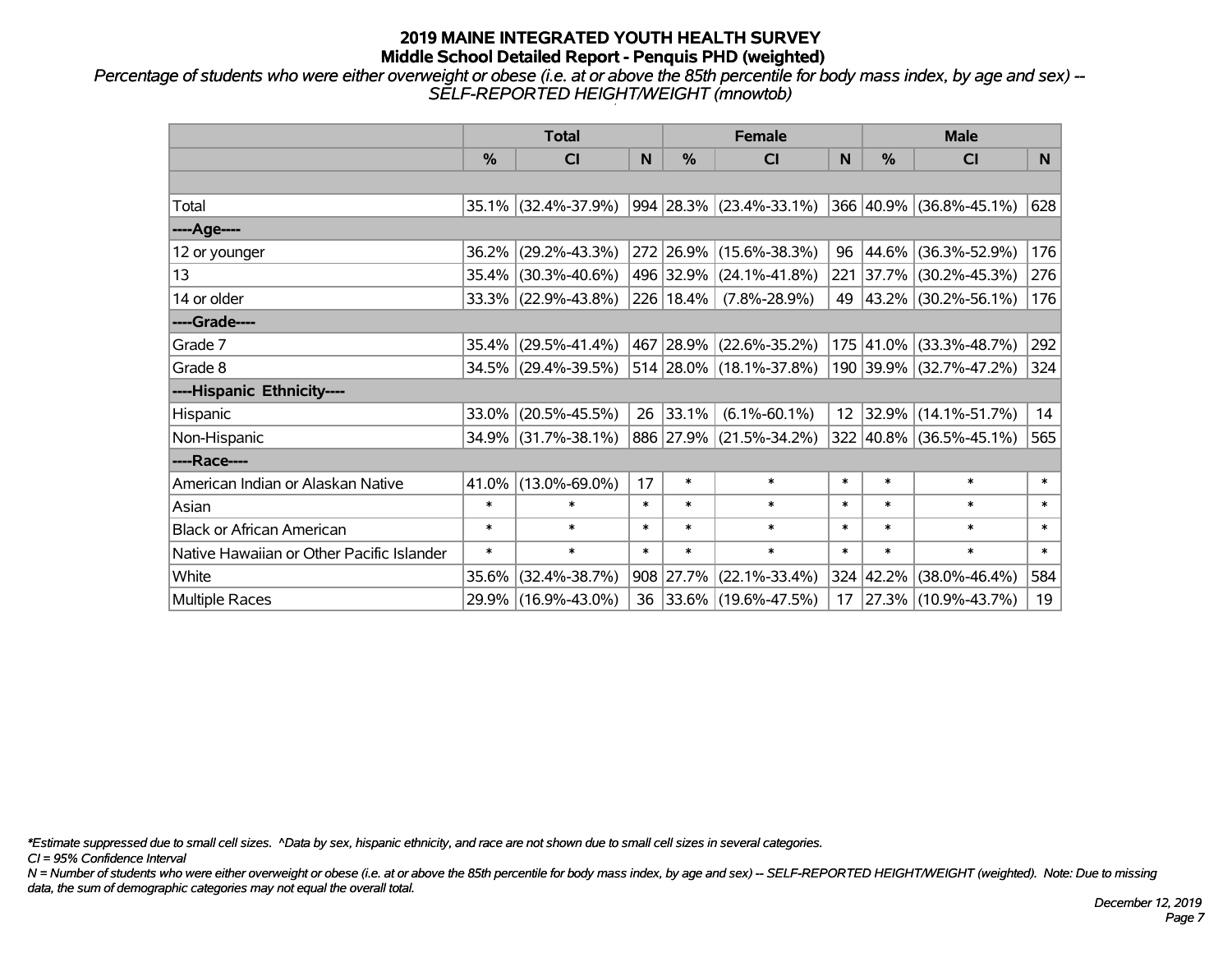# 2019 MAINE INTEGRATED YOUTH HEALTH SURVEY
## Middle School Detailed Report - Penquis PHD (weighted)

*Percentage of students who were either overweight or obese (i.e. at or above the 85th percentile for body mass index, by age and sex) -- SELF-REPORTED HEIGHT/WEIGHT (mnowtob)*

| | Total | | | Female | | | Male | | |
|---|---|---|---|---|---|---|---|---|---|
| | % | CI | N | % | CI | N | % | CI | N |
| Total | 35.1% | (32.4%-37.9%) | 994 | 28.3% | (23.4%-33.1%) | 366 | 40.9% | (36.8%-45.1%) | 628 |
| ----Age---- | | | | | | | | | |
| 12 or younger | 36.2% | (29.2%-43.3%) | 272 | 26.9% | (15.6%-38.3%) | 96 | 44.6% | (36.3%-52.9%) | 176 |
| 13 | 35.4% | (30.3%-40.6%) | 496 | 32.9% | (24.1%-41.8%) | 221 | 37.7% | (30.2%-45.3%) | 276 |
| 14 or older | 33.3% | (22.9%-43.8%) | 226 | 18.4% | (7.8%-28.9%) | 49 | 43.2% | (30.2%-56.1%) | 176 |
| ----Grade---- | | | | | | | | | |
| Grade 7 | 35.4% | (29.5%-41.4%) | 467 | 28.9% | (22.6%-35.2%) | 175 | 41.0% | (33.3%-48.7%) | 292 |
| Grade 8 | 34.5% | (29.4%-39.5%) | 514 | 28.0% | (18.1%-37.8%) | 190 | 39.9% | (32.7%-47.2%) | 324 |
| ----Hispanic Ethnicity---- | | | | | | | | | |
| Hispanic | 33.0% | (20.5%-45.5%) | 26 | 33.1% | (6.1%-60.1%) | 12 | 32.9% | (14.1%-51.7%) | 14 |
| Non-Hispanic | 34.9% | (31.7%-38.1%) | 886 | 27.9% | (21.5%-34.2%) | 322 | 40.8% | (36.5%-45.1%) | 565 |
| ----Race---- | | | | | | | | | |
| American Indian or Alaskan Native | 41.0% | (13.0%-69.0%) | 17 | * | * | * | * | * | * |
| Asian | * | * | * | * | * | * | * | * | * |
| Black or African American | * | * | * | * | * | * | * | * | * |
| Native Hawaiian or Other Pacific Islander | * | * | * | * | * | * | * | * | * |
| White | 35.6% | (32.4%-38.7%) | 908 | 27.7% | (22.1%-33.4%) | 324 | 42.2% | (38.0%-46.4%) | 584 |
| Multiple Races | 29.9% | (16.9%-43.0%) | 36 | 33.6% | (19.6%-47.5%) | 17 | 27.3% | (10.9%-43.7%) | 19 |

*\*Estimate suppressed due to small cell sizes. ^Data by sex, hispanic ethnicity, and race are not shown due to small cell sizes in several categories.*

*CI = 95% Confidence Interval*

*N = Number of students who were either overweight or obese (i.e. at or above the 85th percentile for body mass index, by age and sex) -- SELF-REPORTED HEIGHT/WEIGHT (weighted). Note: Due to missing data, the sum of demographic categories may not equal the overall total.*

*December 12, 2019*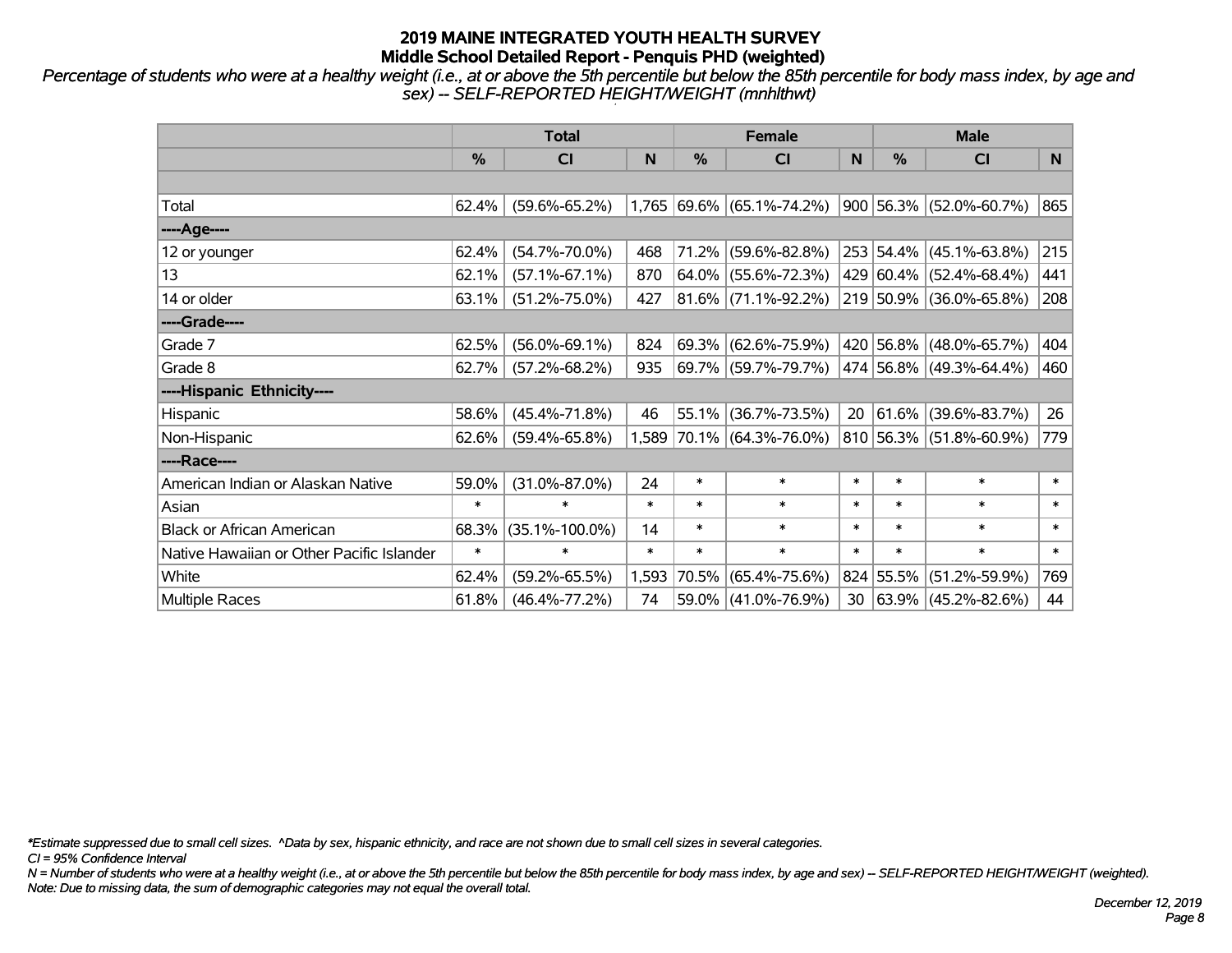# 2019 MAINE INTEGRATED YOUTH HEALTH SURVEY
## Middle School Detailed Report - Penquis PHD (weighted)

*Percentage of students who were at a healthy weight (i.e., at or above the 5th percentile but below the 85th percentile for body mass index, by age and sex) -- SELF-REPORTED HEIGHT/WEIGHT (mnhlthwt)*

| | Total | | | Female | | | Male | | |
|---|---|---|---|---|---|---|---|---|---|
| | % | CI | N | % | CI | N | % | CI | N |
| | | | | | | | | | |
| Total | 62.4% | (59.6%-65.2%) | 1,765 | 69.6% | (65.1%-74.2%) | 900 | 56.3% | (52.0%-60.7%) | 865 |
| ----Age---- | | | | | | | | | |
| 12 or younger | 62.4% | (54.7%-70.0%) | 468 | 71.2% | (59.6%-82.8%) | 253 | 54.4% | (45.1%-63.8%) | 215 |
| 13 | 62.1% | (57.1%-67.1%) | 870 | 64.0% | (55.6%-72.3%) | 429 | 60.4% | (52.4%-68.4%) | 441 |
| 14 or older | 63.1% | (51.2%-75.0%) | 427 | 81.6% | (71.1%-92.2%) | 219 | 50.9% | (36.0%-65.8%) | 208 |
| ----Grade---- | | | | | | | | | |
| Grade 7 | 62.5% | (56.0%-69.1%) | 824 | 69.3% | (62.6%-75.9%) | 420 | 56.8% | (48.0%-65.7%) | 404 |
| Grade 8 | 62.7% | (57.2%-68.2%) | 935 | 69.7% | (59.7%-79.7%) | 474 | 56.8% | (49.3%-64.4%) | 460 |
| ----Hispanic Ethnicity---- | | | | | | | | | |
| Hispanic | 58.6% | (45.4%-71.8%) | 46 | 55.1% | (36.7%-73.5%) | 20 | 61.6% | (39.6%-83.7%) | 26 |
| Non-Hispanic | 62.6% | (59.4%-65.8%) | 1,589 | 70.1% | (64.3%-76.0%) | 810 | 56.3% | (51.8%-60.9%) | 779 |
| ----Race---- | | | | | | | | | |
| American Indian or Alaskan Native | 59.0% | (31.0%-87.0%) | 24 | * | * | * | * | * | * |
| Asian | * | * | * | * | * | * | * | * | * |
| Black or African American | 68.3% | (35.1%-100.0%) | 14 | * | * | * | * | * | * |
| Native Hawaiian or Other Pacific Islander | * | * | * | * | * | * | * | * | * |
| White | 62.4% | (59.2%-65.5%) | 1,593 | 70.5% | (65.4%-75.6%) | 824 | 55.5% | (51.2%-59.9%) | 769 |
| Multiple Races | 61.8% | (46.4%-77.2%) | 74 | 59.0% | (41.0%-76.9%) | 30 | 63.9% | (45.2%-82.6%) | 44 |

*\*Estimate suppressed due to small cell sizes. ^Data by sex, hispanic ethnicity, and race are not shown due to small cell sizes in several categories.*

*CI = 95% Confidence Interval*

*N = Number of students who were at a healthy weight (i.e., at or above the 5th percentile but below the 85th percentile for body mass index, by age and sex) -- SELF-REPORTED HEIGHT/WEIGHT (weighted).*

*Note: Due to missing data, the sum of demographic categories may not equal the overall total.*

*December 12, 2019*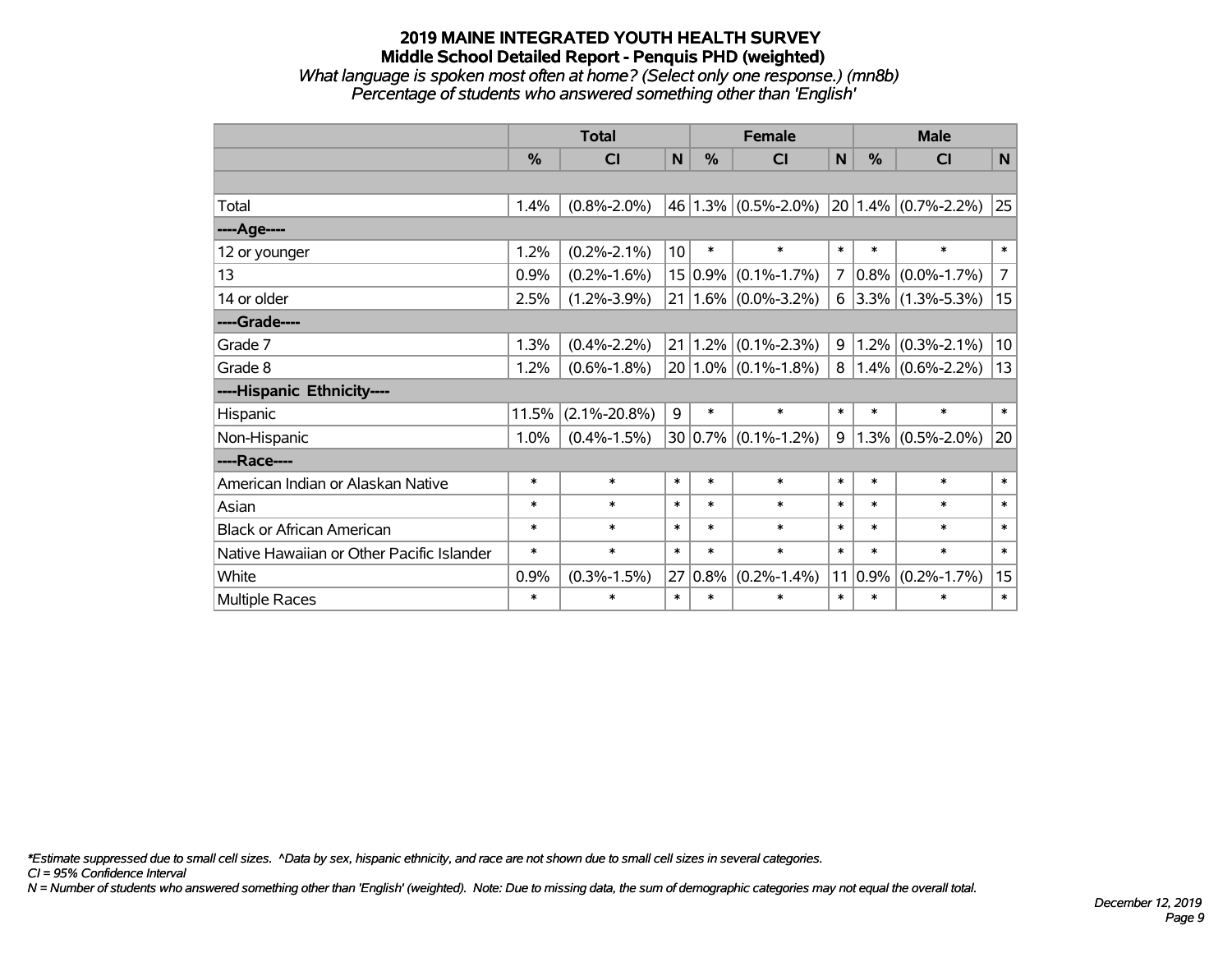# 2019 MAINE INTEGRATED YOUTH HEALTH SURVEY
## Middle School Detailed Report - Penquis PHD (weighted)
### *What language is spoken most often at home? (Select only one response.) (mn8b)*
### *Percentage of students who answered something other than 'English'*

| | Total | | | Female | | | Male | | |
|---|---|---|---|---|---|---|---|---|---|
| | % | CI | N | % | CI | N | % | CI | N |
| | | | | | | | | | |
| Total | 1.4% | (0.8%-2.0%) | 46 | 1.3% | (0.5%-2.0%) | 20 | 1.4% | (0.7%-2.2%) | 25 |
| ----Age---- | | | | | | | | | |
| 12 or younger | 1.2% | (0.2%-2.1%) | 10 | * | * | * | * | * | * |
| 13 | 0.9% | (0.2%-1.6%) | 15 | 0.9% | (0.1%-1.7%) | 7 | 0.8% | (0.0%-1.7%) | 7 |
| 14 or older | 2.5% | (1.2%-3.9%) | 21 | 1.6% | (0.0%-3.2%) | 6 | 3.3% | (1.3%-5.3%) | 15 |
| ----Grade---- | | | | | | | | | |
| Grade 7 | 1.3% | (0.4%-2.2%) | 21 | 1.2% | (0.1%-2.3%) | 9 | 1.2% | (0.3%-2.1%) | 10 |
| Grade 8 | 1.2% | (0.6%-1.8%) | 20 | 1.0% | (0.1%-1.8%) | 8 | 1.4% | (0.6%-2.2%) | 13 |
| ----Hispanic Ethnicity---- | | | | | | | | | |
| Hispanic | 11.5% | (2.1%-20.8%) | 9 | * | * | * | * | * | * |
| Non-Hispanic | 1.0% | (0.4%-1.5%) | 30 | 0.7% | (0.1%-1.2%) | 9 | 1.3% | (0.5%-2.0%) | 20 |
| ----Race---- | | | | | | | | | |
| American Indian or Alaskan Native | * | * | * | * | * | * | * | * | * |
| Asian | * | * | * | * | * | * | * | * | * |
| Black or African American | * | * | * | * | * | * | * | * | * |
| Native Hawaiian or Other Pacific Islander | * | * | * | * | * | * | * | * | * |
| White | 0.9% | (0.3%-1.5%) | 27 | 0.8% | (0.2%-1.4%) | 11 | 0.9% | (0.2%-1.7%) | 15 |
| Multiple Races | * | * | * | * | * | * | * | * | * |

*\*Estimate suppressed due to small cell sizes. ^Data by sex, hispanic ethnicity, and race are not shown due to small cell sizes in several categories.*
*CI = 95% Confidence Interval*
*N = Number of students who answered something other than 'English' (weighted). Note: Due to missing data, the sum of demographic categories may not equal the overall total.*

*December 12, 2019*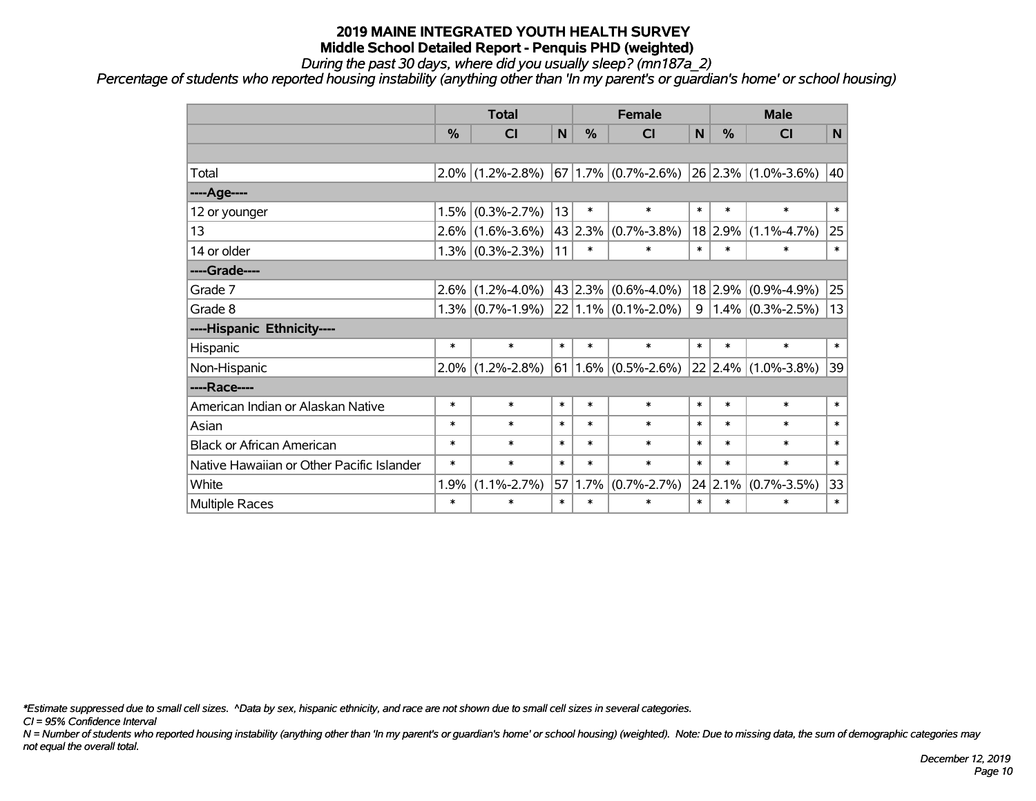# 2019 MAINE INTEGRATED YOUTH HEALTH SURVEY
## Middle School Detailed Report - Penquis PHD (weighted)
*During the past 30 days, where did you usually sleep? (mn187a_2)*
*Percentage of students who reported housing instability (anything other than 'In my parent's or guardian's home' or school housing)*

| | Total | | | Female | | | Male | | |
|---|---|---|---|---|---|---|---|---|---|
| | % | CI | N | % | CI | N | % | CI | N |
| | | | | | | | | | |
| Total | 2.0% | (1.2%-2.8%) | 67 | 1.7% | (0.7%-2.6%) | 26 | 2.3% | (1.0%-3.6%) | 40 |
| ----Age---- | | | | | | | | | |
| 12 or younger | 1.5% | (0.3%-2.7%) | 13 | * | * | * | * | * | * |
| 13 | 2.6% | (1.6%-3.6%) | 43 | 2.3% | (0.7%-3.8%) | 18 | 2.9% | (1.1%-4.7%) | 25 |
| 14 or older | 1.3% | (0.3%-2.3%) | 11 | * | * | * | * | * | * |
| ----Grade---- | | | | | | | | | |
| Grade 7 | 2.6% | (1.2%-4.0%) | 43 | 2.3% | (0.6%-4.0%) | 18 | 2.9% | (0.9%-4.9%) | 25 |
| Grade 8 | 1.3% | (0.7%-1.9%) | 22 | 1.1% | (0.1%-2.0%) | 9 | 1.4% | (0.3%-2.5%) | 13 |
| ----Hispanic Ethnicity---- | | | | | | | | | |
| Hispanic | * | * | * | * | * | * | * | * | * |
| Non-Hispanic | 2.0% | (1.2%-2.8%) | 61 | 1.6% | (0.5%-2.6%) | 22 | 2.4% | (1.0%-3.8%) | 39 |
| ----Race---- | | | | | | | | | |
| American Indian or Alaskan Native | * | * | * | * | * | * | * | * | * |
| Asian | * | * | * | * | * | * | * | * | * |
| Black or African American | * | * | * | * | * | * | * | * | * |
| Native Hawaiian or Other Pacific Islander | * | * | * | * | * | * | * | * | * |
| White | 1.9% | (1.1%-2.7%) | 57 | 1.7% | (0.7%-2.7%) | 24 | 2.1% | (0.7%-3.5%) | 33 |
| Multiple Races | * | * | * | * | * | * | * | * | * |

*\*Estimate suppressed due to small cell sizes. ^Data by sex, hispanic ethnicity, and race are not shown due to small cell sizes in several categories.*

*CI = 95% Confidence Interval*

*N = Number of students who reported housing instability (anything other than 'In my parent's or guardian's home' or school housing) (weighted). Note: Due to missing data, the sum of demographic categories may not equal the overall total.*

*December 12, 2019*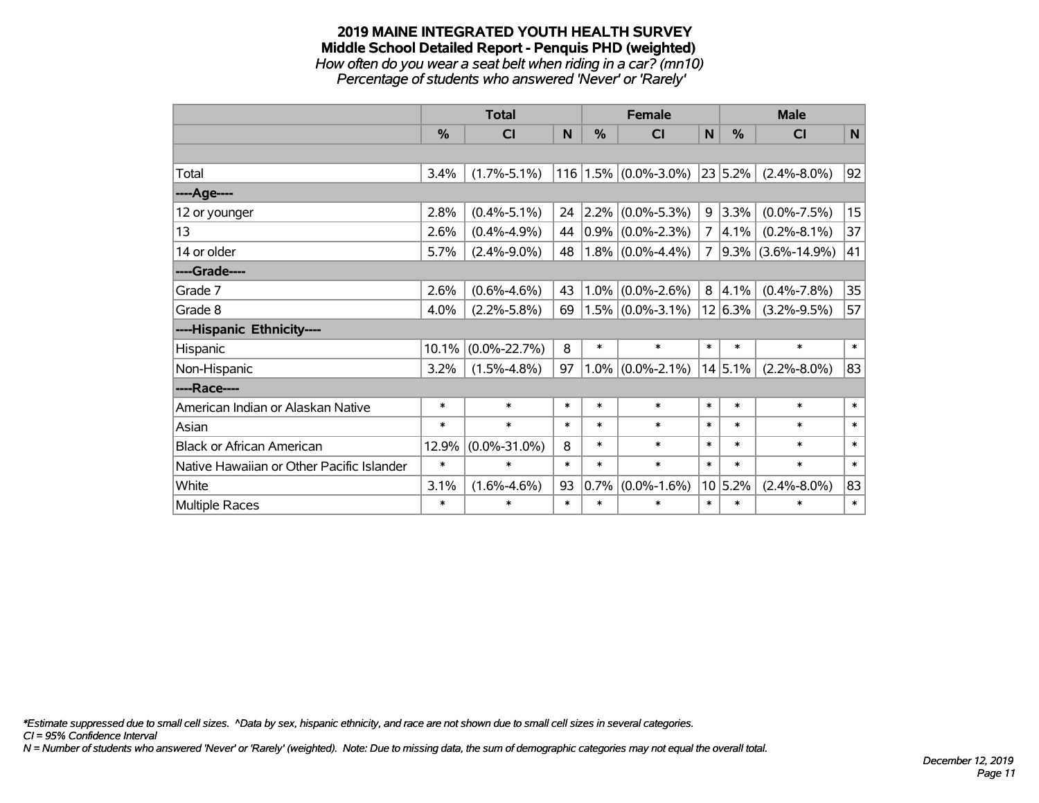# 2019 MAINE INTEGRATED YOUTH HEALTH SURVEY
## Middle School Detailed Report - Penquis PHD (weighted)
*How often do you wear a seat belt when riding in a car? (mn10)*
*Percentage of students who answered 'Never' or 'Rarely'*

| | Total | | | Female | | | Male | | |
|---|---|---|---|---|---|---|---|---|---|
| | % | CI | N | % | CI | N | % | CI | N |
| | | | | | | | | | |
| Total | 3.4% | (1.7%-5.1%) | 116 | 1.5% | (0.0%-3.0%) | 23 | 5.2% | (2.4%-8.0%) | 92 |
| ----Age---- | | | | | | | | | |
| 12 or younger | 2.8% | (0.4%-5.1%) | 24 | 2.2% | (0.0%-5.3%) | 9 | 3.3% | (0.0%-7.5%) | 15 |
| 13 | 2.6% | (0.4%-4.9%) | 44 | 0.9% | (0.0%-2.3%) | 7 | 4.1% | (0.2%-8.1%) | 37 |
| 14 or older | 5.7% | (2.4%-9.0%) | 48 | 1.8% | (0.0%-4.4%) | 7 | 9.3% | (3.6%-14.9%) | 41 |
| ----Grade---- | | | | | | | | | |
| Grade 7 | 2.6% | (0.6%-4.6%) | 43 | 1.0% | (0.0%-2.6%) | 8 | 4.1% | (0.4%-7.8%) | 35 |
| Grade 8 | 4.0% | (2.2%-5.8%) | 69 | 1.5% | (0.0%-3.1%) | 12 | 6.3% | (3.2%-9.5%) | 57 |
| ----Hispanic Ethnicity---- | | | | | | | | | |
| Hispanic | 10.1% | (0.0%-22.7%) | 8 | * | * | * | * | * | * |
| Non-Hispanic | 3.2% | (1.5%-4.8%) | 97 | 1.0% | (0.0%-2.1%) | 14 | 5.1% | (2.2%-8.0%) | 83 |
| ----Race---- | | | | | | | | | |
| American Indian or Alaskan Native | * | * | * | * | * | * | * | * | * |
| Asian | * | * | * | * | * | * | * | * | * |
| Black or African American | 12.9% | (0.0%-31.0%) | 8 | * | * | * | * | * | * |
| Native Hawaiian or Other Pacific Islander | * | * | * | * | * | * | * | * | * |
| White | 3.1% | (1.6%-4.6%) | 93 | 0.7% | (0.0%-1.6%) | 10 | 5.2% | (2.4%-8.0%) | 83 |
| Multiple Races | * | * | * | * | * | * | * | * | * |

*\*Estimate suppressed due to small cell sizes. ^Data by sex, hispanic ethnicity, and race are not shown due to small cell sizes in several categories.*
*CI = 95% Confidence Interval*
*N = Number of students who answered 'Never' or 'Rarely' (weighted). Note: Due to missing data, the sum of demographic categories may not equal the overall total.*

*December 12, 2019*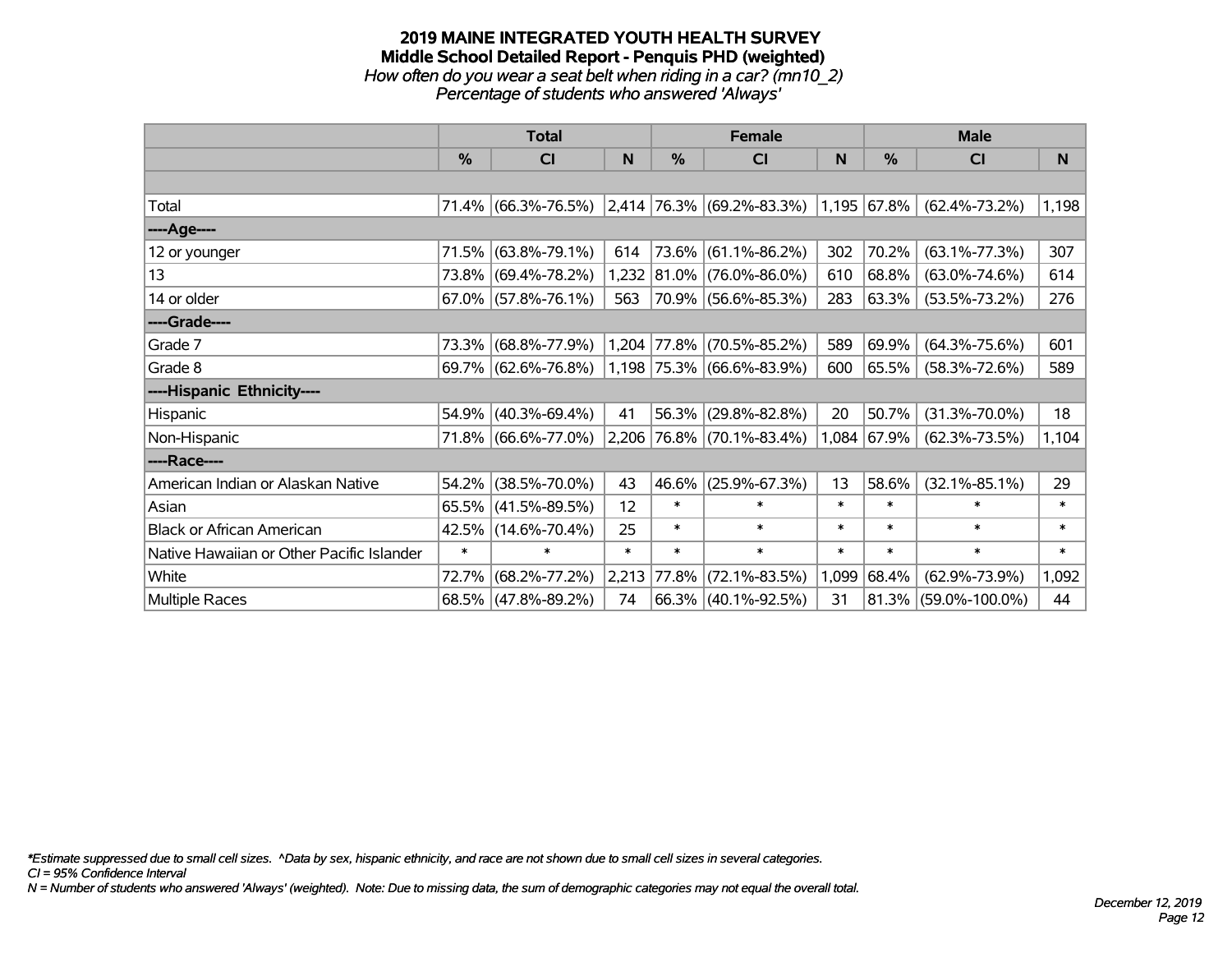# 2019 MAINE INTEGRATED YOUTH HEALTH SURVEY
## Middle School Detailed Report - Penquis PHD (weighted)
*How often do you wear a seat belt when riding in a car? (mn10_2)*
*Percentage of students who answered 'Always'*

| | Total | | | Female | | | Male | | |
|---|---|---|---|---|---|---|---|---|---|
| | % | CI | N | % | CI | N | % | CI | N |
| Total | 71.4% | (66.3%-76.5%) | 2,414 | 76.3% | (69.2%-83.3%) | 1,195 | 67.8% | (62.4%-73.2%) | 1,198 |
| ----Age---- | | | | | | | | | |
| 12 or younger | 71.5% | (63.8%-79.1%) | 614 | 73.6% | (61.1%-86.2%) | 302 | 70.2% | (63.1%-77.3%) | 307 |
| 13 | 73.8% | (69.4%-78.2%) | 1,232 | 81.0% | (76.0%-86.0%) | 610 | 68.8% | (63.0%-74.6%) | 614 |
| 14 or older | 67.0% | (57.8%-76.1%) | 563 | 70.9% | (56.6%-85.3%) | 283 | 63.3% | (53.5%-73.2%) | 276 |
| ----Grade---- | | | | | | | | | |
| Grade 7 | 73.3% | (68.8%-77.9%) | 1,204 | 77.8% | (70.5%-85.2%) | 589 | 69.9% | (64.3%-75.6%) | 601 |
| Grade 8 | 69.7% | (62.6%-76.8%) | 1,198 | 75.3% | (66.6%-83.9%) | 600 | 65.5% | (58.3%-72.6%) | 589 |
| ----Hispanic Ethnicity---- | | | | | | | | | |
| Hispanic | 54.9% | (40.3%-69.4%) | 41 | 56.3% | (29.8%-82.8%) | 20 | 50.7% | (31.3%-70.0%) | 18 |
| Non-Hispanic | 71.8% | (66.6%-77.0%) | 2,206 | 76.8% | (70.1%-83.4%) | 1,084 | 67.9% | (62.3%-73.5%) | 1,104 |
| ----Race---- | | | | | | | | | |
| American Indian or Alaskan Native | 54.2% | (38.5%-70.0%) | 43 | 46.6% | (25.9%-67.3%) | 13 | 58.6% | (32.1%-85.1%) | 29 |
| Asian | 65.5% | (41.5%-89.5%) | 12 | * | * | * | * | * | * |
| Black or African American | 42.5% | (14.6%-70.4%) | 25 | * | * | * | * | * | * |
| Native Hawaiian or Other Pacific Islander | * | * | * | * | * | * | * | * | * |
| White | 72.7% | (68.2%-77.2%) | 2,213 | 77.8% | (72.1%-83.5%) | 1,099 | 68.4% | (62.9%-73.9%) | 1,092 |
| Multiple Races | 68.5% | (47.8%-89.2%) | 74 | 66.3% | (40.1%-92.5%) | 31 | 81.3% | (59.0%-100.0%) | 44 |

*\*Estimate suppressed due to small cell sizes. ^Data by sex, hispanic ethnicity, and race are not shown due to small cell sizes in several categories.*
*CI = 95% Confidence Interval*
*N = Number of students who answered 'Always' (weighted). Note: Due to missing data, the sum of demographic categories may not equal the overall total.*

*December 12, 2019*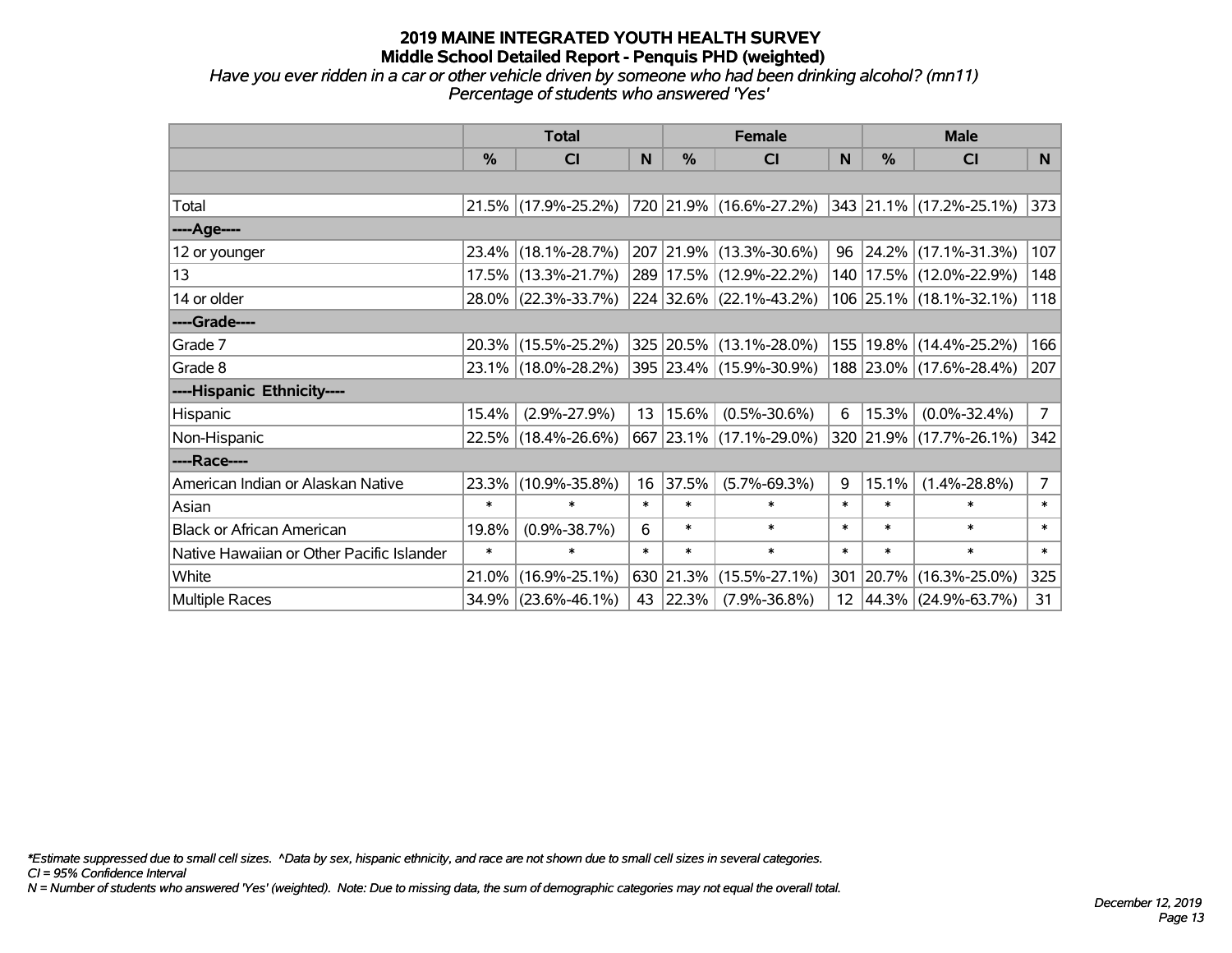# 2019 MAINE INTEGRATED YOUTH HEALTH SURVEY

## Middle School Detailed Report - Penquis PHD (weighted)

*Have you ever ridden in a car or other vehicle driven by someone who had been drinking alcohol? (mn11)*
*Percentage of students who answered 'Yes'*

| | Total | | | Female | | | Male | | |
|---|---|---|---|---|---|---|---|---|---|
| | % | CI | N | % | CI | N | % | CI | N |
| | | | | | | | | | |
| Total | 21.5% | (17.9%-25.2%) | 720 | 21.9% | (16.6%-27.2%) | 343 | 21.1% | (17.2%-25.1%) | 373 |
| ----Age---- | | | | | | | | | |
| 12 or younger | 23.4% | (18.1%-28.7%) | 207 | 21.9% | (13.3%-30.6%) | 96 | 24.2% | (17.1%-31.3%) | 107 |
| 13 | 17.5% | (13.3%-21.7%) | 289 | 17.5% | (12.9%-22.2%) | 140 | 17.5% | (12.0%-22.9%) | 148 |
| 14 or older | 28.0% | (22.3%-33.7%) | 224 | 32.6% | (22.1%-43.2%) | 106 | 25.1% | (18.1%-32.1%) | 118 |
| ----Grade---- | | | | | | | | | |
| Grade 7 | 20.3% | (15.5%-25.2%) | 325 | 20.5% | (13.1%-28.0%) | 155 | 19.8% | (14.4%-25.2%) | 166 |
| Grade 8 | 23.1% | (18.0%-28.2%) | 395 | 23.4% | (15.9%-30.9%) | 188 | 23.0% | (17.6%-28.4%) | 207 |
| ----Hispanic Ethnicity---- | | | | | | | | | |
| Hispanic | 15.4% | (2.9%-27.9%) | 13 | 15.6% | (0.5%-30.6%) | 6 | 15.3% | (0.0%-32.4%) | 7 |
| Non-Hispanic | 22.5% | (18.4%-26.6%) | 667 | 23.1% | (17.1%-29.0%) | 320 | 21.9% | (17.7%-26.1%) | 342 |
| ----Race---- | | | | | | | | | |
| American Indian or Alaskan Native | 23.3% | (10.9%-35.8%) | 16 | 37.5% | (5.7%-69.3%) | 9 | 15.1% | (1.4%-28.8%) | 7 |
| Asian | * | * | * | * | * | * | * | * | * |
| Black or African American | 19.8% | (0.9%-38.7%) | 6 | * | * | * | * | * | * |
| Native Hawaiian or Other Pacific Islander | * | * | * | * | * | * | * | * | * |
| White | 21.0% | (16.9%-25.1%) | 630 | 21.3% | (15.5%-27.1%) | 301 | 20.7% | (16.3%-25.0%) | 325 |
| Multiple Races | 34.9% | (23.6%-46.1%) | 43 | 22.3% | (7.9%-36.8%) | 12 | 44.3% | (24.9%-63.7%) | 31 |

*\*Estimate suppressed due to small cell sizes. ^Data by sex, hispanic ethnicity, and race are not shown due to small cell sizes in several categories.*
*CI = 95% Confidence Interval*
*N = Number of students who answered 'Yes' (weighted). Note: Due to missing data, the sum of demographic categories may not equal the overall total.*

*December 12, 2019*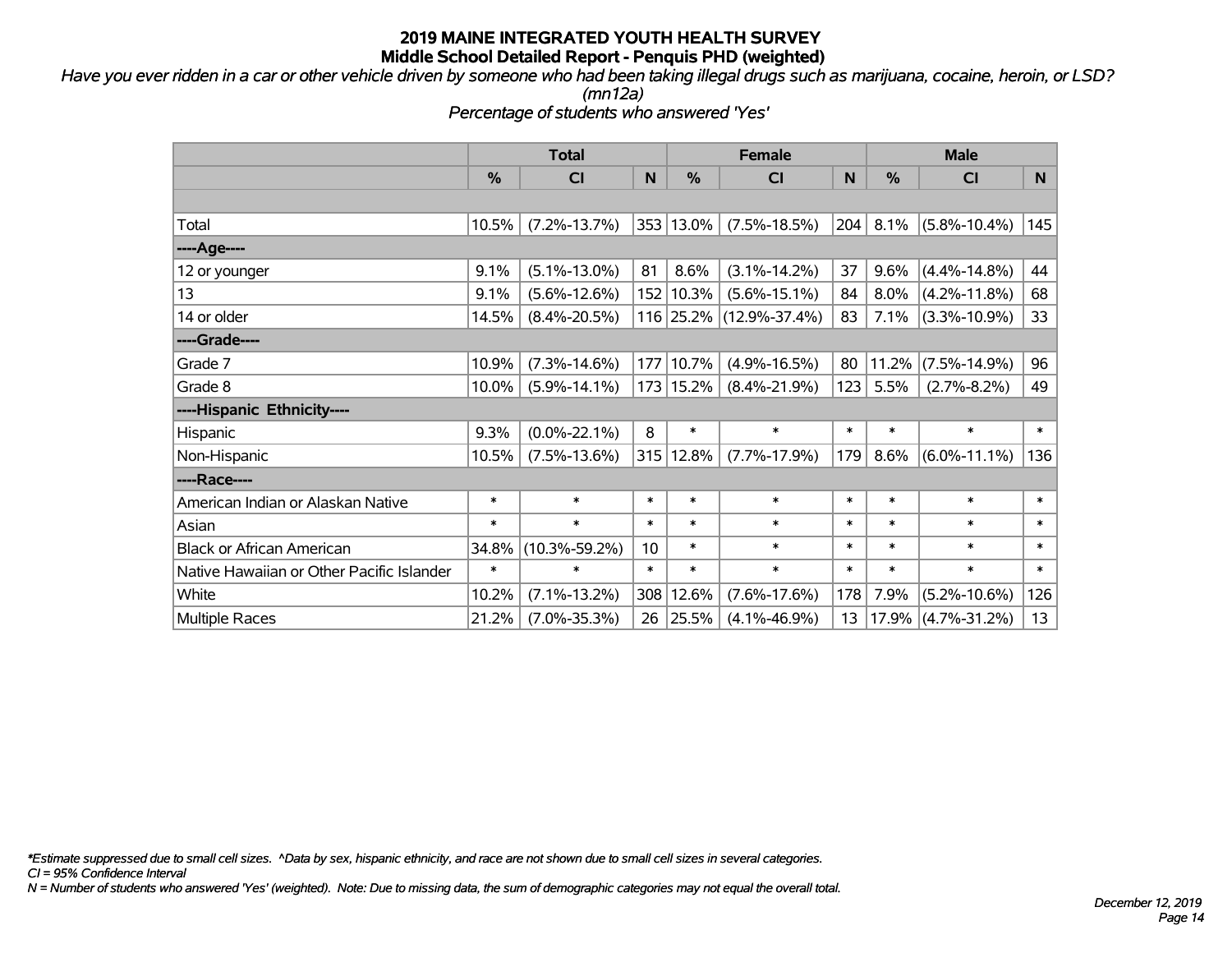**2019 MAINE INTEGRATED YOUTH HEALTH SURVEY**
**Middle School Detailed Report - Penquis PHD (weighted)**

*Have you ever ridden in a car or other vehicle driven by someone who had been taking illegal drugs such as marijuana, cocaine, heroin, or LSD? (mn12a)*

*Percentage of students who answered 'Yes'*

| | Total | | | Female | | | Male | | |
|---|---|---|---|---|---|---|---|---|---|
| | % | CI | N | % | CI | N | % | CI | N |
| | | | | | | | | | |
| Total | 10.5% | (7.2%-13.7%) | 353 | 13.0% | (7.5%-18.5%) | 204 | 8.1% | (5.8%-10.4%) | 145 |
| ----Age---- | | | | | | | | | |
| 12 or younger | 9.1% | (5.1%-13.0%) | 81 | 8.6% | (3.1%-14.2%) | 37 | 9.6% | (4.4%-14.8%) | 44 |
| 13 | 9.1% | (5.6%-12.6%) | 152 | 10.3% | (5.6%-15.1%) | 84 | 8.0% | (4.2%-11.8%) | 68 |
| 14 or older | 14.5% | (8.4%-20.5%) | 116 | 25.2% | (12.9%-37.4%) | 83 | 7.1% | (3.3%-10.9%) | 33 |
| ----Grade---- | | | | | | | | | |
| Grade 7 | 10.9% | (7.3%-14.6%) | 177 | 10.7% | (4.9%-16.5%) | 80 | 11.2% | (7.5%-14.9%) | 96 |
| Grade 8 | 10.0% | (5.9%-14.1%) | 173 | 15.2% | (8.4%-21.9%) | 123 | 5.5% | (2.7%-8.2%) | 49 |
| ----Hispanic Ethnicity---- | | | | | | | | | |
| Hispanic | 9.3% | (0.0%-22.1%) | 8 | * | * | * | * | * | * |
| Non-Hispanic | 10.5% | (7.5%-13.6%) | 315 | 12.8% | (7.7%-17.9%) | 179 | 8.6% | (6.0%-11.1%) | 136 |
| ----Race---- | | | | | | | | | |
| American Indian or Alaskan Native | * | * | * | * | * | * | * | * | * |
| Asian | * | * | * | * | * | * | * | * | * |
| Black or African American | 34.8% | (10.3%-59.2%) | 10 | * | * | * | * | * | * |
| Native Hawaiian or Other Pacific Islander | * | * | * | * | * | * | * | * | * |
| White | 10.2% | (7.1%-13.2%) | 308 | 12.6% | (7.6%-17.6%) | 178 | 7.9% | (5.2%-10.6%) | 126 |
| Multiple Races | 21.2% | (7.0%-35.3%) | 26 | 25.5% | (4.1%-46.9%) | 13 | 17.9% | (4.7%-31.2%) | 13 |

*\*Estimate suppressed due to small cell sizes. ^Data by sex, hispanic ethnicity, and race are not shown due to small cell sizes in several categories.*
*CI = 95% Confidence Interval*
*N = Number of students who answered 'Yes' (weighted). Note: Due to missing data, the sum of demographic categories may not equal the overall total.*

*December 12, 2019*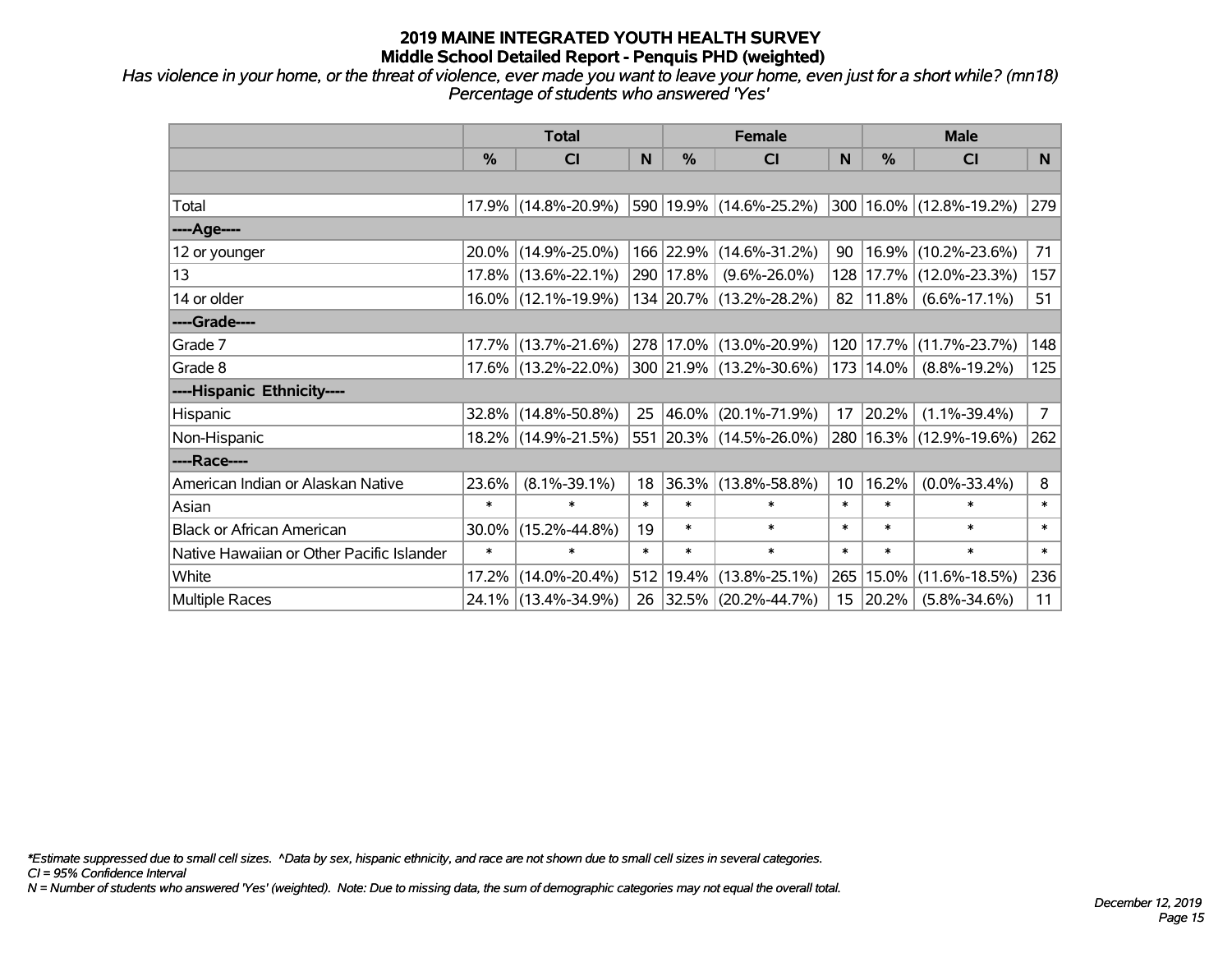# 2019 MAINE INTEGRATED YOUTH HEALTH SURVEY
## Middle School Detailed Report - Penquis PHD (weighted)

*Has violence in your home, or the threat of violence, ever made you want to leave your home, even just for a short while? (mn18)*
*Percentage of students who answered 'Yes'*

| | Total | | | Female | | | Male | | |
|---|---|---|---|---|---|---|---|---|---|
| | % | CI | N | % | CI | N | % | CI | N |
| Total | 17.9% | (14.8%-20.9%) | 590 | 19.9% | (14.6%-25.2%) | 300 | 16.0% | (12.8%-19.2%) | 279 |
| ----Age---- | | | | | | | | | |
| 12 or younger | 20.0% | (14.9%-25.0%) | 166 | 22.9% | (14.6%-31.2%) | 90 | 16.9% | (10.2%-23.6%) | 71 |
| 13 | 17.8% | (13.6%-22.1%) | 290 | 17.8% | (9.6%-26.0%) | 128 | 17.7% | (12.0%-23.3%) | 157 |
| 14 or older | 16.0% | (12.1%-19.9%) | 134 | 20.7% | (13.2%-28.2%) | 82 | 11.8% | (6.6%-17.1%) | 51 |
| ----Grade---- | | | | | | | | | |
| Grade 7 | 17.7% | (13.7%-21.6%) | 278 | 17.0% | (13.0%-20.9%) | 120 | 17.7% | (11.7%-23.7%) | 148 |
| Grade 8 | 17.6% | (13.2%-22.0%) | 300 | 21.9% | (13.2%-30.6%) | 173 | 14.0% | (8.8%-19.2%) | 125 |
| ----Hispanic Ethnicity---- | | | | | | | | | |
| Hispanic | 32.8% | (14.8%-50.8%) | 25 | 46.0% | (20.1%-71.9%) | 17 | 20.2% | (1.1%-39.4%) | 7 |
| Non-Hispanic | 18.2% | (14.9%-21.5%) | 551 | 20.3% | (14.5%-26.0%) | 280 | 16.3% | (12.9%-19.6%) | 262 |
| ----Race---- | | | | | | | | | |
| American Indian or Alaskan Native | 23.6% | (8.1%-39.1%) | 18 | 36.3% | (13.8%-58.8%) | 10 | 16.2% | (0.0%-33.4%) | 8 |
| Asian | * | * | * | * | * | * | * | * | * |
| Black or African American | 30.0% | (15.2%-44.8%) | 19 | * | * | * | * | * | * |
| Native Hawaiian or Other Pacific Islander | * | * | * | * | * | * | * | * | * |
| White | 17.2% | (14.0%-20.4%) | 512 | 19.4% | (13.8%-25.1%) | 265 | 15.0% | (11.6%-18.5%) | 236 |
| Multiple Races | 24.1% | (13.4%-34.9%) | 26 | 32.5% | (20.2%-44.7%) | 15 | 20.2% | (5.8%-34.6%) | 11 |

*\*Estimate suppressed due to small cell sizes. ^Data by sex, hispanic ethnicity, and race are not shown due to small cell sizes in several categories.*
*CI = 95% Confidence Interval*
*N = Number of students who answered 'Yes' (weighted). Note: Due to missing data, the sum of demographic categories may not equal the overall total.*

*December 12, 2019*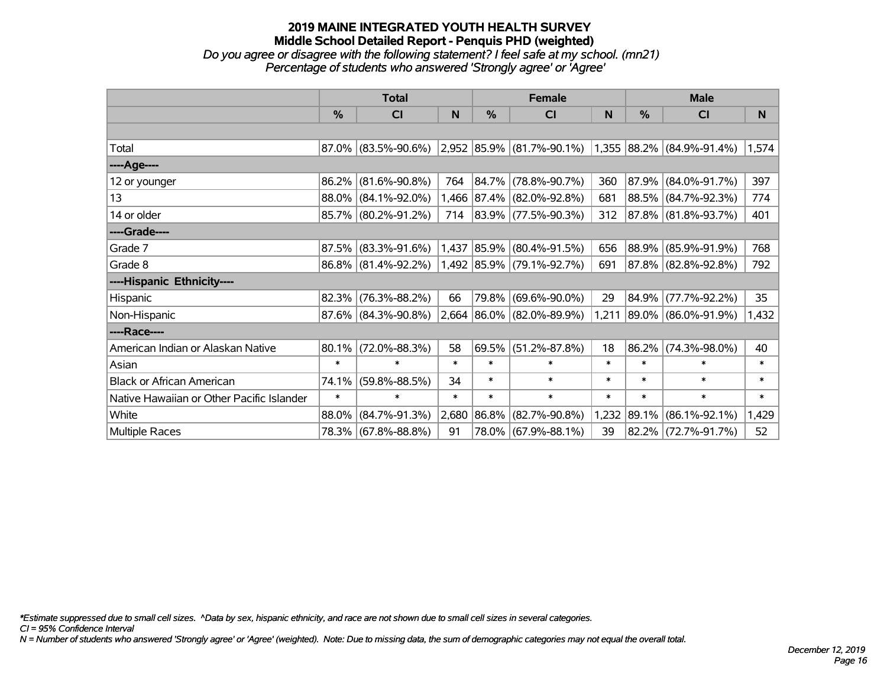# 2019 MAINE INTEGRATED YOUTH HEALTH SURVEY
## Middle School Detailed Report - Penquis PHD (weighted)
*Do you agree or disagree with the following statement? I feel safe at my school. (mn21)*
*Percentage of students who answered 'Strongly agree' or 'Agree'*

| | Total | | | Female | | | Male | | |
|---|---|---|---|---|---|---|---|---|---|
| | % | CI | N | % | CI | N | % | CI | N |
| | | | | | | | | | |
| Total | 87.0% | (83.5%-90.6%) | 2,952 | 85.9% | (81.7%-90.1%) | 1,355 | 88.2% | (84.9%-91.4%) | 1,574 |
| ----Age---- | | | | | | | | | |
| 12 or younger | 86.2% | (81.6%-90.8%) | 764 | 84.7% | (78.8%-90.7%) | 360 | 87.9% | (84.0%-91.7%) | 397 |
| 13 | 88.0% | (84.1%-92.0%) | 1,466 | 87.4% | (82.0%-92.8%) | 681 | 88.5% | (84.7%-92.3%) | 774 |
| 14 or older | 85.7% | (80.2%-91.2%) | 714 | 83.9% | (77.5%-90.3%) | 312 | 87.8% | (81.8%-93.7%) | 401 |
| ----Grade---- | | | | | | | | | |
| Grade 7 | 87.5% | (83.3%-91.6%) | 1,437 | 85.9% | (80.4%-91.5%) | 656 | 88.9% | (85.9%-91.9%) | 768 |
| Grade 8 | 86.8% | (81.4%-92.2%) | 1,492 | 85.9% | (79.1%-92.7%) | 691 | 87.8% | (82.8%-92.8%) | 792 |
| ----Hispanic Ethnicity---- | | | | | | | | | |
| Hispanic | 82.3% | (76.3%-88.2%) | 66 | 79.8% | (69.6%-90.0%) | 29 | 84.9% | (77.7%-92.2%) | 35 |
| Non-Hispanic | 87.6% | (84.3%-90.8%) | 2,664 | 86.0% | (82.0%-89.9%) | 1,211 | 89.0% | (86.0%-91.9%) | 1,432 |
| ----Race---- | | | | | | | | | |
| American Indian or Alaskan Native | 80.1% | (72.0%-88.3%) | 58 | 69.5% | (51.2%-87.8%) | 18 | 86.2% | (74.3%-98.0%) | 40 |
| Asian | * | * | * | * | * | * | * | * | * |
| Black or African American | 74.1% | (59.8%-88.5%) | 34 | * | * | * | * | * | * |
| Native Hawaiian or Other Pacific Islander | * | * | * | * | * | * | * | * | * |
| White | 88.0% | (84.7%-91.3%) | 2,680 | 86.8% | (82.7%-90.8%) | 1,232 | 89.1% | (86.1%-92.1%) | 1,429 |
| Multiple Races | 78.3% | (67.8%-88.8%) | 91 | 78.0% | (67.9%-88.1%) | 39 | 82.2% | (72.7%-91.7%) | 52 |

*\*Estimate suppressed due to small cell sizes. ^Data by sex, hispanic ethnicity, and race are not shown due to small cell sizes in several categories.*
*CI = 95% Confidence Interval*
*N = Number of students who answered 'Strongly agree' or 'Agree' (weighted). Note: Due to missing data, the sum of demographic categories may not equal the overall total.*

*December 12, 2019*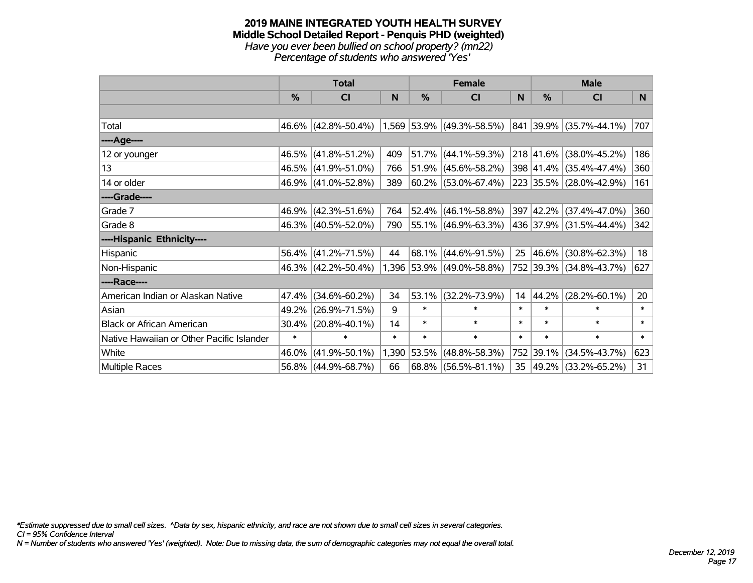# 2019 MAINE INTEGRATED YOUTH HEALTH SURVEY
## Middle School Detailed Report - Penquis PHD (weighted)
*Have you ever been bullied on school property? (mn22)*
*Percentage of students who answered 'Yes'*

| | Total | | | Female | | | Male | | |
|---|---|---|---|---|---|---|---|---|---|
| | % | CI | N | % | CI | N | % | CI | N |
| | | | | | | | | | |
| Total | 46.6% | (42.8%-50.4%) | 1,569 | 53.9% | (49.3%-58.5%) | 841 | 39.9% | (35.7%-44.1%) | 707 |
| ----Age---- | | | | | | | | | |
| 12 or younger | 46.5% | (41.8%-51.2%) | 409 | 51.7% | (44.1%-59.3%) | 218 | 41.6% | (38.0%-45.2%) | 186 |
| 13 | 46.5% | (41.9%-51.0%) | 766 | 51.9% | (45.6%-58.2%) | 398 | 41.4% | (35.4%-47.4%) | 360 |
| 14 or older | 46.9% | (41.0%-52.8%) | 389 | 60.2% | (53.0%-67.4%) | 223 | 35.5% | (28.0%-42.9%) | 161 |
| ----Grade---- | | | | | | | | | |
| Grade 7 | 46.9% | (42.3%-51.6%) | 764 | 52.4% | (46.1%-58.8%) | 397 | 42.2% | (37.4%-47.0%) | 360 |
| Grade 8 | 46.3% | (40.5%-52.0%) | 790 | 55.1% | (46.9%-63.3%) | 436 | 37.9% | (31.5%-44.4%) | 342 |
| ----Hispanic Ethnicity---- | | | | | | | | | |
| Hispanic | 56.4% | (41.2%-71.5%) | 44 | 68.1% | (44.6%-91.5%) | 25 | 46.6% | (30.8%-62.3%) | 18 |
| Non-Hispanic | 46.3% | (42.2%-50.4%) | 1,396 | 53.9% | (49.0%-58.8%) | 752 | 39.3% | (34.8%-43.7%) | 627 |
| ----Race---- | | | | | | | | | |
| American Indian or Alaskan Native | 47.4% | (34.6%-60.2%) | 34 | 53.1% | (32.2%-73.9%) | 14 | 44.2% | (28.2%-60.1%) | 20 |
| Asian | 49.2% | (26.9%-71.5%) | 9 | * | * | * | * | * | * |
| Black or African American | 30.4% | (20.8%-40.1%) | 14 | * | * | * | * | * | * |
| Native Hawaiian or Other Pacific Islander | * | * | * | * | * | * | * | * | * |
| White | 46.0% | (41.9%-50.1%) | 1,390 | 53.5% | (48.8%-58.3%) | 752 | 39.1% | (34.5%-43.7%) | 623 |
| Multiple Races | 56.8% | (44.9%-68.7%) | 66 | 68.8% | (56.5%-81.1%) | 35 | 49.2% | (33.2%-65.2%) | 31 |

*\*Estimate suppressed due to small cell sizes. ^Data by sex, hispanic ethnicity, and race are not shown due to small cell sizes in several categories.*
*CI = 95% Confidence Interval*
*N = Number of students who answered 'Yes' (weighted). Note: Due to missing data, the sum of demographic categories may not equal the overall total.*

*December 12, 2019*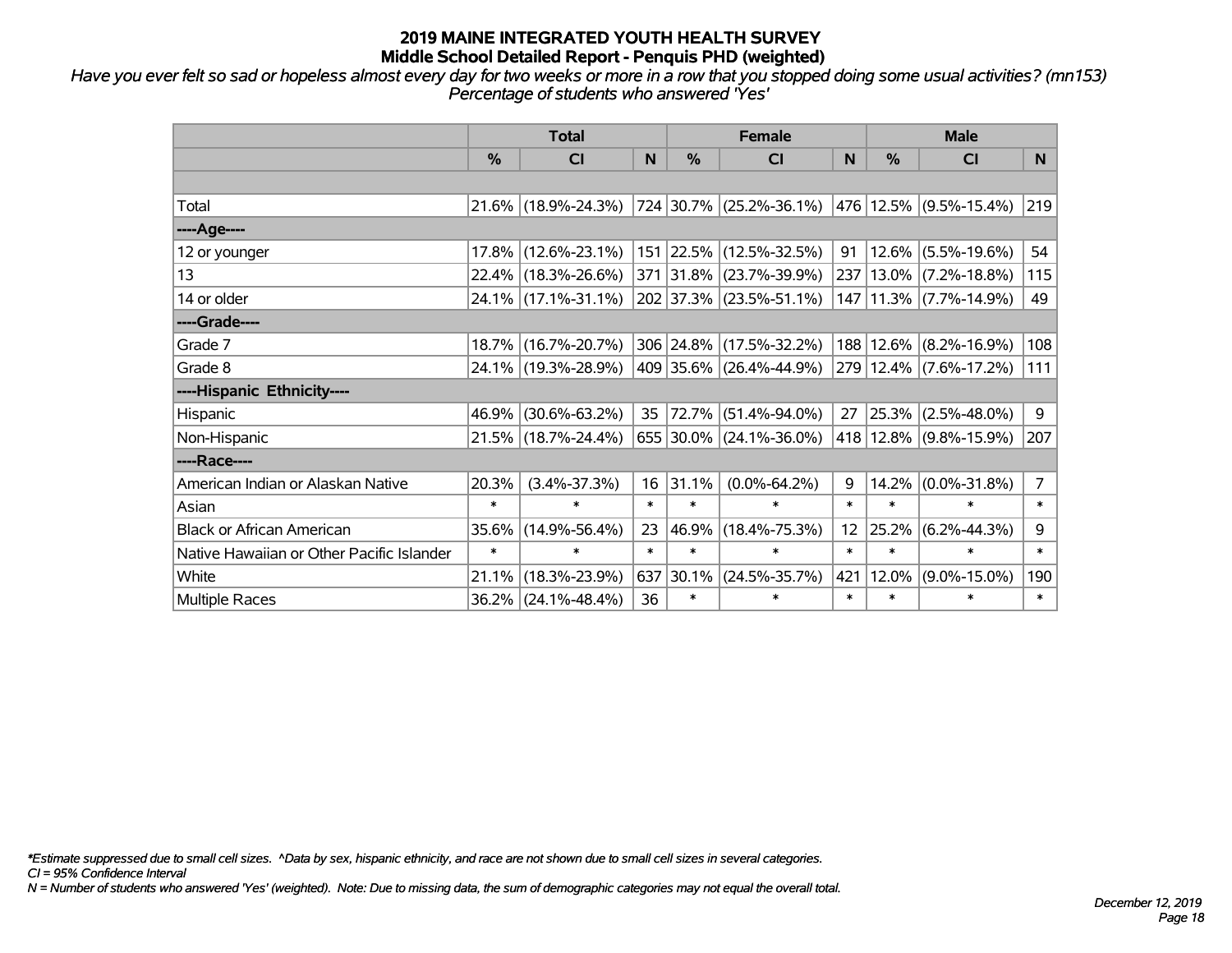# 2019 MAINE INTEGRATED YOUTH HEALTH SURVEY
## Middle School Detailed Report - Penquis PHD (weighted)

*Have you ever felt so sad or hopeless almost every day for two weeks or more in a row that you stopped doing some usual activities? (mn153)*
*Percentage of students who answered 'Yes'*

| | Total | | | Female | | | Male | | |
|---|---|---|---|---|---|---|---|---|---|
| | % | CI | N | % | CI | N | % | CI | N |
| | | | | | | | | | |
| Total | 21.6% | (18.9%-24.3%) | 724 | 30.7% | (25.2%-36.1%) | 476 | 12.5% | (9.5%-15.4%) | 219 |
| ----Age---- | | | | | | | | | |
| 12 or younger | 17.8% | (12.6%-23.1%) | 151 | 22.5% | (12.5%-32.5%) | 91 | 12.6% | (5.5%-19.6%) | 54 |
| 13 | 22.4% | (18.3%-26.6%) | 371 | 31.8% | (23.7%-39.9%) | 237 | 13.0% | (7.2%-18.8%) | 115 |
| 14 or older | 24.1% | (17.1%-31.1%) | 202 | 37.3% | (23.5%-51.1%) | 147 | 11.3% | (7.7%-14.9%) | 49 |
| ----Grade---- | | | | | | | | | |
| Grade 7 | 18.7% | (16.7%-20.7%) | 306 | 24.8% | (17.5%-32.2%) | 188 | 12.6% | (8.2%-16.9%) | 108 |
| Grade 8 | 24.1% | (19.3%-28.9%) | 409 | 35.6% | (26.4%-44.9%) | 279 | 12.4% | (7.6%-17.2%) | 111 |
| ----Hispanic Ethnicity---- | | | | | | | | | |
| Hispanic | 46.9% | (30.6%-63.2%) | 35 | 72.7% | (51.4%-94.0%) | 27 | 25.3% | (2.5%-48.0%) | 9 |
| Non-Hispanic | 21.5% | (18.7%-24.4%) | 655 | 30.0% | (24.1%-36.0%) | 418 | 12.8% | (9.8%-15.9%) | 207 |
| ----Race---- | | | | | | | | | |
| American Indian or Alaskan Native | 20.3% | (3.4%-37.3%) | 16 | 31.1% | (0.0%-64.2%) | 9 | 14.2% | (0.0%-31.8%) | 7 |
| Asian | * | * | * | * | * | * | * | * | * |
| Black or African American | 35.6% | (14.9%-56.4%) | 23 | 46.9% | (18.4%-75.3%) | 12 | 25.2% | (6.2%-44.3%) | 9 |
| Native Hawaiian or Other Pacific Islander | * | * | * | * | * | * | * | * | * |
| White | 21.1% | (18.3%-23.9%) | 637 | 30.1% | (24.5%-35.7%) | 421 | 12.0% | (9.0%-15.0%) | 190 |
| Multiple Races | 36.2% | (24.1%-48.4%) | 36 | * | * | * | * | * | * |

*\*Estimate suppressed due to small cell sizes. ^Data by sex, hispanic ethnicity, and race are not shown due to small cell sizes in several categories.*
*CI = 95% Confidence Interval*
*N = Number of students who answered 'Yes' (weighted). Note: Due to missing data, the sum of demographic categories may not equal the overall total.*

*December 12, 2019*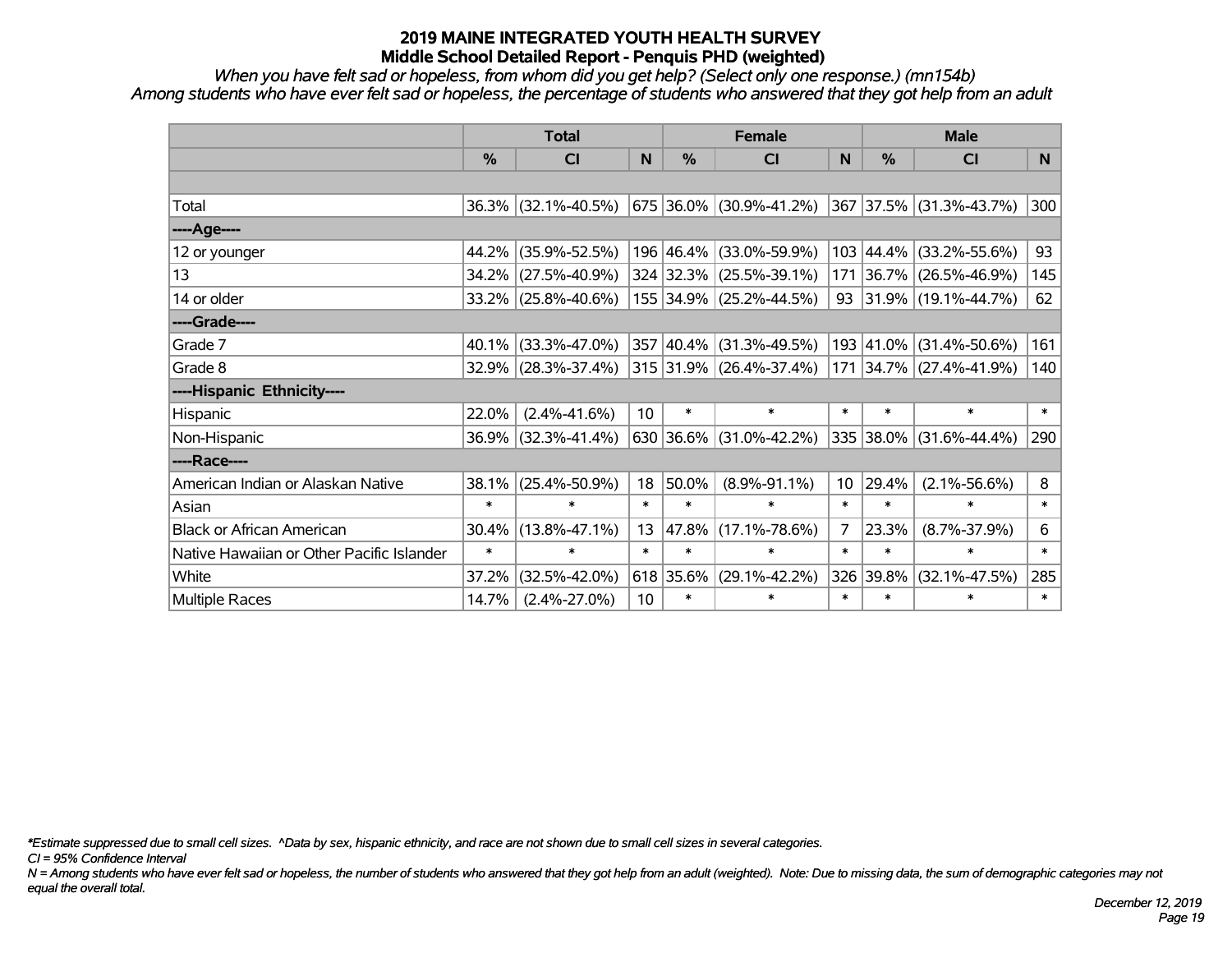# 2019 MAINE INTEGRATED YOUTH HEALTH SURVEY
## Middle School Detailed Report - Penquis PHD (weighted)

*When you have felt sad or hopeless, from whom did you get help? (Select only one response.) (mn154b)*
*Among students who have ever felt sad or hopeless, the percentage of students who answered that they got help from an adult*

| | Total | | | Female | | | Male | | |
|---|---|---|---|---|---|---|---|---|---|
| | % | CI | N | % | CI | N | % | CI | N |
| Total | 36.3% | (32.1%-40.5%) | 675 | 36.0% | (30.9%-41.2%) | 367 | 37.5% | (31.3%-43.7%) | 300 |
| ----Age---- | | | | | | | | | |
| 12 or younger | 44.2% | (35.9%-52.5%) | 196 | 46.4% | (33.0%-59.9%) | 103 | 44.4% | (33.2%-55.6%) | 93 |
| 13 | 34.2% | (27.5%-40.9%) | 324 | 32.3% | (25.5%-39.1%) | 171 | 36.7% | (26.5%-46.9%) | 145 |
| 14 or older | 33.2% | (25.8%-40.6%) | 155 | 34.9% | (25.2%-44.5%) | 93 | 31.9% | (19.1%-44.7%) | 62 |
| ----Grade---- | | | | | | | | | |
| Grade 7 | 40.1% | (33.3%-47.0%) | 357 | 40.4% | (31.3%-49.5%) | 193 | 41.0% | (31.4%-50.6%) | 161 |
| Grade 8 | 32.9% | (28.3%-37.4%) | 315 | 31.9% | (26.4%-37.4%) | 171 | 34.7% | (27.4%-41.9%) | 140 |
| ----Hispanic Ethnicity---- | | | | | | | | | |
| Hispanic | 22.0% | (2.4%-41.6%) | 10 | * | * | * | * | * | * |
| Non-Hispanic | 36.9% | (32.3%-41.4%) | 630 | 36.6% | (31.0%-42.2%) | 335 | 38.0% | (31.6%-44.4%) | 290 |
| ----Race---- | | | | | | | | | |
| American Indian or Alaskan Native | 38.1% | (25.4%-50.9%) | 18 | 50.0% | (8.9%-91.1%) | 10 | 29.4% | (2.1%-56.6%) | 8 |
| Asian | * | * | * | * | * | * | * | * | * |
| Black or African American | 30.4% | (13.8%-47.1%) | 13 | 47.8% | (17.1%-78.6%) | 7 | 23.3% | (8.7%-37.9%) | 6 |
| Native Hawaiian or Other Pacific Islander | * | * | * | * | * | * | * | * | * |
| White | 37.2% | (32.5%-42.0%) | 618 | 35.6% | (29.1%-42.2%) | 326 | 39.8% | (32.1%-47.5%) | 285 |
| Multiple Races | 14.7% | (2.4%-27.0%) | 10 | * | * | * | * | * | * |

*\*Estimate suppressed due to small cell sizes. ^Data by sex, hispanic ethnicity, and race are not shown due to small cell sizes in several categories.*

*CI = 95% Confidence Interval*

*N = Among students who have ever felt sad or hopeless, the number of students who answered that they got help from an adult (weighted). Note: Due to missing data, the sum of demographic categories may not equal the overall total.*

*December 12, 2019*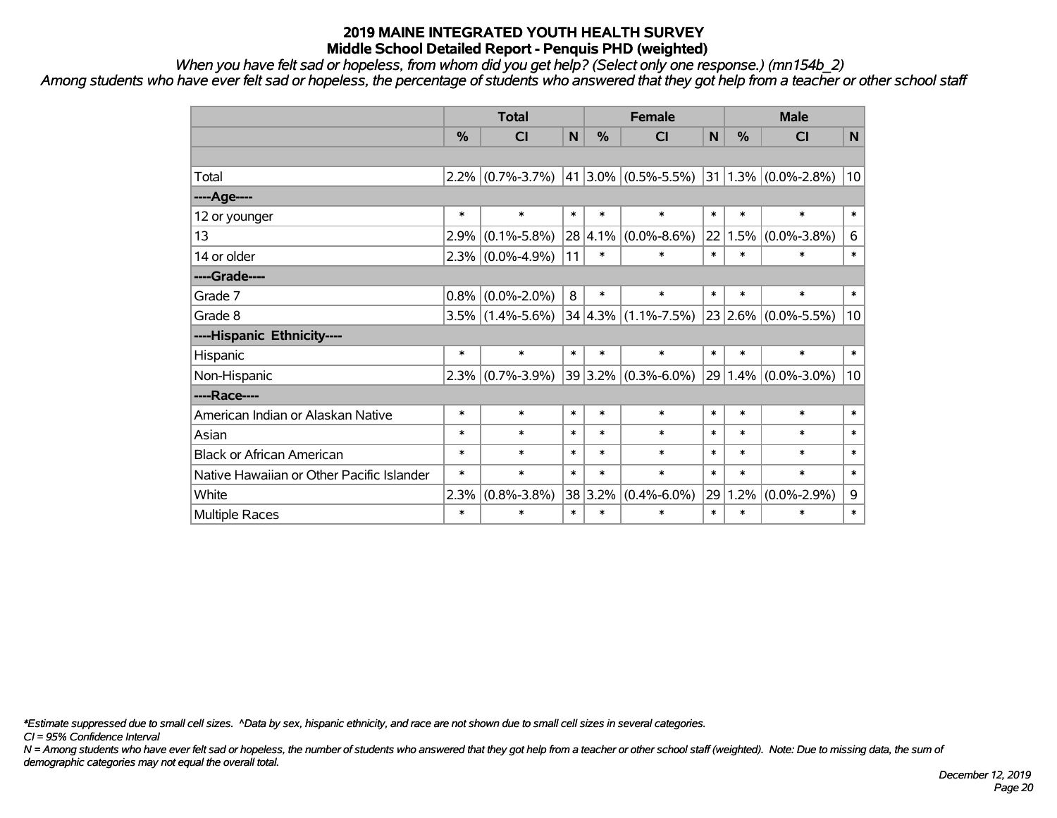# 2019 MAINE INTEGRATED YOUTH HEALTH SURVEY
## Middle School Detailed Report - Penquis PHD (weighted)

*When you have felt sad or hopeless, from whom did you get help? (Select only one response.) (mn154b_2)*

*Among students who have ever felt sad or hopeless, the percentage of students who answered that they got help from a teacher or other school staff*

| | Total | | | Female | | | Male | | |
|---|---|---|---|---|---|---|---|---|---|
| | % | CI | N | % | CI | N | % | CI | N |
| | | | | | | | | | |
| Total | 2.2% | (0.7%-3.7%) | 41 | 3.0% | (0.5%-5.5%) | 31 | 1.3% | (0.0%-2.8%) | 10 |
| ----Age---- | | | | | | | | | |
| 12 or younger | * | * | * | * | * | * | * | * | * |
| 13 | 2.9% | (0.1%-5.8%) | 28 | 4.1% | (0.0%-8.6%) | 22 | 1.5% | (0.0%-3.8%) | 6 |
| 14 or older | 2.3% | (0.0%-4.9%) | 11 | * | * | * | * | * | * |
| ----Grade---- | | | | | | | | | |
| Grade 7 | 0.8% | (0.0%-2.0%) | 8 | * | * | * | * | * | * |
| Grade 8 | 3.5% | (1.4%-5.6%) | 34 | 4.3% | (1.1%-7.5%) | 23 | 2.6% | (0.0%-5.5%) | 10 |
| ----Hispanic Ethnicity---- | | | | | | | | | |
| Hispanic | * | * | * | * | * | * | * | * | * |
| Non-Hispanic | 2.3% | (0.7%-3.9%) | 39 | 3.2% | (0.3%-6.0%) | 29 | 1.4% | (0.0%-3.0%) | 10 |
| ----Race---- | | | | | | | | | |
| American Indian or Alaskan Native | * | * | * | * | * | * | * | * | * |
| Asian | * | * | * | * | * | * | * | * | * |
| Black or African American | * | * | * | * | * | * | * | * | * |
| Native Hawaiian or Other Pacific Islander | * | * | * | * | * | * | * | * | * |
| White | 2.3% | (0.8%-3.8%) | 38 | 3.2% | (0.4%-6.0%) | 29 | 1.2% | (0.0%-2.9%) | 9 |
| Multiple Races | * | * | * | * | * | * | * | * | * |

*\*Estimate suppressed due to small cell sizes. ^Data by sex, hispanic ethnicity, and race are not shown due to small cell sizes in several categories.*

*CI = 95% Confidence Interval*

*N = Among students who have ever felt sad or hopeless, the number of students who answered that they got help from a teacher or other school staff (weighted). Note: Due to missing data, the sum of demographic categories may not equal the overall total.*

*December 12, 2019*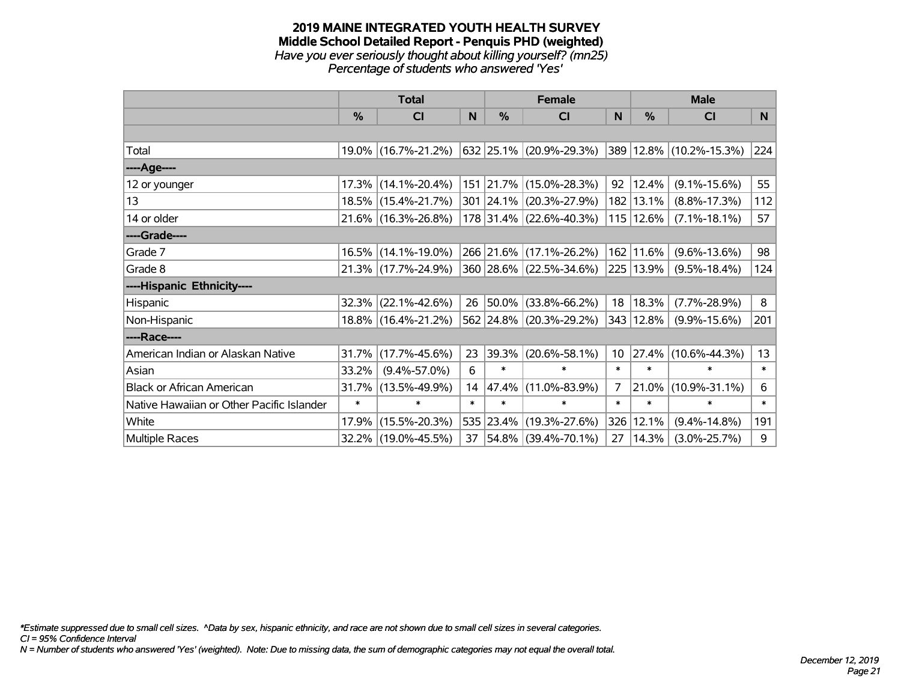**2019 MAINE INTEGRATED YOUTH HEALTH SURVEY**
**Middle School Detailed Report - Penquis PHD (weighted)**
*Have you ever seriously thought about killing yourself? (mn25)*
*Percentage of students who answered 'Yes'*

| | Total | | | Female | | | Male | | |
|---|---|---|---|---|---|---|---|---|---|
| | % | CI | N | % | CI | N | % | CI | N |
| | | | | | | | | | |
| Total | 19.0% | (16.7%-21.2%) | 632 | 25.1% | (20.9%-29.3%) | 389 | 12.8% | (10.2%-15.3%) | 224 |
| ----Age---- | | | | | | | | | |
| 12 or younger | 17.3% | (14.1%-20.4%) | 151 | 21.7% | (15.0%-28.3%) | 92 | 12.4% | (9.1%-15.6%) | 55 |
| 13 | 18.5% | (15.4%-21.7%) | 301 | 24.1% | (20.3%-27.9%) | 182 | 13.1% | (8.8%-17.3%) | 112 |
| 14 or older | 21.6% | (16.3%-26.8%) | 178 | 31.4% | (22.6%-40.3%) | 115 | 12.6% | (7.1%-18.1%) | 57 |
| ----Grade---- | | | | | | | | | |
| Grade 7 | 16.5% | (14.1%-19.0%) | 266 | 21.6% | (17.1%-26.2%) | 162 | 11.6% | (9.6%-13.6%) | 98 |
| Grade 8 | 21.3% | (17.7%-24.9%) | 360 | 28.6% | (22.5%-34.6%) | 225 | 13.9% | (9.5%-18.4%) | 124 |
| ----Hispanic Ethnicity---- | | | | | | | | | |
| Hispanic | 32.3% | (22.1%-42.6%) | 26 | 50.0% | (33.8%-66.2%) | 18 | 18.3% | (7.7%-28.9%) | 8 |
| Non-Hispanic | 18.8% | (16.4%-21.2%) | 562 | 24.8% | (20.3%-29.2%) | 343 | 12.8% | (9.9%-15.6%) | 201 |
| ----Race---- | | | | | | | | | |
| American Indian or Alaskan Native | 31.7% | (17.7%-45.6%) | 23 | 39.3% | (20.6%-58.1%) | 10 | 27.4% | (10.6%-44.3%) | 13 |
| Asian | 33.2% | (9.4%-57.0%) | 6 | * | * | * | * | * | * |
| Black or African American | 31.7% | (13.5%-49.9%) | 14 | 47.4% | (11.0%-83.9%) | 7 | 21.0% | (10.9%-31.1%) | 6 |
| Native Hawaiian or Other Pacific Islander | * | * | * | * | * | * | * | * | * |
| White | 17.9% | (15.5%-20.3%) | 535 | 23.4% | (19.3%-27.6%) | 326 | 12.1% | (9.4%-14.8%) | 191 |
| Multiple Races | 32.2% | (19.0%-45.5%) | 37 | 54.8% | (39.4%-70.1%) | 27 | 14.3% | (3.0%-25.7%) | 9 |

*\*Estimate suppressed due to small cell sizes. ^Data by sex, hispanic ethnicity, and race are not shown due to small cell sizes in several categories.*
*CI = 95% Confidence Interval*
*N = Number of students who answered 'Yes' (weighted). Note: Due to missing data, the sum of demographic categories may not equal the overall total.*

*December 12, 2019*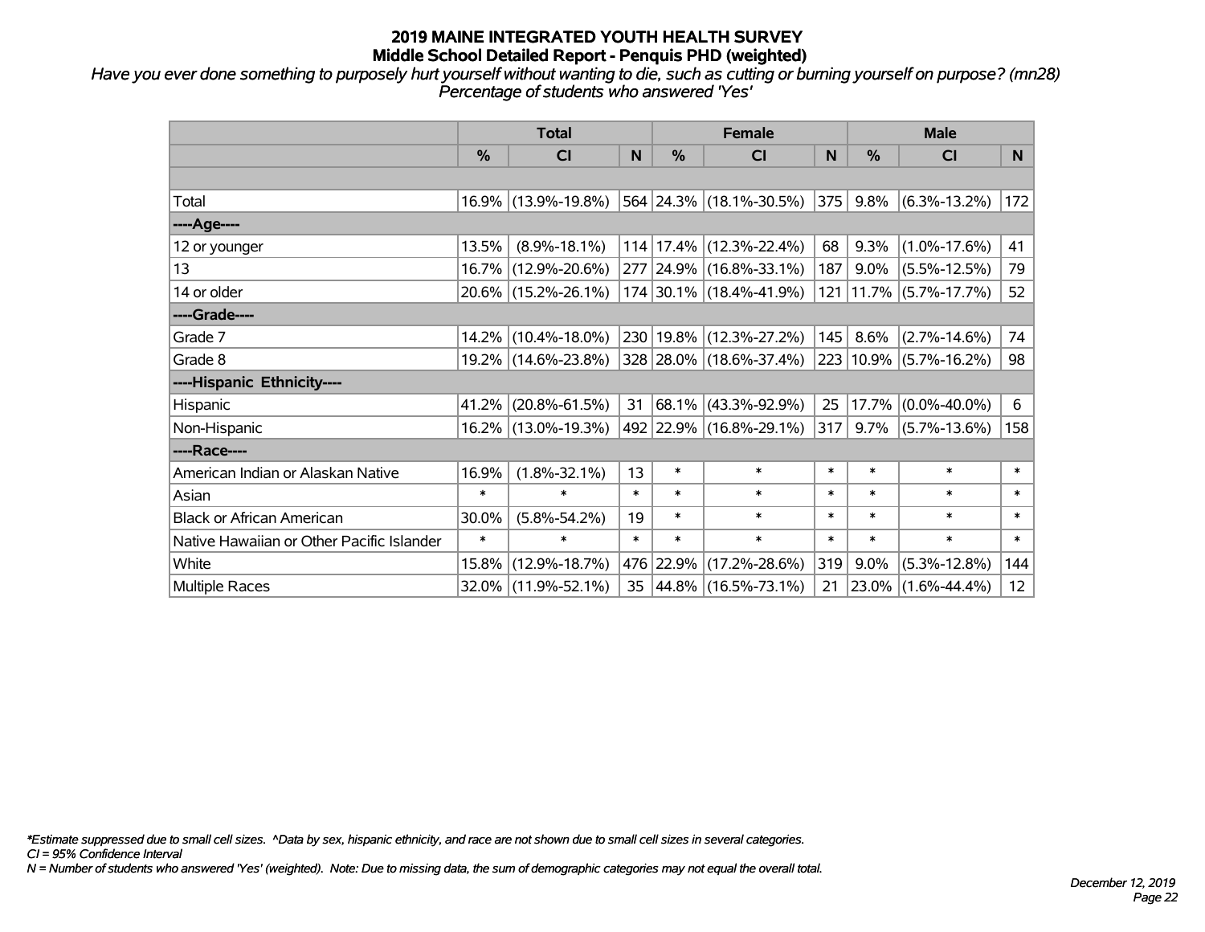# 2019 MAINE INTEGRATED YOUTH HEALTH SURVEY
## Middle School Detailed Report - Penquis PHD (weighted)

*Have you ever done something to purposely hurt yourself without wanting to die, such as cutting or burning yourself on purpose? (mn28)*
*Percentage of students who answered 'Yes'*

| | Total | | | Female | | | Male | | |
|---|---|---|---|---|---|---|---|---|---|
| | % | CI | N | % | CI | N | % | CI | N |
| | | | | | | | | | |
| Total | 16.9% | (13.9%-19.8%) | 564 | 24.3% | (18.1%-30.5%) | 375 | 9.8% | (6.3%-13.2%) | 172 |
| ----Age---- | | | | | | | | | |
| 12 or younger | 13.5% | (8.9%-18.1%) | 114 | 17.4% | (12.3%-22.4%) | 68 | 9.3% | (1.0%-17.6%) | 41 |
| 13 | 16.7% | (12.9%-20.6%) | 277 | 24.9% | (16.8%-33.1%) | 187 | 9.0% | (5.5%-12.5%) | 79 |
| 14 or older | 20.6% | (15.2%-26.1%) | 174 | 30.1% | (18.4%-41.9%) | 121 | 11.7% | (5.7%-17.7%) | 52 |
| ----Grade---- | | | | | | | | | |
| Grade 7 | 14.2% | (10.4%-18.0%) | 230 | 19.8% | (12.3%-27.2%) | 145 | 8.6% | (2.7%-14.6%) | 74 |
| Grade 8 | 19.2% | (14.6%-23.8%) | 328 | 28.0% | (18.6%-37.4%) | 223 | 10.9% | (5.7%-16.2%) | 98 |
| ----Hispanic Ethnicity---- | | | | | | | | | |
| Hispanic | 41.2% | (20.8%-61.5%) | 31 | 68.1% | (43.3%-92.9%) | 25 | 17.7% | (0.0%-40.0%) | 6 |
| Non-Hispanic | 16.2% | (13.0%-19.3%) | 492 | 22.9% | (16.8%-29.1%) | 317 | 9.7% | (5.7%-13.6%) | 158 |
| ----Race---- | | | | | | | | | |
| American Indian or Alaskan Native | 16.9% | (1.8%-32.1%) | 13 | * | * | * | * | * | * |
| Asian | * | * | * | * | * | * | * | * | * |
| Black or African American | 30.0% | (5.8%-54.2%) | 19 | * | * | * | * | * | * |
| Native Hawaiian or Other Pacific Islander | * | * | * | * | * | * | * | * | * |
| White | 15.8% | (12.9%-18.7%) | 476 | 22.9% | (17.2%-28.6%) | 319 | 9.0% | (5.3%-12.8%) | 144 |
| Multiple Races | 32.0% | (11.9%-52.1%) | 35 | 44.8% | (16.5%-73.1%) | 21 | 23.0% | (1.6%-44.4%) | 12 |

*\*Estimate suppressed due to small cell sizes. ^Data by sex, hispanic ethnicity, and race are not shown due to small cell sizes in several categories.*
*CI = 95% Confidence Interval*
*N = Number of students who answered 'Yes' (weighted). Note: Due to missing data, the sum of demographic categories may not equal the overall total.*

*December 12, 2019*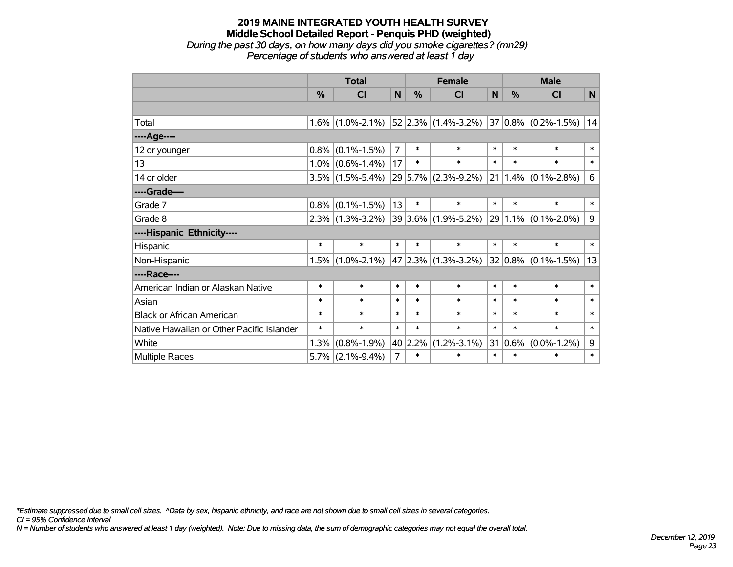# 2019 MAINE INTEGRATED YOUTH HEALTH SURVEY
## Middle School Detailed Report - Penquis PHD (weighted)
*During the past 30 days, on how many days did you smoke cigarettes? (mn29)*
*Percentage of students who answered at least 1 day*

| | Total | | | Female | | | Male | | |
|---|---|---|---|---|---|---|---|---|---|
| | % | CI | N | % | CI | N | % | CI | N |
| | | | | | | | | | |
| Total | 1.6% | (1.0%-2.1%) | 52 | 2.3% | (1.4%-3.2%) | 37 | 0.8% | (0.2%-1.5%) | 14 |
| ----Age---- | | | | | | | | | |
| 12 or younger | 0.8% | (0.1%-1.5%) | 7 | * | * | * | * | * | * |
| 13 | 1.0% | (0.6%-1.4%) | 17 | * | * | * | * | * | * |
| 14 or older | 3.5% | (1.5%-5.4%) | 29 | 5.7% | (2.3%-9.2%) | 21 | 1.4% | (0.1%-2.8%) | 6 |
| ----Grade---- | | | | | | | | | |
| Grade 7 | 0.8% | (0.1%-1.5%) | 13 | * | * | * | * | * | * |
| Grade 8 | 2.3% | (1.3%-3.2%) | 39 | 3.6% | (1.9%-5.2%) | 29 | 1.1% | (0.1%-2.0%) | 9 |
| ----Hispanic Ethnicity---- | | | | | | | | | |
| Hispanic | * | * | * | * | * | * | * | * | * |
| Non-Hispanic | 1.5% | (1.0%-2.1%) | 47 | 2.3% | (1.3%-3.2%) | 32 | 0.8% | (0.1%-1.5%) | 13 |
| ----Race---- | | | | | | | | | |
| American Indian or Alaskan Native | * | * | * | * | * | * | * | * | * |
| Asian | * | * | * | * | * | * | * | * | * |
| Black or African American | * | * | * | * | * | * | * | * | * |
| Native Hawaiian or Other Pacific Islander | * | * | * | * | * | * | * | * | * |
| White | 1.3% | (0.8%-1.9%) | 40 | 2.2% | (1.2%-3.1%) | 31 | 0.6% | (0.0%-1.2%) | 9 |
| Multiple Races | 5.7% | (2.1%-9.4%) | 7 | * | * | * | * | * | * |

*\*Estimate suppressed due to small cell sizes. ^Data by sex, hispanic ethnicity, and race are not shown due to small cell sizes in several categories.*
*CI = 95% Confidence Interval*
*N = Number of students who answered at least 1 day (weighted). Note: Due to missing data, the sum of demographic categories may not equal the overall total.*

*December 12, 2019*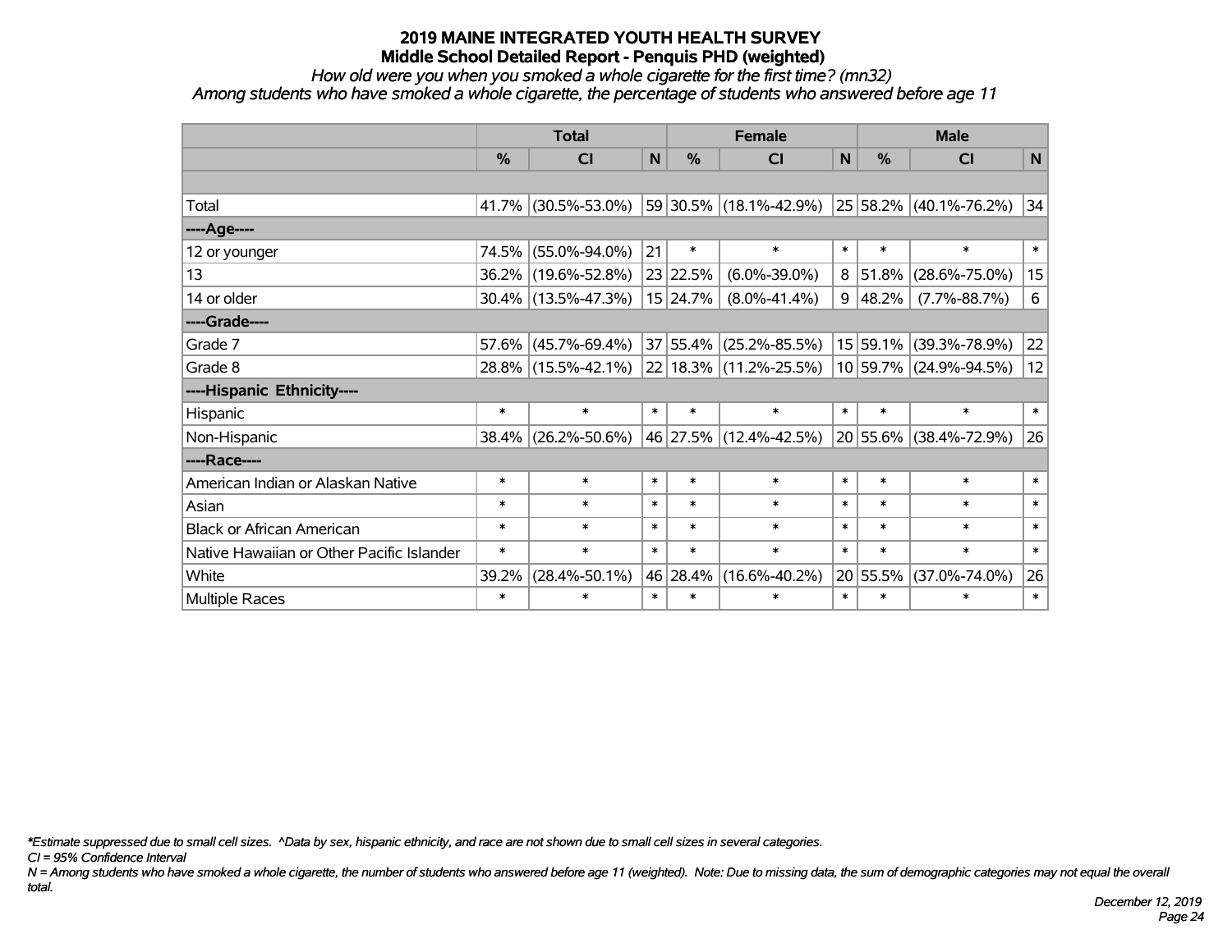# 2019 MAINE INTEGRATED YOUTH HEALTH SURVEY

## Middle School Detailed Report - Penquis PHD (weighted)

*How old were you when you smoked a whole cigarette for the first time? (mn32)*

*Among students who have smoked a whole cigarette, the percentage of students who answered before age 11*

| | Total | | | Female | | | Male | | |
|---|---|---|---|---|---|---|---|---|---|
| | % | CI | N | % | CI | N | % | CI | N |
| | | | | | | | | | |
| Total | 41.7% | (30.5%-53.0%) | 59 | 30.5% | (18.1%-42.9%) | 25 | 58.2% | (40.1%-76.2%) | 34 |
| ----Age---- | | | | | | | | | |
| 12 or younger | 74.5% | (55.0%-94.0%) | 21 | * | * | * | * | * | * |
| 13 | 36.2% | (19.6%-52.8%) | 23 | 22.5% | (6.0%-39.0%) | 8 | 51.8% | (28.6%-75.0%) | 15 |
| 14 or older | 30.4% | (13.5%-47.3%) | 15 | 24.7% | (8.0%-41.4%) | 9 | 48.2% | (7.7%-88.7%) | 6 |
| ----Grade---- | | | | | | | | | |
| Grade 7 | 57.6% | (45.7%-69.4%) | 37 | 55.4% | (25.2%-85.5%) | 15 | 59.1% | (39.3%-78.9%) | 22 |
| Grade 8 | 28.8% | (15.5%-42.1%) | 22 | 18.3% | (11.2%-25.5%) | 10 | 59.7% | (24.9%-94.5%) | 12 |
| ----Hispanic Ethnicity---- | | | | | | | | | |
| Hispanic | * | * | * | * | * | * | * | * | * |
| Non-Hispanic | 38.4% | (26.2%-50.6%) | 46 | 27.5% | (12.4%-42.5%) | 20 | 55.6% | (38.4%-72.9%) | 26 |
| ----Race---- | | | | | | | | | |
| American Indian or Alaskan Native | * | * | * | * | * | * | * | * | * |
| Asian | * | * | * | * | * | * | * | * | * |
| Black or African American | * | * | * | * | * | * | * | * | * |
| Native Hawaiian or Other Pacific Islander | * | * | * | * | * | * | * | * | * |
| White | 39.2% | (28.4%-50.1%) | 46 | 28.4% | (16.6%-40.2%) | 20 | 55.5% | (37.0%-74.0%) | 26 |
| Multiple Races | * | * | * | * | * | * | * | * | * |

*\*Estimate suppressed due to small cell sizes. ^Data by sex, hispanic ethnicity, and race are not shown due to small cell sizes in several categories.*

*CI = 95% Confidence Interval*

*N = Among students who have smoked a whole cigarette, the number of students who answered before age 11 (weighted). Note: Due to missing data, the sum of demographic categories may not equal the overall total.*

*December 12, 2019*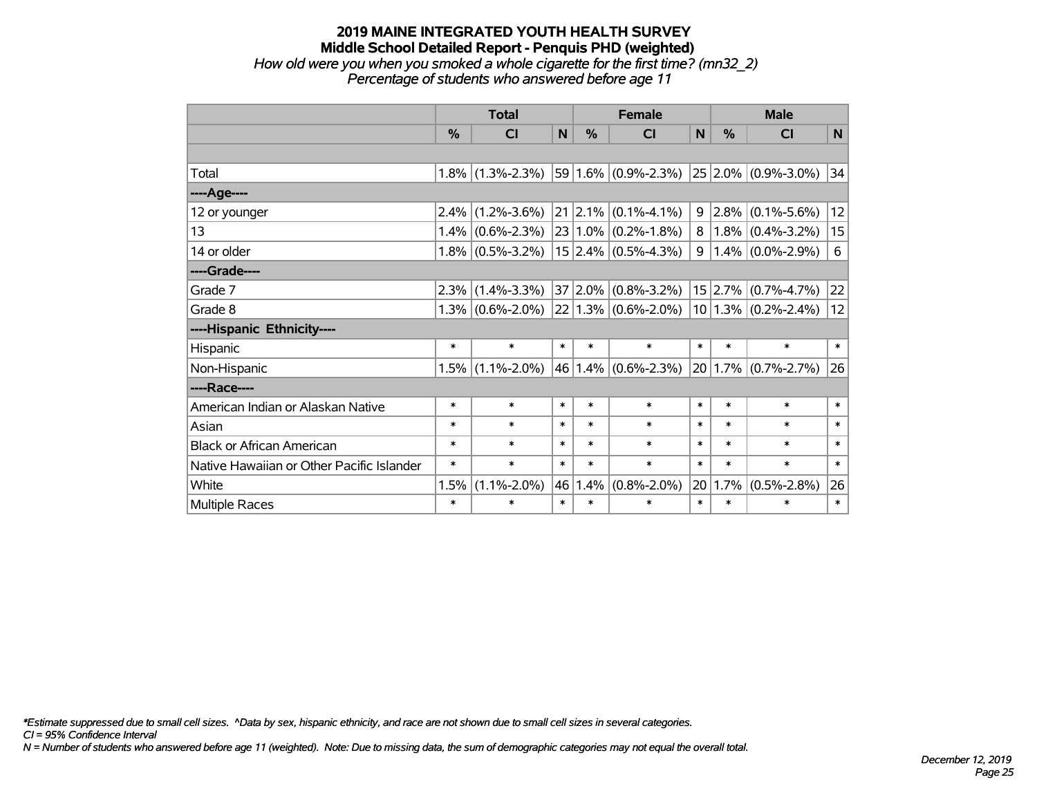# 2019 MAINE INTEGRATED YOUTH HEALTH SURVEY

## Middle School Detailed Report - Penquis PHD (weighted)

*How old were you when you smoked a whole cigarette for the first time? (mn32_2)*
*Percentage of students who answered before age 11*

| | Total | | | Female | | | Male | | |
|---|---|---|---|---|---|---|---|---|---|
| | % | CI | N | % | CI | N | % | CI | N |
| | | | | | | | | | |
| Total | 1.8% | (1.3%-2.3%) | 59 | 1.6% | (0.9%-2.3%) | 25 | 2.0% | (0.9%-3.0%) | 34 |
| ----Age---- | | | | | | | | | |
| 12 or younger | 2.4% | (1.2%-3.6%) | 21 | 2.1% | (0.1%-4.1%) | 9 | 2.8% | (0.1%-5.6%) | 12 |
| 13 | 1.4% | (0.6%-2.3%) | 23 | 1.0% | (0.2%-1.8%) | 8 | 1.8% | (0.4%-3.2%) | 15 |
| 14 or older | 1.8% | (0.5%-3.2%) | 15 | 2.4% | (0.5%-4.3%) | 9 | 1.4% | (0.0%-2.9%) | 6 |
| ----Grade---- | | | | | | | | | |
| Grade 7 | 2.3% | (1.4%-3.3%) | 37 | 2.0% | (0.8%-3.2%) | 15 | 2.7% | (0.7%-4.7%) | 22 |
| Grade 8 | 1.3% | (0.6%-2.0%) | 22 | 1.3% | (0.6%-2.0%) | 10 | 1.3% | (0.2%-2.4%) | 12 |
| ----Hispanic Ethnicity---- | | | | | | | | | |
| Hispanic | * | * | * | * | * | * | * | * | * |
| Non-Hispanic | 1.5% | (1.1%-2.0%) | 46 | 1.4% | (0.6%-2.3%) | 20 | 1.7% | (0.7%-2.7%) | 26 |
| ----Race---- | | | | | | | | | |
| American Indian or Alaskan Native | * | * | * | * | * | * | * | * | * |
| Asian | * | * | * | * | * | * | * | * | * |
| Black or African American | * | * | * | * | * | * | * | * | * |
| Native Hawaiian or Other Pacific Islander | * | * | * | * | * | * | * | * | * |
| White | 1.5% | (1.1%-2.0%) | 46 | 1.4% | (0.8%-2.0%) | 20 | 1.7% | (0.5%-2.8%) | 26 |
| Multiple Races | * | * | * | * | * | * | * | * | * |

*\*Estimate suppressed due to small cell sizes. ^Data by sex, hispanic ethnicity, and race are not shown due to small cell sizes in several categories.*
*CI = 95% Confidence Interval*
*N = Number of students who answered before age 11 (weighted). Note: Due to missing data, the sum of demographic categories may not equal the overall total.*

*December 12, 2019*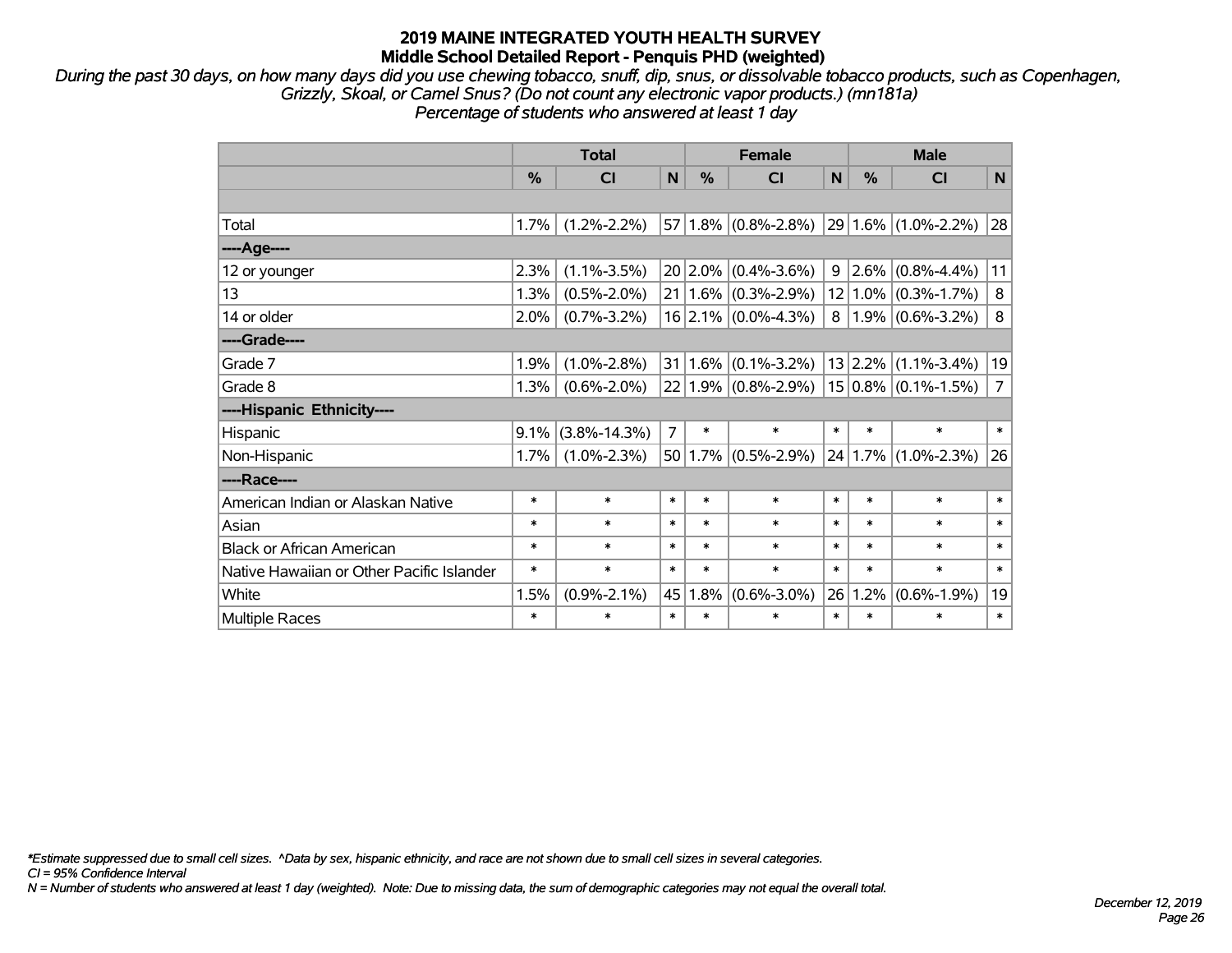# 2019 MAINE INTEGRATED YOUTH HEALTH SURVEY
## Middle School Detailed Report - Penquis PHD (weighted)

*During the past 30 days, on how many days did you use chewing tobacco, snuff, dip, snus, or dissolvable tobacco products, such as Copenhagen, Grizzly, Skoal, or Camel Snus? (Do not count any electronic vapor products.) (mn181a)*
*Percentage of students who answered at least 1 day*

| | Total | | | Female | | | Male | | |
|---|---|---|---|---|---|---|---|---|---|
| | % | CI | N | % | CI | N | % | CI | N |
| | | | | | | | | | |
| Total | 1.7% | (1.2%-2.2%) | 57 | 1.8% | (0.8%-2.8%) | 29 | 1.6% | (1.0%-2.2%) | 28 |
| ----Age---- | | | | | | | | | |
| 12 or younger | 2.3% | (1.1%-3.5%) | 20 | 2.0% | (0.4%-3.6%) | 9 | 2.6% | (0.8%-4.4%) | 11 |
| 13 | 1.3% | (0.5%-2.0%) | 21 | 1.6% | (0.3%-2.9%) | 12 | 1.0% | (0.3%-1.7%) | 8 |
| 14 or older | 2.0% | (0.7%-3.2%) | 16 | 2.1% | (0.0%-4.3%) | 8 | 1.9% | (0.6%-3.2%) | 8 |
| ----Grade---- | | | | | | | | | |
| Grade 7 | 1.9% | (1.0%-2.8%) | 31 | 1.6% | (0.1%-3.2%) | 13 | 2.2% | (1.1%-3.4%) | 19 |
| Grade 8 | 1.3% | (0.6%-2.0%) | 22 | 1.9% | (0.8%-2.9%) | 15 | 0.8% | (0.1%-1.5%) | 7 |
| ----Hispanic Ethnicity---- | | | | | | | | | |
| Hispanic | 9.1% | (3.8%-14.3%) | 7 | * | * | * | * | * | * |
| Non-Hispanic | 1.7% | (1.0%-2.3%) | 50 | 1.7% | (0.5%-2.9%) | 24 | 1.7% | (1.0%-2.3%) | 26 |
| ----Race---- | | | | | | | | | |
| American Indian or Alaskan Native | * | * | * | * | * | * | * | * | * |
| Asian | * | * | * | * | * | * | * | * | * |
| Black or African American | * | * | * | * | * | * | * | * | * |
| Native Hawaiian or Other Pacific Islander | * | * | * | * | * | * | * | * | * |
| White | 1.5% | (0.9%-2.1%) | 45 | 1.8% | (0.6%-3.0%) | 26 | 1.2% | (0.6%-1.9%) | 19 |
| Multiple Races | * | * | * | * | * | * | * | * | * |

*Estimate suppressed due to small cell sizes. ^Data by sex, hispanic ethnicity, and race are not shown due to small cell sizes in several categories.
CI = 95% Confidence Interval
N = Number of students who answered at least 1 day (weighted). Note: Due to missing data, the sum of demographic categories may not equal the overall total.

December 12, 2019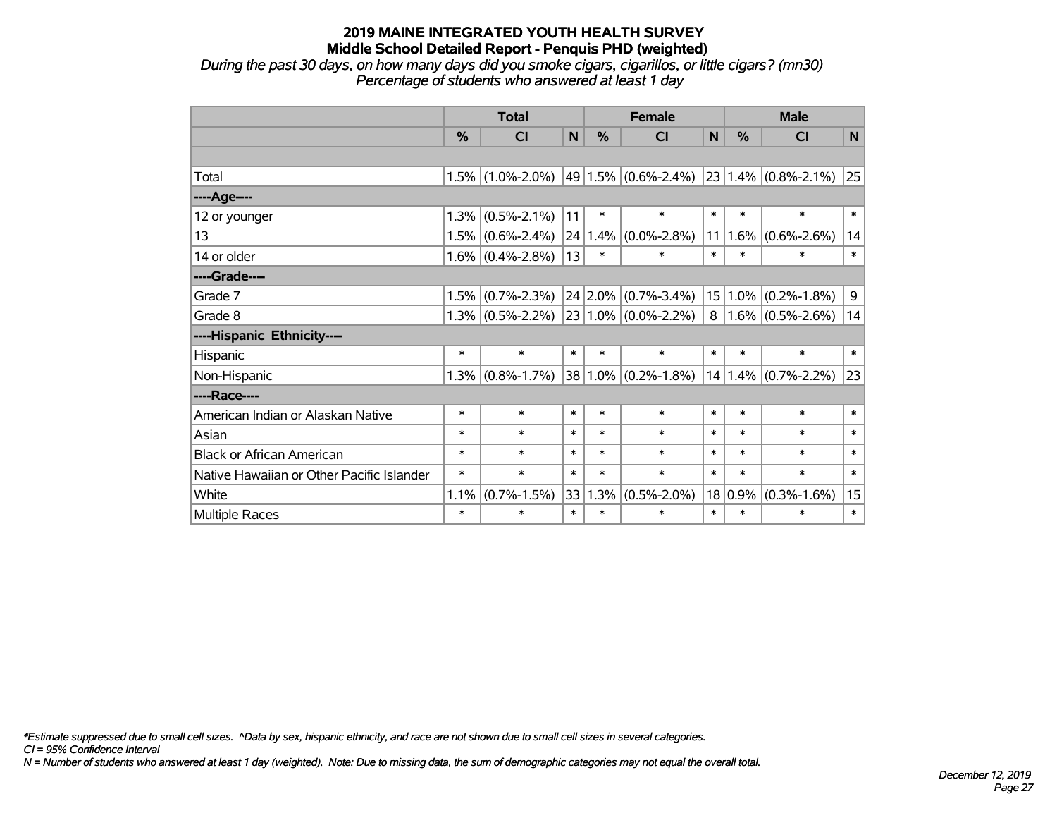# 2019 MAINE INTEGRATED YOUTH HEALTH SURVEY
## Middle School Detailed Report - Penquis PHD (weighted)

*During the past 30 days, on how many days did you smoke cigars, cigarillos, or little cigars? (mn30)*
*Percentage of students who answered at least 1 day*

| | Total | | | Female | | | Male | | |
|---|---|---|---|---|---|---|---|---|---|
| | % | CI | N | % | CI | N | % | CI | N |
| | | | | | | | | | |
| Total | 1.5% | (1.0%-2.0%) | 49 | 1.5% | (0.6%-2.4%) | 23 | 1.4% | (0.8%-2.1%) | 25 |
| ----Age---- | | | | | | | | | |
| 12 or younger | 1.3% | (0.5%-2.1%) | 11 | * | * | * | * | * | * |
| 13 | 1.5% | (0.6%-2.4%) | 24 | 1.4% | (0.0%-2.8%) | 11 | 1.6% | (0.6%-2.6%) | 14 |
| 14 or older | 1.6% | (0.4%-2.8%) | 13 | * | * | * | * | * | * |
| ----Grade---- | | | | | | | | | |
| Grade 7 | 1.5% | (0.7%-2.3%) | 24 | 2.0% | (0.7%-3.4%) | 15 | 1.0% | (0.2%-1.8%) | 9 |
| Grade 8 | 1.3% | (0.5%-2.2%) | 23 | 1.0% | (0.0%-2.2%) | 8 | 1.6% | (0.5%-2.6%) | 14 |
| ----Hispanic Ethnicity---- | | | | | | | | | |
| Hispanic | * | * | * | * | * | * | * | * | * |
| Non-Hispanic | 1.3% | (0.8%-1.7%) | 38 | 1.0% | (0.2%-1.8%) | 14 | 1.4% | (0.7%-2.2%) | 23 |
| ----Race---- | | | | | | | | | |
| American Indian or Alaskan Native | * | * | * | * | * | * | * | * | * |
| Asian | * | * | * | * | * | * | * | * | * |
| Black or African American | * | * | * | * | * | * | * | * | * |
| Native Hawaiian or Other Pacific Islander | * | * | * | * | * | * | * | * | * |
| White | 1.1% | (0.7%-1.5%) | 33 | 1.3% | (0.5%-2.0%) | 18 | 0.9% | (0.3%-1.6%) | 15 |
| Multiple Races | * | * | * | * | * | * | * | * | * |

*\*Estimate suppressed due to small cell sizes. ^Data by sex, hispanic ethnicity, and race are not shown due to small cell sizes in several categories.*
*CI = 95% Confidence Interval*
*N = Number of students who answered at least 1 day (weighted). Note: Due to missing data, the sum of demographic categories may not equal the overall total.*

*December 12, 2019*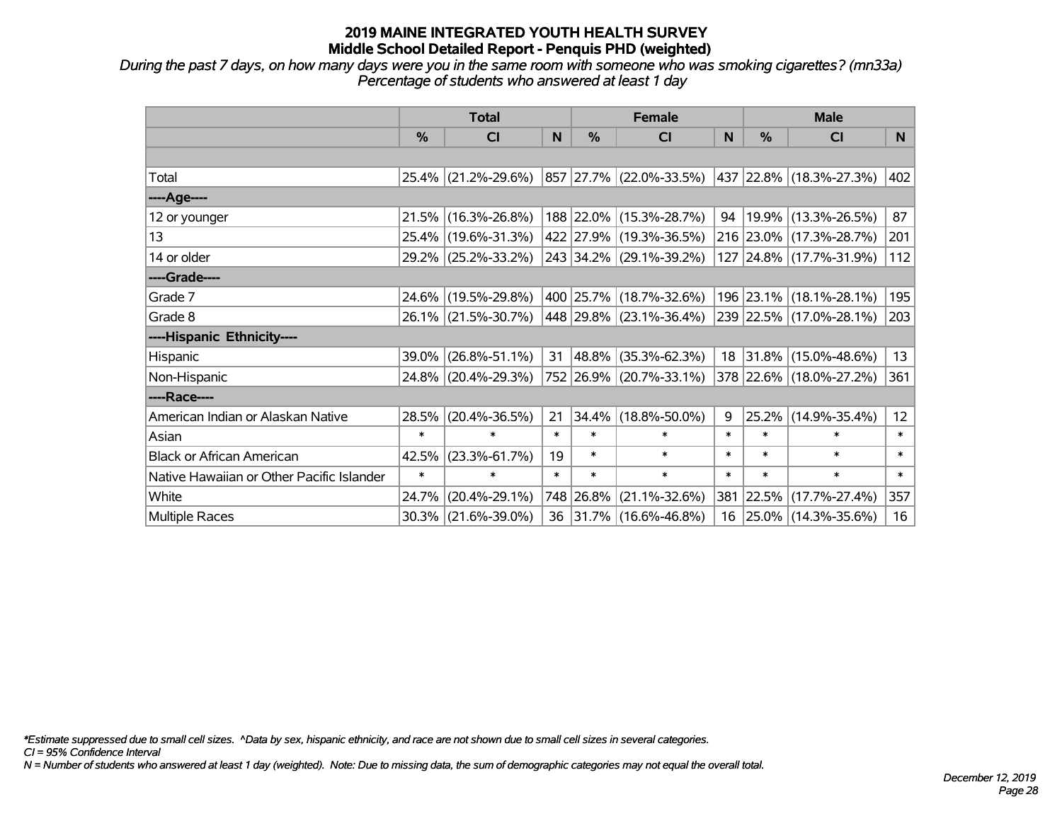# 2019 MAINE INTEGRATED YOUTH HEALTH SURVEY
## Middle School Detailed Report - Penquis PHD (weighted)

*During the past 7 days, on how many days were you in the same room with someone who was smoking cigarettes? (mn33a)*
*Percentage of students who answered at least 1 day*

| | Total | | | Female | | | Male | | |
|---|---|---|---|---|---|---|---|---|---|
| | % | CI | N | % | CI | N | % | CI | N |
| Total | 25.4% | (21.2%-29.6%) | 857 | 27.7% | (22.0%-33.5%) | 437 | 22.8% | (18.3%-27.3%) | 402 |
| ----Age---- | | | | | | | | | |
| 12 or younger | 21.5% | (16.3%-26.8%) | 188 | 22.0% | (15.3%-28.7%) | 94 | 19.9% | (13.3%-26.5%) | 87 |
| 13 | 25.4% | (19.6%-31.3%) | 422 | 27.9% | (19.3%-36.5%) | 216 | 23.0% | (17.3%-28.7%) | 201 |
| 14 or older | 29.2% | (25.2%-33.2%) | 243 | 34.2% | (29.1%-39.2%) | 127 | 24.8% | (17.7%-31.9%) | 112 |
| ----Grade---- | | | | | | | | | |
| Grade 7 | 24.6% | (19.5%-29.8%) | 400 | 25.7% | (18.7%-32.6%) | 196 | 23.1% | (18.1%-28.1%) | 195 |
| Grade 8 | 26.1% | (21.5%-30.7%) | 448 | 29.8% | (23.1%-36.4%) | 239 | 22.5% | (17.0%-28.1%) | 203 |
| ----Hispanic Ethnicity---- | | | | | | | | | |
| Hispanic | 39.0% | (26.8%-51.1%) | 31 | 48.8% | (35.3%-62.3%) | 18 | 31.8% | (15.0%-48.6%) | 13 |
| Non-Hispanic | 24.8% | (20.4%-29.3%) | 752 | 26.9% | (20.7%-33.1%) | 378 | 22.6% | (18.0%-27.2%) | 361 |
| ----Race---- | | | | | | | | | |
| American Indian or Alaskan Native | 28.5% | (20.4%-36.5%) | 21 | 34.4% | (18.8%-50.0%) | 9 | 25.2% | (14.9%-35.4%) | 12 |
| Asian | * | * | * | * | * | * | * | * | * |
| Black or African American | 42.5% | (23.3%-61.7%) | 19 | * | * | * | * | * | * |
| Native Hawaiian or Other Pacific Islander | * | * | * | * | * | * | * | * | * |
| White | 24.7% | (20.4%-29.1%) | 748 | 26.8% | (21.1%-32.6%) | 381 | 22.5% | (17.7%-27.4%) | 357 |
| Multiple Races | 30.3% | (21.6%-39.0%) | 36 | 31.7% | (16.6%-46.8%) | 16 | 25.0% | (14.3%-35.6%) | 16 |

*\*Estimate suppressed due to small cell sizes. ^Data by sex, hispanic ethnicity, and race are not shown due to small cell sizes in several categories.*
*CI = 95% Confidence Interval*
*N = Number of students who answered at least 1 day (weighted). Note: Due to missing data, the sum of demographic categories may not equal the overall total.*

*December 12, 2019*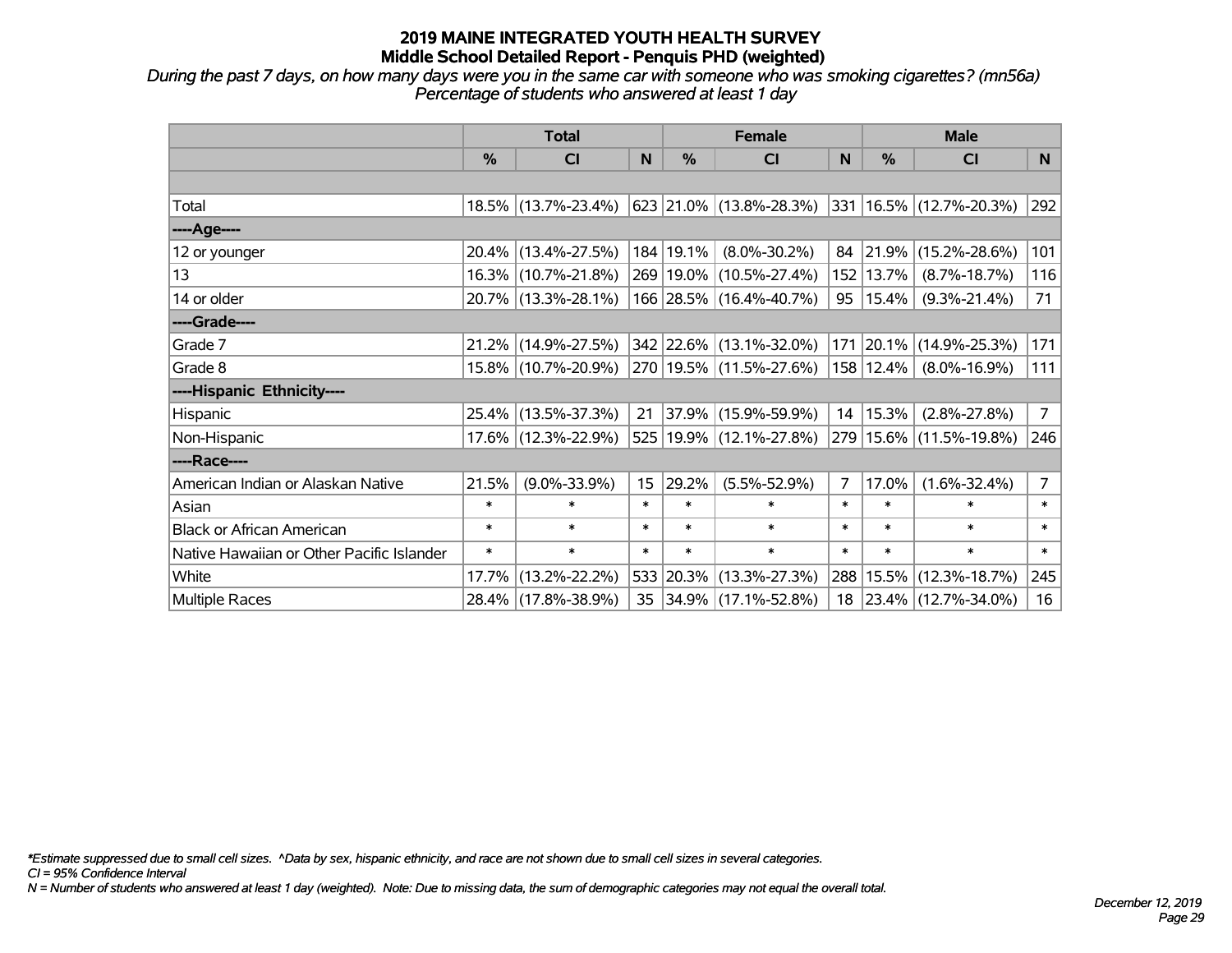# 2019 MAINE INTEGRATED YOUTH HEALTH SURVEY
## Middle School Detailed Report - Penquis PHD (weighted)

*During the past 7 days, on how many days were you in the same car with someone who was smoking cigarettes? (mn56a)*
*Percentage of students who answered at least 1 day*

| | Total | | | Female | | | Male | | |
|---|---|---|---|---|---|---|---|---|---|
| | % | CI | N | % | CI | N | % | CI | N |
| | | | | | | | | | |
| Total | 18.5% | (13.7%-23.4%) | 623 | 21.0% | (13.8%-28.3%) | 331 | 16.5% | (12.7%-20.3%) | 292 |
| ----Age---- | | | | | | | | | |
| 12 or younger | 20.4% | (13.4%-27.5%) | 184 | 19.1% | (8.0%-30.2%) | 84 | 21.9% | (15.2%-28.6%) | 101 |
| 13 | 16.3% | (10.7%-21.8%) | 269 | 19.0% | (10.5%-27.4%) | 152 | 13.7% | (8.7%-18.7%) | 116 |
| 14 or older | 20.7% | (13.3%-28.1%) | 166 | 28.5% | (16.4%-40.7%) | 95 | 15.4% | (9.3%-21.4%) | 71 |
| ----Grade---- | | | | | | | | | |
| Grade 7 | 21.2% | (14.9%-27.5%) | 342 | 22.6% | (13.1%-32.0%) | 171 | 20.1% | (14.9%-25.3%) | 171 |
| Grade 8 | 15.8% | (10.7%-20.9%) | 270 | 19.5% | (11.5%-27.6%) | 158 | 12.4% | (8.0%-16.9%) | 111 |
| ----Hispanic Ethnicity---- | | | | | | | | | |
| Hispanic | 25.4% | (13.5%-37.3%) | 21 | 37.9% | (15.9%-59.9%) | 14 | 15.3% | (2.8%-27.8%) | 7 |
| Non-Hispanic | 17.6% | (12.3%-22.9%) | 525 | 19.9% | (12.1%-27.8%) | 279 | 15.6% | (11.5%-19.8%) | 246 |
| ----Race---- | | | | | | | | | |
| American Indian or Alaskan Native | 21.5% | (9.0%-33.9%) | 15 | 29.2% | (5.5%-52.9%) | 7 | 17.0% | (1.6%-32.4%) | 7 |
| Asian | * | * | * | * | * | * | * | * | * |
| Black or African American | * | * | * | * | * | * | * | * | * |
| Native Hawaiian or Other Pacific Islander | * | * | * | * | * | * | * | * | * |
| White | 17.7% | (13.2%-22.2%) | 533 | 20.3% | (13.3%-27.3%) | 288 | 15.5% | (12.3%-18.7%) | 245 |
| Multiple Races | 28.4% | (17.8%-38.9%) | 35 | 34.9% | (17.1%-52.8%) | 18 | 23.4% | (12.7%-34.0%) | 16 |

*\*Estimate suppressed due to small cell sizes. ^Data by sex, hispanic ethnicity, and race are not shown due to small cell sizes in several categories.*
*CI = 95% Confidence Interval*
*N = Number of students who answered at least 1 day (weighted). Note: Due to missing data, the sum of demographic categories may not equal the overall total.*

*December 12, 2019*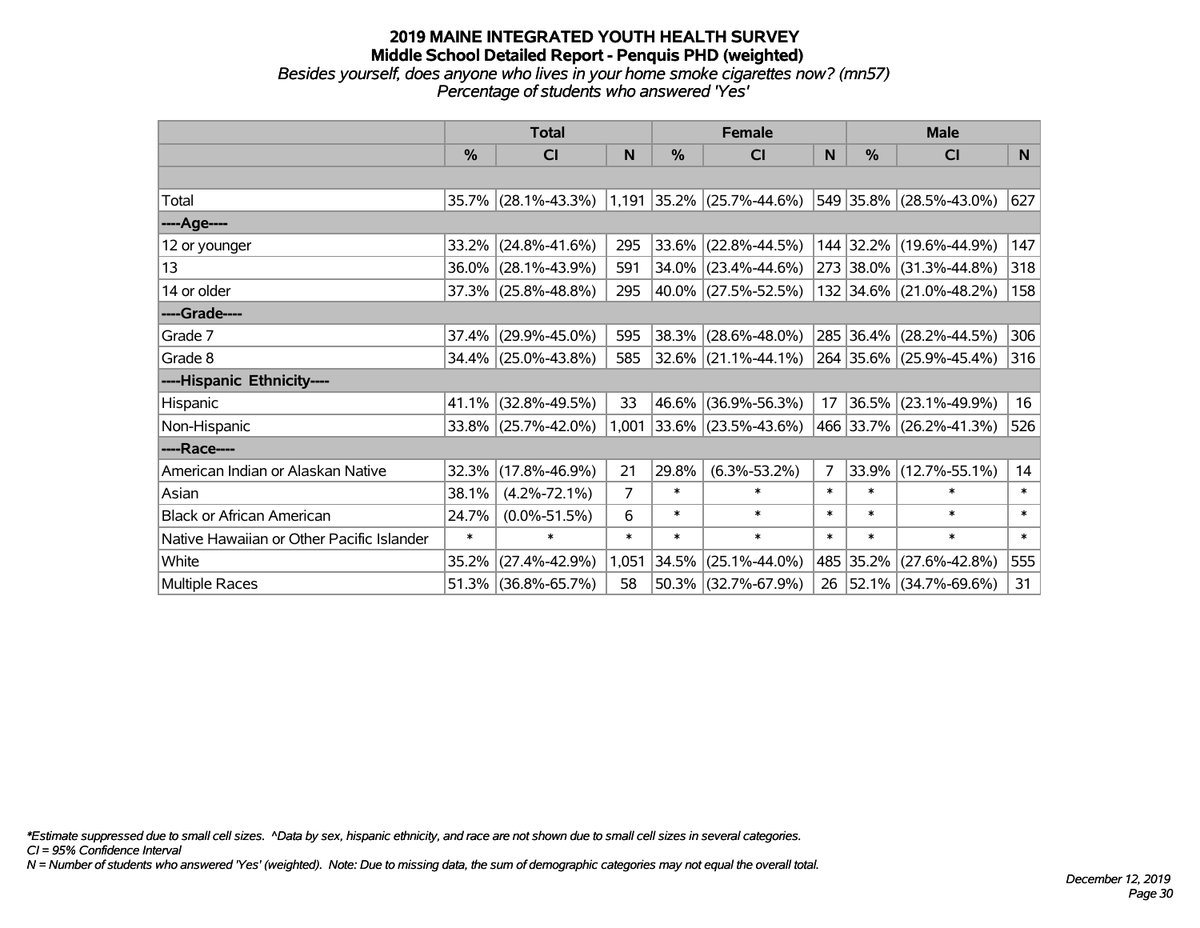# 2019 MAINE INTEGRATED YOUTH HEALTH SURVEY
## Middle School Detailed Report - Penquis PHD (weighted)
*Besides yourself, does anyone who lives in your home smoke cigarettes now? (mn57)*
*Percentage of students who answered 'Yes'*

| | Total | | | Female | | | Male | | |
|---|---|---|---|---|---|---|---|---|---|
| | % | CI | N | % | CI | N | % | CI | N |
| | | | | | | | | | |
| Total | 35.7% | (28.1%-43.3%) | 1,191 | 35.2% | (25.7%-44.6%) | 549 | 35.8% | (28.5%-43.0%) | 627 |
| ----Age---- | | | | | | | | | |
| 12 or younger | 33.2% | (24.8%-41.6%) | 295 | 33.6% | (22.8%-44.5%) | 144 | 32.2% | (19.6%-44.9%) | 147 |
| 13 | 36.0% | (28.1%-43.9%) | 591 | 34.0% | (23.4%-44.6%) | 273 | 38.0% | (31.3%-44.8%) | 318 |
| 14 or older | 37.3% | (25.8%-48.8%) | 295 | 40.0% | (27.5%-52.5%) | 132 | 34.6% | (21.0%-48.2%) | 158 |
| ----Grade---- | | | | | | | | | |
| Grade 7 | 37.4% | (29.9%-45.0%) | 595 | 38.3% | (28.6%-48.0%) | 285 | 36.4% | (28.2%-44.5%) | 306 |
| Grade 8 | 34.4% | (25.0%-43.8%) | 585 | 32.6% | (21.1%-44.1%) | 264 | 35.6% | (25.9%-45.4%) | 316 |
| ----Hispanic Ethnicity---- | | | | | | | | | |
| Hispanic | 41.1% | (32.8%-49.5%) | 33 | 46.6% | (36.9%-56.3%) | 17 | 36.5% | (23.1%-49.9%) | 16 |
| Non-Hispanic | 33.8% | (25.7%-42.0%) | 1,001 | 33.6% | (23.5%-43.6%) | 466 | 33.7% | (26.2%-41.3%) | 526 |
| ----Race---- | | | | | | | | | |
| American Indian or Alaskan Native | 32.3% | (17.8%-46.9%) | 21 | 29.8% | (6.3%-53.2%) | 7 | 33.9% | (12.7%-55.1%) | 14 |
| Asian | 38.1% | (4.2%-72.1%) | 7 | * | * | * | * | * | * |
| Black or African American | 24.7% | (0.0%-51.5%) | 6 | * | * | * | * | * | * |
| Native Hawaiian or Other Pacific Islander | * | * | * | * | * | * | * | * | * |
| White | 35.2% | (27.4%-42.9%) | 1,051 | 34.5% | (25.1%-44.0%) | 485 | 35.2% | (27.6%-42.8%) | 555 |
| Multiple Races | 51.3% | (36.8%-65.7%) | 58 | 50.3% | (32.7%-67.9%) | 26 | 52.1% | (34.7%-69.6%) | 31 |

*\*Estimate suppressed due to small cell sizes. ^Data by sex, hispanic ethnicity, and race are not shown due to small cell sizes in several categories.*
*CI = 95% Confidence Interval*
*N = Number of students who answered 'Yes' (weighted). Note: Due to missing data, the sum of demographic categories may not equal the overall total.*

*December 12, 2019*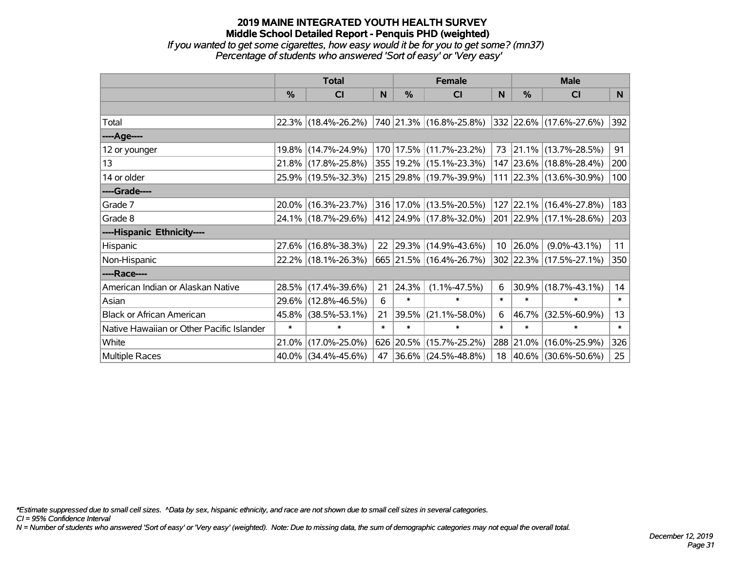# 2019 MAINE INTEGRATED YOUTH HEALTH SURVEY
## Middle School Detailed Report - Penquis PHD (weighted)
*If you wanted to get some cigarettes, how easy would it be for you to get some? (mn37)*
*Percentage of students who answered 'Sort of easy' or 'Very easy'*

| | Total | | | Female | | | Male | | |
|---|---|---|---|---|---|---|---|---|---|
| | % | CI | N | % | CI | N | % | CI | N |
| Total | 22.3% | (18.4%-26.2%) | 740 | 21.3% | (16.8%-25.8%) | 332 | 22.6% | (17.6%-27.6%) | 392 |
| ----Age---- | | | | | | | | | |
| 12 or younger | 19.8% | (14.7%-24.9%) | 170 | 17.5% | (11.7%-23.2%) | 73 | 21.1% | (13.7%-28.5%) | 91 |
| 13 | 21.8% | (17.8%-25.8%) | 355 | 19.2% | (15.1%-23.3%) | 147 | 23.6% | (18.8%-28.4%) | 200 |
| 14 or older | 25.9% | (19.5%-32.3%) | 215 | 29.8% | (19.7%-39.9%) | 111 | 22.3% | (13.6%-30.9%) | 100 |
| ----Grade---- | | | | | | | | | |
| Grade 7 | 20.0% | (16.3%-23.7%) | 316 | 17.0% | (13.5%-20.5%) | 127 | 22.1% | (16.4%-27.8%) | 183 |
| Grade 8 | 24.1% | (18.7%-29.6%) | 412 | 24.9% | (17.8%-32.0%) | 201 | 22.9% | (17.1%-28.6%) | 203 |
| ----Hispanic Ethnicity---- | | | | | | | | | |
| Hispanic | 27.6% | (16.8%-38.3%) | 22 | 29.3% | (14.9%-43.6%) | 10 | 26.0% | (9.0%-43.1%) | 11 |
| Non-Hispanic | 22.2% | (18.1%-26.3%) | 665 | 21.5% | (16.4%-26.7%) | 302 | 22.3% | (17.5%-27.1%) | 350 |
| ----Race---- | | | | | | | | | |
| American Indian or Alaskan Native | 28.5% | (17.4%-39.6%) | 21 | 24.3% | (1.1%-47.5%) | 6 | 30.9% | (18.7%-43.1%) | 14 |
| Asian | 29.6% | (12.8%-46.5%) | 6 | * | * | * | * | * | * |
| Black or African American | 45.8% | (38.5%-53.1%) | 21 | 39.5% | (21.1%-58.0%) | 6 | 46.7% | (32.5%-60.9%) | 13 |
| Native Hawaiian or Other Pacific Islander | * | * | * | * | * | * | * | * | * |
| White | 21.0% | (17.0%-25.0%) | 626 | 20.5% | (15.7%-25.2%) | 288 | 21.0% | (16.0%-25.9%) | 326 |
| Multiple Races | 40.0% | (34.4%-45.6%) | 47 | 36.6% | (24.5%-48.8%) | 18 | 40.6% | (30.6%-50.6%) | 25 |

*Estimate suppressed due to small cell sizes. ^Data by sex, hispanic ethnicity, and race are not shown due to small cell sizes in several categories.
CI = 95% Confidence Interval
N = Number of students who answered 'Sort of easy' or 'Very easy' (weighted). Note: Due to missing data, the sum of demographic categories may not equal the overall total.

December 12, 2019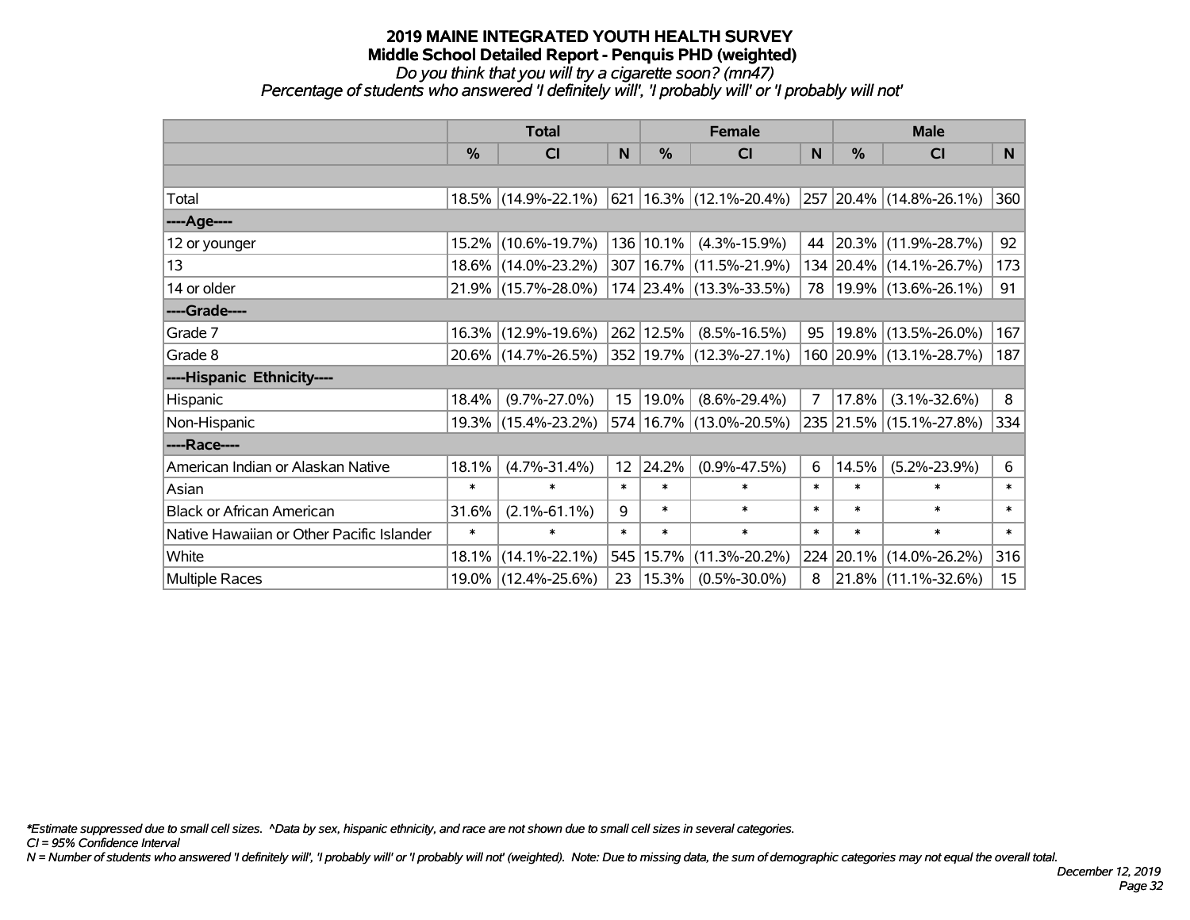# 2019 MAINE INTEGRATED YOUTH HEALTH SURVEY
## Middle School Detailed Report - Penquis PHD (weighted)
*Do you think that you will try a cigarette soon? (mn47)*
*Percentage of students who answered 'I definitely will', 'I probably will' or 'I probably will not'*

| | Total | | | Female | | | Male | | |
|---|---|---|---|---|---|---|---|---|---|
| | % | CI | N | % | CI | N | % | CI | N |
| Total | 18.5% | (14.9%-22.1%) | 621 | 16.3% | (12.1%-20.4%) | 257 | 20.4% | (14.8%-26.1%) | 360 |
| ----Age---- | | | | | | | | | |
| 12 or younger | 15.2% | (10.6%-19.7%) | 136 | 10.1% | (4.3%-15.9%) | 44 | 20.3% | (11.9%-28.7%) | 92 |
| 13 | 18.6% | (14.0%-23.2%) | 307 | 16.7% | (11.5%-21.9%) | 134 | 20.4% | (14.1%-26.7%) | 173 |
| 14 or older | 21.9% | (15.7%-28.0%) | 174 | 23.4% | (13.3%-33.5%) | 78 | 19.9% | (13.6%-26.1%) | 91 |
| ----Grade---- | | | | | | | | | |
| Grade 7 | 16.3% | (12.9%-19.6%) | 262 | 12.5% | (8.5%-16.5%) | 95 | 19.8% | (13.5%-26.0%) | 167 |
| Grade 8 | 20.6% | (14.7%-26.5%) | 352 | 19.7% | (12.3%-27.1%) | 160 | 20.9% | (13.1%-28.7%) | 187 |
| ----Hispanic Ethnicity---- | | | | | | | | | |
| Hispanic | 18.4% | (9.7%-27.0%) | 15 | 19.0% | (8.6%-29.4%) | 7 | 17.8% | (3.1%-32.6%) | 8 |
| Non-Hispanic | 19.3% | (15.4%-23.2%) | 574 | 16.7% | (13.0%-20.5%) | 235 | 21.5% | (15.1%-27.8%) | 334 |
| ----Race---- | | | | | | | | | |
| American Indian or Alaskan Native | 18.1% | (4.7%-31.4%) | 12 | 24.2% | (0.9%-47.5%) | 6 | 14.5% | (5.2%-23.9%) | 6 |
| Asian | * | * | * | * | * | * | * | * | * |
| Black or African American | 31.6% | (2.1%-61.1%) | 9 | * | * | * | * | * | * |
| Native Hawaiian or Other Pacific Islander | * | * | * | * | * | * | * | * | * |
| White | 18.1% | (14.1%-22.1%) | 545 | 15.7% | (11.3%-20.2%) | 224 | 20.1% | (14.0%-26.2%) | 316 |
| Multiple Races | 19.0% | (12.4%-25.6%) | 23 | 15.3% | (0.5%-30.0%) | 8 | 21.8% | (11.1%-32.6%) | 15 |

*\*Estimate suppressed due to small cell sizes. ^Data by sex, hispanic ethnicity, and race are not shown due to small cell sizes in several categories.*
*CI = 95% Confidence Interval*
*N = Number of students who answered 'I definitely will', 'I probably will' or 'I probably will not' (weighted). Note: Due to missing data, the sum of demographic categories may not equal the overall total.*

*December 12, 2019*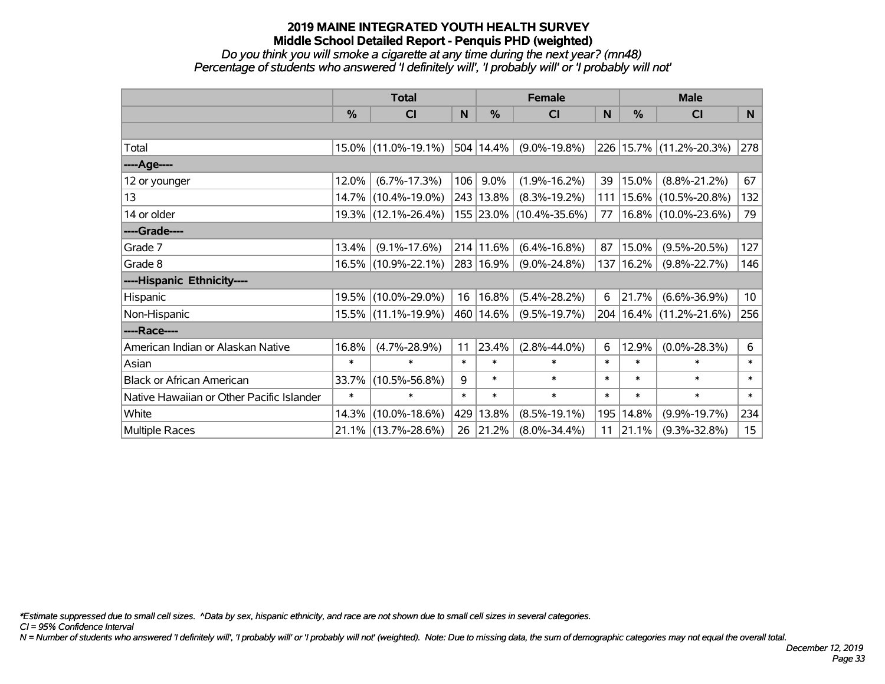# 2019 MAINE INTEGRATED YOUTH HEALTH SURVEY
## Middle School Detailed Report - Penquis PHD (weighted)
*Do you think you will smoke a cigarette at any time during the next year? (mn48)*
*Percentage of students who answered 'I definitely will', 'I probably will' or 'I probably will not'*

| | Total | | | Female | | | Male | | |
|---|---|---|---|---|---|---|---|---|---|
| | % | CI | N | % | CI | N | % | CI | N |
| Total | 15.0% | (11.0%-19.1%) | 504 | 14.4% | (9.0%-19.8%) | 226 | 15.7% | (11.2%-20.3%) | 278 |
| ----Age---- | | | | | | | | | |
| 12 or younger | 12.0% | (6.7%-17.3%) | 106 | 9.0% | (1.9%-16.2%) | 39 | 15.0% | (8.8%-21.2%) | 67 |
| 13 | 14.7% | (10.4%-19.0%) | 243 | 13.8% | (8.3%-19.2%) | 111 | 15.6% | (10.5%-20.8%) | 132 |
| 14 or older | 19.3% | (12.1%-26.4%) | 155 | 23.0% | (10.4%-35.6%) | 77 | 16.8% | (10.0%-23.6%) | 79 |
| ----Grade---- | | | | | | | | | |
| Grade 7 | 13.4% | (9.1%-17.6%) | 214 | 11.6% | (6.4%-16.8%) | 87 | 15.0% | (9.5%-20.5%) | 127 |
| Grade 8 | 16.5% | (10.9%-22.1%) | 283 | 16.9% | (9.0%-24.8%) | 137 | 16.2% | (9.8%-22.7%) | 146 |
| ----Hispanic Ethnicity---- | | | | | | | | | |
| Hispanic | 19.5% | (10.0%-29.0%) | 16 | 16.8% | (5.4%-28.2%) | 6 | 21.7% | (6.6%-36.9%) | 10 |
| Non-Hispanic | 15.5% | (11.1%-19.9%) | 460 | 14.6% | (9.5%-19.7%) | 204 | 16.4% | (11.2%-21.6%) | 256 |
| ----Race---- | | | | | | | | | |
| American Indian or Alaskan Native | 16.8% | (4.7%-28.9%) | 11 | 23.4% | (2.8%-44.0%) | 6 | 12.9% | (0.0%-28.3%) | 6 |
| Asian | * | * | * | * | * | * | * | * | * |
| Black or African American | 33.7% | (10.5%-56.8%) | 9 | * | * | * | * | * | * |
| Native Hawaiian or Other Pacific Islander | * | * | * | * | * | * | * | * | * |
| White | 14.3% | (10.0%-18.6%) | 429 | 13.8% | (8.5%-19.1%) | 195 | 14.8% | (9.9%-19.7%) | 234 |
| Multiple Races | 21.1% | (13.7%-28.6%) | 26 | 21.2% | (8.0%-34.4%) | 11 | 21.1% | (9.3%-32.8%) | 15 |

*\*Estimate suppressed due to small cell sizes. ^Data by sex, hispanic ethnicity, and race are not shown due to small cell sizes in several categories.*
*CI = 95% Confidence Interval*
*N = Number of students who answered 'I definitely will', 'I probably will' or 'I probably will not' (weighted). Note: Due to missing data, the sum of demographic categories may not equal the overall total.*

*December 12, 2019*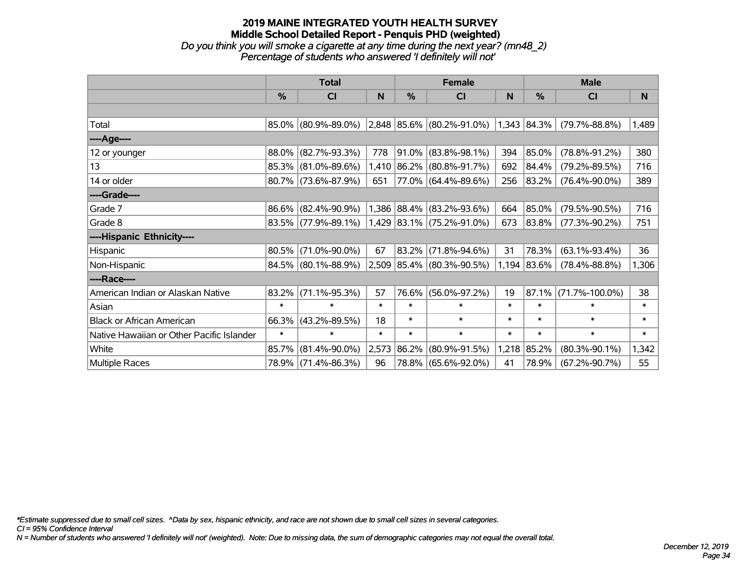# 2019 MAINE INTEGRATED YOUTH HEALTH SURVEY
## Middle School Detailed Report - Penquis PHD (weighted)
*Do you think you will smoke a cigarette at any time during the next year? (mn48_2)*
*Percentage of students who answered 'I definitely will not'*

| | Total | | | Female | | | Male | | |
|---|---|---|---|---|---|---|---|---|---|
| | % | CI | N | % | CI | N | % | CI | N |
| Total | 85.0% | (80.9%-89.0%) | 2,848 | 85.6% | (80.2%-91.0%) | 1,343 | 84.3% | (79.7%-88.8%) | 1,489 |
| ----Age---- | | | | | | | | | |
| 12 or younger | 88.0% | (82.7%-93.3%) | 778 | 91.0% | (83.8%-98.1%) | 394 | 85.0% | (78.8%-91.2%) | 380 |
| 13 | 85.3% | (81.0%-89.6%) | 1,410 | 86.2% | (80.8%-91.7%) | 692 | 84.4% | (79.2%-89.5%) | 716 |
| 14 or older | 80.7% | (73.6%-87.9%) | 651 | 77.0% | (64.4%-89.6%) | 256 | 83.2% | (76.4%-90.0%) | 389 |
| ----Grade---- | | | | | | | | | |
| Grade 7 | 86.6% | (82.4%-90.9%) | 1,386 | 88.4% | (83.2%-93.6%) | 664 | 85.0% | (79.5%-90.5%) | 716 |
| Grade 8 | 83.5% | (77.9%-89.1%) | 1,429 | 83.1% | (75.2%-91.0%) | 673 | 83.8% | (77.3%-90.2%) | 751 |
| ----Hispanic Ethnicity---- | | | | | | | | | |
| Hispanic | 80.5% | (71.0%-90.0%) | 67 | 83.2% | (71.8%-94.6%) | 31 | 78.3% | (63.1%-93.4%) | 36 |
| Non-Hispanic | 84.5% | (80.1%-88.9%) | 2,509 | 85.4% | (80.3%-90.5%) | 1,194 | 83.6% | (78.4%-88.8%) | 1,306 |
| ----Race---- | | | | | | | | | |
| American Indian or Alaskan Native | 83.2% | (71.1%-95.3%) | 57 | 76.6% | (56.0%-97.2%) | 19 | 87.1% | (71.7%-100.0%) | 38 |
| Asian | * | * | * | * | * | * | * | * | * |
| Black or African American | 66.3% | (43.2%-89.5%) | 18 | * | * | * | * | * | * |
| Native Hawaiian or Other Pacific Islander | * | * | * | * | * | * | * | * | * |
| White | 85.7% | (81.4%-90.0%) | 2,573 | 86.2% | (80.9%-91.5%) | 1,218 | 85.2% | (80.3%-90.1%) | 1,342 |
| Multiple Races | 78.9% | (71.4%-86.3%) | 96 | 78.8% | (65.6%-92.0%) | 41 | 78.9% | (67.2%-90.7%) | 55 |

*\*Estimate suppressed due to small cell sizes. ^Data by sex, hispanic ethnicity, and race are not shown due to small cell sizes in several categories.*
*CI = 95% Confidence Interval*
*N = Number of students who answered 'I definitely will not' (weighted). Note: Due to missing data, the sum of demographic categories may not equal the overall total.*

*December 12, 2019*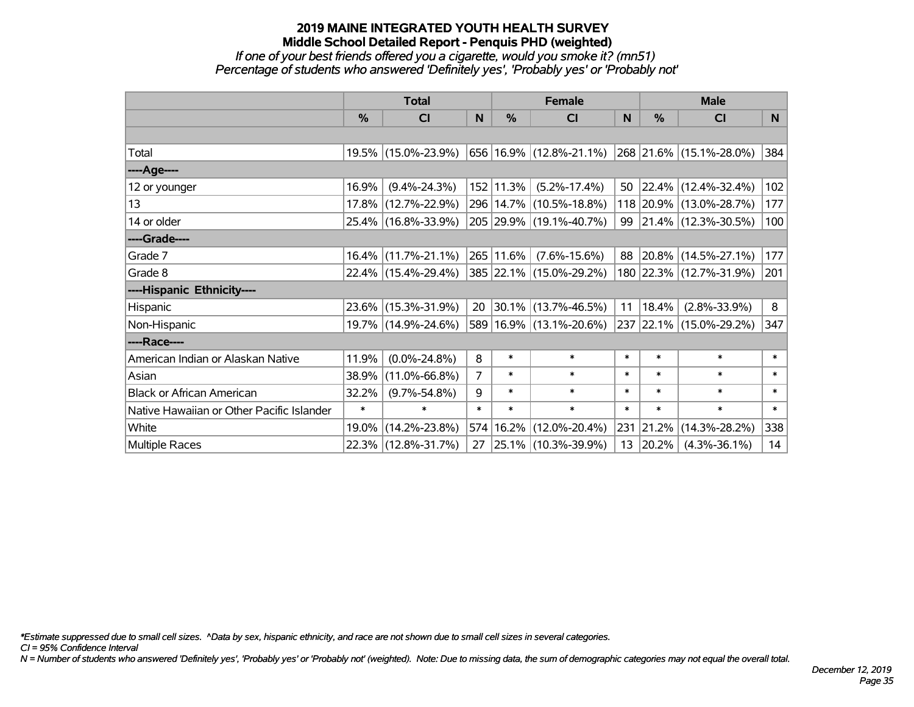# 2019 MAINE INTEGRATED YOUTH HEALTH SURVEY
## Middle School Detailed Report - Penquis PHD (weighted)
*If one of your best friends offered you a cigarette, would you smoke it? (mn51)*
*Percentage of students who answered 'Definitely yes', 'Probably yes' or 'Probably not'*

| | Total | | | Female | | | Male | | |
|---|---|---|---|---|---|---|---|---|---|
| | % | CI | N | % | CI | N | % | CI | N |
| Total | 19.5% | (15.0%-23.9%) | 656 | 16.9% | (12.8%-21.1%) | 268 | 21.6% | (15.1%-28.0%) | 384 |
| ----Age---- | | | | | | | | | |
| 12 or younger | 16.9% | (9.4%-24.3%) | 152 | 11.3% | (5.2%-17.4%) | 50 | 22.4% | (12.4%-32.4%) | 102 |
| 13 | 17.8% | (12.7%-22.9%) | 296 | 14.7% | (10.5%-18.8%) | 118 | 20.9% | (13.0%-28.7%) | 177 |
| 14 or older | 25.4% | (16.8%-33.9%) | 205 | 29.9% | (19.1%-40.7%) | 99 | 21.4% | (12.3%-30.5%) | 100 |
| ----Grade---- | | | | | | | | | |
| Grade 7 | 16.4% | (11.7%-21.1%) | 265 | 11.6% | (7.6%-15.6%) | 88 | 20.8% | (14.5%-27.1%) | 177 |
| Grade 8 | 22.4% | (15.4%-29.4%) | 385 | 22.1% | (15.0%-29.2%) | 180 | 22.3% | (12.7%-31.9%) | 201 |
| ----Hispanic Ethnicity---- | | | | | | | | | |
| Hispanic | 23.6% | (15.3%-31.9%) | 20 | 30.1% | (13.7%-46.5%) | 11 | 18.4% | (2.8%-33.9%) | 8 |
| Non-Hispanic | 19.7% | (14.9%-24.6%) | 589 | 16.9% | (13.1%-20.6%) | 237 | 22.1% | (15.0%-29.2%) | 347 |
| ----Race---- | | | | | | | | | |
| American Indian or Alaskan Native | 11.9% | (0.0%-24.8%) | 8 | * | * | * | * | * | * |
| Asian | 38.9% | (11.0%-66.8%) | 7 | * | * | * | * | * | * |
| Black or African American | 32.2% | (9.7%-54.8%) | 9 | * | * | * | * | * | * |
| Native Hawaiian or Other Pacific Islander | * | * | * | * | * | * | * | * | * |
| White | 19.0% | (14.2%-23.8%) | 574 | 16.2% | (12.0%-20.4%) | 231 | 21.2% | (14.3%-28.2%) | 338 |
| Multiple Races | 22.3% | (12.8%-31.7%) | 27 | 25.1% | (10.3%-39.9%) | 13 | 20.2% | (4.3%-36.1%) | 14 |

*\*Estimate suppressed due to small cell sizes. ^Data by sex, hispanic ethnicity, and race are not shown due to small cell sizes in several categories.*
*CI = 95% Confidence Interval*
*N = Number of students who answered 'Definitely yes', 'Probably yes' or 'Probably not' (weighted). Note: Due to missing data, the sum of demographic categories may not equal the overall total.*

*December 12, 2019*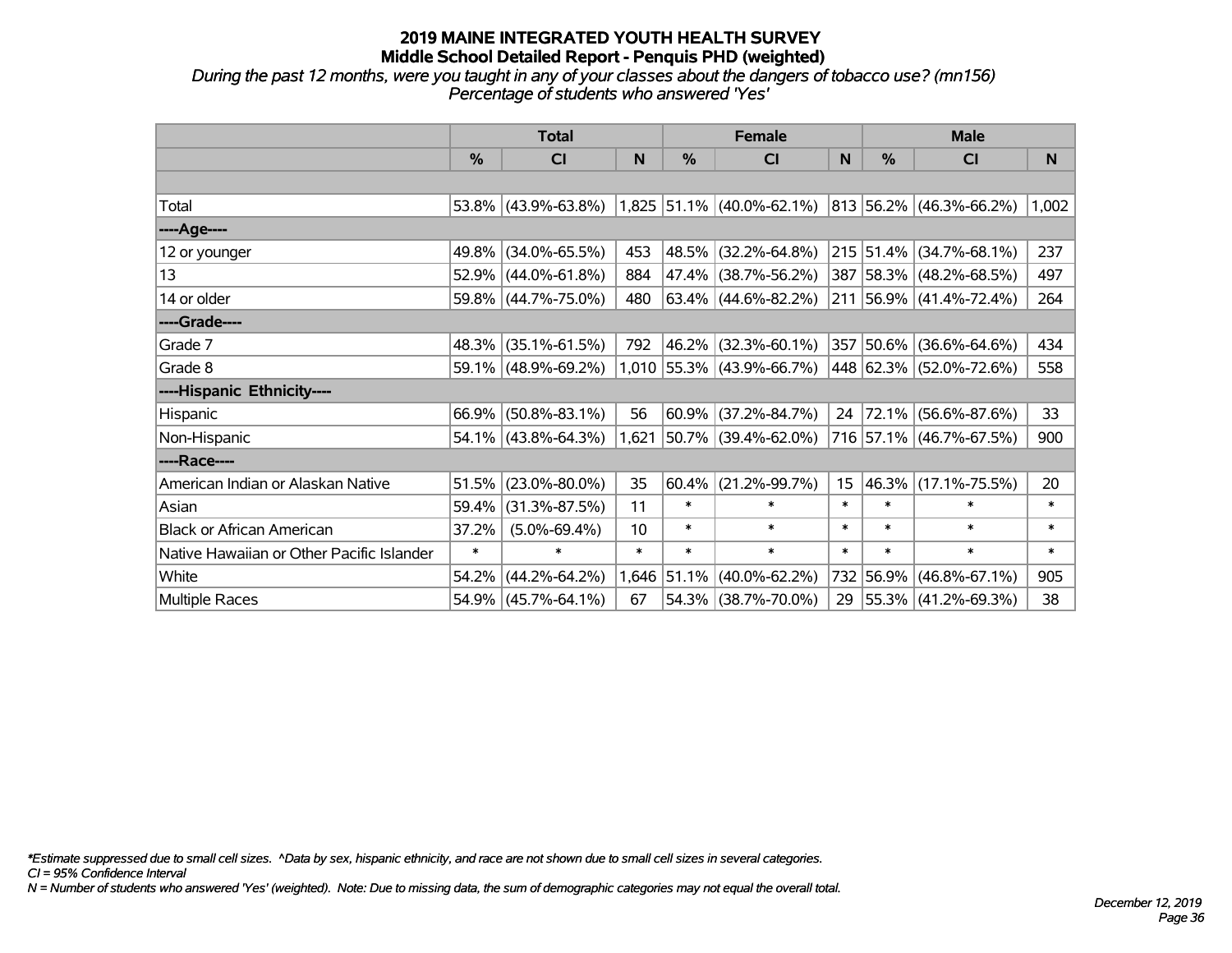# 2019 MAINE INTEGRATED YOUTH HEALTH SURVEY
## Middle School Detailed Report - Penquis PHD (weighted)

*During the past 12 months, were you taught in any of your classes about the dangers of tobacco use? (mn156)*
*Percentage of students who answered 'Yes'*

| | Total | | | Female | | | Male | | |
|---|---|---|---|---|---|---|---|---|---|
| | % | CI | N | % | CI | N | % | CI | N |
| | | | | | | | | | |
| Total | 53.8% | (43.9%-63.8%) | 1,825 | 51.1% | (40.0%-62.1%) | 813 | 56.2% | (46.3%-66.2%) | 1,002 |
| ----Age---- | | | | | | | | | |
| 12 or younger | 49.8% | (34.0%-65.5%) | 453 | 48.5% | (32.2%-64.8%) | 215 | 51.4% | (34.7%-68.1%) | 237 |
| 13 | 52.9% | (44.0%-61.8%) | 884 | 47.4% | (38.7%-56.2%) | 387 | 58.3% | (48.2%-68.5%) | 497 |
| 14 or older | 59.8% | (44.7%-75.0%) | 480 | 63.4% | (44.6%-82.2%) | 211 | 56.9% | (41.4%-72.4%) | 264 |
| ----Grade---- | | | | | | | | | |
| Grade 7 | 48.3% | (35.1%-61.5%) | 792 | 46.2% | (32.3%-60.1%) | 357 | 50.6% | (36.6%-64.6%) | 434 |
| Grade 8 | 59.1% | (48.9%-69.2%) | 1,010 | 55.3% | (43.9%-66.7%) | 448 | 62.3% | (52.0%-72.6%) | 558 |
| ----Hispanic Ethnicity---- | | | | | | | | | |
| Hispanic | 66.9% | (50.8%-83.1%) | 56 | 60.9% | (37.2%-84.7%) | 24 | 72.1% | (56.6%-87.6%) | 33 |
| Non-Hispanic | 54.1% | (43.8%-64.3%) | 1,621 | 50.7% | (39.4%-62.0%) | 716 | 57.1% | (46.7%-67.5%) | 900 |
| ----Race---- | | | | | | | | | |
| American Indian or Alaskan Native | 51.5% | (23.0%-80.0%) | 35 | 60.4% | (21.2%-99.7%) | 15 | 46.3% | (17.1%-75.5%) | 20 |
| Asian | 59.4% | (31.3%-87.5%) | 11 | * | * | * | * | * | * |
| Black or African American | 37.2% | (5.0%-69.4%) | 10 | * | * | * | * | * | * |
| Native Hawaiian or Other Pacific Islander | * | * | * | * | * | * | * | * | * |
| White | 54.2% | (44.2%-64.2%) | 1,646 | 51.1% | (40.0%-62.2%) | 732 | 56.9% | (46.8%-67.1%) | 905 |
| Multiple Races | 54.9% | (45.7%-64.1%) | 67 | 54.3% | (38.7%-70.0%) | 29 | 55.3% | (41.2%-69.3%) | 38 |

*\*Estimate suppressed due to small cell sizes. ^Data by sex, hispanic ethnicity, and race are not shown due to small cell sizes in several categories.*
*CI = 95% Confidence Interval*
*N = Number of students who answered 'Yes' (weighted). Note: Due to missing data, the sum of demographic categories may not equal the overall total.*

*December 12, 2019*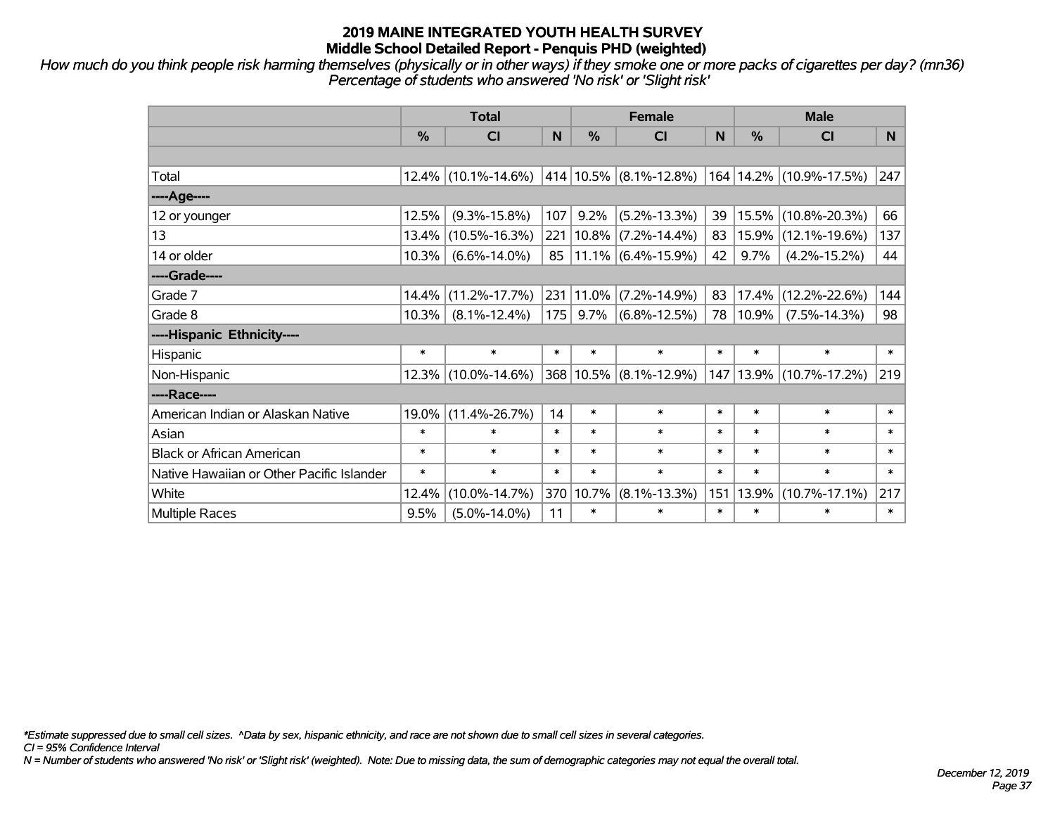# 2019 MAINE INTEGRATED YOUTH HEALTH SURVEY
## Middle School Detailed Report - Penquis PHD (weighted)

*How much do you think people risk harming themselves (physically or in other ways) if they smoke one or more packs of cigarettes per day? (mn36) Percentage of students who answered 'No risk' or 'Slight risk'*

| | Total | | | Female | | | Male | | |
|---|---|---|---|---|---|---|---|---|---|
| | % | CI | N | % | CI | N | % | CI | N |
| | | | | | | | | | |
| Total | 12.4% | (10.1%-14.6%) | 414 | 10.5% | (8.1%-12.8%) | 164 | 14.2% | (10.9%-17.5%) | 247 |
| ----Age---- | | | | | | | | | |
| 12 or younger | 12.5% | (9.3%-15.8%) | 107 | 9.2% | (5.2%-13.3%) | 39 | 15.5% | (10.8%-20.3%) | 66 |
| 13 | 13.4% | (10.5%-16.3%) | 221 | 10.8% | (7.2%-14.4%) | 83 | 15.9% | (12.1%-19.6%) | 137 |
| 14 or older | 10.3% | (6.6%-14.0%) | 85 | 11.1% | (6.4%-15.9%) | 42 | 9.7% | (4.2%-15.2%) | 44 |
| ----Grade---- | | | | | | | | | |
| Grade 7 | 14.4% | (11.2%-17.7%) | 231 | 11.0% | (7.2%-14.9%) | 83 | 17.4% | (12.2%-22.6%) | 144 |
| Grade 8 | 10.3% | (8.1%-12.4%) | 175 | 9.7% | (6.8%-12.5%) | 78 | 10.9% | (7.5%-14.3%) | 98 |
| ----Hispanic Ethnicity---- | | | | | | | | | |
| Hispanic | * | * | * | * | * | * | * | * | * |
| Non-Hispanic | 12.3% | (10.0%-14.6%) | 368 | 10.5% | (8.1%-12.9%) | 147 | 13.9% | (10.7%-17.2%) | 219 |
| ----Race---- | | | | | | | | | |
| American Indian or Alaskan Native | 19.0% | (11.4%-26.7%) | 14 | * | * | * | * | * | * |
| Asian | * | * | * | * | * | * | * | * | * |
| Black or African American | * | * | * | * | * | * | * | * | * |
| Native Hawaiian or Other Pacific Islander | * | * | * | * | * | * | * | * | * |
| White | 12.4% | (10.0%-14.7%) | 370 | 10.7% | (8.1%-13.3%) | 151 | 13.9% | (10.7%-17.1%) | 217 |
| Multiple Races | 9.5% | (5.0%-14.0%) | 11 | * | * | * | * | * | * |

*Estimate suppressed due to small cell sizes. ^Data by sex, hispanic ethnicity, and race are not shown due to small cell sizes in several categories.
*CI = 95% Confidence Interval*
*N = Number of students who answered 'No risk' or 'Slight risk' (weighted). Note: Due to missing data, the sum of demographic categories may not equal the overall total.*

*December 12, 2019*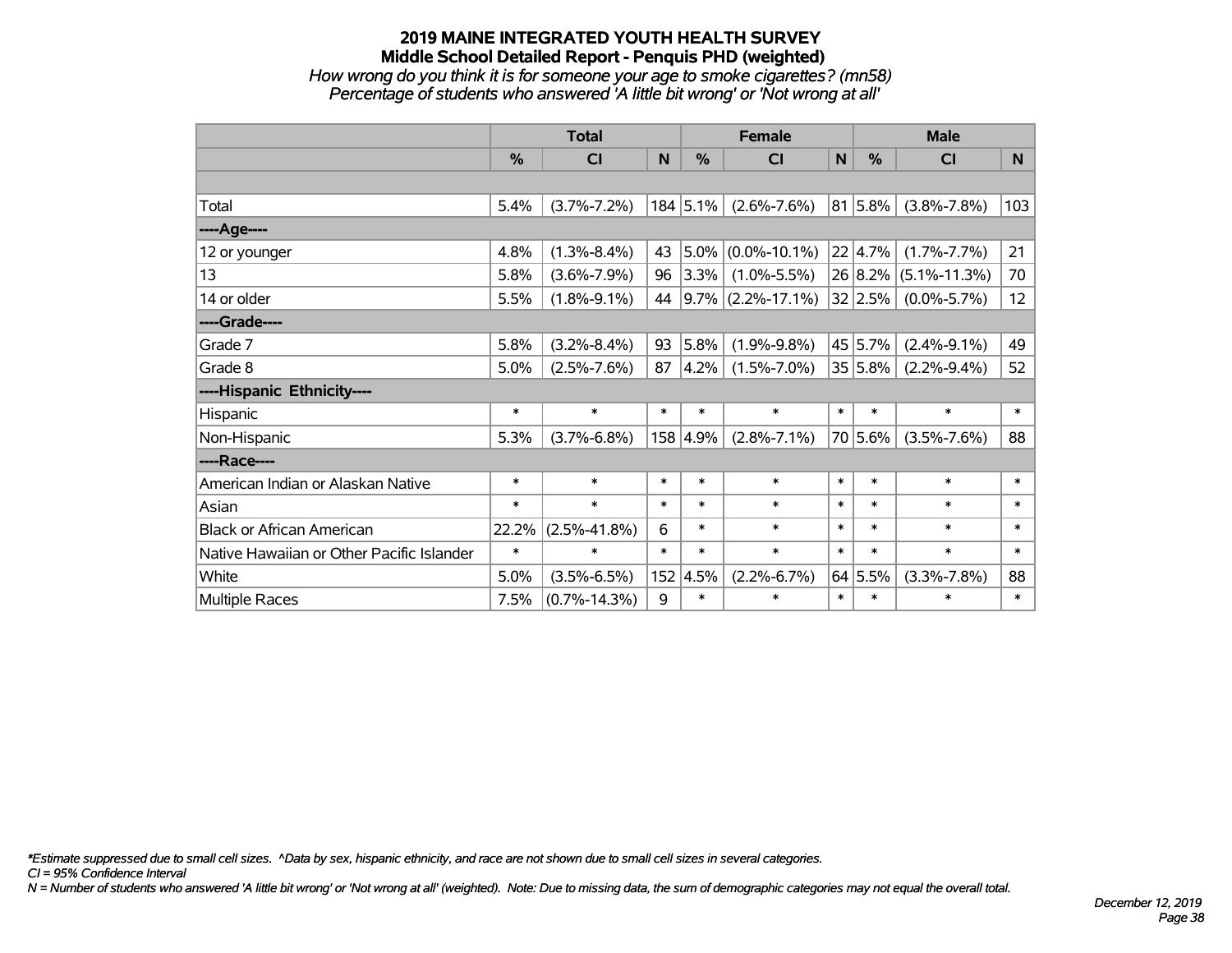# 2019 MAINE INTEGRATED YOUTH HEALTH SURVEY

## Middle School Detailed Report - Penquis PHD (weighted)

*How wrong do you think it is for someone your age to smoke cigarettes? (mn58)*

*Percentage of students who answered 'A little bit wrong' or 'Not wrong at all'*

| | Total | | | Female | | | Male | | |
|---|---|---|---|---|---|---|---|---|---|
| | % | CI | N | % | CI | N | % | CI | N |
| | | | | | | | | | |
| Total | 5.4% | (3.7%-7.2%) | 184 | 5.1% | (2.6%-7.6%) | 81 | 5.8% | (3.8%-7.8%) | 103 |
| ----Age---- | | | | | | | | | |
| 12 or younger | 4.8% | (1.3%-8.4%) | 43 | 5.0% | (0.0%-10.1%) | 22 | 4.7% | (1.7%-7.7%) | 21 |
| 13 | 5.8% | (3.6%-7.9%) | 96 | 3.3% | (1.0%-5.5%) | 26 | 8.2% | (5.1%-11.3%) | 70 |
| 14 or older | 5.5% | (1.8%-9.1%) | 44 | 9.7% | (2.2%-17.1%) | 32 | 2.5% | (0.0%-5.7%) | 12 |
| ----Grade---- | | | | | | | | | |
| Grade 7 | 5.8% | (3.2%-8.4%) | 93 | 5.8% | (1.9%-9.8%) | 45 | 5.7% | (2.4%-9.1%) | 49 |
| Grade 8 | 5.0% | (2.5%-7.6%) | 87 | 4.2% | (1.5%-7.0%) | 35 | 5.8% | (2.2%-9.4%) | 52 |
| ----Hispanic Ethnicity---- | | | | | | | | | |
| Hispanic | * | * | * | * | * | * | * | * | * |
| Non-Hispanic | 5.3% | (3.7%-6.8%) | 158 | 4.9% | (2.8%-7.1%) | 70 | 5.6% | (3.5%-7.6%) | 88 |
| ----Race---- | | | | | | | | | |
| American Indian or Alaskan Native | * | * | * | * | * | * | * | * | * |
| Asian | * | * | * | * | * | * | * | * | * |
| Black or African American | 22.2% | (2.5%-41.8%) | 6 | * | * | * | * | * | * |
| Native Hawaiian or Other Pacific Islander | * | * | * | * | * | * | * | * | * |
| White | 5.0% | (3.5%-6.5%) | 152 | 4.5% | (2.2%-6.7%) | 64 | 5.5% | (3.3%-7.8%) | 88 |
| Multiple Races | 7.5% | (0.7%-14.3%) | 9 | * | * | * | * | * | * |

*\*Estimate suppressed due to small cell sizes. ^Data by sex, hispanic ethnicity, and race are not shown due to small cell sizes in several categories.*

*CI = 95% Confidence Interval*

*N = Number of students who answered 'A little bit wrong' or 'Not wrong at all' (weighted). Note: Due to missing data, the sum of demographic categories may not equal the overall total.*

*December 12, 2019*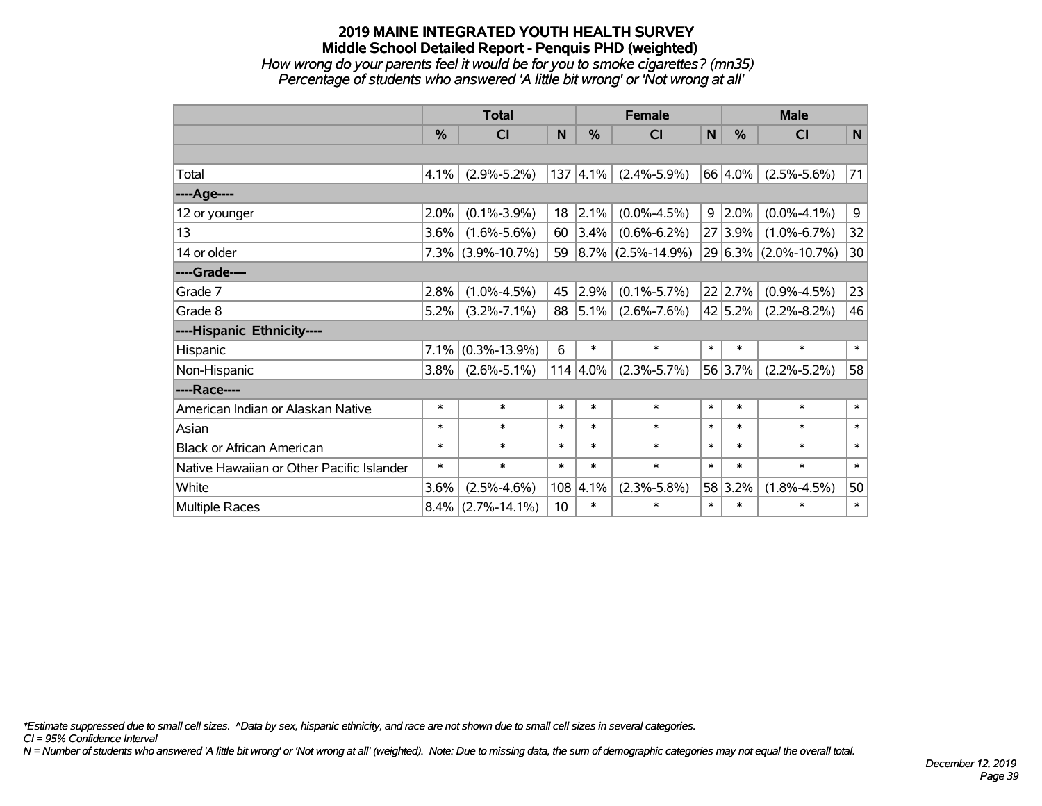# 2019 MAINE INTEGRATED YOUTH HEALTH SURVEY

## Middle School Detailed Report - Penquis PHD (weighted)

*How wrong do your parents feel it would be for you to smoke cigarettes? (mn35)*

*Percentage of students who answered 'A little bit wrong' or 'Not wrong at all'*

| | Total | | | Female | | | Male | | |
|---|---|---|---|---|---|---|---|---|---|
| | % | CI | N | % | CI | N | % | CI | N |
| | | | | | | | | | |
| Total | 4.1% | (2.9%-5.2%) | 137 | 4.1% | (2.4%-5.9%) | 66 | 4.0% | (2.5%-5.6%) | 71 |
| ----Age---- | | | | | | | | | |
| 12 or younger | 2.0% | (0.1%-3.9%) | 18 | 2.1% | (0.0%-4.5%) | 9 | 2.0% | (0.0%-4.1%) | 9 |
| 13 | 3.6% | (1.6%-5.6%) | 60 | 3.4% | (0.6%-6.2%) | 27 | 3.9% | (1.0%-6.7%) | 32 |
| 14 or older | 7.3% | (3.9%-10.7%) | 59 | 8.7% | (2.5%-14.9%) | 29 | 6.3% | (2.0%-10.7%) | 30 |
| ----Grade---- | | | | | | | | | |
| Grade 7 | 2.8% | (1.0%-4.5%) | 45 | 2.9% | (0.1%-5.7%) | 22 | 2.7% | (0.9%-4.5%) | 23 |
| Grade 8 | 5.2% | (3.2%-7.1%) | 88 | 5.1% | (2.6%-7.6%) | 42 | 5.2% | (2.2%-8.2%) | 46 |
| ----Hispanic Ethnicity---- | | | | | | | | | |
| Hispanic | 7.1% | (0.3%-13.9%) | 6 | * | * | * | * | * | * |
| Non-Hispanic | 3.8% | (2.6%-5.1%) | 114 | 4.0% | (2.3%-5.7%) | 56 | 3.7% | (2.2%-5.2%) | 58 |
| ----Race---- | | | | | | | | | |
| American Indian or Alaskan Native | * | * | * | * | * | * | * | * | * |
| Asian | * | * | * | * | * | * | * | * | * |
| Black or African American | * | * | * | * | * | * | * | * | * |
| Native Hawaiian or Other Pacific Islander | * | * | * | * | * | * | * | * | * |
| White | 3.6% | (2.5%-4.6%) | 108 | 4.1% | (2.3%-5.8%) | 58 | 3.2% | (1.8%-4.5%) | 50 |
| Multiple Races | 8.4% | (2.7%-14.1%) | 10 | * | * | * | * | * | * |

*\*Estimate suppressed due to small cell sizes. ^Data by sex, hispanic ethnicity, and race are not shown due to small cell sizes in several categories.*

*CI = 95% Confidence Interval*

*N = Number of students who answered 'A little bit wrong' or 'Not wrong at all' (weighted). Note: Due to missing data, the sum of demographic categories may not equal the overall total.*

*December 12, 2019*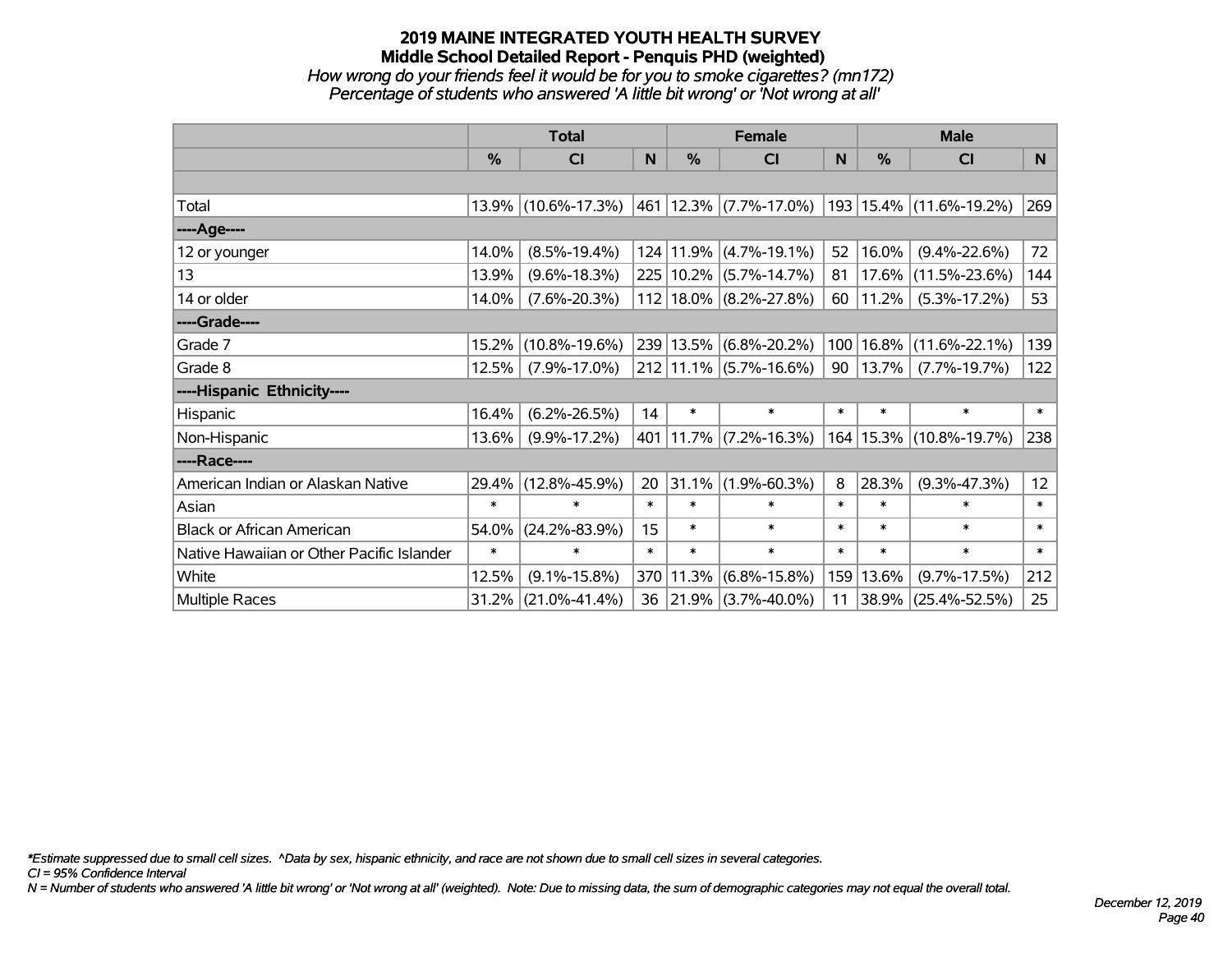# 2019 MAINE INTEGRATED YOUTH HEALTH SURVEY
## Middle School Detailed Report - Penquis PHD (weighted)
*How wrong do your friends feel it would be for you to smoke cigarettes? (mn172)*
*Percentage of students who answered 'A little bit wrong' or 'Not wrong at all'*

| | Total | | | Female | | | Male | | |
|---|---|---|---|---|---|---|---|---|---|
| | % | CI | N | % | CI | N | % | CI | N |
| Total | 13.9% | (10.6%-17.3%) | 461 | 12.3% | (7.7%-17.0%) | 193 | 15.4% | (11.6%-19.2%) | 269 |
| ----Age---- | | | | | | | | | |
| 12 or younger | 14.0% | (8.5%-19.4%) | 124 | 11.9% | (4.7%-19.1%) | 52 | 16.0% | (9.4%-22.6%) | 72 |
| 13 | 13.9% | (9.6%-18.3%) | 225 | 10.2% | (5.7%-14.7%) | 81 | 17.6% | (11.5%-23.6%) | 144 |
| 14 or older | 14.0% | (7.6%-20.3%) | 112 | 18.0% | (8.2%-27.8%) | 60 | 11.2% | (5.3%-17.2%) | 53 |
| ----Grade---- | | | | | | | | | |
| Grade 7 | 15.2% | (10.8%-19.6%) | 239 | 13.5% | (6.8%-20.2%) | 100 | 16.8% | (11.6%-22.1%) | 139 |
| Grade 8 | 12.5% | (7.9%-17.0%) | 212 | 11.1% | (5.7%-16.6%) | 90 | 13.7% | (7.7%-19.7%) | 122 |
| ----Hispanic Ethnicity---- | | | | | | | | | |
| Hispanic | 16.4% | (6.2%-26.5%) | 14 | * | * | * | * | * | * |
| Non-Hispanic | 13.6% | (9.9%-17.2%) | 401 | 11.7% | (7.2%-16.3%) | 164 | 15.3% | (10.8%-19.7%) | 238 |
| ----Race---- | | | | | | | | | |
| American Indian or Alaskan Native | 29.4% | (12.8%-45.9%) | 20 | 31.1% | (1.9%-60.3%) | 8 | 28.3% | (9.3%-47.3%) | 12 |
| Asian | * | * | * | * | * | * | * | * | * |
| Black or African American | 54.0% | (24.2%-83.9%) | 15 | * | * | * | * | * | * |
| Native Hawaiian or Other Pacific Islander | * | * | * | * | * | * | * | * | * |
| White | 12.5% | (9.1%-15.8%) | 370 | 11.3% | (6.8%-15.8%) | 159 | 13.6% | (9.7%-17.5%) | 212 |
| Multiple Races | 31.2% | (21.0%-41.4%) | 36 | 21.9% | (3.7%-40.0%) | 11 | 38.9% | (25.4%-52.5%) | 25 |

*Estimate suppressed due to small cell sizes. ^Data by sex, hispanic ethnicity, and race are not shown due to small cell sizes in several categories.
CI = 95% Confidence Interval
N = Number of students who answered 'A little bit wrong' or 'Not wrong at all' (weighted). Note: Due to missing data, the sum of demographic categories may not equal the overall total.

December 12, 2019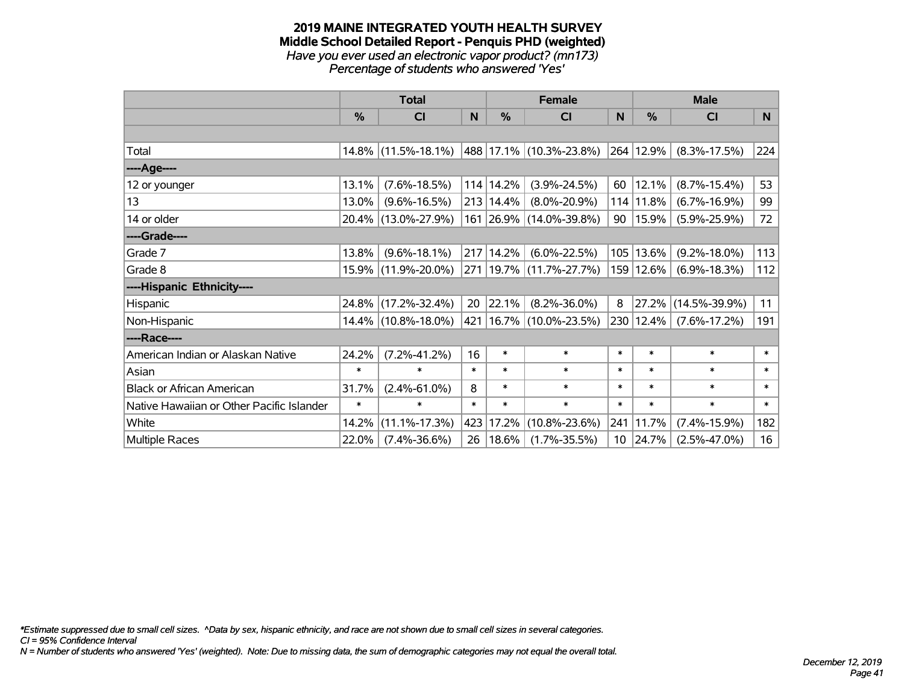# 2019 MAINE INTEGRATED YOUTH HEALTH SURVEY
## Middle School Detailed Report - Penquis PHD (weighted)
*Have you ever used an electronic vapor product? (mn173)*
*Percentage of students who answered 'Yes'*

| | Total | | | Female | | | Male | | |
|---|---|---|---|---|---|---|---|---|---|
| | % | CI | N | % | CI | N | % | CI | N |
| Total | 14.8% | (11.5%-18.1%) | 488 | 17.1% | (10.3%-23.8%) | 264 | 12.9% | (8.3%-17.5%) | 224 |
| ----Age---- | | | | | | | | | |
| 12 or younger | 13.1% | (7.6%-18.5%) | 114 | 14.2% | (3.9%-24.5%) | 60 | 12.1% | (8.7%-15.4%) | 53 |
| 13 | 13.0% | (9.6%-16.5%) | 213 | 14.4% | (8.0%-20.9%) | 114 | 11.8% | (6.7%-16.9%) | 99 |
| 14 or older | 20.4% | (13.0%-27.9%) | 161 | 26.9% | (14.0%-39.8%) | 90 | 15.9% | (5.9%-25.9%) | 72 |
| ----Grade---- | | | | | | | | | |
| Grade 7 | 13.8% | (9.6%-18.1%) | 217 | 14.2% | (6.0%-22.5%) | 105 | 13.6% | (9.2%-18.0%) | 113 |
| Grade 8 | 15.9% | (11.9%-20.0%) | 271 | 19.7% | (11.7%-27.7%) | 159 | 12.6% | (6.9%-18.3%) | 112 |
| ----Hispanic Ethnicity---- | | | | | | | | | |
| Hispanic | 24.8% | (17.2%-32.4%) | 20 | 22.1% | (8.2%-36.0%) | 8 | 27.2% | (14.5%-39.9%) | 11 |
| Non-Hispanic | 14.4% | (10.8%-18.0%) | 421 | 16.7% | (10.0%-23.5%) | 230 | 12.4% | (7.6%-17.2%) | 191 |
| ----Race---- | | | | | | | | | |
| American Indian or Alaskan Native | 24.2% | (7.2%-41.2%) | 16 | * | * | * | * | * | * |
| Asian | * | * | * | * | * | * | * | * | * |
| Black or African American | 31.7% | (2.4%-61.0%) | 8 | * | * | * | * | * | * |
| Native Hawaiian or Other Pacific Islander | * | * | * | * | * | * | * | * | * |
| White | 14.2% | (11.1%-17.3%) | 423 | 17.2% | (10.8%-23.6%) | 241 | 11.7% | (7.4%-15.9%) | 182 |
| Multiple Races | 22.0% | (7.4%-36.6%) | 26 | 18.6% | (1.7%-35.5%) | 10 | 24.7% | (2.5%-47.0%) | 16 |

*\*Estimate suppressed due to small cell sizes. ^Data by sex, hispanic ethnicity, and race are not shown due to small cell sizes in several categories.*
*CI = 95% Confidence Interval*
*N = Number of students who answered 'Yes' (weighted). Note: Due to missing data, the sum of demographic categories may not equal the overall total.*

*December 12, 2019*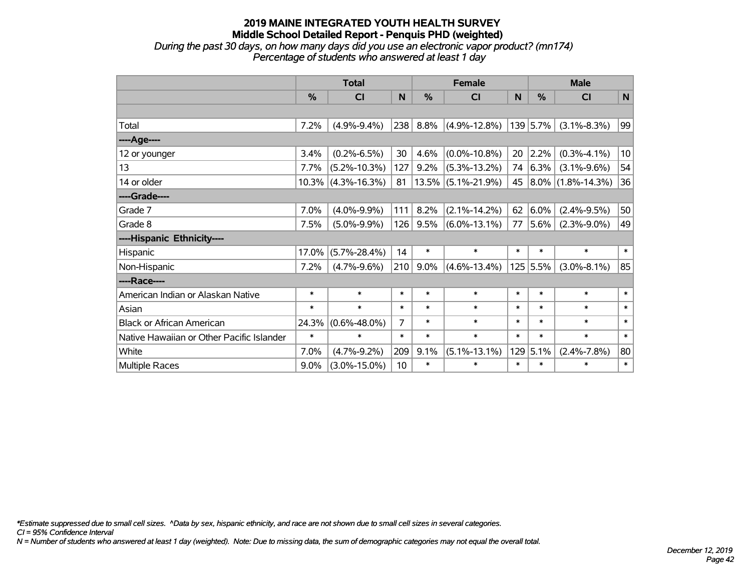# 2019 MAINE INTEGRATED YOUTH HEALTH SURVEY
## Middle School Detailed Report - Penquis PHD (weighted)
*During the past 30 days, on how many days did you use an electronic vapor product? (mn174)*
*Percentage of students who answered at least 1 day*

| | Total | | | Female | | | Male | | |
|---|---|---|---|---|---|---|---|---|---|
| | % | CI | N | % | CI | N | % | CI | N |
| | | | | | | | | | |
| Total | 7.2% | (4.9%-9.4%) | 238 | 8.8% | (4.9%-12.8%) | 139 | 5.7% | (3.1%-8.3%) | 99 |
| ----Age---- | | | | | | | | | |
| 12 or younger | 3.4% | (0.2%-6.5%) | 30 | 4.6% | (0.0%-10.8%) | 20 | 2.2% | (0.3%-4.1%) | 10 |
| 13 | 7.7% | (5.2%-10.3%) | 127 | 9.2% | (5.3%-13.2%) | 74 | 6.3% | (3.1%-9.6%) | 54 |
| 14 or older | 10.3% | (4.3%-16.3%) | 81 | 13.5% | (5.1%-21.9%) | 45 | 8.0% | (1.8%-14.3%) | 36 |
| ----Grade---- | | | | | | | | | |
| Grade 7 | 7.0% | (4.0%-9.9%) | 111 | 8.2% | (2.1%-14.2%) | 62 | 6.0% | (2.4%-9.5%) | 50 |
| Grade 8 | 7.5% | (5.0%-9.9%) | 126 | 9.5% | (6.0%-13.1%) | 77 | 5.6% | (2.3%-9.0%) | 49 |
| ----Hispanic Ethnicity---- | | | | | | | | | |
| Hispanic | 17.0% | (5.7%-28.4%) | 14 | * | * | * | * | * | * |
| Non-Hispanic | 7.2% | (4.7%-9.6%) | 210 | 9.0% | (4.6%-13.4%) | 125 | 5.5% | (3.0%-8.1%) | 85 |
| ----Race---- | | | | | | | | | |
| American Indian or Alaskan Native | * | * | * | * | * | * | * | * | * |
| Asian | * | * | * | * | * | * | * | * | * |
| Black or African American | 24.3% | (0.6%-48.0%) | 7 | * | * | * | * | * | * |
| Native Hawaiian or Other Pacific Islander | * | * | * | * | * | * | * | * | * |
| White | 7.0% | (4.7%-9.2%) | 209 | 9.1% | (5.1%-13.1%) | 129 | 5.1% | (2.4%-7.8%) | 80 |
| Multiple Races | 9.0% | (3.0%-15.0%) | 10 | * | * | * | * | * | * |

*\*Estimate suppressed due to small cell sizes. ^Data by sex, hispanic ethnicity, and race are not shown due to small cell sizes in several categories.*
*CI = 95% Confidence Interval*
*N = Number of students who answered at least 1 day (weighted). Note: Due to missing data, the sum of demographic categories may not equal the overall total.*

*December 12, 2019*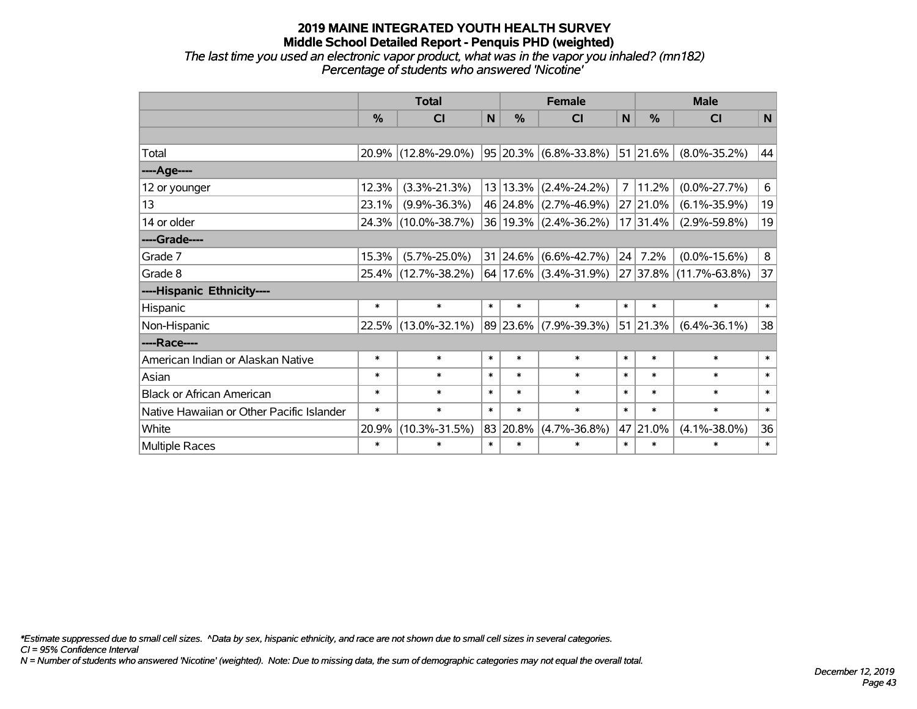# 2019 MAINE INTEGRATED YOUTH HEALTH SURVEY
## Middle School Detailed Report - Penquis PHD (weighted)
*The last time you used an electronic vapor product, what was in the vapor you inhaled? (mn182)*
*Percentage of students who answered 'Nicotine'*

| | Total | | | Female | | | Male | | |
|---|---|---|---|---|---|---|---|---|---|
| | % | CI | N | % | CI | N | % | CI | N |
| | | | | | | | | | |
| Total | 20.9% | (12.8%-29.0%) | 95 | 20.3% | (6.8%-33.8%) | 51 | 21.6% | (8.0%-35.2%) | 44 |
| ----Age---- | | | | | | | | | |
| 12 or younger | 12.3% | (3.3%-21.3%) | 13 | 13.3% | (2.4%-24.2%) | 7 | 11.2% | (0.0%-27.7%) | 6 |
| 13 | 23.1% | (9.9%-36.3%) | 46 | 24.8% | (2.7%-46.9%) | 27 | 21.0% | (6.1%-35.9%) | 19 |
| 14 or older | 24.3% | (10.0%-38.7%) | 36 | 19.3% | (2.4%-36.2%) | 17 | 31.4% | (2.9%-59.8%) | 19 |
| ----Grade---- | | | | | | | | | |
| Grade 7 | 15.3% | (5.7%-25.0%) | 31 | 24.6% | (6.6%-42.7%) | 24 | 7.2% | (0.0%-15.6%) | 8 |
| Grade 8 | 25.4% | (12.7%-38.2%) | 64 | 17.6% | (3.4%-31.9%) | 27 | 37.8% | (11.7%-63.8%) | 37 |
| ----Hispanic Ethnicity---- | | | | | | | | | |
| Hispanic | * | * | * | * | * | * | * | * | * |
| Non-Hispanic | 22.5% | (13.0%-32.1%) | 89 | 23.6% | (7.9%-39.3%) | 51 | 21.3% | (6.4%-36.1%) | 38 |
| ----Race---- | | | | | | | | | |
| American Indian or Alaskan Native | * | * | * | * | * | * | * | * | * |
| Asian | * | * | * | * | * | * | * | * | * |
| Black or African American | * | * | * | * | * | * | * | * | * |
| Native Hawaiian or Other Pacific Islander | * | * | * | * | * | * | * | * | * |
| White | 20.9% | (10.3%-31.5%) | 83 | 20.8% | (4.7%-36.8%) | 47 | 21.0% | (4.1%-38.0%) | 36 |
| Multiple Races | * | * | * | * | * | * | * | * | * |

*\*Estimate suppressed due to small cell sizes. ^Data by sex, hispanic ethnicity, and race are not shown due to small cell sizes in several categories.*
*CI = 95% Confidence Interval*
*N = Number of students who answered 'Nicotine' (weighted). Note: Due to missing data, the sum of demographic categories may not equal the overall total.*

*December 12, 2019*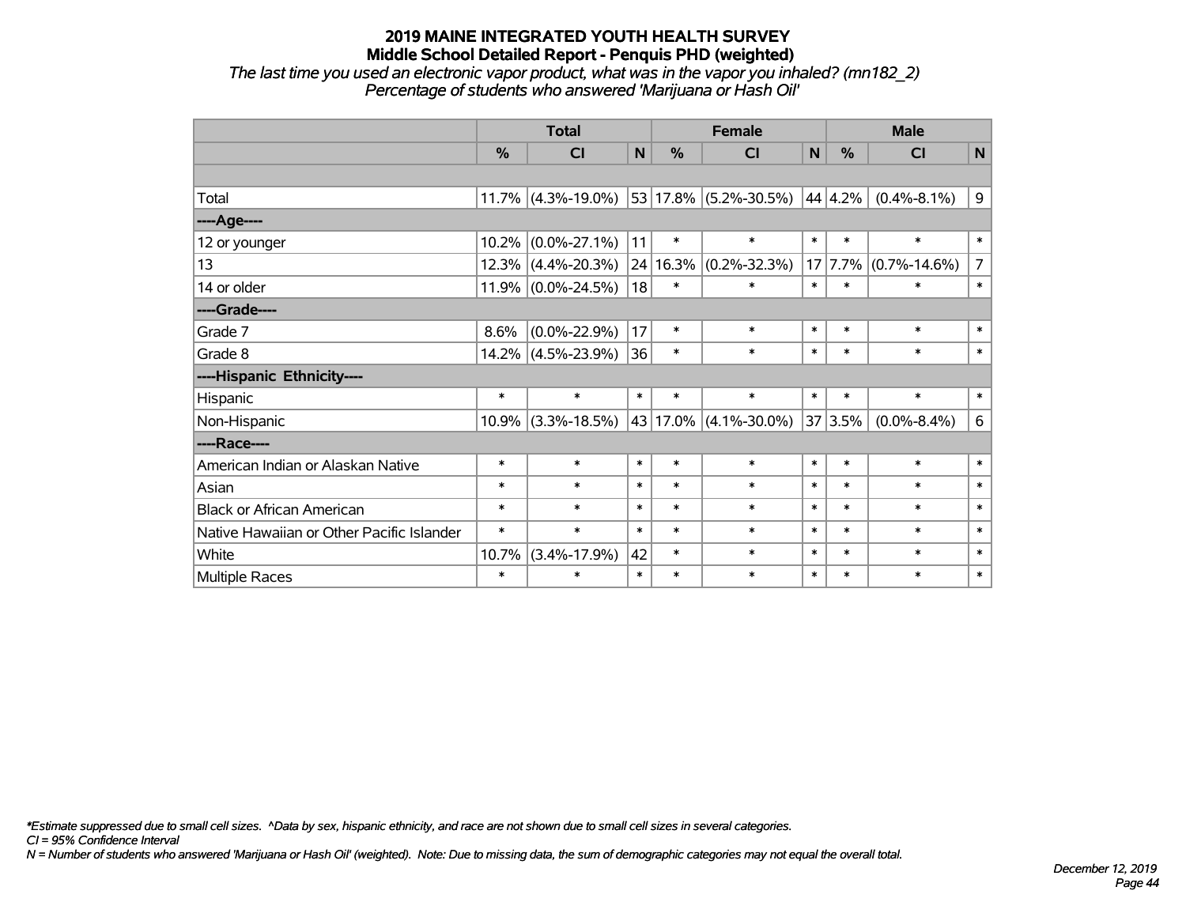# 2019 MAINE INTEGRATED YOUTH HEALTH SURVEY
## Middle School Detailed Report - Penquis PHD (weighted)
*The last time you used an electronic vapor product, what was in the vapor you inhaled? (mn182_2)*
*Percentage of students who answered 'Marijuana or Hash Oil'*

| | Total | | | Female | | | Male | | |
|---|---|---|---|---|---|---|---|---|---|
| | % | CI | N | % | CI | N | % | CI | N |
| | | | | | | | | | |
| Total | 11.7% | (4.3%-19.0%) | 53 | 17.8% | (5.2%-30.5%) | 44 | 4.2% | (0.4%-8.1%) | 9 |
| ----Age---- | | | | | | | | | |
| 12 or younger | 10.2% | (0.0%-27.1%) | 11 | * | * | * | * | * | * |
| 13 | 12.3% | (4.4%-20.3%) | 24 | 16.3% | (0.2%-32.3%) | 17 | 7.7% | (0.7%-14.6%) | 7 |
| 14 or older | 11.9% | (0.0%-24.5%) | 18 | * | * | * | * | * | * |
| ----Grade---- | | | | | | | | | |
| Grade 7 | 8.6% | (0.0%-22.9%) | 17 | * | * | * | * | * | * |
| Grade 8 | 14.2% | (4.5%-23.9%) | 36 | * | * | * | * | * | * |
| ----Hispanic Ethnicity---- | | | | | | | | | |
| Hispanic | * | * | * | * | * | * | * | * | * |
| Non-Hispanic | 10.9% | (3.3%-18.5%) | 43 | 17.0% | (4.1%-30.0%) | 37 | 3.5% | (0.0%-8.4%) | 6 |
| ----Race---- | | | | | | | | | |
| American Indian or Alaskan Native | * | * | * | * | * | * | * | * | * |
| Asian | * | * | * | * | * | * | * | * | * |
| Black or African American | * | * | * | * | * | * | * | * | * |
| Native Hawaiian or Other Pacific Islander | * | * | * | * | * | * | * | * | * |
| White | 10.7% | (3.4%-17.9%) | 42 | * | * | * | * | * | * |
| Multiple Races | * | * | * | * | * | * | * | * | * |

*\*Estimate suppressed due to small cell sizes. ^Data by sex, hispanic ethnicity, and race are not shown due to small cell sizes in several categories.*
*CI = 95% Confidence Interval*
*N = Number of students who answered 'Marijuana or Hash Oil' (weighted). Note: Due to missing data, the sum of demographic categories may not equal the overall total.*

*December 12, 2019*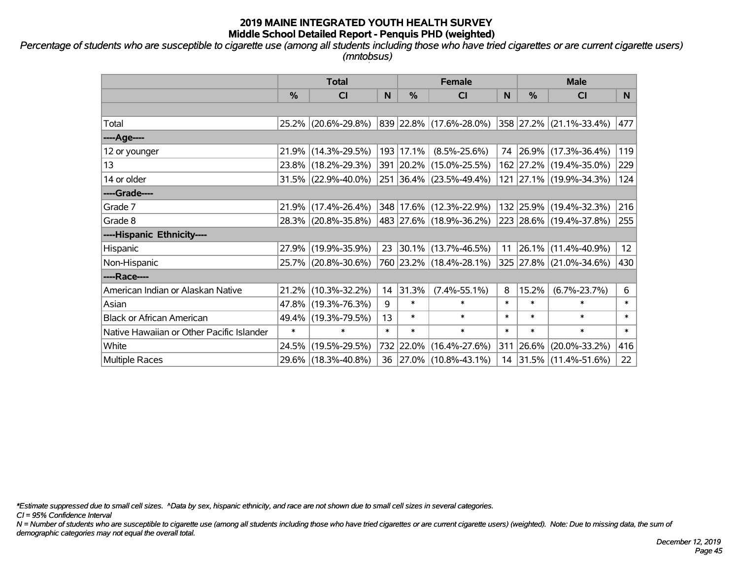# 2019 MAINE INTEGRATED YOUTH HEALTH SURVEY
## Middle School Detailed Report - Penquis PHD (weighted)

*Percentage of students who are susceptible to cigarette use (among all students including those who have tried cigarettes or are current cigarette users) (mntobsus)*

| | Total | | | Female | | | Male | | |
|---|---|---|---|---|---|---|---|---|---|
| | % | CI | N | % | CI | N | % | CI | N |
| Total | 25.2% | (20.6%-29.8%) | 839 | 22.8% | (17.6%-28.0%) | 358 | 27.2% | (21.1%-33.4%) | 477 |
| ----Age---- | | | | | | | | | |
| 12 or younger | 21.9% | (14.3%-29.5%) | 193 | 17.1% | (8.5%-25.6%) | 74 | 26.9% | (17.3%-36.4%) | 119 |
| 13 | 23.8% | (18.2%-29.3%) | 391 | 20.2% | (15.0%-25.5%) | 162 | 27.2% | (19.4%-35.0%) | 229 |
| 14 or older | 31.5% | (22.9%-40.0%) | 251 | 36.4% | (23.5%-49.4%) | 121 | 27.1% | (19.9%-34.3%) | 124 |
| ----Grade---- | | | | | | | | | |
| Grade 7 | 21.9% | (17.4%-26.4%) | 348 | 17.6% | (12.3%-22.9%) | 132 | 25.9% | (19.4%-32.3%) | 216 |
| Grade 8 | 28.3% | (20.8%-35.8%) | 483 | 27.6% | (18.9%-36.2%) | 223 | 28.6% | (19.4%-37.8%) | 255 |
| ----Hispanic Ethnicity---- | | | | | | | | | |
| Hispanic | 27.9% | (19.9%-35.9%) | 23 | 30.1% | (13.7%-46.5%) | 11 | 26.1% | (11.4%-40.9%) | 12 |
| Non-Hispanic | 25.7% | (20.8%-30.6%) | 760 | 23.2% | (18.4%-28.1%) | 325 | 27.8% | (21.0%-34.6%) | 430 |
| ----Race---- | | | | | | | | | |
| American Indian or Alaskan Native | 21.2% | (10.3%-32.2%) | 14 | 31.3% | (7.4%-55.1%) | 8 | 15.2% | (6.7%-23.7%) | 6 |
| Asian | 47.8% | (19.3%-76.3%) | 9 | * | * | * | * | * | * |
| Black or African American | 49.4% | (19.3%-79.5%) | 13 | * | * | * | * | * | * |
| Native Hawaiian or Other Pacific Islander | * | * | * | * | * | * | * | * | * |
| White | 24.5% | (19.5%-29.5%) | 732 | 22.0% | (16.4%-27.6%) | 311 | 26.6% | (20.0%-33.2%) | 416 |
| Multiple Races | 29.6% | (18.3%-40.8%) | 36 | 27.0% | (10.8%-43.1%) | 14 | 31.5% | (11.4%-51.6%) | 22 |

*\*Estimate suppressed due to small cell sizes. ^Data by sex, hispanic ethnicity, and race are not shown due to small cell sizes in several categories.*

*CI = 95% Confidence Interval*

*N = Number of students who are susceptible to cigarette use (among all students including those who have tried cigarettes or are current cigarette users) (weighted). Note: Due to missing data, the sum of demographic categories may not equal the overall total.*

*December 12, 2019*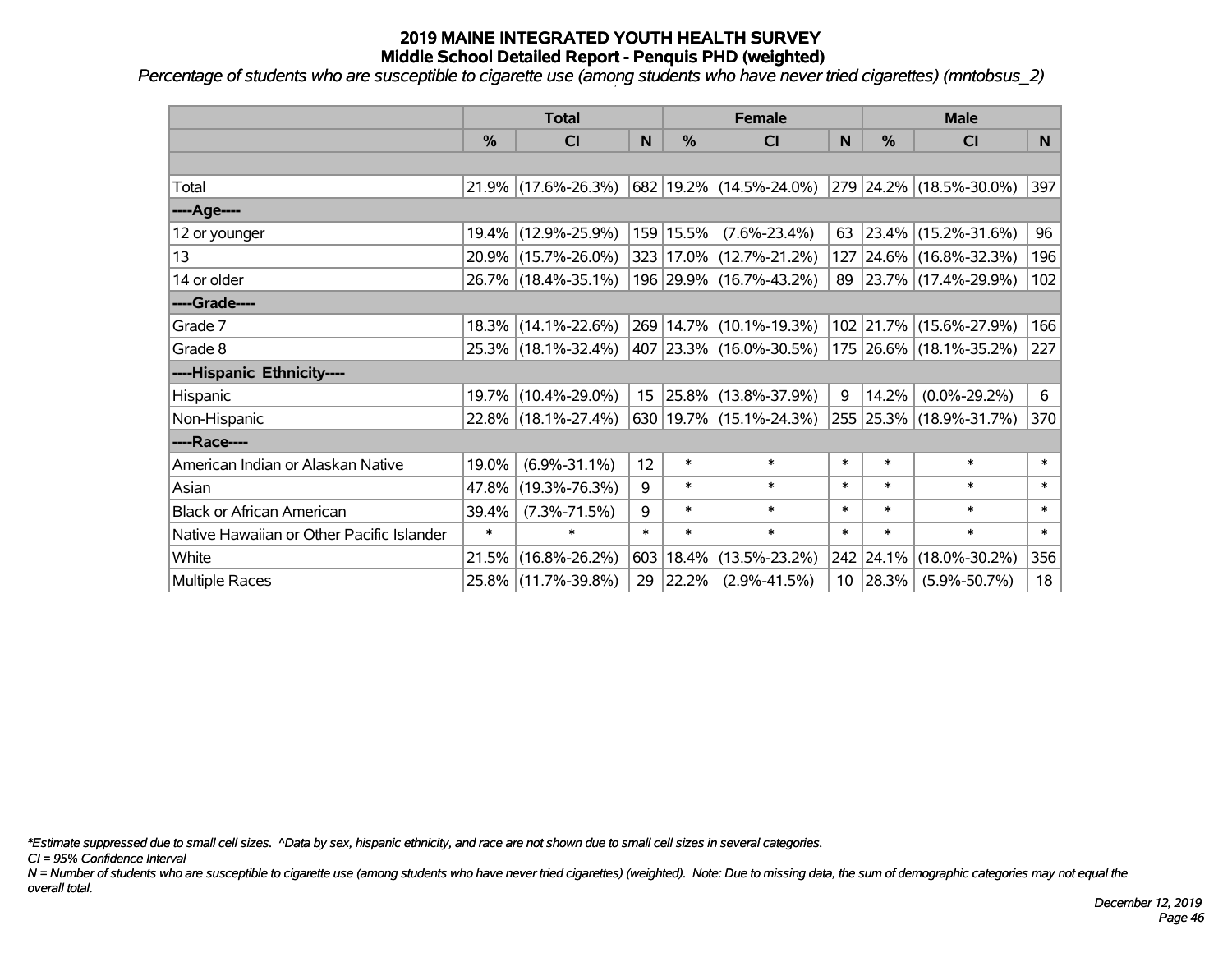# 2019 MAINE INTEGRATED YOUTH HEALTH SURVEY
## Middle School Detailed Report - Penquis PHD (weighted)

*Percentage of students who are susceptible to cigarette use (among students who have never tried cigarettes) (mntobsus_2)*

| | Total | | | Female | | | Male | | |
|---|---|---|---|---|---|---|---|---|---|
| | % | CI | N | % | CI | N | % | CI | N |
| | | | | | | | | | |
| Total | 21.9% | (17.6%-26.3%) | 682 | 19.2% | (14.5%-24.0%) | 279 | 24.2% | (18.5%-30.0%) | 397 |
| ----Age---- | | | | | | | | | |
| 12 or younger | 19.4% | (12.9%-25.9%) | 159 | 15.5% | (7.6%-23.4%) | 63 | 23.4% | (15.2%-31.6%) | 96 |
| 13 | 20.9% | (15.7%-26.0%) | 323 | 17.0% | (12.7%-21.2%) | 127 | 24.6% | (16.8%-32.3%) | 196 |
| 14 or older | 26.7% | (18.4%-35.1%) | 196 | 29.9% | (16.7%-43.2%) | 89 | 23.7% | (17.4%-29.9%) | 102 |
| ----Grade---- | | | | | | | | | |
| Grade 7 | 18.3% | (14.1%-22.6%) | 269 | 14.7% | (10.1%-19.3%) | 102 | 21.7% | (15.6%-27.9%) | 166 |
| Grade 8 | 25.3% | (18.1%-32.4%) | 407 | 23.3% | (16.0%-30.5%) | 175 | 26.6% | (18.1%-35.2%) | 227 |
| ----Hispanic Ethnicity---- | | | | | | | | | |
| Hispanic | 19.7% | (10.4%-29.0%) | 15 | 25.8% | (13.8%-37.9%) | 9 | 14.2% | (0.0%-29.2%) | 6 |
| Non-Hispanic | 22.8% | (18.1%-27.4%) | 630 | 19.7% | (15.1%-24.3%) | 255 | 25.3% | (18.9%-31.7%) | 370 |
| ----Race---- | | | | | | | | | |
| American Indian or Alaskan Native | 19.0% | (6.9%-31.1%) | 12 | * | * | * | * | * | * |
| Asian | 47.8% | (19.3%-76.3%) | 9 | * | * | * | * | * | * |
| Black or African American | 39.4% | (7.3%-71.5%) | 9 | * | * | * | * | * | * |
| Native Hawaiian or Other Pacific Islander | * | * | * | * | * | * | * | * | * |
| White | 21.5% | (16.8%-26.2%) | 603 | 18.4% | (13.5%-23.2%) | 242 | 24.1% | (18.0%-30.2%) | 356 |
| Multiple Races | 25.8% | (11.7%-39.8%) | 29 | 22.2% | (2.9%-41.5%) | 10 | 28.3% | (5.9%-50.7%) | 18 |

*\*Estimate suppressed due to small cell sizes. ^Data by sex, hispanic ethnicity, and race are not shown due to small cell sizes in several categories.*

*CI = 95% Confidence Interval*

*N = Number of students who are susceptible to cigarette use (among students who have never tried cigarettes) (weighted). Note: Due to missing data, the sum of demographic categories may not equal the overall total.*

*December 12, 2019*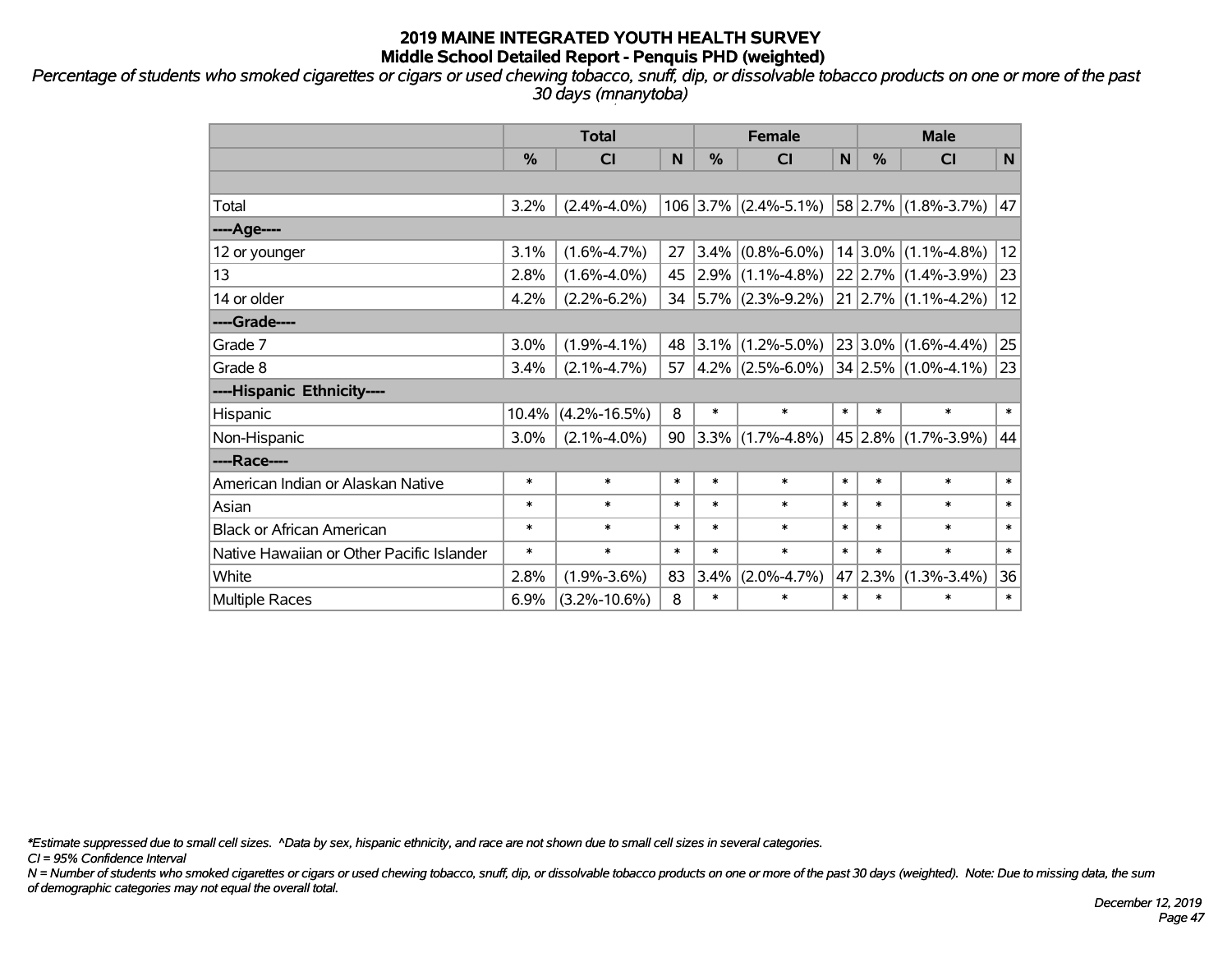# 2019 MAINE INTEGRATED YOUTH HEALTH SURVEY
## Middle School Detailed Report - Penquis PHD (weighted)

*Percentage of students who smoked cigarettes or cigars or used chewing tobacco, snuff, dip, or dissolvable tobacco products on one or more of the past 30 days (mnanytoba)*

| | Total | | | Female | | | Male | | |
|---|---|---|---|---|---|---|---|---|---|
| | % | CI | N | % | CI | N | % | CI | N |
| | | | | | | | | | |
| Total | 3.2% | (2.4%-4.0%) | 106 | 3.7% | (2.4%-5.1%) | 58 | 2.7% | (1.8%-3.7%) | 47 |
| ----Age---- | | | | | | | | | |
| 12 or younger | 3.1% | (1.6%-4.7%) | 27 | 3.4% | (0.8%-6.0%) | 14 | 3.0% | (1.1%-4.8%) | 12 |
| 13 | 2.8% | (1.6%-4.0%) | 45 | 2.9% | (1.1%-4.8%) | 22 | 2.7% | (1.4%-3.9%) | 23 |
| 14 or older | 4.2% | (2.2%-6.2%) | 34 | 5.7% | (2.3%-9.2%) | 21 | 2.7% | (1.1%-4.2%) | 12 |
| ----Grade---- | | | | | | | | | |
| Grade 7 | 3.0% | (1.9%-4.1%) | 48 | 3.1% | (1.2%-5.0%) | 23 | 3.0% | (1.6%-4.4%) | 25 |
| Grade 8 | 3.4% | (2.1%-4.7%) | 57 | 4.2% | (2.5%-6.0%) | 34 | 2.5% | (1.0%-4.1%) | 23 |
| ----Hispanic Ethnicity---- | | | | | | | | | |
| Hispanic | 10.4% | (4.2%-16.5%) | 8 | * | * | * | * | * | * |
| Non-Hispanic | 3.0% | (2.1%-4.0%) | 90 | 3.3% | (1.7%-4.8%) | 45 | 2.8% | (1.7%-3.9%) | 44 |
| ----Race---- | | | | | | | | | |
| American Indian or Alaskan Native | * | * | * | * | * | * | * | * | * |
| Asian | * | * | * | * | * | * | * | * | * |
| Black or African American | * | * | * | * | * | * | * | * | * |
| Native Hawaiian or Other Pacific Islander | * | * | * | * | * | * | * | * | * |
| White | 2.8% | (1.9%-3.6%) | 83 | 3.4% | (2.0%-4.7%) | 47 | 2.3% | (1.3%-3.4%) | 36 |
| Multiple Races | 6.9% | (3.2%-10.6%) | 8 | * | * | * | * | * | * |

*\*Estimate suppressed due to small cell sizes. ^Data by sex, hispanic ethnicity, and race are not shown due to small cell sizes in several categories.*

*CI = 95% Confidence Interval*

*N = Number of students who smoked cigarettes or cigars or used chewing tobacco, snuff, dip, or dissolvable tobacco products on one or more of the past 30 days (weighted). Note: Due to missing data, the sum of demographic categories may not equal the overall total.*

*December 12, 2019*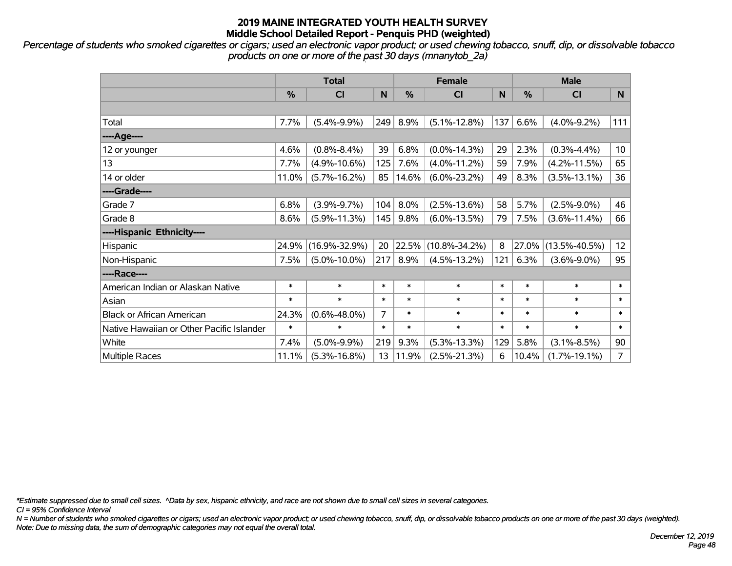# 2019 MAINE INTEGRATED YOUTH HEALTH SURVEY
## Middle School Detailed Report - Penquis PHD (weighted)

*Percentage of students who smoked cigarettes or cigars; used an electronic vapor product; or used chewing tobacco, snuff, dip, or dissolvable tobacco products on one or more of the past 30 days (mnanytob_2a)*

| | Total | | | Female | | | Male | | |
|---|---|---|---|---|---|---|---|---|---|
| | % | CI | N | % | CI | N | % | CI | N |
| | | | | | | | | | |
| Total | 7.7% | (5.4%-9.9%) | 249 | 8.9% | (5.1%-12.8%) | 137 | 6.6% | (4.0%-9.2%) | 111 |
| ----Age---- | | | | | | | | | |
| 12 or younger | 4.6% | (0.8%-8.4%) | 39 | 6.8% | (0.0%-14.3%) | 29 | 2.3% | (0.3%-4.4%) | 10 |
| 13 | 7.7% | (4.9%-10.6%) | 125 | 7.6% | (4.0%-11.2%) | 59 | 7.9% | (4.2%-11.5%) | 65 |
| 14 or older | 11.0% | (5.7%-16.2%) | 85 | 14.6% | (6.0%-23.2%) | 49 | 8.3% | (3.5%-13.1%) | 36 |
| ----Grade---- | | | | | | | | | |
| Grade 7 | 6.8% | (3.9%-9.7%) | 104 | 8.0% | (2.5%-13.6%) | 58 | 5.7% | (2.5%-9.0%) | 46 |
| Grade 8 | 8.6% | (5.9%-11.3%) | 145 | 9.8% | (6.0%-13.5%) | 79 | 7.5% | (3.6%-11.4%) | 66 |
| ----Hispanic Ethnicity---- | | | | | | | | | |
| Hispanic | 24.9% | (16.9%-32.9%) | 20 | 22.5% | (10.8%-34.2%) | 8 | 27.0% | (13.5%-40.5%) | 12 |
| Non-Hispanic | 7.5% | (5.0%-10.0%) | 217 | 8.9% | (4.5%-13.2%) | 121 | 6.3% | (3.6%-9.0%) | 95 |
| ----Race---- | | | | | | | | | |
| American Indian or Alaskan Native | * | * | * | * | * | * | * | * | * |
| Asian | * | * | * | * | * | * | * | * | * |
| Black or African American | 24.3% | (0.6%-48.0%) | 7 | * | * | * | * | * | * |
| Native Hawaiian or Other Pacific Islander | * | * | * | * | * | * | * | * | * |
| White | 7.4% | (5.0%-9.9%) | 219 | 9.3% | (5.3%-13.3%) | 129 | 5.8% | (3.1%-8.5%) | 90 |
| Multiple Races | 11.1% | (5.3%-16.8%) | 13 | 11.9% | (2.5%-21.3%) | 6 | 10.4% | (1.7%-19.1%) | 7 |

*\*Estimate suppressed due to small cell sizes. ^Data by sex, hispanic ethnicity, and race are not shown due to small cell sizes in several categories.*
*CI = 95% Confidence Interval*
*N = Number of students who smoked cigarettes or cigars; used an electronic vapor product; or used chewing tobacco, snuff, dip, or dissolvable tobacco products on one or more of the past 30 days (weighted).*
*Note: Due to missing data, the sum of demographic categories may not equal the overall total.*

*December 12, 2019*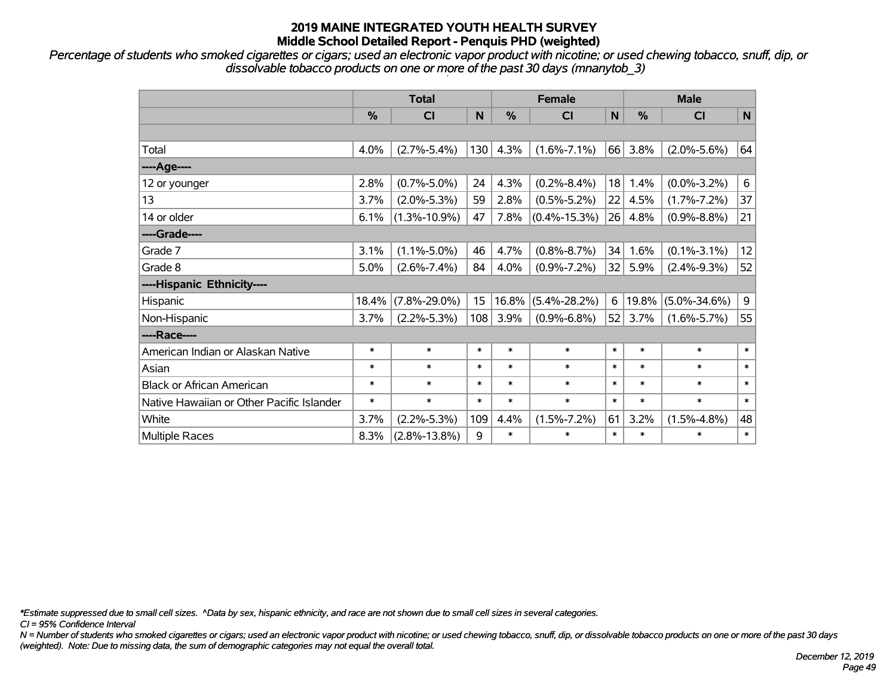# 2019 MAINE INTEGRATED YOUTH HEALTH SURVEY
## Middle School Detailed Report - Penquis PHD (weighted)

*Percentage of students who smoked cigarettes or cigars; used an electronic vapor product with nicotine; or used chewing tobacco, snuff, dip, or dissolvable tobacco products on one or more of the past 30 days (mnanytob_3)*

| | Total | | | Female | | | Male | | |
|---|---|---|---|---|---|---|---|---|---|
| | % | CI | N | % | CI | N | % | CI | N |
| | | | | | | | | | |
| Total | 4.0% | (2.7%-5.4%) | 130 | 4.3% | (1.6%-7.1%) | 66 | 3.8% | (2.0%-5.6%) | 64 |
| ----Age---- | | | | | | | | | |
| 12 or younger | 2.8% | (0.7%-5.0%) | 24 | 4.3% | (0.2%-8.4%) | 18 | 1.4% | (0.0%-3.2%) | 6 |
| 13 | 3.7% | (2.0%-5.3%) | 59 | 2.8% | (0.5%-5.2%) | 22 | 4.5% | (1.7%-7.2%) | 37 |
| 14 or older | 6.1% | (1.3%-10.9%) | 47 | 7.8% | (0.4%-15.3%) | 26 | 4.8% | (0.9%-8.8%) | 21 |
| ----Grade---- | | | | | | | | | |
| Grade 7 | 3.1% | (1.1%-5.0%) | 46 | 4.7% | (0.8%-8.7%) | 34 | 1.6% | (0.1%-3.1%) | 12 |
| Grade 8 | 5.0% | (2.6%-7.4%) | 84 | 4.0% | (0.9%-7.2%) | 32 | 5.9% | (2.4%-9.3%) | 52 |
| ----Hispanic Ethnicity---- | | | | | | | | | |
| Hispanic | 18.4% | (7.8%-29.0%) | 15 | 16.8% | (5.4%-28.2%) | 6 | 19.8% | (5.0%-34.6%) | 9 |
| Non-Hispanic | 3.7% | (2.2%-5.3%) | 108 | 3.9% | (0.9%-6.8%) | 52 | 3.7% | (1.6%-5.7%) | 55 |
| ----Race---- | | | | | | | | | |
| American Indian or Alaskan Native | * | * | * | * | * | * | * | * | * |
| Asian | * | * | * | * | * | * | * | * | * |
| Black or African American | * | * | * | * | * | * | * | * | * |
| Native Hawaiian or Other Pacific Islander | * | * | * | * | * | * | * | * | * |
| White | 3.7% | (2.2%-5.3%) | 109 | 4.4% | (1.5%-7.2%) | 61 | 3.2% | (1.5%-4.8%) | 48 |
| Multiple Races | 8.3% | (2.8%-13.8%) | 9 | * | * | * | * | * | * |

*\*Estimate suppressed due to small cell sizes. ^Data by sex, hispanic ethnicity, and race are not shown due to small cell sizes in several categories.*
*CI = 95% Confidence Interval*
*N = Number of students who smoked cigarettes or cigars; used an electronic vapor product with nicotine; or used chewing tobacco, snuff, dip, or dissolvable tobacco products on one or more of the past 30 days (weighted). Note: Due to missing data, the sum of demographic categories may not equal the overall total.*

*December 12, 2019*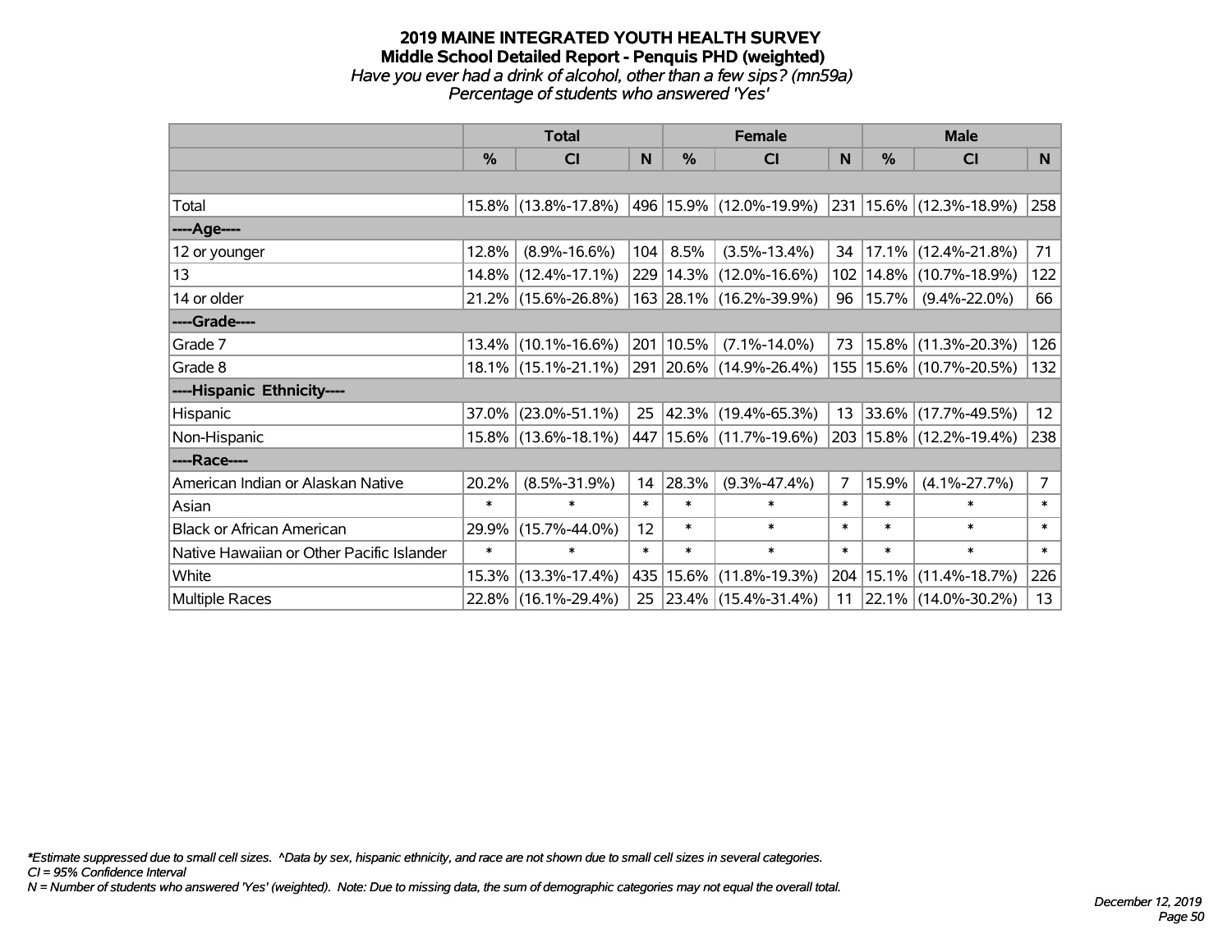# 2019 MAINE INTEGRATED YOUTH HEALTH SURVEY
## Middle School Detailed Report - Penquis PHD (weighted)
*Have you ever had a drink of alcohol, other than a few sips? (mn59a)*
*Percentage of students who answered 'Yes'*

| | Total | | | Female | | | Male | | |
|---|---|---|---|---|---|---|---|---|---|
| | % | CI | N | % | CI | N | % | CI | N |
| Total | 15.8% | (13.8%-17.8%) | 496 | 15.9% | (12.0%-19.9%) | 231 | 15.6% | (12.3%-18.9%) | 258 |
| ----Age---- | | | | | | | | | |
| 12 or younger | 12.8% | (8.9%-16.6%) | 104 | 8.5% | (3.5%-13.4%) | 34 | 17.1% | (12.4%-21.8%) | 71 |
| 13 | 14.8% | (12.4%-17.1%) | 229 | 14.3% | (12.0%-16.6%) | 102 | 14.8% | (10.7%-18.9%) | 122 |
| 14 or older | 21.2% | (15.6%-26.8%) | 163 | 28.1% | (16.2%-39.9%) | 96 | 15.7% | (9.4%-22.0%) | 66 |
| ----Grade---- | | | | | | | | | |
| Grade 7 | 13.4% | (10.1%-16.6%) | 201 | 10.5% | (7.1%-14.0%) | 73 | 15.8% | (11.3%-20.3%) | 126 |
| Grade 8 | 18.1% | (15.1%-21.1%) | 291 | 20.6% | (14.9%-26.4%) | 155 | 15.6% | (10.7%-20.5%) | 132 |
| ----Hispanic Ethnicity---- | | | | | | | | | |
| Hispanic | 37.0% | (23.0%-51.1%) | 25 | 42.3% | (19.4%-65.3%) | 13 | 33.6% | (17.7%-49.5%) | 12 |
| Non-Hispanic | 15.8% | (13.6%-18.1%) | 447 | 15.6% | (11.7%-19.6%) | 203 | 15.8% | (12.2%-19.4%) | 238 |
| ----Race---- | | | | | | | | | |
| American Indian or Alaskan Native | 20.2% | (8.5%-31.9%) | 14 | 28.3% | (9.3%-47.4%) | 7 | 15.9% | (4.1%-27.7%) | 7 |
| Asian | * | * | * | * | * | * | * | * | * |
| Black or African American | 29.9% | (15.7%-44.0%) | 12 | * | * | * | * | * | * |
| Native Hawaiian or Other Pacific Islander | * | * | * | * | * | * | * | * | * |
| White | 15.3% | (13.3%-17.4%) | 435 | 15.6% | (11.8%-19.3%) | 204 | 15.1% | (11.4%-18.7%) | 226 |
| Multiple Races | 22.8% | (16.1%-29.4%) | 25 | 23.4% | (15.4%-31.4%) | 11 | 22.1% | (14.0%-30.2%) | 13 |

*\*Estimate suppressed due to small cell sizes. ^Data by sex, hispanic ethnicity, and race are not shown due to small cell sizes in several categories.*
*CI = 95% Confidence Interval*
*N = Number of students who answered 'Yes' (weighted). Note: Due to missing data, the sum of demographic categories may not equal the overall total.*

*December 12, 2019*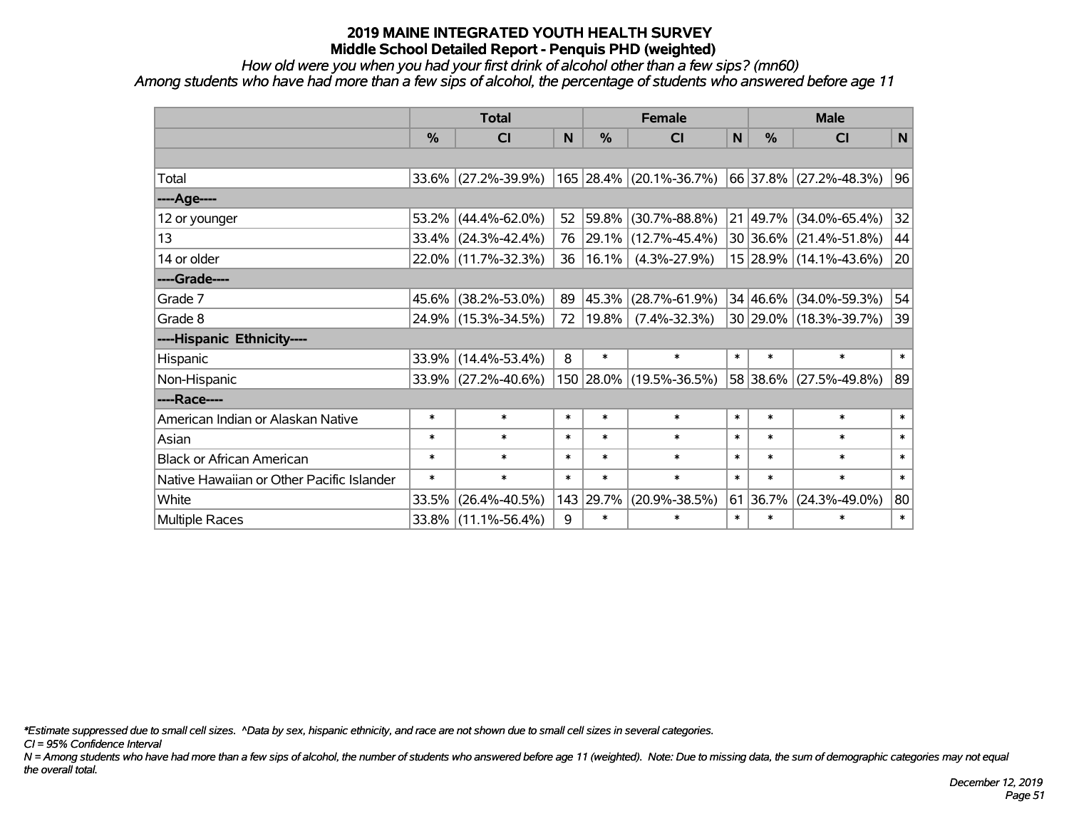# 2019 MAINE INTEGRATED YOUTH HEALTH SURVEY
## Middle School Detailed Report - Penquis PHD (weighted)

*How old were you when you had your first drink of alcohol other than a few sips? (mn60)*
*Among students who have had more than a few sips of alcohol, the percentage of students who answered before age 11*

| | Total | | | Female | | | Male | | |
|---|---|---|---|---|---|---|---|---|---|
| | % | CI | N | % | CI | N | % | CI | N |
| | | | | | | | | | |
| Total | 33.6% | (27.2%-39.9%) | 165 | 28.4% | (20.1%-36.7%) | 66 | 37.8% | (27.2%-48.3%) | 96 |
| ----Age---- | | | | | | | | | |
| 12 or younger | 53.2% | (44.4%-62.0%) | 52 | 59.8% | (30.7%-88.8%) | 21 | 49.7% | (34.0%-65.4%) | 32 |
| 13 | 33.4% | (24.3%-42.4%) | 76 | 29.1% | (12.7%-45.4%) | 30 | 36.6% | (21.4%-51.8%) | 44 |
| 14 or older | 22.0% | (11.7%-32.3%) | 36 | 16.1% | (4.3%-27.9%) | 15 | 28.9% | (14.1%-43.6%) | 20 |
| ----Grade---- | | | | | | | | | |
| Grade 7 | 45.6% | (38.2%-53.0%) | 89 | 45.3% | (28.7%-61.9%) | 34 | 46.6% | (34.0%-59.3%) | 54 |
| Grade 8 | 24.9% | (15.3%-34.5%) | 72 | 19.8% | (7.4%-32.3%) | 30 | 29.0% | (18.3%-39.7%) | 39 |
| ----Hispanic Ethnicity---- | | | | | | | | | |
| Hispanic | 33.9% | (14.4%-53.4%) | 8 | * | * | * | * | * | * |
| Non-Hispanic | 33.9% | (27.2%-40.6%) | 150 | 28.0% | (19.5%-36.5%) | 58 | 38.6% | (27.5%-49.8%) | 89 |
| ----Race---- | | | | | | | | | |
| American Indian or Alaskan Native | * | * | * | * | * | * | * | * | * |
| Asian | * | * | * | * | * | * | * | * | * |
| Black or African American | * | * | * | * | * | * | * | * | * |
| Native Hawaiian or Other Pacific Islander | * | * | * | * | * | * | * | * | * |
| White | 33.5% | (26.4%-40.5%) | 143 | 29.7% | (20.9%-38.5%) | 61 | 36.7% | (24.3%-49.0%) | 80 |
| Multiple Races | 33.8% | (11.1%-56.4%) | 9 | * | * | * | * | * | * |

*\*Estimate suppressed due to small cell sizes. ^Data by sex, hispanic ethnicity, and race are not shown due to small cell sizes in several categories.*

*CI = 95% Confidence Interval*

*N = Among students who have had more than a few sips of alcohol, the number of students who answered before age 11 (weighted). Note: Due to missing data, the sum of demographic categories may not equal the overall total.*

*December 12, 2019*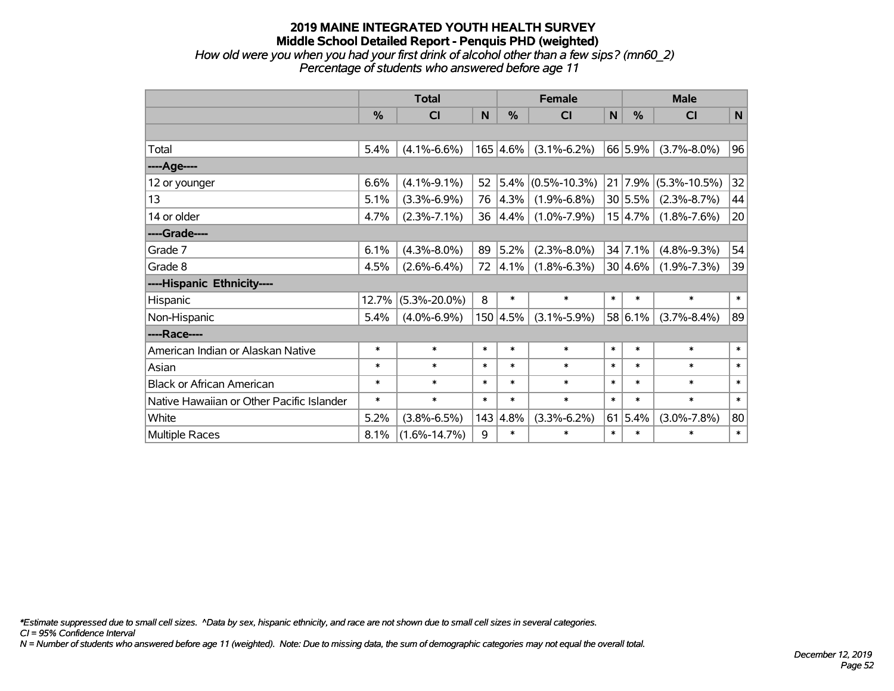# 2019 MAINE INTEGRATED YOUTH HEALTH SURVEY
## Middle School Detailed Report - Penquis PHD (weighted)
*How old were you when you had your first drink of alcohol other than a few sips? (mn60_2)*
*Percentage of students who answered before age 11*

| | Total | | | Female | | | Male | | |
|---|---|---|---|---|---|---|---|---|---|
| | % | CI | N | % | CI | N | % | CI | N |
| | | | | | | | | | |
| Total | 5.4% | (4.1%-6.6%) | 165 | 4.6% | (3.1%-6.2%) | 66 | 5.9% | (3.7%-8.0%) | 96 |
| ----Age---- | | | | | | | | | |
| 12 or younger | 6.6% | (4.1%-9.1%) | 52 | 5.4% | (0.5%-10.3%) | 21 | 7.9% | (5.3%-10.5%) | 32 |
| 13 | 5.1% | (3.3%-6.9%) | 76 | 4.3% | (1.9%-6.8%) | 30 | 5.5% | (2.3%-8.7%) | 44 |
| 14 or older | 4.7% | (2.3%-7.1%) | 36 | 4.4% | (1.0%-7.9%) | 15 | 4.7% | (1.8%-7.6%) | 20 |
| ----Grade---- | | | | | | | | | |
| Grade 7 | 6.1% | (4.3%-8.0%) | 89 | 5.2% | (2.3%-8.0%) | 34 | 7.1% | (4.8%-9.3%) | 54 |
| Grade 8 | 4.5% | (2.6%-6.4%) | 72 | 4.1% | (1.8%-6.3%) | 30 | 4.6% | (1.9%-7.3%) | 39 |
| ----Hispanic Ethnicity---- | | | | | | | | | |
| Hispanic | 12.7% | (5.3%-20.0%) | 8 | * | * | * | * | * | * |
| Non-Hispanic | 5.4% | (4.0%-6.9%) | 150 | 4.5% | (3.1%-5.9%) | 58 | 6.1% | (3.7%-8.4%) | 89 |
| ----Race---- | | | | | | | | | |
| American Indian or Alaskan Native | * | * | * | * | * | * | * | * | * |
| Asian | * | * | * | * | * | * | * | * | * |
| Black or African American | * | * | * | * | * | * | * | * | * |
| Native Hawaiian or Other Pacific Islander | * | * | * | * | * | * | * | * | * |
| White | 5.2% | (3.8%-6.5%) | 143 | 4.8% | (3.3%-6.2%) | 61 | 5.4% | (3.0%-7.8%) | 80 |
| Multiple Races | 8.1% | (1.6%-14.7%) | 9 | * | * | * | * | * | * |

*\*Estimate suppressed due to small cell sizes. ^Data by sex, hispanic ethnicity, and race are not shown due to small cell sizes in several categories.*
*CI = 95% Confidence Interval*
*N = Number of students who answered before age 11 (weighted). Note: Due to missing data, the sum of demographic categories may not equal the overall total.*

*December 12, 2019*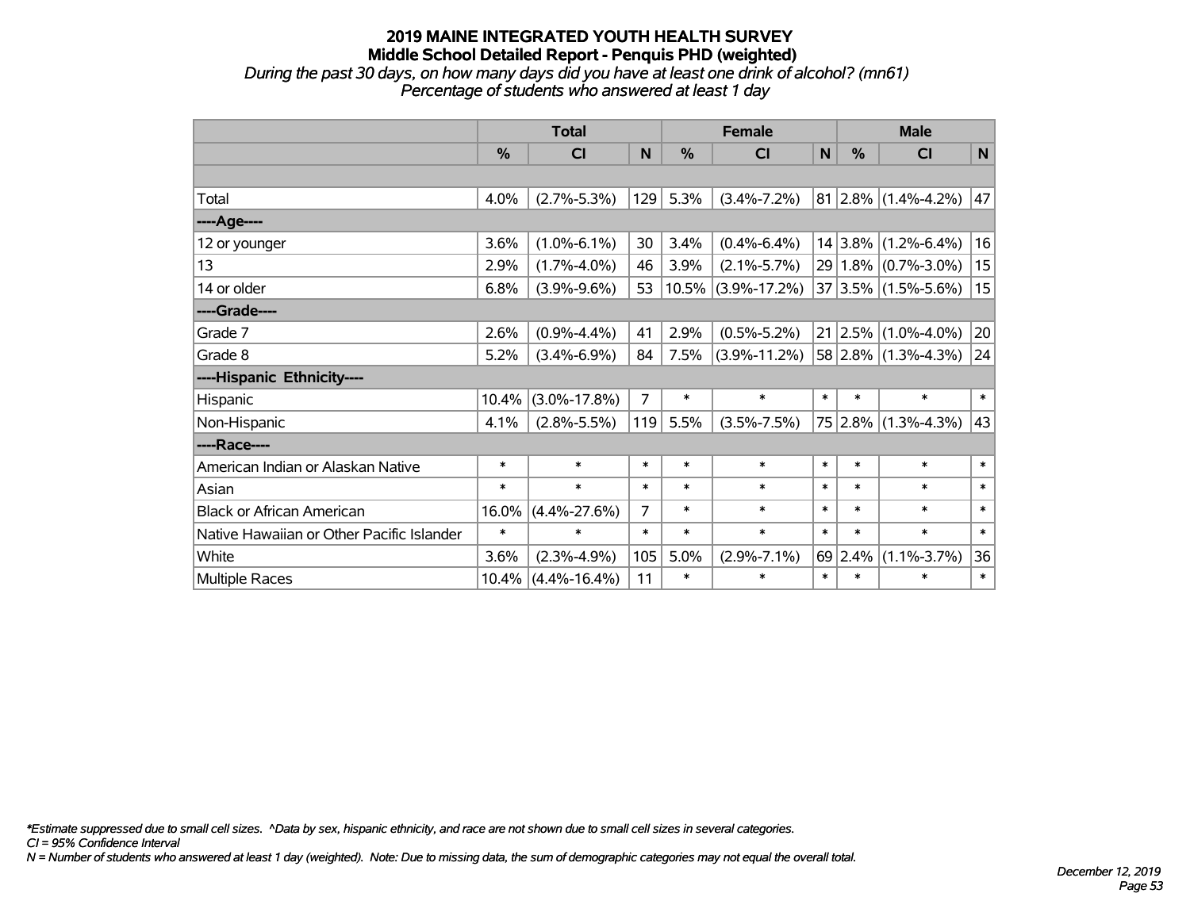# 2019 MAINE INTEGRATED YOUTH HEALTH SURVEY
## Middle School Detailed Report - Penquis PHD (weighted)
*During the past 30 days, on how many days did you have at least one drink of alcohol? (mn61)*
*Percentage of students who answered at least 1 day*

| | Total | | | Female | | | Male | | |
|---|---|---|---|---|---|---|---|---|---|
| | % | CI | N | % | CI | N | % | CI | N |
| | | | | | | | | | |
| Total | 4.0% | (2.7%-5.3%) | 129 | 5.3% | (3.4%-7.2%) | 81 | 2.8% | (1.4%-4.2%) | 47 |
| ----Age---- | | | | | | | | | |
| 12 or younger | 3.6% | (1.0%-6.1%) | 30 | 3.4% | (0.4%-6.4%) | 14 | 3.8% | (1.2%-6.4%) | 16 |
| 13 | 2.9% | (1.7%-4.0%) | 46 | 3.9% | (2.1%-5.7%) | 29 | 1.8% | (0.7%-3.0%) | 15 |
| 14 or older | 6.8% | (3.9%-9.6%) | 53 | 10.5% | (3.9%-17.2%) | 37 | 3.5% | (1.5%-5.6%) | 15 |
| ----Grade---- | | | | | | | | | |
| Grade 7 | 2.6% | (0.9%-4.4%) | 41 | 2.9% | (0.5%-5.2%) | 21 | 2.5% | (1.0%-4.0%) | 20 |
| Grade 8 | 5.2% | (3.4%-6.9%) | 84 | 7.5% | (3.9%-11.2%) | 58 | 2.8% | (1.3%-4.3%) | 24 |
| ----Hispanic Ethnicity---- | | | | | | | | | |
| Hispanic | 10.4% | (3.0%-17.8%) | 7 | * | * | * | * | * | * |
| Non-Hispanic | 4.1% | (2.8%-5.5%) | 119 | 5.5% | (3.5%-7.5%) | 75 | 2.8% | (1.3%-4.3%) | 43 |
| ----Race---- | | | | | | | | | |
| American Indian or Alaskan Native | * | * | * | * | * | * | * | * | * |
| Asian | * | * | * | * | * | * | * | * | * |
| Black or African American | 16.0% | (4.4%-27.6%) | 7 | * | * | * | * | * | * |
| Native Hawaiian or Other Pacific Islander | * | * | * | * | * | * | * | * | * |
| White | 3.6% | (2.3%-4.9%) | 105 | 5.0% | (2.9%-7.1%) | 69 | 2.4% | (1.1%-3.7%) | 36 |
| Multiple Races | 10.4% | (4.4%-16.4%) | 11 | * | * | * | * | * | * |

*\*Estimate suppressed due to small cell sizes. ^Data by sex, hispanic ethnicity, and race are not shown due to small cell sizes in several categories.*
*CI = 95% Confidence Interval*
*N = Number of students who answered at least 1 day (weighted). Note: Due to missing data, the sum of demographic categories may not equal the overall total.*

*December 12, 2019*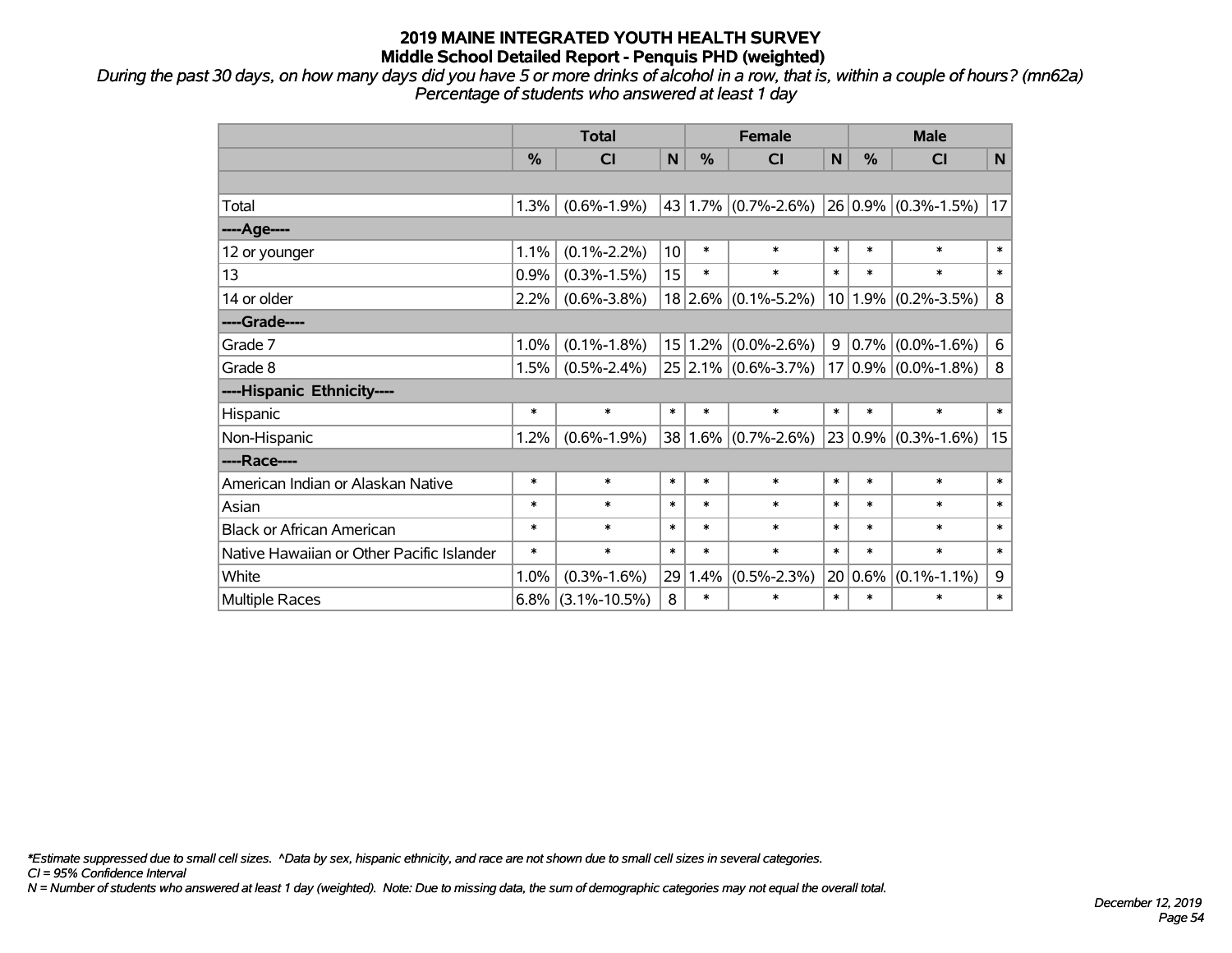# 2019 MAINE INTEGRATED YOUTH HEALTH SURVEY
## Middle School Detailed Report - Penquis PHD (weighted)

*During the past 30 days, on how many days did you have 5 or more drinks of alcohol in a row, that is, within a couple of hours? (mn62a)*
*Percentage of students who answered at least 1 day*

| | Total | | | Female | | | Male | | |
|---|---|---|---|---|---|---|---|---|---|
| | % | CI | N | % | CI | N | % | CI | N |
| | | | | | | | | | |
| Total | 1.3% | (0.6%-1.9%) | 43 | 1.7% | (0.7%-2.6%) | 26 | 0.9% | (0.3%-1.5%) | 17 |
| ----Age---- | | | | | | | | | |
| 12 or younger | 1.1% | (0.1%-2.2%) | 10 | * | * | * | * | * | * |
| 13 | 0.9% | (0.3%-1.5%) | 15 | * | * | * | * | * | * |
| 14 or older | 2.2% | (0.6%-3.8%) | 18 | 2.6% | (0.1%-5.2%) | 10 | 1.9% | (0.2%-3.5%) | 8 |
| ----Grade---- | | | | | | | | | |
| Grade 7 | 1.0% | (0.1%-1.8%) | 15 | 1.2% | (0.0%-2.6%) | 9 | 0.7% | (0.0%-1.6%) | 6 |
| Grade 8 | 1.5% | (0.5%-2.4%) | 25 | 2.1% | (0.6%-3.7%) | 17 | 0.9% | (0.0%-1.8%) | 8 |
| ----Hispanic Ethnicity---- | | | | | | | | | |
| Hispanic | * | * | * | * | * | * | * | * | * |
| Non-Hispanic | 1.2% | (0.6%-1.9%) | 38 | 1.6% | (0.7%-2.6%) | 23 | 0.9% | (0.3%-1.6%) | 15 |
| ----Race---- | | | | | | | | | |
| American Indian or Alaskan Native | * | * | * | * | * | * | * | * | * |
| Asian | * | * | * | * | * | * | * | * | * |
| Black or African American | * | * | * | * | * | * | * | * | * |
| Native Hawaiian or Other Pacific Islander | * | * | * | * | * | * | * | * | * |
| White | 1.0% | (0.3%-1.6%) | 29 | 1.4% | (0.5%-2.3%) | 20 | 0.6% | (0.1%-1.1%) | 9 |
| Multiple Races | 6.8% | (3.1%-10.5%) | 8 | * | * | * | * | * | * |

*\*Estimate suppressed due to small cell sizes. ^Data by sex, hispanic ethnicity, and race are not shown due to small cell sizes in several categories.*
*CI = 95% Confidence Interval*
*N = Number of students who answered at least 1 day (weighted). Note: Due to missing data, the sum of demographic categories may not equal the overall total.*

*December 12, 2019*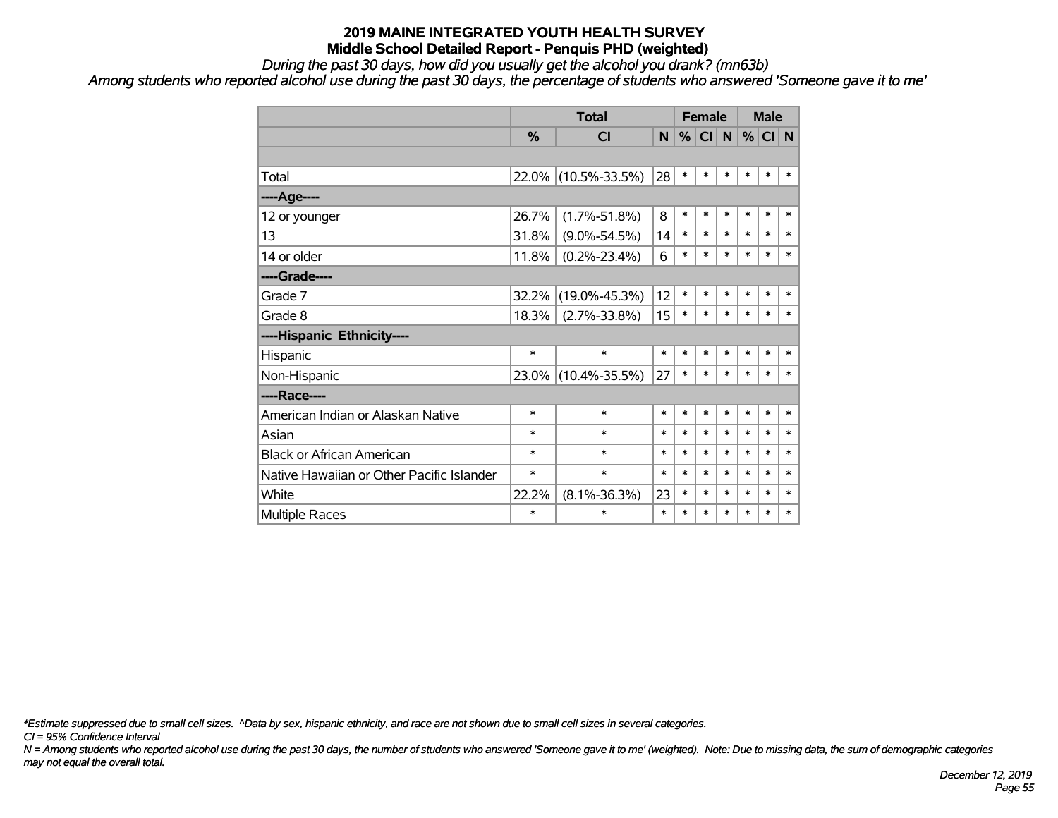# 2019 MAINE INTEGRATED YOUTH HEALTH SURVEY
## Middle School Detailed Report - Penquis PHD (weighted)

*During the past 30 days, how did you usually get the alcohol you drank? (mn63b)*

*Among students who reported alcohol use during the past 30 days, the percentage of students who answered 'Someone gave it to me'*

| | Total | | | Female | | | Male | | |
|---|---|---|---|---|---|---|---|---|---|
| | % | CI | N | % | CI | N | % | CI | N |
| | | | | | | | | | |
| Total | 22.0% | (10.5%-33.5%) | 28 | * | * | * | * | * | * |
| ----Age---- | | | | | | | | | |
| 12 or younger | 26.7% | (1.7%-51.8%) | 8 | * | * | * | * | * | * |
| 13 | 31.8% | (9.0%-54.5%) | 14 | * | * | * | * | * | * |
| 14 or older | 11.8% | (0.2%-23.4%) | 6 | * | * | * | * | * | * |
| ----Grade---- | | | | | | | | | |
| Grade 7 | 32.2% | (19.0%-45.3%) | 12 | * | * | * | * | * | * |
| Grade 8 | 18.3% | (2.7%-33.8%) | 15 | * | * | * | * | * | * |
| ----Hispanic Ethnicity---- | | | | | | | | | |
| Hispanic | * | * | * | * | * | * | * | * | * |
| Non-Hispanic | 23.0% | (10.4%-35.5%) | 27 | * | * | * | * | * | * |
| ----Race---- | | | | | | | | | |
| American Indian or Alaskan Native | * | * | * | * | * | * | * | * | * |
| Asian | * | * | * | * | * | * | * | * | * |
| Black or African American | * | * | * | * | * | * | * | * | * |
| Native Hawaiian or Other Pacific Islander | * | * | * | * | * | * | * | * | * |
| White | 22.2% | (8.1%-36.3%) | 23 | * | * | * | * | * | * |
| Multiple Races | * | * | * | * | * | * | * | * | * |

*\*Estimate suppressed due to small cell sizes. ^Data by sex, hispanic ethnicity, and race are not shown due to small cell sizes in several categories.*

*CI = 95% Confidence Interval*

*N = Among students who reported alcohol use during the past 30 days, the number of students who answered 'Someone gave it to me' (weighted). Note: Due to missing data, the sum of demographic categories may not equal the overall total.*

*December 12, 2019*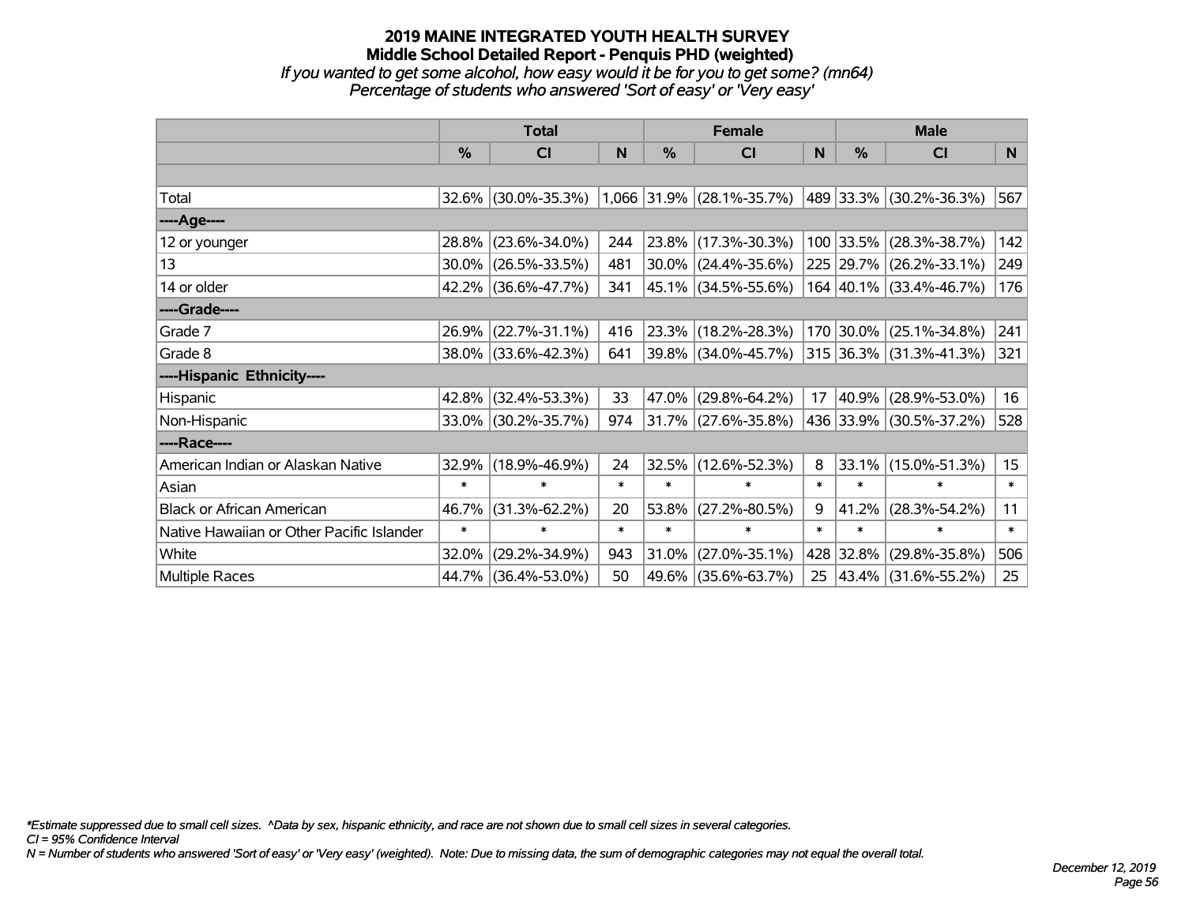# 2019 MAINE INTEGRATED YOUTH HEALTH SURVEY

## Middle School Detailed Report - Penquis PHD (weighted)

*If you wanted to get some alcohol, how easy would it be for you to get some? (mn64)*
*Percentage of students who answered 'Sort of easy' or 'Very easy'*

| | Total | | | Female | | | Male | | |
|---|---|---|---|---|---|---|---|---|---|
| | % | CI | N | % | CI | N | % | CI | N |
| Total | 32.6% | (30.0%-35.3%) | 1,066 | 31.9% | (28.1%-35.7%) | 489 | 33.3% | (30.2%-36.3%) | 567 |
| ----Age---- | | | | | | | | | |
| 12 or younger | 28.8% | (23.6%-34.0%) | 244 | 23.8% | (17.3%-30.3%) | 100 | 33.5% | (28.3%-38.7%) | 142 |
| 13 | 30.0% | (26.5%-33.5%) | 481 | 30.0% | (24.4%-35.6%) | 225 | 29.7% | (26.2%-33.1%) | 249 |
| 14 or older | 42.2% | (36.6%-47.7%) | 341 | 45.1% | (34.5%-55.6%) | 164 | 40.1% | (33.4%-46.7%) | 176 |
| ----Grade---- | | | | | | | | | |
| Grade 7 | 26.9% | (22.7%-31.1%) | 416 | 23.3% | (18.2%-28.3%) | 170 | 30.0% | (25.1%-34.8%) | 241 |
| Grade 8 | 38.0% | (33.6%-42.3%) | 641 | 39.8% | (34.0%-45.7%) | 315 | 36.3% | (31.3%-41.3%) | 321 |
| ----Hispanic Ethnicity---- | | | | | | | | | |
| Hispanic | 42.8% | (32.4%-53.3%) | 33 | 47.0% | (29.8%-64.2%) | 17 | 40.9% | (28.9%-53.0%) | 16 |
| Non-Hispanic | 33.0% | (30.2%-35.7%) | 974 | 31.7% | (27.6%-35.8%) | 436 | 33.9% | (30.5%-37.2%) | 528 |
| ----Race---- | | | | | | | | | |
| American Indian or Alaskan Native | 32.9% | (18.9%-46.9%) | 24 | 32.5% | (12.6%-52.3%) | 8 | 33.1% | (15.0%-51.3%) | 15 |
| Asian | * | * | * | * | * | * | * | * | * |
| Black or African American | 46.7% | (31.3%-62.2%) | 20 | 53.8% | (27.2%-80.5%) | 9 | 41.2% | (28.3%-54.2%) | 11 |
| Native Hawaiian or Other Pacific Islander | * | * | * | * | * | * | * | * | * |
| White | 32.0% | (29.2%-34.9%) | 943 | 31.0% | (27.0%-35.1%) | 428 | 32.8% | (29.8%-35.8%) | 506 |
| Multiple Races | 44.7% | (36.4%-53.0%) | 50 | 49.6% | (35.6%-63.7%) | 25 | 43.4% | (31.6%-55.2%) | 25 |

*\*Estimate suppressed due to small cell sizes. ^Data by sex, hispanic ethnicity, and race are not shown due to small cell sizes in several categories.*

*CI = 95% Confidence Interval*

*N = Number of students who answered 'Sort of easy' or 'Very easy' (weighted). Note: Due to missing data, the sum of demographic categories may not equal the overall total.*

*December 12, 2019*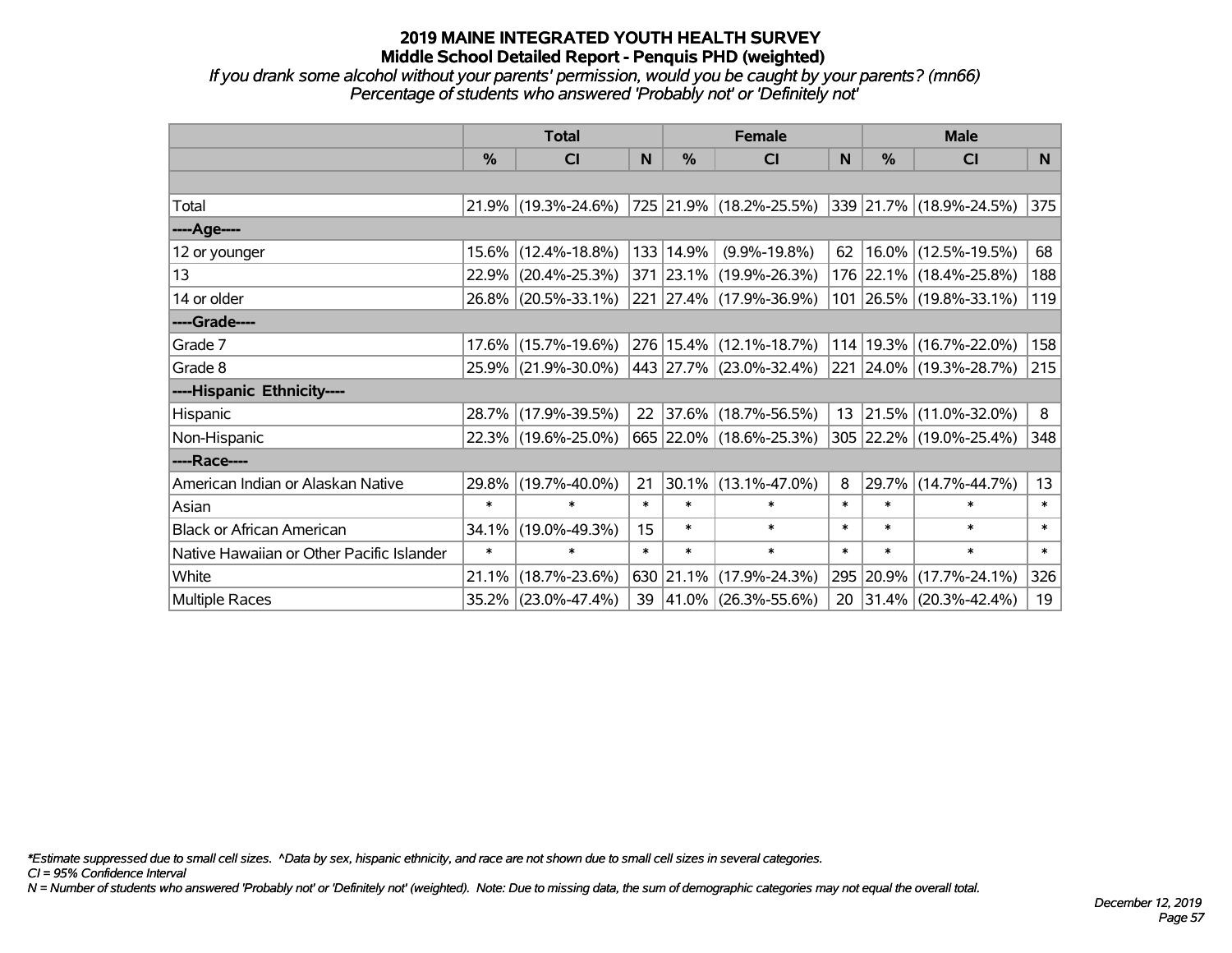# 2019 MAINE INTEGRATED YOUTH HEALTH SURVEY
## Middle School Detailed Report - Penquis PHD (weighted)

*If you drank some alcohol without your parents' permission, would you be caught by your parents? (mn66)*
*Percentage of students who answered 'Probably not' or 'Definitely not'*

| | Total | | | Female | | | Male | | |
|---|---|---|---|---|---|---|---|---|---|
| | % | CI | N | % | CI | N | % | CI | N |
| Total | 21.9% | (19.3%-24.6%) | 725 | 21.9% | (18.2%-25.5%) | 339 | 21.7% | (18.9%-24.5%) | 375 |
| ----Age---- | | | | | | | | | |
| 12 or younger | 15.6% | (12.4%-18.8%) | 133 | 14.9% | (9.9%-19.8%) | 62 | 16.0% | (12.5%-19.5%) | 68 |
| 13 | 22.9% | (20.4%-25.3%) | 371 | 23.1% | (19.9%-26.3%) | 176 | 22.1% | (18.4%-25.8%) | 188 |
| 14 or older | 26.8% | (20.5%-33.1%) | 221 | 27.4% | (17.9%-36.9%) | 101 | 26.5% | (19.8%-33.1%) | 119 |
| ----Grade---- | | | | | | | | | |
| Grade 7 | 17.6% | (15.7%-19.6%) | 276 | 15.4% | (12.1%-18.7%) | 114 | 19.3% | (16.7%-22.0%) | 158 |
| Grade 8 | 25.9% | (21.9%-30.0%) | 443 | 27.7% | (23.0%-32.4%) | 221 | 24.0% | (19.3%-28.7%) | 215 |
| ----Hispanic Ethnicity---- | | | | | | | | | |
| Hispanic | 28.7% | (17.9%-39.5%) | 22 | 37.6% | (18.7%-56.5%) | 13 | 21.5% | (11.0%-32.0%) | 8 |
| Non-Hispanic | 22.3% | (19.6%-25.0%) | 665 | 22.0% | (18.6%-25.3%) | 305 | 22.2% | (19.0%-25.4%) | 348 |
| ----Race---- | | | | | | | | | |
| American Indian or Alaskan Native | 29.8% | (19.7%-40.0%) | 21 | 30.1% | (13.1%-47.0%) | 8 | 29.7% | (14.7%-44.7%) | 13 |
| Asian | * | * | * | * | * | * | * | * | * |
| Black or African American | 34.1% | (19.0%-49.3%) | 15 | * | * | * | * | * | * |
| Native Hawaiian or Other Pacific Islander | * | * | * | * | * | * | * | * | * |
| White | 21.1% | (18.7%-23.6%) | 630 | 21.1% | (17.9%-24.3%) | 295 | 20.9% | (17.7%-24.1%) | 326 |
| Multiple Races | 35.2% | (23.0%-47.4%) | 39 | 41.0% | (26.3%-55.6%) | 20 | 31.4% | (20.3%-42.4%) | 19 |

*\*Estimate suppressed due to small cell sizes. ^Data by sex, hispanic ethnicity, and race are not shown due to small cell sizes in several categories.*
*CI = 95% Confidence Interval*
*N = Number of students who answered 'Probably not' or 'Definitely not' (weighted). Note: Due to missing data, the sum of demographic categories may not equal the overall total.*

*December 12, 2019*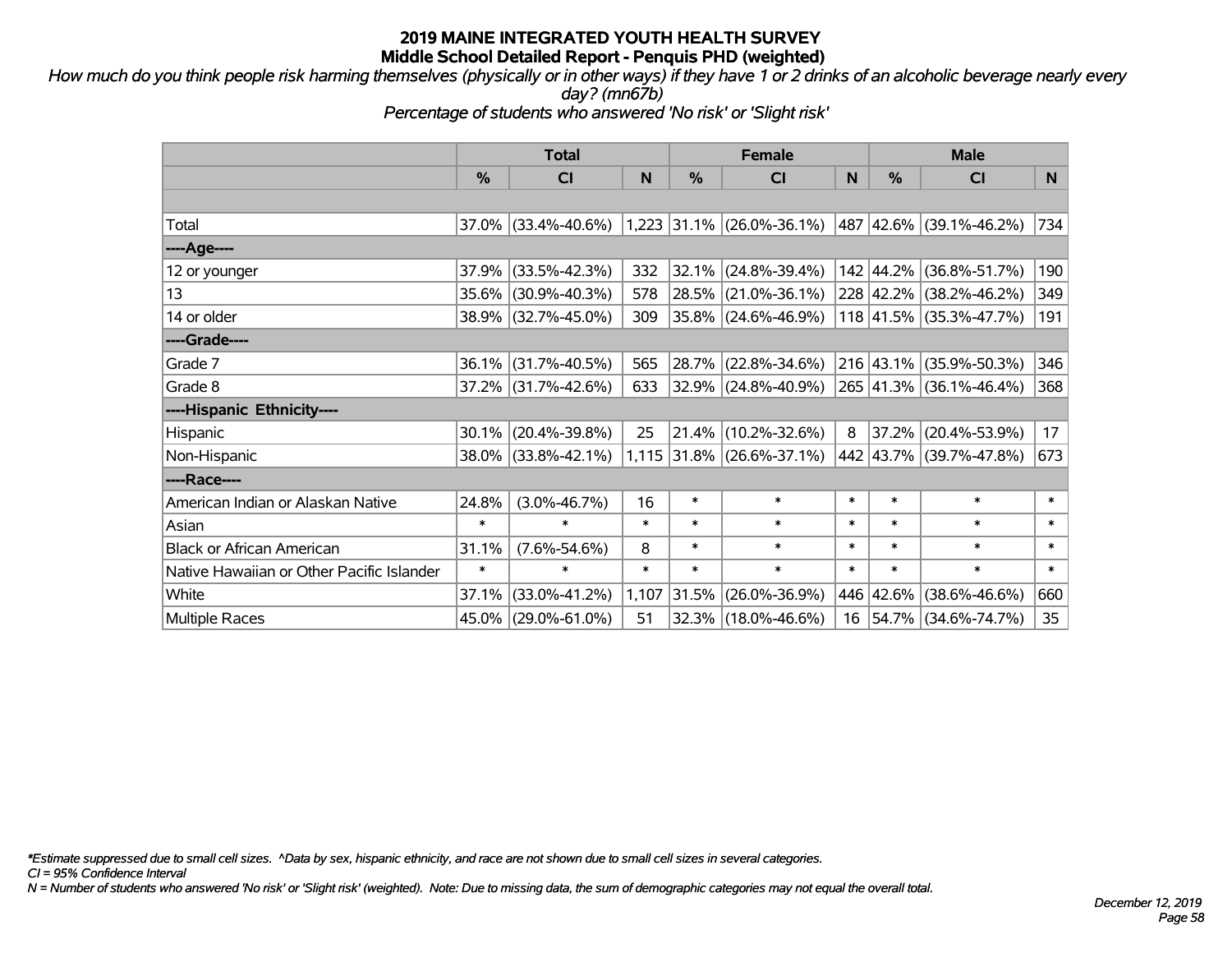# 2019 MAINE INTEGRATED YOUTH HEALTH SURVEY
## Middle School Detailed Report - Penquis PHD (weighted)

*How much do you think people risk harming themselves (physically or in other ways) if they have 1 or 2 drinks of an alcoholic beverage nearly every day? (mn67b)*

*Percentage of students who answered 'No risk' or 'Slight risk'*

| | Total | | | Female | | | Male | | |
|---|---|---|---|---|---|---|---|---|---|
| | % | CI | N | % | CI | N | % | CI | N |
| | | | | | | | | | |
| Total | 37.0% | (33.4%-40.6%) | 1,223 | 31.1% | (26.0%-36.1%) | 487 | 42.6% | (39.1%-46.2%) | 734 |
| ----Age---- | | | | | | | | | |
| 12 or younger | 37.9% | (33.5%-42.3%) | 332 | 32.1% | (24.8%-39.4%) | 142 | 44.2% | (36.8%-51.7%) | 190 |
| 13 | 35.6% | (30.9%-40.3%) | 578 | 28.5% | (21.0%-36.1%) | 228 | 42.2% | (38.2%-46.2%) | 349 |
| 14 or older | 38.9% | (32.7%-45.0%) | 309 | 35.8% | (24.6%-46.9%) | 118 | 41.5% | (35.3%-47.7%) | 191 |
| ----Grade---- | | | | | | | | | |
| Grade 7 | 36.1% | (31.7%-40.5%) | 565 | 28.7% | (22.8%-34.6%) | 216 | 43.1% | (35.9%-50.3%) | 346 |
| Grade 8 | 37.2% | (31.7%-42.6%) | 633 | 32.9% | (24.8%-40.9%) | 265 | 41.3% | (36.1%-46.4%) | 368 |
| ----Hispanic Ethnicity---- | | | | | | | | | |
| Hispanic | 30.1% | (20.4%-39.8%) | 25 | 21.4% | (10.2%-32.6%) | 8 | 37.2% | (20.4%-53.9%) | 17 |
| Non-Hispanic | 38.0% | (33.8%-42.1%) | 1,115 | 31.8% | (26.6%-37.1%) | 442 | 43.7% | (39.7%-47.8%) | 673 |
| ----Race---- | | | | | | | | | |
| American Indian or Alaskan Native | 24.8% | (3.0%-46.7%) | 16 | * | * | * | * | * | * |
| Asian | * | * | * | * | * | * | * | * | * |
| Black or African American | 31.1% | (7.6%-54.6%) | 8 | * | * | * | * | * | * |
| Native Hawaiian or Other Pacific Islander | * | * | * | * | * | * | * | * | * |
| White | 37.1% | (33.0%-41.2%) | 1,107 | 31.5% | (26.0%-36.9%) | 446 | 42.6% | (38.6%-46.6%) | 660 |
| Multiple Races | 45.0% | (29.0%-61.0%) | 51 | 32.3% | (18.0%-46.6%) | 16 | 54.7% | (34.6%-74.7%) | 35 |

*\*Estimate suppressed due to small cell sizes. ^Data by sex, hispanic ethnicity, and race are not shown due to small cell sizes in several categories.*

*CI = 95% Confidence Interval*

*N = Number of students who answered 'No risk' or 'Slight risk' (weighted). Note: Due to missing data, the sum of demographic categories may not equal the overall total.*

*December 12, 2019*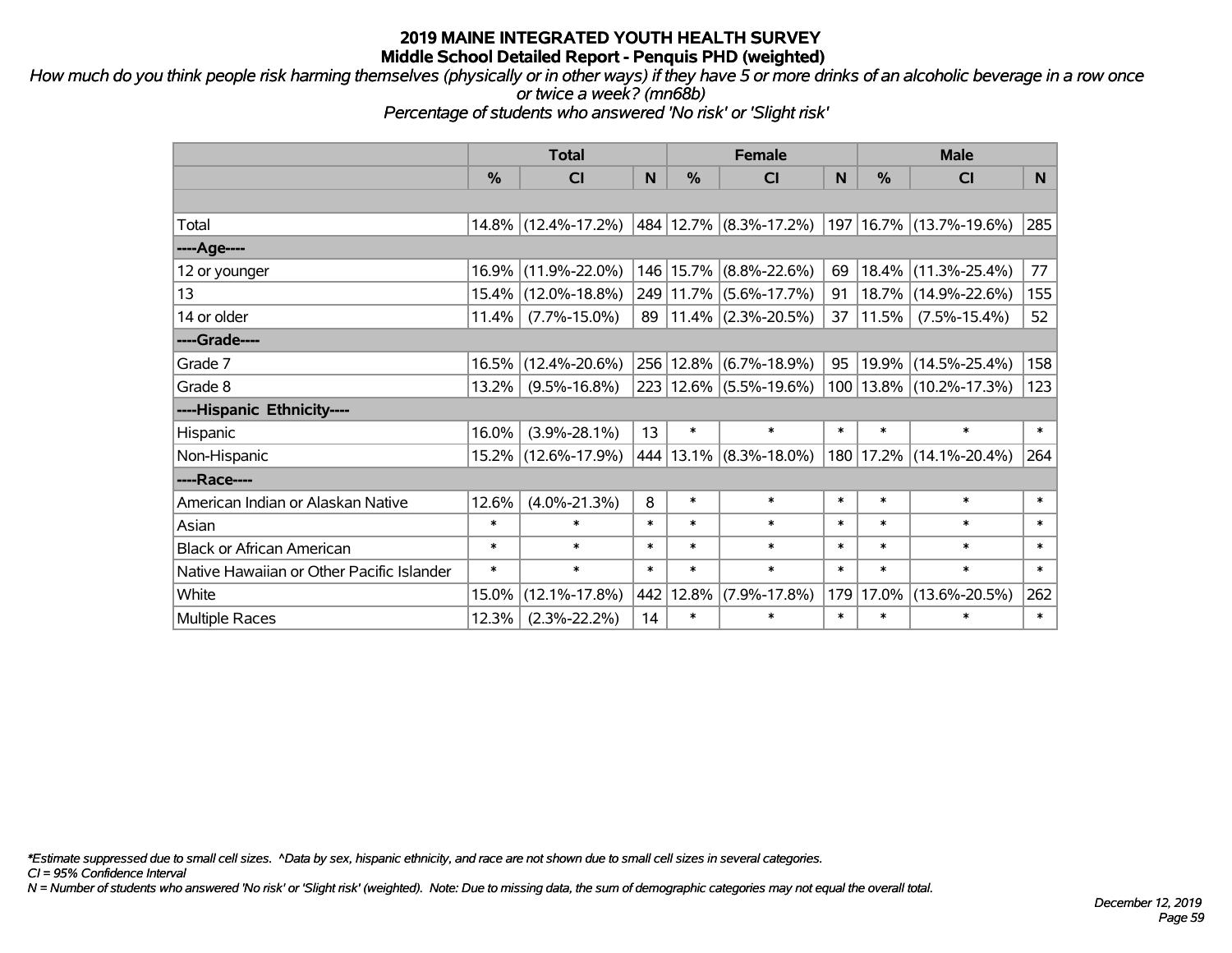# 2019 MAINE INTEGRATED YOUTH HEALTH SURVEY
## Middle School Detailed Report - Penquis PHD (weighted)

*How much do you think people risk harming themselves (physically or in other ways) if they have 5 or more drinks of an alcoholic beverage in a row once or twice a week? (mn68b)*
*Percentage of students who answered 'No risk' or 'Slight risk'*

| | Total | | | Female | | | Male | | |
|---|---|---|---|---|---|---|---|---|---|
| | % | CI | N | % | CI | N | % | CI | N |
| | | | | | | | | | |
| Total | 14.8% | (12.4%-17.2%) | 484 | 12.7% | (8.3%-17.2%) | 197 | 16.7% | (13.7%-19.6%) | 285 |
| ----Age---- | | | | | | | | | |
| 12 or younger | 16.9% | (11.9%-22.0%) | 146 | 15.7% | (8.8%-22.6%) | 69 | 18.4% | (11.3%-25.4%) | 77 |
| 13 | 15.4% | (12.0%-18.8%) | 249 | 11.7% | (5.6%-17.7%) | 91 | 18.7% | (14.9%-22.6%) | 155 |
| 14 or older | 11.4% | (7.7%-15.0%) | 89 | 11.4% | (2.3%-20.5%) | 37 | 11.5% | (7.5%-15.4%) | 52 |
| ----Grade---- | | | | | | | | | |
| Grade 7 | 16.5% | (12.4%-20.6%) | 256 | 12.8% | (6.7%-18.9%) | 95 | 19.9% | (14.5%-25.4%) | 158 |
| Grade 8 | 13.2% | (9.5%-16.8%) | 223 | 12.6% | (5.5%-19.6%) | 100 | 13.8% | (10.2%-17.3%) | 123 |
| ----Hispanic Ethnicity---- | | | | | | | | | |
| Hispanic | 16.0% | (3.9%-28.1%) | 13 | * | * | * | * | * | * |
| Non-Hispanic | 15.2% | (12.6%-17.9%) | 444 | 13.1% | (8.3%-18.0%) | 180 | 17.2% | (14.1%-20.4%) | 264 |
| ----Race---- | | | | | | | | | |
| American Indian or Alaskan Native | 12.6% | (4.0%-21.3%) | 8 | * | * | * | * | * | * |
| Asian | * | * | * | * | * | * | * | * | * |
| Black or African American | * | * | * | * | * | * | * | * | * |
| Native Hawaiian or Other Pacific Islander | * | * | * | * | * | * | * | * | * |
| White | 15.0% | (12.1%-17.8%) | 442 | 12.8% | (7.9%-17.8%) | 179 | 17.0% | (13.6%-20.5%) | 262 |
| Multiple Races | 12.3% | (2.3%-22.2%) | 14 | * | * | * | * | * | * |

*\*Estimate suppressed due to small cell sizes. ^Data by sex, hispanic ethnicity, and race are not shown due to small cell sizes in several categories.*
*CI = 95% Confidence Interval*
*N = Number of students who answered 'No risk' or 'Slight risk' (weighted). Note: Due to missing data, the sum of demographic categories may not equal the overall total.*

*December 12, 2019*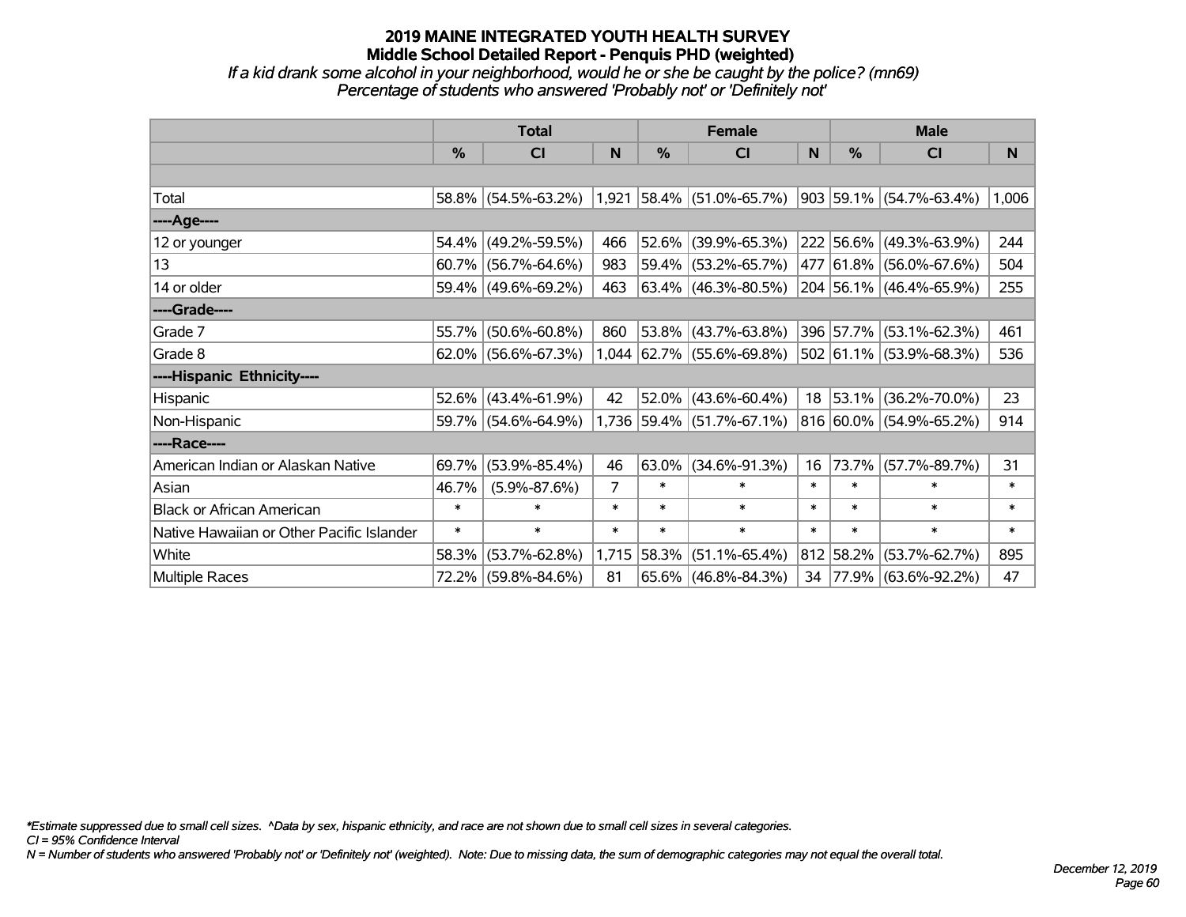# 2019 MAINE INTEGRATED YOUTH HEALTH SURVEY

## Middle School Detailed Report - Penquis PHD (weighted)

*If a kid drank some alcohol in your neighborhood, would he or she be caught by the police? (mn69)*

*Percentage of students who answered 'Probably not' or 'Definitely not'*

| | Total | | | Female | | | Male | | |
|---|---|---|---|---|---|---|---|---|---|
| | % | CI | N | % | CI | N | % | CI | N |
| Total | 58.8% | (54.5%-63.2%) | 1,921 | 58.4% | (51.0%-65.7%) | 903 | 59.1% | (54.7%-63.4%) | 1,006 |
| ----Age---- | | | | | | | | | |
| 12 or younger | 54.4% | (49.2%-59.5%) | 466 | 52.6% | (39.9%-65.3%) | 222 | 56.6% | (49.3%-63.9%) | 244 |
| 13 | 60.7% | (56.7%-64.6%) | 983 | 59.4% | (53.2%-65.7%) | 477 | 61.8% | (56.0%-67.6%) | 504 |
| 14 or older | 59.4% | (49.6%-69.2%) | 463 | 63.4% | (46.3%-80.5%) | 204 | 56.1% | (46.4%-65.9%) | 255 |
| ----Grade---- | | | | | | | | | |
| Grade 7 | 55.7% | (50.6%-60.8%) | 860 | 53.8% | (43.7%-63.8%) | 396 | 57.7% | (53.1%-62.3%) | 461 |
| Grade 8 | 62.0% | (56.6%-67.3%) | 1,044 | 62.7% | (55.6%-69.8%) | 502 | 61.1% | (53.9%-68.3%) | 536 |
| ----Hispanic Ethnicity---- | | | | | | | | | |
| Hispanic | 52.6% | (43.4%-61.9%) | 42 | 52.0% | (43.6%-60.4%) | 18 | 53.1% | (36.2%-70.0%) | 23 |
| Non-Hispanic | 59.7% | (54.6%-64.9%) | 1,736 | 59.4% | (51.7%-67.1%) | 816 | 60.0% | (54.9%-65.2%) | 914 |
| ----Race---- | | | | | | | | | |
| American Indian or Alaskan Native | 69.7% | (53.9%-85.4%) | 46 | 63.0% | (34.6%-91.3%) | 16 | 73.7% | (57.7%-89.7%) | 31 |
| Asian | 46.7% | (5.9%-87.6%) | 7 | * | * | * | * | * | * |
| Black or African American | * | * | * | * | * | * | * | * | * |
| Native Hawaiian or Other Pacific Islander | * | * | * | * | * | * | * | * | * |
| White | 58.3% | (53.7%-62.8%) | 1,715 | 58.3% | (51.1%-65.4%) | 812 | 58.2% | (53.7%-62.7%) | 895 |
| Multiple Races | 72.2% | (59.8%-84.6%) | 81 | 65.6% | (46.8%-84.3%) | 34 | 77.9% | (63.6%-92.2%) | 47 |

*\*Estimate suppressed due to small cell sizes. ^Data by sex, hispanic ethnicity, and race are not shown due to small cell sizes in several categories.*

*CI = 95% Confidence Interval*

*N = Number of students who answered 'Probably not' or 'Definitely not' (weighted). Note: Due to missing data, the sum of demographic categories may not equal the overall total.*

*December 12, 2019*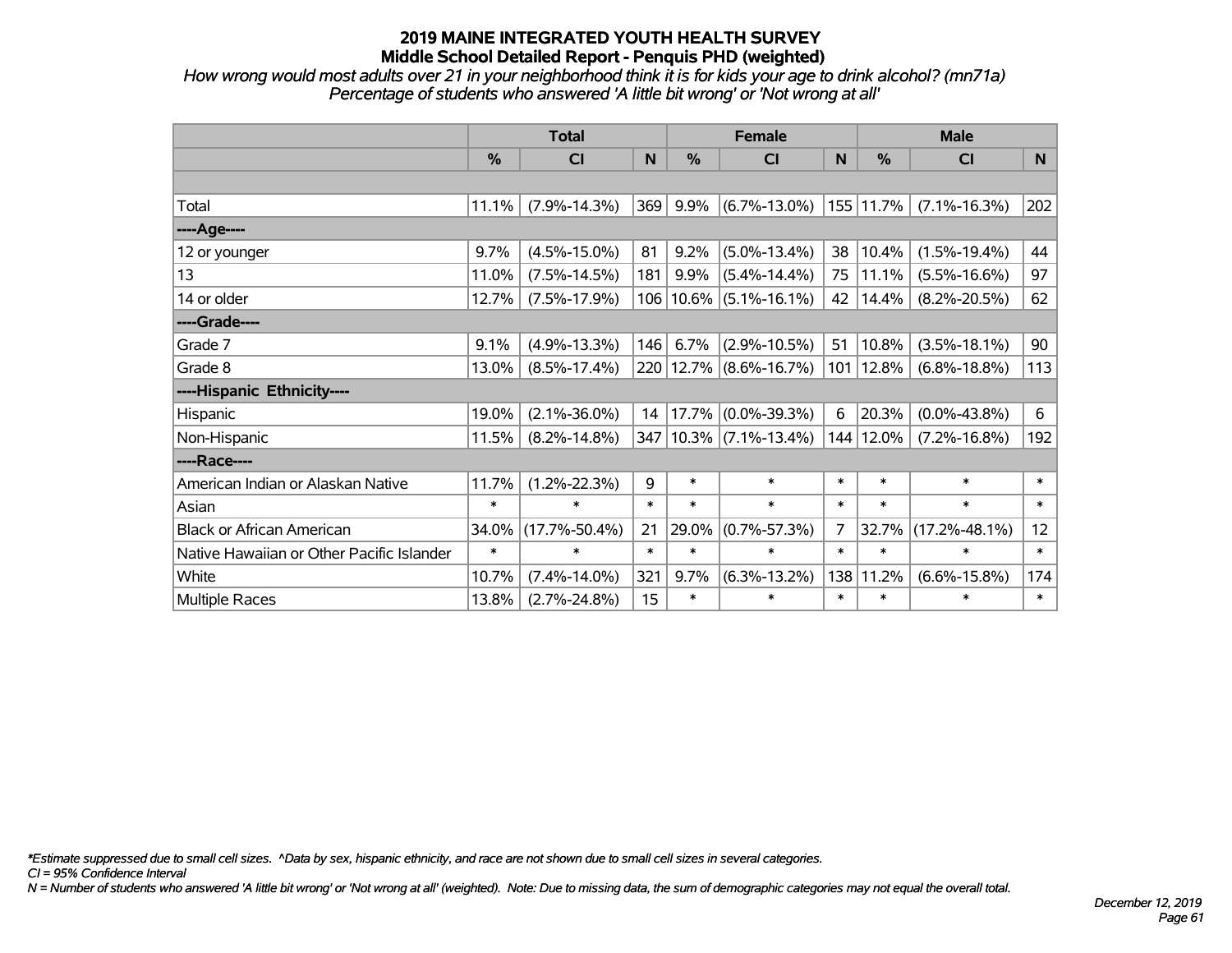# 2019 MAINE INTEGRATED YOUTH HEALTH SURVEY
## Middle School Detailed Report - Penquis PHD (weighted)

*How wrong would most adults over 21 in your neighborhood think it is for kids your age to drink alcohol? (mn71a)*
*Percentage of students who answered 'A little bit wrong' or 'Not wrong at all'*

| | Total | | | Female | | | Male | | |
|---|---|---|---|---|---|---|---|---|---|
| | % | CI | N | % | CI | N | % | CI | N |
| | | | | | | | | | |
| Total | 11.1% | (7.9%-14.3%) | 369 | 9.9% | (6.7%-13.0%) | 155 | 11.7% | (7.1%-16.3%) | 202 |
| ----Age---- | | | | | | | | | |
| 12 or younger | 9.7% | (4.5%-15.0%) | 81 | 9.2% | (5.0%-13.4%) | 38 | 10.4% | (1.5%-19.4%) | 44 |
| 13 | 11.0% | (7.5%-14.5%) | 181 | 9.9% | (5.4%-14.4%) | 75 | 11.1% | (5.5%-16.6%) | 97 |
| 14 or older | 12.7% | (7.5%-17.9%) | 106 | 10.6% | (5.1%-16.1%) | 42 | 14.4% | (8.2%-20.5%) | 62 |
| ----Grade---- | | | | | | | | | |
| Grade 7 | 9.1% | (4.9%-13.3%) | 146 | 6.7% | (2.9%-10.5%) | 51 | 10.8% | (3.5%-18.1%) | 90 |
| Grade 8 | 13.0% | (8.5%-17.4%) | 220 | 12.7% | (8.6%-16.7%) | 101 | 12.8% | (6.8%-18.8%) | 113 |
| ----Hispanic Ethnicity---- | | | | | | | | | |
| Hispanic | 19.0% | (2.1%-36.0%) | 14 | 17.7% | (0.0%-39.3%) | 6 | 20.3% | (0.0%-43.8%) | 6 |
| Non-Hispanic | 11.5% | (8.2%-14.8%) | 347 | 10.3% | (7.1%-13.4%) | 144 | 12.0% | (7.2%-16.8%) | 192 |
| ----Race---- | | | | | | | | | |
| American Indian or Alaskan Native | 11.7% | (1.2%-22.3%) | 9 | * | * | * | * | * | * |
| Asian | * | * | * | * | * | * | * | * | * |
| Black or African American | 34.0% | (17.7%-50.4%) | 21 | 29.0% | (0.7%-57.3%) | 7 | 32.7% | (17.2%-48.1%) | 12 |
| Native Hawaiian or Other Pacific Islander | * | * | * | * | * | * | * | * | * |
| White | 10.7% | (7.4%-14.0%) | 321 | 9.7% | (6.3%-13.2%) | 138 | 11.2% | (6.6%-15.8%) | 174 |
| Multiple Races | 13.8% | (2.7%-24.8%) | 15 | * | * | * | * | * | * |

*\*Estimate suppressed due to small cell sizes. ^Data by sex, hispanic ethnicity, and race are not shown due to small cell sizes in several categories.*

*CI = 95% Confidence Interval*

*N = Number of students who answered 'A little bit wrong' or 'Not wrong at all' (weighted). Note: Due to missing data, the sum of demographic categories may not equal the overall total.*

*December 12, 2019*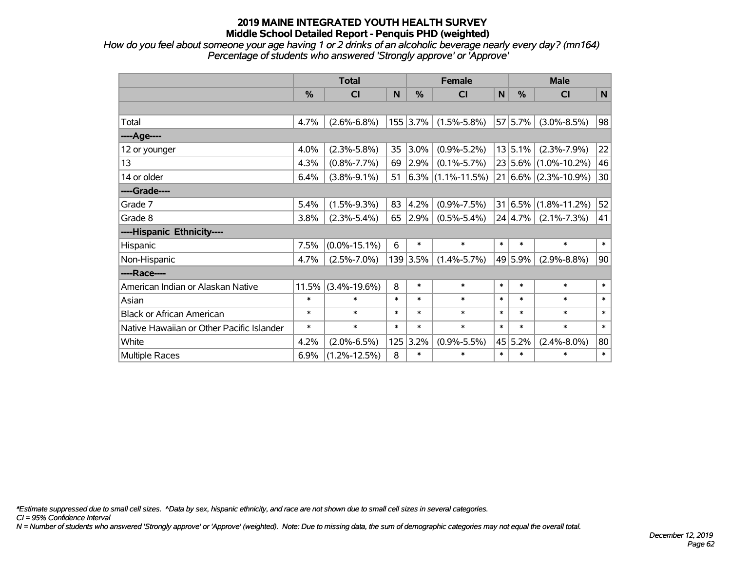# 2019 MAINE INTEGRATED YOUTH HEALTH SURVEY
## Middle School Detailed Report - Penquis PHD (weighted)

*How do you feel about someone your age having 1 or 2 drinks of an alcoholic beverage nearly every day? (mn164)*
*Percentage of students who answered 'Strongly approve' or 'Approve'*

| | Total | | | Female | | | Male | | |
|---|---|---|---|---|---|---|---|---|---|
| | % | CI | N | % | CI | N | % | CI | N |
| | | | | | | | | | |
| Total | 4.7% | (2.6%-6.8%) | 155 | 3.7% | (1.5%-5.8%) | 57 | 5.7% | (3.0%-8.5%) | 98 |
| ----Age---- | | | | | | | | | |
| 12 or younger | 4.0% | (2.3%-5.8%) | 35 | 3.0% | (0.9%-5.2%) | 13 | 5.1% | (2.3%-7.9%) | 22 |
| 13 | 4.3% | (0.8%-7.7%) | 69 | 2.9% | (0.1%-5.7%) | 23 | 5.6% | (1.0%-10.2%) | 46 |
| 14 or older | 6.4% | (3.8%-9.1%) | 51 | 6.3% | (1.1%-11.5%) | 21 | 6.6% | (2.3%-10.9%) | 30 |
| ----Grade---- | | | | | | | | | |
| Grade 7 | 5.4% | (1.5%-9.3%) | 83 | 4.2% | (0.9%-7.5%) | 31 | 6.5% | (1.8%-11.2%) | 52 |
| Grade 8 | 3.8% | (2.3%-5.4%) | 65 | 2.9% | (0.5%-5.4%) | 24 | 4.7% | (2.1%-7.3%) | 41 |
| ----Hispanic Ethnicity---- | | | | | | | | | |
| Hispanic | 7.5% | (0.0%-15.1%) | 6 | * | * | * | * | * | * |
| Non-Hispanic | 4.7% | (2.5%-7.0%) | 139 | 3.5% | (1.4%-5.7%) | 49 | 5.9% | (2.9%-8.8%) | 90 |
| ----Race---- | | | | | | | | | |
| American Indian or Alaskan Native | 11.5% | (3.4%-19.6%) | 8 | * | * | * | * | * | * |
| Asian | * | * | * | * | * | * | * | * | * |
| Black or African American | * | * | * | * | * | * | * | * | * |
| Native Hawaiian or Other Pacific Islander | * | * | * | * | * | * | * | * | * |
| White | 4.2% | (2.0%-6.5%) | 125 | 3.2% | (0.9%-5.5%) | 45 | 5.2% | (2.4%-8.0%) | 80 |
| Multiple Races | 6.9% | (1.2%-12.5%) | 8 | * | * | * | * | * | * |

*\*Estimate suppressed due to small cell sizes. ^Data by sex, hispanic ethnicity, and race are not shown due to small cell sizes in several categories.*
*CI = 95% Confidence Interval*
*N = Number of students who answered 'Strongly approve' or 'Approve' (weighted). Note: Due to missing data, the sum of demographic categories may not equal the overall total.*

*December 12, 2019*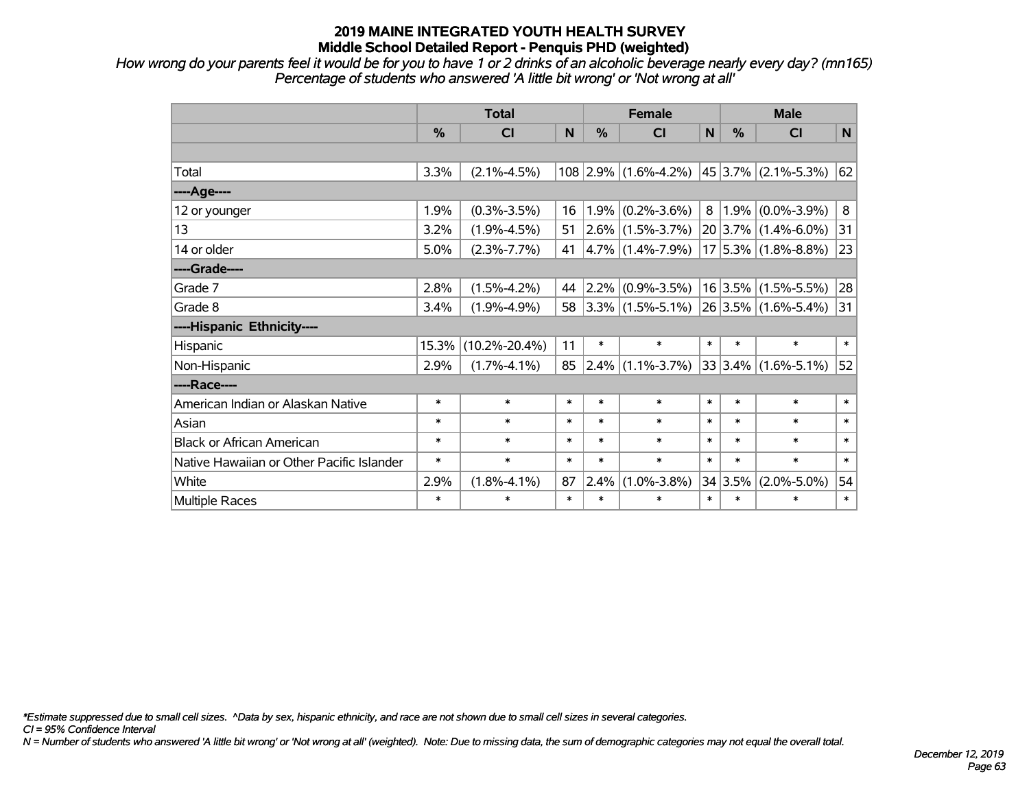# 2019 MAINE INTEGRATED YOUTH HEALTH SURVEY
## Middle School Detailed Report - Penquis PHD (weighted)

*How wrong do your parents feel it would be for you to have 1 or 2 drinks of an alcoholic beverage nearly every day? (mn165)*
*Percentage of students who answered 'A little bit wrong' or 'Not wrong at all'*

| | Total | | | Female | | | Male | | |
|---|---|---|---|---|---|---|---|---|---|
| | % | CI | N | % | CI | N | % | CI | N |
| | | | | | | | | | |
| Total | 3.3% | (2.1%-4.5%) | 108 | 2.9% | (1.6%-4.2%) | 45 | 3.7% | (2.1%-5.3%) | 62 |
| ----Age---- | | | | | | | | | |
| 12 or younger | 1.9% | (0.3%-3.5%) | 16 | 1.9% | (0.2%-3.6%) | 8 | 1.9% | (0.0%-3.9%) | 8 |
| 13 | 3.2% | (1.9%-4.5%) | 51 | 2.6% | (1.5%-3.7%) | 20 | 3.7% | (1.4%-6.0%) | 31 |
| 14 or older | 5.0% | (2.3%-7.7%) | 41 | 4.7% | (1.4%-7.9%) | 17 | 5.3% | (1.8%-8.8%) | 23 |
| ----Grade---- | | | | | | | | | |
| Grade 7 | 2.8% | (1.5%-4.2%) | 44 | 2.2% | (0.9%-3.5%) | 16 | 3.5% | (1.5%-5.5%) | 28 |
| Grade 8 | 3.4% | (1.9%-4.9%) | 58 | 3.3% | (1.5%-5.1%) | 26 | 3.5% | (1.6%-5.4%) | 31 |
| ----Hispanic Ethnicity---- | | | | | | | | | |
| Hispanic | 15.3% | (10.2%-20.4%) | 11 | * | * | * | * | * | * |
| Non-Hispanic | 2.9% | (1.7%-4.1%) | 85 | 2.4% | (1.1%-3.7%) | 33 | 3.4% | (1.6%-5.1%) | 52 |
| ----Race---- | | | | | | | | | |
| American Indian or Alaskan Native | * | * | * | * | * | * | * | * | * |
| Asian | * | * | * | * | * | * | * | * | * |
| Black or African American | * | * | * | * | * | * | * | * | * |
| Native Hawaiian or Other Pacific Islander | * | * | * | * | * | * | * | * | * |
| White | 2.9% | (1.8%-4.1%) | 87 | 2.4% | (1.0%-3.8%) | 34 | 3.5% | (2.0%-5.0%) | 54 |
| Multiple Races | * | * | * | * | * | * | * | * | * |

*\*Estimate suppressed due to small cell sizes. ^Data by sex, hispanic ethnicity, and race are not shown due to small cell sizes in several categories.*
*CI = 95% Confidence Interval*
*N = Number of students who answered 'A little bit wrong' or 'Not wrong at all' (weighted). Note: Due to missing data, the sum of demographic categories may not equal the overall total.*

*December 12, 2019*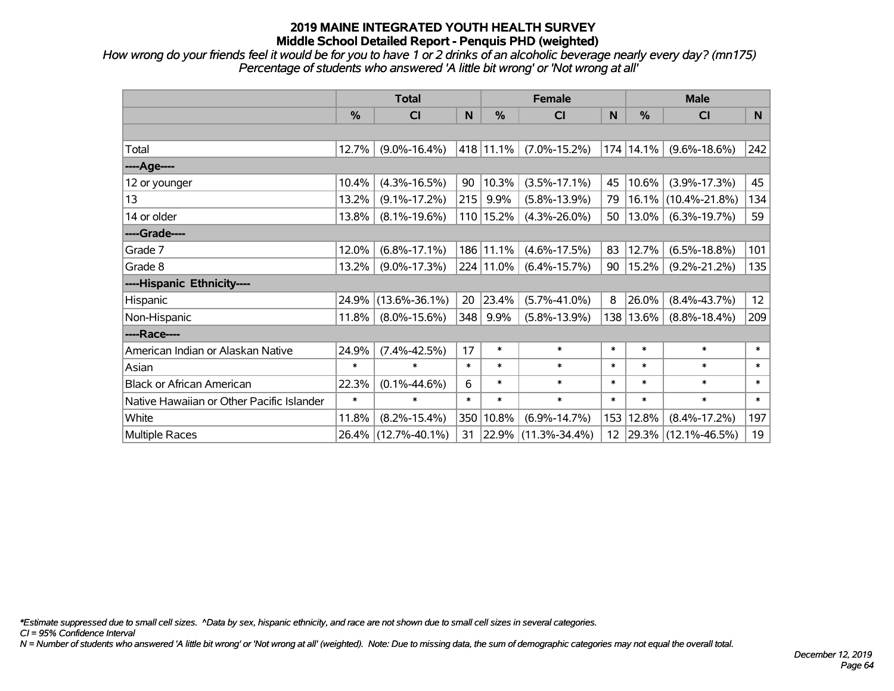# 2019 MAINE INTEGRATED YOUTH HEALTH SURVEY
## Middle School Detailed Report - Penquis PHD (weighted)

*How wrong do your friends feel it would be for you to have 1 or 2 drinks of an alcoholic beverage nearly every day? (mn175)*
*Percentage of students who answered 'A little bit wrong' or 'Not wrong at all'*

| | Total | | | Female | | | Male | | |
|---|---|---|---|---|---|---|---|---|---|
| | % | CI | N | % | CI | N | % | CI | N |
| | | | | | | | | | |
| Total | 12.7% | (9.0%-16.4%) | 418 | 11.1% | (7.0%-15.2%) | 174 | 14.1% | (9.6%-18.6%) | 242 |
| ----Age---- | | | | | | | | | |
| 12 or younger | 10.4% | (4.3%-16.5%) | 90 | 10.3% | (3.5%-17.1%) | 45 | 10.6% | (3.9%-17.3%) | 45 |
| 13 | 13.2% | (9.1%-17.2%) | 215 | 9.9% | (5.8%-13.9%) | 79 | 16.1% | (10.4%-21.8%) | 134 |
| 14 or older | 13.8% | (8.1%-19.6%) | 110 | 15.2% | (4.3%-26.0%) | 50 | 13.0% | (6.3%-19.7%) | 59 |
| ----Grade---- | | | | | | | | | |
| Grade 7 | 12.0% | (6.8%-17.1%) | 186 | 11.1% | (4.6%-17.5%) | 83 | 12.7% | (6.5%-18.8%) | 101 |
| Grade 8 | 13.2% | (9.0%-17.3%) | 224 | 11.0% | (6.4%-15.7%) | 90 | 15.2% | (9.2%-21.2%) | 135 |
| ----Hispanic Ethnicity---- | | | | | | | | | |
| Hispanic | 24.9% | (13.6%-36.1%) | 20 | 23.4% | (5.7%-41.0%) | 8 | 26.0% | (8.4%-43.7%) | 12 |
| Non-Hispanic | 11.8% | (8.0%-15.6%) | 348 | 9.9% | (5.8%-13.9%) | 138 | 13.6% | (8.8%-18.4%) | 209 |
| ----Race---- | | | | | | | | | |
| American Indian or Alaskan Native | 24.9% | (7.4%-42.5%) | 17 | * | * | * | * | * | * |
| Asian | * | * | * | * | * | * | * | * | * |
| Black or African American | 22.3% | (0.1%-44.6%) | 6 | * | * | * | * | * | * |
| Native Hawaiian or Other Pacific Islander | * | * | * | * | * | * | * | * | * |
| White | 11.8% | (8.2%-15.4%) | 350 | 10.8% | (6.9%-14.7%) | 153 | 12.8% | (8.4%-17.2%) | 197 |
| Multiple Races | 26.4% | (12.7%-40.1%) | 31 | 22.9% | (11.3%-34.4%) | 12 | 29.3% | (12.1%-46.5%) | 19 |

*Estimate suppressed due to small cell sizes. ^Data by sex, hispanic ethnicity, and race are not shown due to small cell sizes in several categories.

CI = 95% Confidence Interval

N = Number of students who answered 'A little bit wrong' or 'Not wrong at all' (weighted). Note: Due to missing data, the sum of demographic categories may not equal the overall total.

December 12, 2019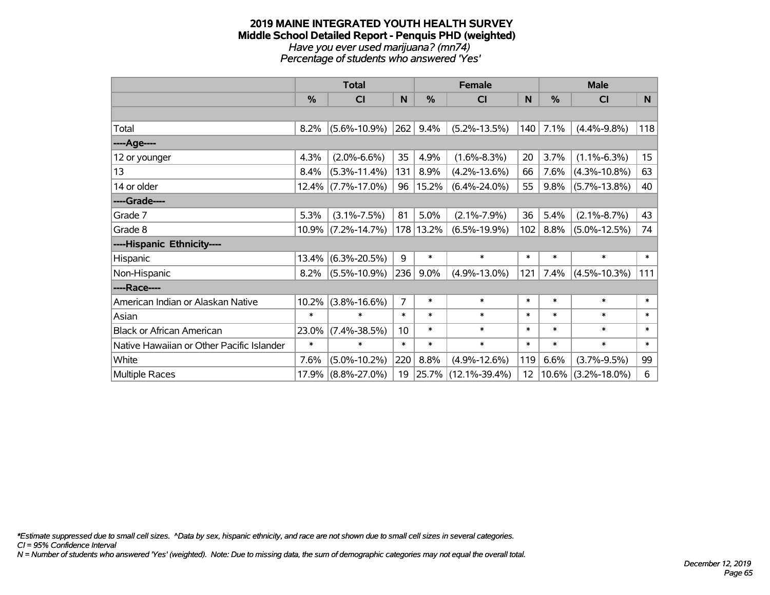# 2019 MAINE INTEGRATED YOUTH HEALTH SURVEY
## Middle School Detailed Report - Penquis PHD (weighted)
*Have you ever used marijuana? (mn74)*
*Percentage of students who answered 'Yes'*

| | Total | | | Female | | | Male | | |
|---|---|---|---|---|---|---|---|---|---|
| | % | CI | N | % | CI | N | % | CI | N |
| | | | | | | | | | |
| Total | 8.2% | (5.6%-10.9%) | 262 | 9.4% | (5.2%-13.5%) | 140 | 7.1% | (4.4%-9.8%) | 118 |
| ----Age---- | | | | | | | | | |
| 12 or younger | 4.3% | (2.0%-6.6%) | 35 | 4.9% | (1.6%-8.3%) | 20 | 3.7% | (1.1%-6.3%) | 15 |
| 13 | 8.4% | (5.3%-11.4%) | 131 | 8.9% | (4.2%-13.6%) | 66 | 7.6% | (4.3%-10.8%) | 63 |
| 14 or older | 12.4% | (7.7%-17.0%) | 96 | 15.2% | (6.4%-24.0%) | 55 | 9.8% | (5.7%-13.8%) | 40 |
| ----Grade---- | | | | | | | | | |
| Grade 7 | 5.3% | (3.1%-7.5%) | 81 | 5.0% | (2.1%-7.9%) | 36 | 5.4% | (2.1%-8.7%) | 43 |
| Grade 8 | 10.9% | (7.2%-14.7%) | 178 | 13.2% | (6.5%-19.9%) | 102 | 8.8% | (5.0%-12.5%) | 74 |
| ----Hispanic Ethnicity---- | | | | | | | | | |
| Hispanic | 13.4% | (6.3%-20.5%) | 9 | * | * | * | * | * | * |
| Non-Hispanic | 8.2% | (5.5%-10.9%) | 236 | 9.0% | (4.9%-13.0%) | 121 | 7.4% | (4.5%-10.3%) | 111 |
| ----Race---- | | | | | | | | | |
| American Indian or Alaskan Native | 10.2% | (3.8%-16.6%) | 7 | * | * | * | * | * | * |
| Asian | * | * | * | * | * | * | * | * | * |
| Black or African American | 23.0% | (7.4%-38.5%) | 10 | * | * | * | * | * | * |
| Native Hawaiian or Other Pacific Islander | * | * | * | * | * | * | * | * | * |
| White | 7.6% | (5.0%-10.2%) | 220 | 8.8% | (4.9%-12.6%) | 119 | 6.6% | (3.7%-9.5%) | 99 |
| Multiple Races | 17.9% | (8.8%-27.0%) | 19 | 25.7% | (12.1%-39.4%) | 12 | 10.6% | (3.2%-18.0%) | 6 |

*\*Estimate suppressed due to small cell sizes. ^Data by sex, hispanic ethnicity, and race are not shown due to small cell sizes in several categories.*
*CI = 95% Confidence Interval*
*N = Number of students who answered 'Yes' (weighted). Note: Due to missing data, the sum of demographic categories may not equal the overall total.*

*December 12, 2019*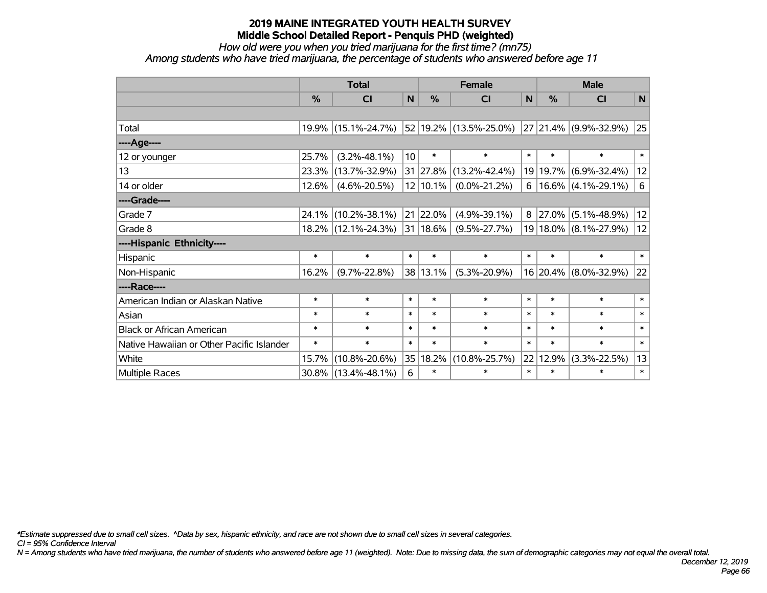# 2019 MAINE INTEGRATED YOUTH HEALTH SURVEY
## Middle School Detailed Report - Penquis PHD (weighted)
*How old were you when you tried marijuana for the first time? (mn75)*
*Among students who have tried marijuana, the percentage of students who answered before age 11*

| | Total | | | Female | | | Male | | |
|---|---|---|---|---|---|---|---|---|---|
| | % | CI | N | % | CI | N | % | CI | N |
| | | | | | | | | | |
| Total | 19.9% | (15.1%-24.7%) | 52 | 19.2% | (13.5%-25.0%) | 27 | 21.4% | (9.9%-32.9%) | 25 |
| ----Age---- | | | | | | | | | |
| 12 or younger | 25.7% | (3.2%-48.1%) | 10 | * | * | * | * | * | * |
| 13 | 23.3% | (13.7%-32.9%) | 31 | 27.8% | (13.2%-42.4%) | 19 | 19.7% | (6.9%-32.4%) | 12 |
| 14 or older | 12.6% | (4.6%-20.5%) | 12 | 10.1% | (0.0%-21.2%) | 6 | 16.6% | (4.1%-29.1%) | 6 |
| ----Grade---- | | | | | | | | | |
| Grade 7 | 24.1% | (10.2%-38.1%) | 21 | 22.0% | (4.9%-39.1%) | 8 | 27.0% | (5.1%-48.9%) | 12 |
| Grade 8 | 18.2% | (12.1%-24.3%) | 31 | 18.6% | (9.5%-27.7%) | 19 | 18.0% | (8.1%-27.9%) | 12 |
| ----Hispanic Ethnicity---- | | | | | | | | | |
| Hispanic | * | * | * | * | * | * | * | * | * |
| Non-Hispanic | 16.2% | (9.7%-22.8%) | 38 | 13.1% | (5.3%-20.9%) | 16 | 20.4% | (8.0%-32.9%) | 22 |
| ----Race---- | | | | | | | | | |
| American Indian or Alaskan Native | * | * | * | * | * | * | * | * | * |
| Asian | * | * | * | * | * | * | * | * | * |
| Black or African American | * | * | * | * | * | * | * | * | * |
| Native Hawaiian or Other Pacific Islander | * | * | * | * | * | * | * | * | * |
| White | 15.7% | (10.8%-20.6%) | 35 | 18.2% | (10.8%-25.7%) | 22 | 12.9% | (3.3%-22.5%) | 13 |
| Multiple Races | 30.8% | (13.4%-48.1%) | 6 | * | * | * | * | * | * |

*\*Estimate suppressed due to small cell sizes. ^Data by sex, hispanic ethnicity, and race are not shown due to small cell sizes in several categories.*
*CI = 95% Confidence Interval*
*N = Among students who have tried marijuana, the number of students who answered before age 11 (weighted). Note: Due to missing data, the sum of demographic categories may not equal the overall total.*

*December 12, 2019*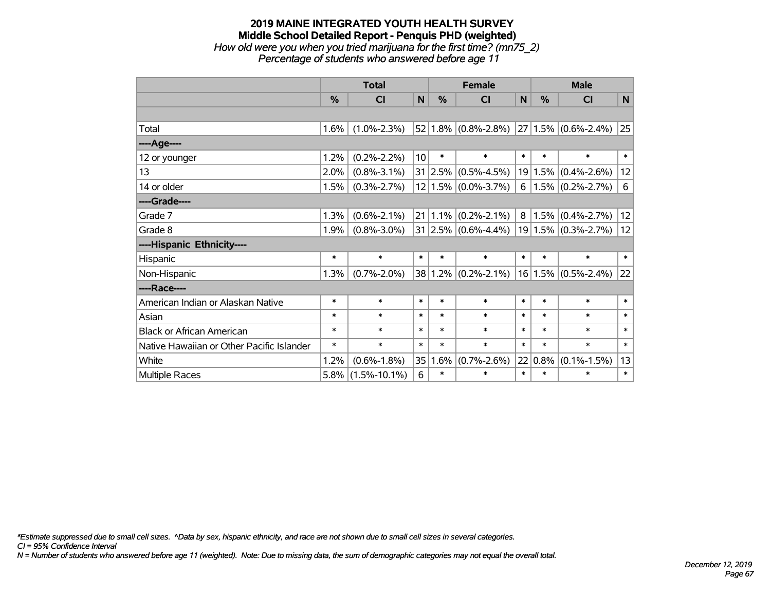# 2019 MAINE INTEGRATED YOUTH HEALTH SURVEY
## Middle School Detailed Report - Penquis PHD (weighted)
*How old were you when you tried marijuana for the first time? (mn75_2)*
*Percentage of students who answered before age 11*

| | Total | | | Female | | | Male | | |
|---|---|---|---|---|---|---|---|---|---|
| | % | CI | N | % | CI | N | % | CI | N |
| | | | | | | | | | |
| Total | 1.6% | (1.0%-2.3%) | 52 | 1.8% | (0.8%-2.8%) | 27 | 1.5% | (0.6%-2.4%) | 25 |
| ----Age---- | | | | | | | | | |
| 12 or younger | 1.2% | (0.2%-2.2%) | 10 | * | * | * | * | * | * |
| 13 | 2.0% | (0.8%-3.1%) | 31 | 2.5% | (0.5%-4.5%) | 19 | 1.5% | (0.4%-2.6%) | 12 |
| 14 or older | 1.5% | (0.3%-2.7%) | 12 | 1.5% | (0.0%-3.7%) | 6 | 1.5% | (0.2%-2.7%) | 6 |
| ----Grade---- | | | | | | | | | |
| Grade 7 | 1.3% | (0.6%-2.1%) | 21 | 1.1% | (0.2%-2.1%) | 8 | 1.5% | (0.4%-2.7%) | 12 |
| Grade 8 | 1.9% | (0.8%-3.0%) | 31 | 2.5% | (0.6%-4.4%) | 19 | 1.5% | (0.3%-2.7%) | 12 |
| ----Hispanic Ethnicity---- | | | | | | | | | |
| Hispanic | * | * | * | * | * | * | * | * | * |
| Non-Hispanic | 1.3% | (0.7%-2.0%) | 38 | 1.2% | (0.2%-2.1%) | 16 | 1.5% | (0.5%-2.4%) | 22 |
| ----Race---- | | | | | | | | | |
| American Indian or Alaskan Native | * | * | * | * | * | * | * | * | * |
| Asian | * | * | * | * | * | * | * | * | * |
| Black or African American | * | * | * | * | * | * | * | * | * |
| Native Hawaiian or Other Pacific Islander | * | * | * | * | * | * | * | * | * |
| White | 1.2% | (0.6%-1.8%) | 35 | 1.6% | (0.7%-2.6%) | 22 | 0.8% | (0.1%-1.5%) | 13 |
| Multiple Races | 5.8% | (1.5%-10.1%) | 6 | * | * | * | * | * | * |

*\*Estimate suppressed due to small cell sizes. ^Data by sex, hispanic ethnicity, and race are not shown due to small cell sizes in several categories.*
*CI = 95% Confidence Interval*
*N = Number of students who answered before age 11 (weighted). Note: Due to missing data, the sum of demographic categories may not equal the overall total.*

*December 12, 2019*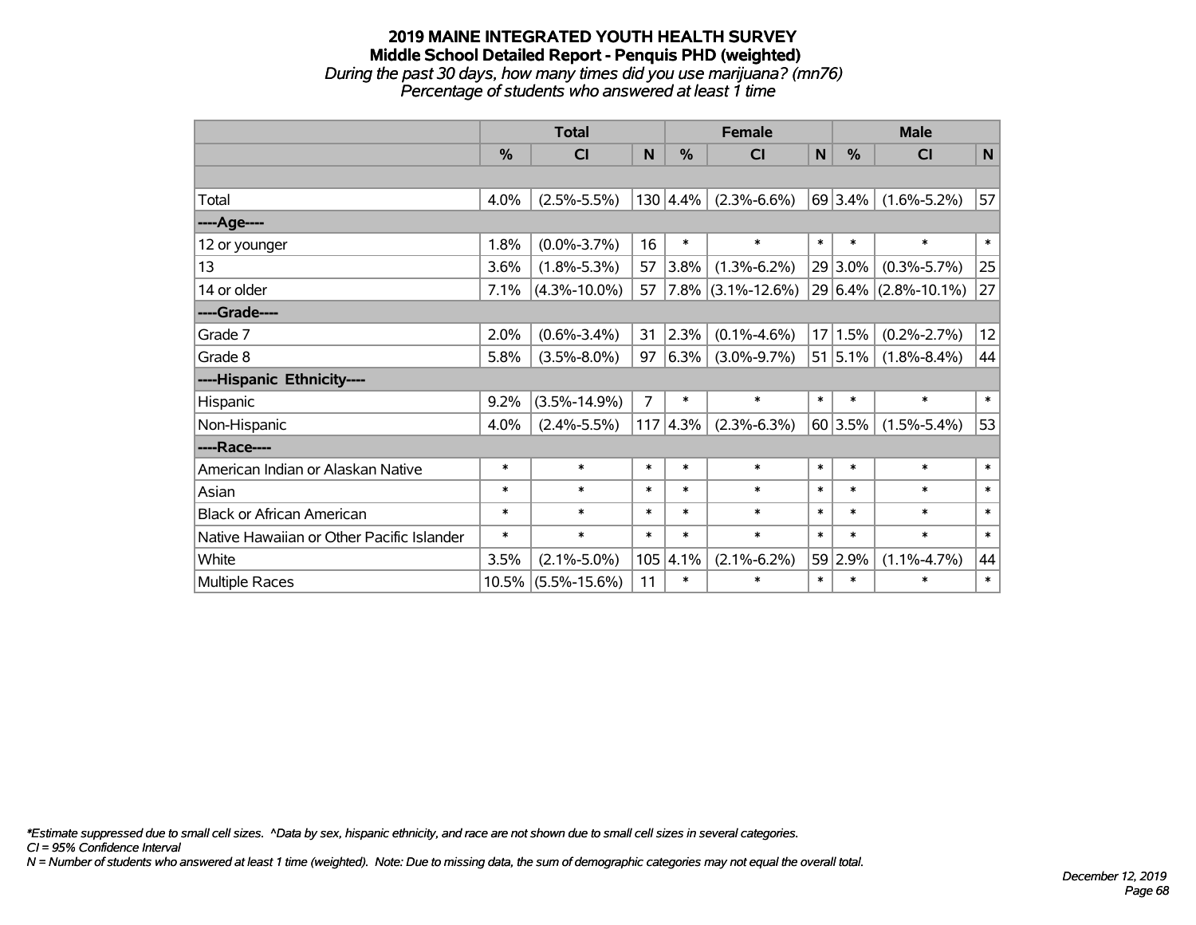# 2019 MAINE INTEGRATED YOUTH HEALTH SURVEY
## Middle School Detailed Report - Penquis PHD (weighted)
*During the past 30 days, how many times did you use marijuana? (mn76)*
*Percentage of students who answered at least 1 time*

| | Total | | | Female | | | Male | | |
|---|---|---|---|---|---|---|---|---|---|
| | % | CI | N | % | CI | N | % | CI | N |
| | | | | | | | | | |
| Total | 4.0% | (2.5%-5.5%) | 130 | 4.4% | (2.3%-6.6%) | 69 | 3.4% | (1.6%-5.2%) | 57 |
| ----Age---- | | | | | | | | | |
| 12 or younger | 1.8% | (0.0%-3.7%) | 16 | * | * | * | * | * | * |
| 13 | 3.6% | (1.8%-5.3%) | 57 | 3.8% | (1.3%-6.2%) | 29 | 3.0% | (0.3%-5.7%) | 25 |
| 14 or older | 7.1% | (4.3%-10.0%) | 57 | 7.8% | (3.1%-12.6%) | 29 | 6.4% | (2.8%-10.1%) | 27 |
| ----Grade---- | | | | | | | | | |
| Grade 7 | 2.0% | (0.6%-3.4%) | 31 | 2.3% | (0.1%-4.6%) | 17 | 1.5% | (0.2%-2.7%) | 12 |
| Grade 8 | 5.8% | (3.5%-8.0%) | 97 | 6.3% | (3.0%-9.7%) | 51 | 5.1% | (1.8%-8.4%) | 44 |
| ----Hispanic Ethnicity---- | | | | | | | | | |
| Hispanic | 9.2% | (3.5%-14.9%) | 7 | * | * | * | * | * | * |
| Non-Hispanic | 4.0% | (2.4%-5.5%) | 117 | 4.3% | (2.3%-6.3%) | 60 | 3.5% | (1.5%-5.4%) | 53 |
| ----Race---- | | | | | | | | | |
| American Indian or Alaskan Native | * | * | * | * | * | * | * | * | * |
| Asian | * | * | * | * | * | * | * | * | * |
| Black or African American | * | * | * | * | * | * | * | * | * |
| Native Hawaiian or Other Pacific Islander | * | * | * | * | * | * | * | * | * |
| White | 3.5% | (2.1%-5.0%) | 105 | 4.1% | (2.1%-6.2%) | 59 | 2.9% | (1.1%-4.7%) | 44 |
| Multiple Races | 10.5% | (5.5%-15.6%) | 11 | * | * | * | * | * | * |

*\*Estimate suppressed due to small cell sizes. ^Data by sex, hispanic ethnicity, and race are not shown due to small cell sizes in several categories.*
*CI = 95% Confidence Interval*
*N = Number of students who answered at least 1 time (weighted). Note: Due to missing data, the sum of demographic categories may not equal the overall total.*

*December 12, 2019*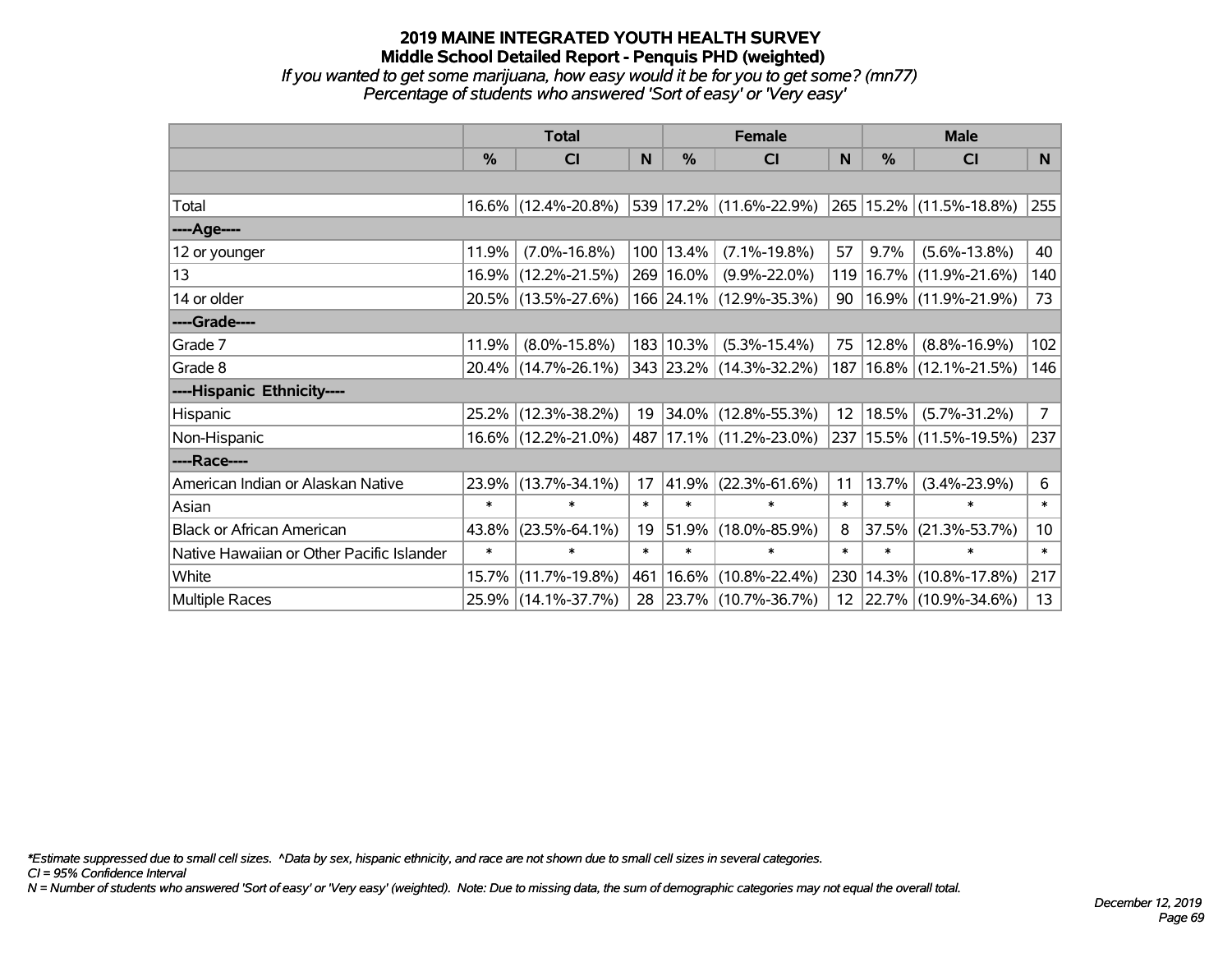# 2019 MAINE INTEGRATED YOUTH HEALTH SURVEY

## Middle School Detailed Report - Penquis PHD (weighted)

*If you wanted to get some marijuana, how easy would it be for you to get some? (mn77)*

*Percentage of students who answered 'Sort of easy' or 'Very easy'*

| | Total | | | Female | | | Male | | |
|---|---|---|---|---|---|---|---|---|---|
| | % | CI | N | % | CI | N | % | CI | N |
| Total | 16.6% | (12.4%-20.8%) | 539 | 17.2% | (11.6%-22.9%) | 265 | 15.2% | (11.5%-18.8%) | 255 |
| ----Age---- | | | | | | | | | |
| 12 or younger | 11.9% | (7.0%-16.8%) | 100 | 13.4% | (7.1%-19.8%) | 57 | 9.7% | (5.6%-13.8%) | 40 |
| 13 | 16.9% | (12.2%-21.5%) | 269 | 16.0% | (9.9%-22.0%) | 119 | 16.7% | (11.9%-21.6%) | 140 |
| 14 or older | 20.5% | (13.5%-27.6%) | 166 | 24.1% | (12.9%-35.3%) | 90 | 16.9% | (11.9%-21.9%) | 73 |
| ----Grade---- | | | | | | | | | |
| Grade 7 | 11.9% | (8.0%-15.8%) | 183 | 10.3% | (5.3%-15.4%) | 75 | 12.8% | (8.8%-16.9%) | 102 |
| Grade 8 | 20.4% | (14.7%-26.1%) | 343 | 23.2% | (14.3%-32.2%) | 187 | 16.8% | (12.1%-21.5%) | 146 |
| ----Hispanic Ethnicity---- | | | | | | | | | |
| Hispanic | 25.2% | (12.3%-38.2%) | 19 | 34.0% | (12.8%-55.3%) | 12 | 18.5% | (5.7%-31.2%) | 7 |
| Non-Hispanic | 16.6% | (12.2%-21.0%) | 487 | 17.1% | (11.2%-23.0%) | 237 | 15.5% | (11.5%-19.5%) | 237 |
| ----Race---- | | | | | | | | | |
| American Indian or Alaskan Native | 23.9% | (13.7%-34.1%) | 17 | 41.9% | (22.3%-61.6%) | 11 | 13.7% | (3.4%-23.9%) | 6 |
| Asian | * | * | * | * | * | * | * | * | * |
| Black or African American | 43.8% | (23.5%-64.1%) | 19 | 51.9% | (18.0%-85.9%) | 8 | 37.5% | (21.3%-53.7%) | 10 |
| Native Hawaiian or Other Pacific Islander | * | * | * | * | * | * | * | * | * |
| White | 15.7% | (11.7%-19.8%) | 461 | 16.6% | (10.8%-22.4%) | 230 | 14.3% | (10.8%-17.8%) | 217 |
| Multiple Races | 25.9% | (14.1%-37.7%) | 28 | 23.7% | (10.7%-36.7%) | 12 | 22.7% | (10.9%-34.6%) | 13 |

*\*Estimate suppressed due to small cell sizes. ^Data by sex, hispanic ethnicity, and race are not shown due to small cell sizes in several categories.*

*CI = 95% Confidence Interval*

*N = Number of students who answered 'Sort of easy' or 'Very easy' (weighted). Note: Due to missing data, the sum of demographic categories may not equal the overall total.*

*December 12, 2019*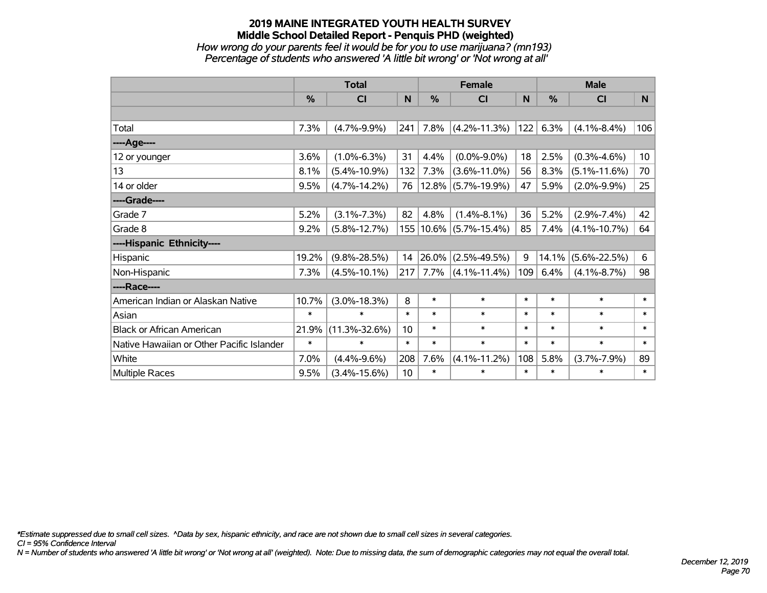# 2019 MAINE INTEGRATED YOUTH HEALTH SURVEY
## Middle School Detailed Report - Penquis PHD (weighted)
*How wrong do your parents feel it would be for you to use marijuana? (mn193)*
*Percentage of students who answered 'A little bit wrong' or 'Not wrong at all'*

| | Total | | | Female | | | Male | | |
|---|---|---|---|---|---|---|---|---|---|
| | % | CI | N | % | CI | N | % | CI | N |
| | | | | | | | | | |
| Total | 7.3% | (4.7%-9.9%) | 241 | 7.8% | (4.2%-11.3%) | 122 | 6.3% | (4.1%-8.4%) | 106 |
| ----Age---- | | | | | | | | | |
| 12 or younger | 3.6% | (1.0%-6.3%) | 31 | 4.4% | (0.0%-9.0%) | 18 | 2.5% | (0.3%-4.6%) | 10 |
| 13 | 8.1% | (5.4%-10.9%) | 132 | 7.3% | (3.6%-11.0%) | 56 | 8.3% | (5.1%-11.6%) | 70 |
| 14 or older | 9.5% | (4.7%-14.2%) | 76 | 12.8% | (5.7%-19.9%) | 47 | 5.9% | (2.0%-9.9%) | 25 |
| ----Grade---- | | | | | | | | | |
| Grade 7 | 5.2% | (3.1%-7.3%) | 82 | 4.8% | (1.4%-8.1%) | 36 | 5.2% | (2.9%-7.4%) | 42 |
| Grade 8 | 9.2% | (5.8%-12.7%) | 155 | 10.6% | (5.7%-15.4%) | 85 | 7.4% | (4.1%-10.7%) | 64 |
| ----Hispanic Ethnicity---- | | | | | | | | | |
| Hispanic | 19.2% | (9.8%-28.5%) | 14 | 26.0% | (2.5%-49.5%) | 9 | 14.1% | (5.6%-22.5%) | 6 |
| Non-Hispanic | 7.3% | (4.5%-10.1%) | 217 | 7.7% | (4.1%-11.4%) | 109 | 6.4% | (4.1%-8.7%) | 98 |
| ----Race---- | | | | | | | | | |
| American Indian or Alaskan Native | 10.7% | (3.0%-18.3%) | 8 | * | * | * | * | * | * |
| Asian | * | * | * | * | * | * | * | * | * |
| Black or African American | 21.9% | (11.3%-32.6%) | 10 | * | * | * | * | * | * |
| Native Hawaiian or Other Pacific Islander | * | * | * | * | * | * | * | * | * |
| White | 7.0% | (4.4%-9.6%) | 208 | 7.6% | (4.1%-11.2%) | 108 | 5.8% | (3.7%-7.9%) | 89 |
| Multiple Races | 9.5% | (3.4%-15.6%) | 10 | * | * | * | * | * | * |

*\*Estimate suppressed due to small cell sizes. ^Data by sex, hispanic ethnicity, and race are not shown due to small cell sizes in several categories.*
*CI = 95% Confidence Interval*
*N = Number of students who answered 'A little bit wrong' or 'Not wrong at all' (weighted). Note: Due to missing data, the sum of demographic categories may not equal the overall total.*

*December 12, 2019*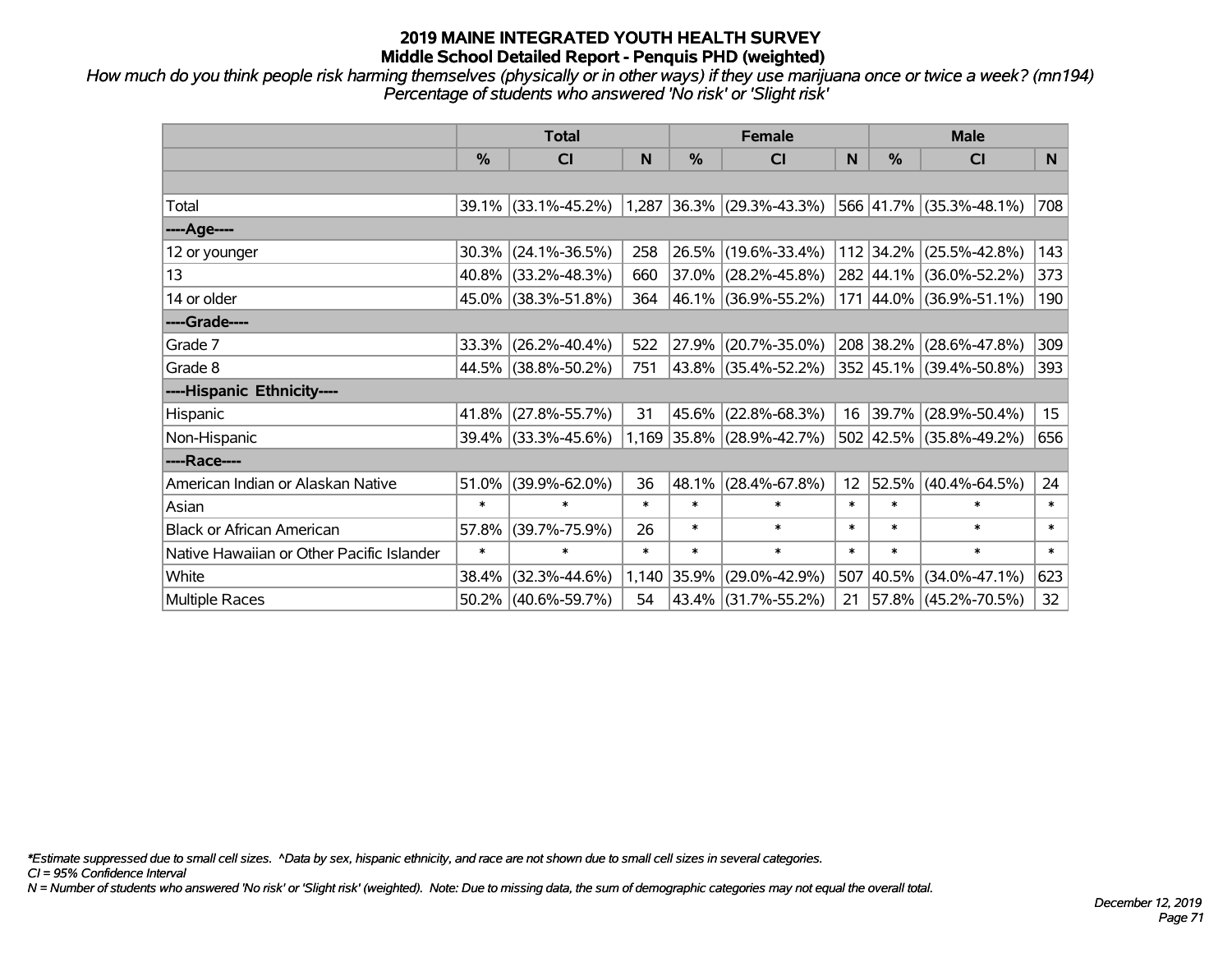# 2019 MAINE INTEGRATED YOUTH HEALTH SURVEY
## Middle School Detailed Report - Penquis PHD (weighted)

*How much do you think people risk harming themselves (physically or in other ways) if they use marijuana once or twice a week? (mn194)*
*Percentage of students who answered 'No risk' or 'Slight risk'*

| | Total | | | Female | | | Male | | |
|---|---|---|---|---|---|---|---|---|---|
| | % | CI | N | % | CI | N | % | CI | N |
| | | | | | | | | | |
| Total | 39.1% | (33.1%-45.2%) | 1,287 | 36.3% | (29.3%-43.3%) | 566 | 41.7% | (35.3%-48.1%) | 708 |
| ----Age---- | | | | | | | | | |
| 12 or younger | 30.3% | (24.1%-36.5%) | 258 | 26.5% | (19.6%-33.4%) | 112 | 34.2% | (25.5%-42.8%) | 143 |
| 13 | 40.8% | (33.2%-48.3%) | 660 | 37.0% | (28.2%-45.8%) | 282 | 44.1% | (36.0%-52.2%) | 373 |
| 14 or older | 45.0% | (38.3%-51.8%) | 364 | 46.1% | (36.9%-55.2%) | 171 | 44.0% | (36.9%-51.1%) | 190 |
| ----Grade---- | | | | | | | | | |
| Grade 7 | 33.3% | (26.2%-40.4%) | 522 | 27.9% | (20.7%-35.0%) | 208 | 38.2% | (28.6%-47.8%) | 309 |
| Grade 8 | 44.5% | (38.8%-50.2%) | 751 | 43.8% | (35.4%-52.2%) | 352 | 45.1% | (39.4%-50.8%) | 393 |
| ----Hispanic Ethnicity---- | | | | | | | | | |
| Hispanic | 41.8% | (27.8%-55.7%) | 31 | 45.6% | (22.8%-68.3%) | 16 | 39.7% | (28.9%-50.4%) | 15 |
| Non-Hispanic | 39.4% | (33.3%-45.6%) | 1,169 | 35.8% | (28.9%-42.7%) | 502 | 42.5% | (35.8%-49.2%) | 656 |
| ----Race---- | | | | | | | | | |
| American Indian or Alaskan Native | 51.0% | (39.9%-62.0%) | 36 | 48.1% | (28.4%-67.8%) | 12 | 52.5% | (40.4%-64.5%) | 24 |
| Asian | * | * | * | * | * | * | * | * | * |
| Black or African American | 57.8% | (39.7%-75.9%) | 26 | * | * | * | * | * | * |
| Native Hawaiian or Other Pacific Islander | * | * | * | * | * | * | * | * | * |
| White | 38.4% | (32.3%-44.6%) | 1,140 | 35.9% | (29.0%-42.9%) | 507 | 40.5% | (34.0%-47.1%) | 623 |
| Multiple Races | 50.2% | (40.6%-59.7%) | 54 | 43.4% | (31.7%-55.2%) | 21 | 57.8% | (45.2%-70.5%) | 32 |

*\*Estimate suppressed due to small cell sizes. ^Data by sex, hispanic ethnicity, and race are not shown due to small cell sizes in several categories.*
*CI = 95% Confidence Interval*
*N = Number of students who answered 'No risk' or 'Slight risk' (weighted). Note: Due to missing data, the sum of demographic categories may not equal the overall total.*

*December 12, 2019*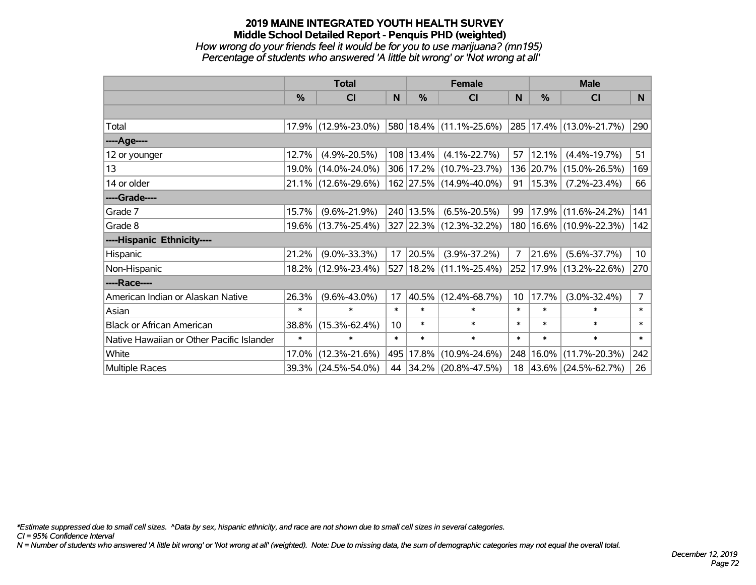# 2019 MAINE INTEGRATED YOUTH HEALTH SURVEY

## Middle School Detailed Report - Penquis PHD (weighted)

*How wrong do your friends feel it would be for you to use marijuana? (mn195)*

*Percentage of students who answered 'A little bit wrong' or 'Not wrong at all'*

| | Total | | | Female | | | Male | | |
|---|---|---|---|---|---|---|---|---|---|
| | % | CI | N | % | CI | N | % | CI | N |
| | | | | | | | | | |
| Total | 17.9% | (12.9%-23.0%) | 580 | 18.4% | (11.1%-25.6%) | 285 | 17.4% | (13.0%-21.7%) | 290 |
| ----Age---- | | | | | | | | | |
| 12 or younger | 12.7% | (4.9%-20.5%) | 108 | 13.4% | (4.1%-22.7%) | 57 | 12.1% | (4.4%-19.7%) | 51 |
| 13 | 19.0% | (14.0%-24.0%) | 306 | 17.2% | (10.7%-23.7%) | 136 | 20.7% | (15.0%-26.5%) | 169 |
| 14 or older | 21.1% | (12.6%-29.6%) | 162 | 27.5% | (14.9%-40.0%) | 91 | 15.3% | (7.2%-23.4%) | 66 |
| ----Grade---- | | | | | | | | | |
| Grade 7 | 15.7% | (9.6%-21.9%) | 240 | 13.5% | (6.5%-20.5%) | 99 | 17.9% | (11.6%-24.2%) | 141 |
| Grade 8 | 19.6% | (13.7%-25.4%) | 327 | 22.3% | (12.3%-32.2%) | 180 | 16.6% | (10.9%-22.3%) | 142 |
| ----Hispanic Ethnicity---- | | | | | | | | | |
| Hispanic | 21.2% | (9.0%-33.3%) | 17 | 20.5% | (3.9%-37.2%) | 7 | 21.6% | (5.6%-37.7%) | 10 |
| Non-Hispanic | 18.2% | (12.9%-23.4%) | 527 | 18.2% | (11.1%-25.4%) | 252 | 17.9% | (13.2%-22.6%) | 270 |
| ----Race---- | | | | | | | | | |
| American Indian or Alaskan Native | 26.3% | (9.6%-43.0%) | 17 | 40.5% | (12.4%-68.7%) | 10 | 17.7% | (3.0%-32.4%) | 7 |
| Asian | * | * | * | * | * | * | * | * | * |
| Black or African American | 38.8% | (15.3%-62.4%) | 10 | * | * | * | * | * | * |
| Native Hawaiian or Other Pacific Islander | * | * | * | * | * | * | * | * | * |
| White | 17.0% | (12.3%-21.6%) | 495 | 17.8% | (10.9%-24.6%) | 248 | 16.0% | (11.7%-20.3%) | 242 |
| Multiple Races | 39.3% | (24.5%-54.0%) | 44 | 34.2% | (20.8%-47.5%) | 18 | 43.6% | (24.5%-62.7%) | 26 |

*\*Estimate suppressed due to small cell sizes. ^Data by sex, hispanic ethnicity, and race are not shown due to small cell sizes in several categories.*

*CI = 95% Confidence Interval*

*N = Number of students who answered 'A little bit wrong' or 'Not wrong at all' (weighted). Note: Due to missing data, the sum of demographic categories may not equal the overall total.*

*December 12, 2019*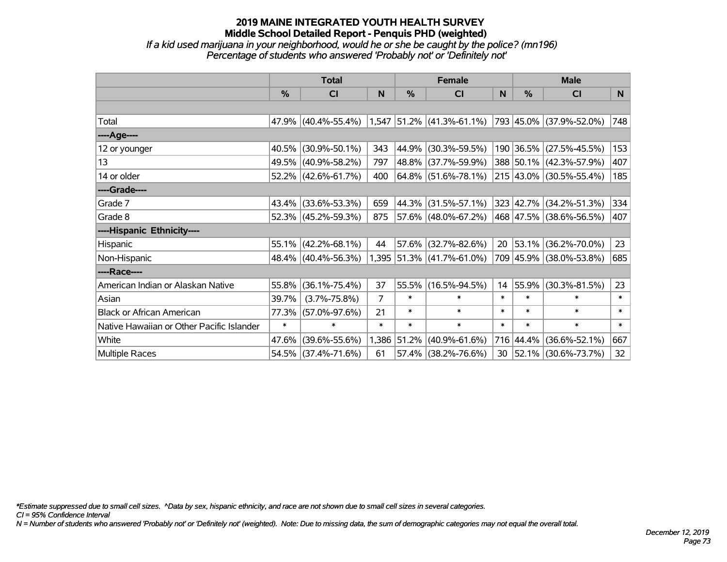# 2019 MAINE INTEGRATED YOUTH HEALTH SURVEY
## Middle School Detailed Report - Penquis PHD (weighted)
*If a kid used marijuana in your neighborhood, would he or she be caught by the police? (mn196)*
*Percentage of students who answered 'Probably not' or 'Definitely not'*

| | Total | | | Female | | | Male | | |
|---|---|---|---|---|---|---|---|---|---|
| | % | CI | N | % | CI | N | % | CI | N |
| | | | | | | | | | |
| Total | 47.9% | (40.4%-55.4%) | 1,547 | 51.2% | (41.3%-61.1%) | 793 | 45.0% | (37.9%-52.0%) | 748 |
| ----Age---- | | | | | | | | | |
| 12 or younger | 40.5% | (30.9%-50.1%) | 343 | 44.9% | (30.3%-59.5%) | 190 | 36.5% | (27.5%-45.5%) | 153 |
| 13 | 49.5% | (40.9%-58.2%) | 797 | 48.8% | (37.7%-59.9%) | 388 | 50.1% | (42.3%-57.9%) | 407 |
| 14 or older | 52.2% | (42.6%-61.7%) | 400 | 64.8% | (51.6%-78.1%) | 215 | 43.0% | (30.5%-55.4%) | 185 |
| ----Grade---- | | | | | | | | | |
| Grade 7 | 43.4% | (33.6%-53.3%) | 659 | 44.3% | (31.5%-57.1%) | 323 | 42.7% | (34.2%-51.3%) | 334 |
| Grade 8 | 52.3% | (45.2%-59.3%) | 875 | 57.6% | (48.0%-67.2%) | 468 | 47.5% | (38.6%-56.5%) | 407 |
| ----Hispanic Ethnicity---- | | | | | | | | | |
| Hispanic | 55.1% | (42.2%-68.1%) | 44 | 57.6% | (32.7%-82.6%) | 20 | 53.1% | (36.2%-70.0%) | 23 |
| Non-Hispanic | 48.4% | (40.4%-56.3%) | 1,395 | 51.3% | (41.7%-61.0%) | 709 | 45.9% | (38.0%-53.8%) | 685 |
| ----Race---- | | | | | | | | | |
| American Indian or Alaskan Native | 55.8% | (36.1%-75.4%) | 37 | 55.5% | (16.5%-94.5%) | 14 | 55.9% | (30.3%-81.5%) | 23 |
| Asian | 39.7% | (3.7%-75.8%) | 7 | * | * | * | * | * | * |
| Black or African American | 77.3% | (57.0%-97.6%) | 21 | * | * | * | * | * | * |
| Native Hawaiian or Other Pacific Islander | * | * | * | * | * | * | * | * | * |
| White | 47.6% | (39.6%-55.6%) | 1,386 | 51.2% | (40.9%-61.6%) | 716 | 44.4% | (36.6%-52.1%) | 667 |
| Multiple Races | 54.5% | (37.4%-71.6%) | 61 | 57.4% | (38.2%-76.6%) | 30 | 52.1% | (30.6%-73.7%) | 32 |

*\*Estimate suppressed due to small cell sizes. ^Data by sex, hispanic ethnicity, and race are not shown due to small cell sizes in several categories.*
*CI = 95% Confidence Interval*
*N = Number of students who answered 'Probably not' or 'Definitely not' (weighted). Note: Due to missing data, the sum of demographic categories may not equal the overall total.*

*December 12, 2019*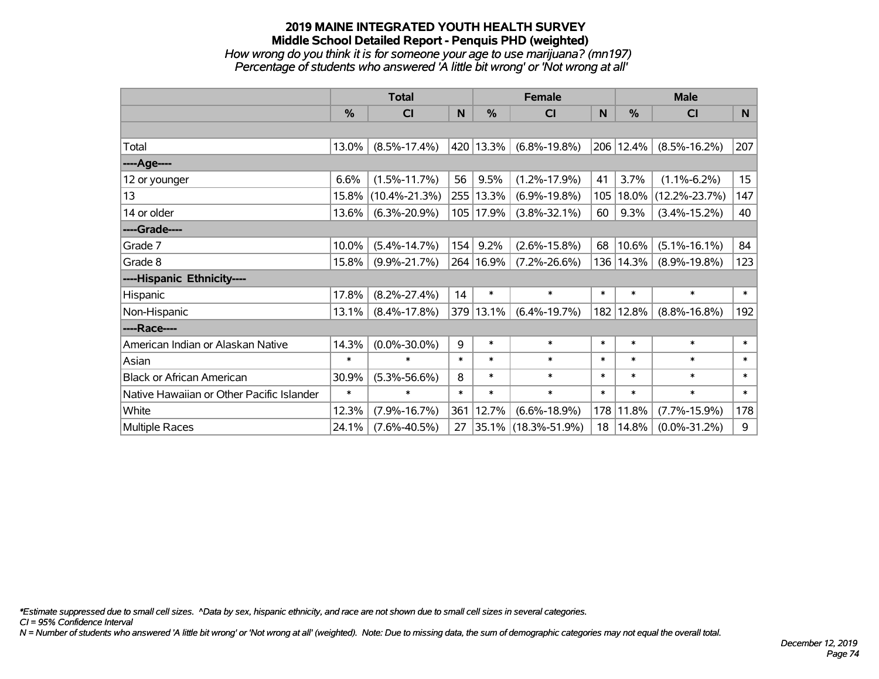## 2019 MAINE INTEGRATED YOUTH HEALTH SURVEY
### Middle School Detailed Report - Penquis PHD (weighted)

*How wrong do you think it is for someone your age to use marijuana? (mn197)*
*Percentage of students who answered 'A little bit wrong' or 'Not wrong at all'*

| | Total | | | Female | | | Male | | |
|---|---|---|---|---|---|---|---|---|---|
| | % | CI | N | % | CI | N | % | CI | N |
| Total | 13.0% | (8.5%-17.4%) | 420 | 13.3% | (6.8%-19.8%) | 206 | 12.4% | (8.5%-16.2%) | 207 |
| ----Age---- | | | | | | | | | |
| 12 or younger | 6.6% | (1.5%-11.7%) | 56 | 9.5% | (1.2%-17.9%) | 41 | 3.7% | (1.1%-6.2%) | 15 |
| 13 | 15.8% | (10.4%-21.3%) | 255 | 13.3% | (6.9%-19.8%) | 105 | 18.0% | (12.2%-23.7%) | 147 |
| 14 or older | 13.6% | (6.3%-20.9%) | 105 | 17.9% | (3.8%-32.1%) | 60 | 9.3% | (3.4%-15.2%) | 40 |
| ----Grade---- | | | | | | | | | |
| Grade 7 | 10.0% | (5.4%-14.7%) | 154 | 9.2% | (2.6%-15.8%) | 68 | 10.6% | (5.1%-16.1%) | 84 |
| Grade 8 | 15.8% | (9.9%-21.7%) | 264 | 16.9% | (7.2%-26.6%) | 136 | 14.3% | (8.9%-19.8%) | 123 |
| ----Hispanic Ethnicity---- | | | | | | | | | |
| Hispanic | 17.8% | (8.2%-27.4%) | 14 | * | * | * | * | * | * |
| Non-Hispanic | 13.1% | (8.4%-17.8%) | 379 | 13.1% | (6.4%-19.7%) | 182 | 12.8% | (8.8%-16.8%) | 192 |
| ----Race---- | | | | | | | | | |
| American Indian or Alaskan Native | 14.3% | (0.0%-30.0%) | 9 | * | * | * | * | * | * |
| Asian | * | * | * | * | * | * | * | * | * |
| Black or African American | 30.9% | (5.3%-56.6%) | 8 | * | * | * | * | * | * |
| Native Hawaiian or Other Pacific Islander | * | * | * | * | * | * | * | * | * |
| White | 12.3% | (7.9%-16.7%) | 361 | 12.7% | (6.6%-18.9%) | 178 | 11.8% | (7.7%-15.9%) | 178 |
| Multiple Races | 24.1% | (7.6%-40.5%) | 27 | 35.1% | (18.3%-51.9%) | 18 | 14.8% | (0.0%-31.2%) | 9 |

*\*Estimate suppressed due to small cell sizes. ^Data by sex, hispanic ethnicity, and race are not shown due to small cell sizes in several categories.*
*CI = 95% Confidence Interval*
*N = Number of students who answered 'A little bit wrong' or 'Not wrong at all' (weighted). Note: Due to missing data, the sum of demographic categories may not equal the overall total.*

*December 12, 2019*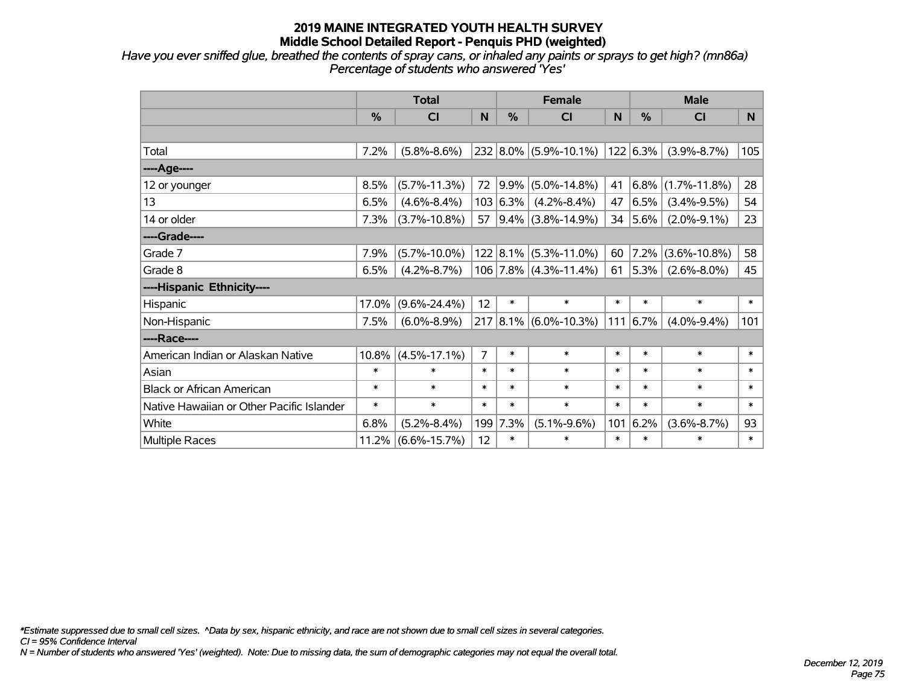# 2019 MAINE INTEGRATED YOUTH HEALTH SURVEY

## Middle School Detailed Report - Penquis PHD (weighted)

*Have you ever sniffed glue, breathed the contents of spray cans, or inhaled any paints or sprays to get high? (mn86a)*
*Percentage of students who answered 'Yes'*

| | Total | | | Female | | | Male | | |
|---|---|---|---|---|---|---|---|---|---|
| | % | CI | N | % | CI | N | % | CI | N |
| | | | | | | | | | |
| Total | 7.2% | (5.8%-8.6%) | 232 | 8.0% | (5.9%-10.1%) | 122 | 6.3% | (3.9%-8.7%) | 105 |
| ----Age---- | | | | | | | | | |
| 12 or younger | 8.5% | (5.7%-11.3%) | 72 | 9.9% | (5.0%-14.8%) | 41 | 6.8% | (1.7%-11.8%) | 28 |
| 13 | 6.5% | (4.6%-8.4%) | 103 | 6.3% | (4.2%-8.4%) | 47 | 6.5% | (3.4%-9.5%) | 54 |
| 14 or older | 7.3% | (3.7%-10.8%) | 57 | 9.4% | (3.8%-14.9%) | 34 | 5.6% | (2.0%-9.1%) | 23 |
| ----Grade---- | | | | | | | | | |
| Grade 7 | 7.9% | (5.7%-10.0%) | 122 | 8.1% | (5.3%-11.0%) | 60 | 7.2% | (3.6%-10.8%) | 58 |
| Grade 8 | 6.5% | (4.2%-8.7%) | 106 | 7.8% | (4.3%-11.4%) | 61 | 5.3% | (2.6%-8.0%) | 45 |
| ----Hispanic Ethnicity---- | | | | | | | | | |
| Hispanic | 17.0% | (9.6%-24.4%) | 12 | * | * | * | * | * | * |
| Non-Hispanic | 7.5% | (6.0%-8.9%) | 217 | 8.1% | (6.0%-10.3%) | 111 | 6.7% | (4.0%-9.4%) | 101 |
| ----Race---- | | | | | | | | | |
| American Indian or Alaskan Native | 10.8% | (4.5%-17.1%) | 7 | * | * | * | * | * | * |
| Asian | * | * | * | * | * | * | * | * | * |
| Black or African American | * | * | * | * | * | * | * | * | * |
| Native Hawaiian or Other Pacific Islander | * | * | * | * | * | * | * | * | * |
| White | 6.8% | (5.2%-8.4%) | 199 | 7.3% | (5.1%-9.6%) | 101 | 6.2% | (3.6%-8.7%) | 93 |
| Multiple Races | 11.2% | (6.6%-15.7%) | 12 | * | * | * | * | * | * |

*\*Estimate suppressed due to small cell sizes. ^Data by sex, hispanic ethnicity, and race are not shown due to small cell sizes in several categories.*
*CI = 95% Confidence Interval*
*N = Number of students who answered 'Yes' (weighted). Note: Due to missing data, the sum of demographic categories may not equal the overall total.*

*December 12, 2019*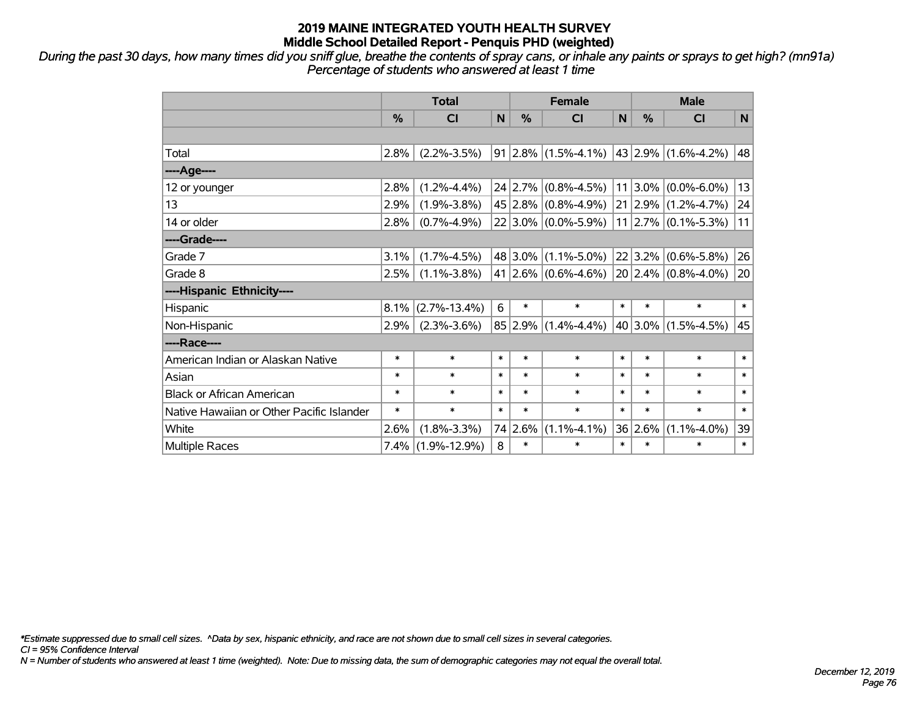**2019 MAINE INTEGRATED YOUTH HEALTH SURVEY**
**Middle School Detailed Report - Penquis PHD (weighted)**

*During the past 30 days, how many times did you sniff glue, breathe the contents of spray cans, or inhale any paints or sprays to get high? (mn91a)*
*Percentage of students who answered at least 1 time*

| | Total | | | Female | | | Male | | |
|---|---|---|---|---|---|---|---|---|---|
| | % | CI | N | % | CI | N | % | CI | N |
| | | | | | | | | | |
| Total | 2.8% | (2.2%-3.5%) | 91 | 2.8% | (1.5%-4.1%) | 43 | 2.9% | (1.6%-4.2%) | 48 |
| ----Age---- | | | | | | | | | |
| 12 or younger | 2.8% | (1.2%-4.4%) | 24 | 2.7% | (0.8%-4.5%) | 11 | 3.0% | (0.0%-6.0%) | 13 |
| 13 | 2.9% | (1.9%-3.8%) | 45 | 2.8% | (0.8%-4.9%) | 21 | 2.9% | (1.2%-4.7%) | 24 |
| 14 or older | 2.8% | (0.7%-4.9%) | 22 | 3.0% | (0.0%-5.9%) | 11 | 2.7% | (0.1%-5.3%) | 11 |
| ----Grade---- | | | | | | | | | |
| Grade 7 | 3.1% | (1.7%-4.5%) | 48 | 3.0% | (1.1%-5.0%) | 22 | 3.2% | (0.6%-5.8%) | 26 |
| Grade 8 | 2.5% | (1.1%-3.8%) | 41 | 2.6% | (0.6%-4.6%) | 20 | 2.4% | (0.8%-4.0%) | 20 |
| ----Hispanic Ethnicity---- | | | | | | | | | |
| Hispanic | 8.1% | (2.7%-13.4%) | 6 | * | * | * | * | * | * |
| Non-Hispanic | 2.9% | (2.3%-3.6%) | 85 | 2.9% | (1.4%-4.4%) | 40 | 3.0% | (1.5%-4.5%) | 45 |
| ----Race---- | | | | | | | | | |
| American Indian or Alaskan Native | * | * | * | * | * | * | * | * | * |
| Asian | * | * | * | * | * | * | * | * | * |
| Black or African American | * | * | * | * | * | * | * | * | * |
| Native Hawaiian or Other Pacific Islander | * | * | * | * | * | * | * | * | * |
| White | 2.6% | (1.8%-3.3%) | 74 | 2.6% | (1.1%-4.1%) | 36 | 2.6% | (1.1%-4.0%) | 39 |
| Multiple Races | 7.4% | (1.9%-12.9%) | 8 | * | * | * | * | * | * |

*\*Estimate suppressed due to small cell sizes. ^Data by sex, hispanic ethnicity, and race are not shown due to small cell sizes in several categories.*
*CI = 95% Confidence Interval*
*N = Number of students who answered at least 1 time (weighted). Note: Due to missing data, the sum of demographic categories may not equal the overall total.*

*December 12, 2019*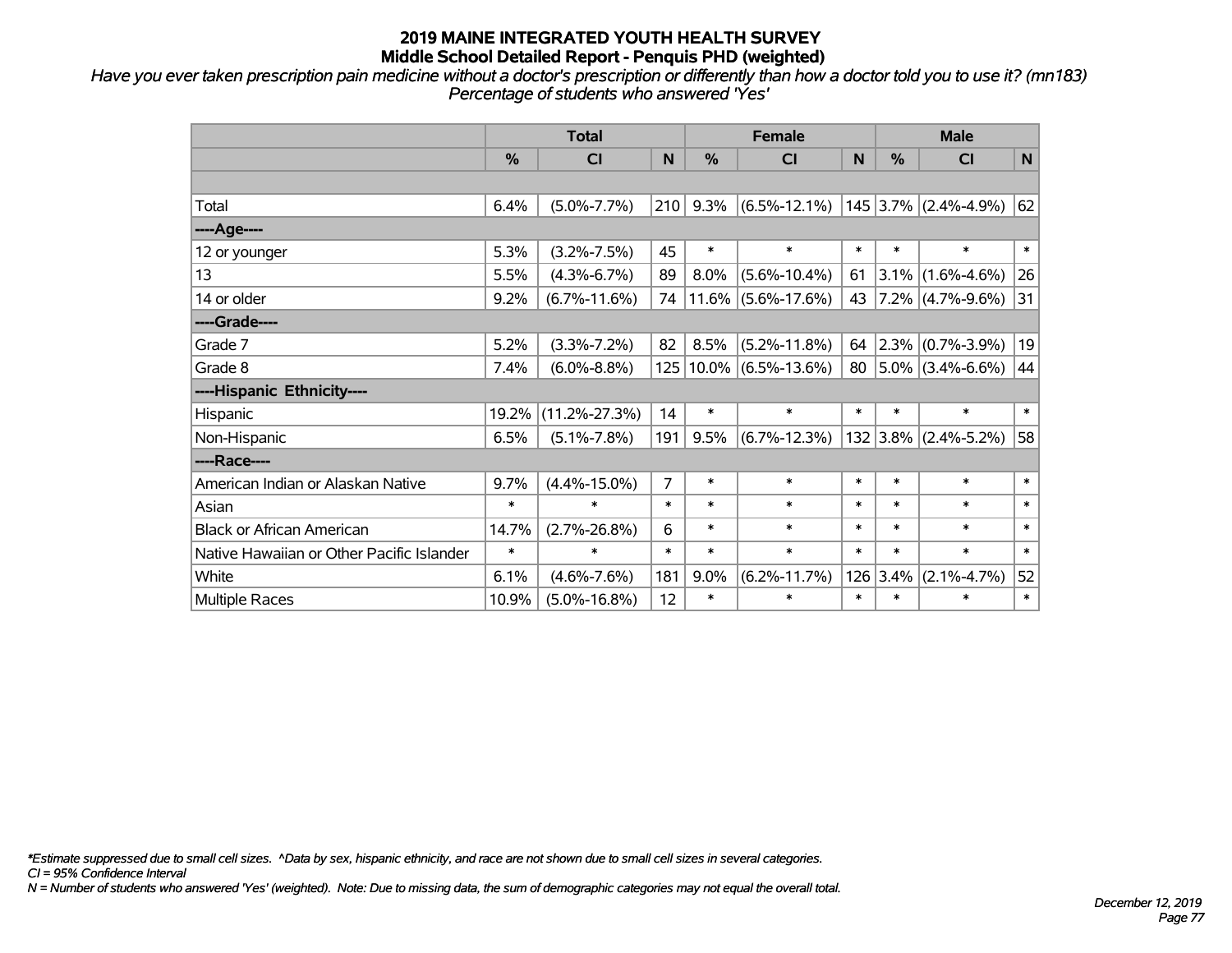# 2019 MAINE INTEGRATED YOUTH HEALTH SURVEY
## Middle School Detailed Report - Penquis PHD (weighted)

*Have you ever taken prescription pain medicine without a doctor's prescription or differently than how a doctor told you to use it? (mn183)*
*Percentage of students who answered 'Yes'*

| | Total | | | Female | | | Male | | |
|---|---|---|---|---|---|---|---|---|---|
| | % | CI | N | % | CI | N | % | CI | N |
| | | | | | | | | | |
| Total | 6.4% | (5.0%-7.7%) | 210 | 9.3% | (6.5%-12.1%) | 145 | 3.7% | (2.4%-4.9%) | 62 |
| ----Age---- | | | | | | | | | |
| 12 or younger | 5.3% | (3.2%-7.5%) | 45 | * | * | * | * | * | * |
| 13 | 5.5% | (4.3%-6.7%) | 89 | 8.0% | (5.6%-10.4%) | 61 | 3.1% | (1.6%-4.6%) | 26 |
| 14 or older | 9.2% | (6.7%-11.6%) | 74 | 11.6% | (5.6%-17.6%) | 43 | 7.2% | (4.7%-9.6%) | 31 |
| ----Grade---- | | | | | | | | | |
| Grade 7 | 5.2% | (3.3%-7.2%) | 82 | 8.5% | (5.2%-11.8%) | 64 | 2.3% | (0.7%-3.9%) | 19 |
| Grade 8 | 7.4% | (6.0%-8.8%) | 125 | 10.0% | (6.5%-13.6%) | 80 | 5.0% | (3.4%-6.6%) | 44 |
| ----Hispanic Ethnicity---- | | | | | | | | | |
| Hispanic | 19.2% | (11.2%-27.3%) | 14 | * | * | * | * | * | * |
| Non-Hispanic | 6.5% | (5.1%-7.8%) | 191 | 9.5% | (6.7%-12.3%) | 132 | 3.8% | (2.4%-5.2%) | 58 |
| ----Race---- | | | | | | | | | |
| American Indian or Alaskan Native | 9.7% | (4.4%-15.0%) | 7 | * | * | * | * | * | * |
| Asian | * | * | * | * | * | * | * | * | * |
| Black or African American | 14.7% | (2.7%-26.8%) | 6 | * | * | * | * | * | * |
| Native Hawaiian or Other Pacific Islander | * | * | * | * | * | * | * | * | * |
| White | 6.1% | (4.6%-7.6%) | 181 | 9.0% | (6.2%-11.7%) | 126 | 3.4% | (2.1%-4.7%) | 52 |
| Multiple Races | 10.9% | (5.0%-16.8%) | 12 | * | * | * | * | * | * |

*\*Estimate suppressed due to small cell sizes. ^Data by sex, hispanic ethnicity, and race are not shown due to small cell sizes in several categories.*
*CI = 95% Confidence Interval*
*N = Number of students who answered 'Yes' (weighted). Note: Due to missing data, the sum of demographic categories may not equal the overall total.*

*December 12, 2019*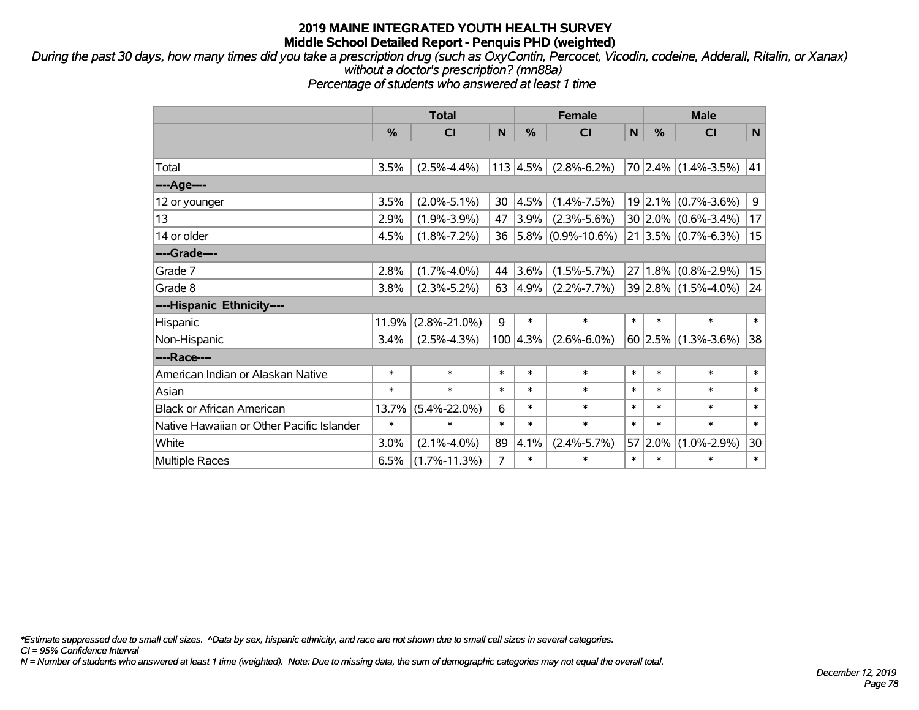# 2019 MAINE INTEGRATED YOUTH HEALTH SURVEY
## Middle School Detailed Report - Penquis PHD (weighted)

*During the past 30 days, how many times did you take a prescription drug (such as OxyContin, Percocet, Vicodin, codeine, Adderall, Ritalin, or Xanax) without a doctor's prescription? (mn88a)*
*Percentage of students who answered at least 1 time*

| | Total | | | Female | | | Male | | |
|---|---|---|---|---|---|---|---|---|---|
| | % | CI | N | % | CI | N | % | CI | N |
| | | | | | | | | | |
| Total | 3.5% | (2.5%-4.4%) | 113 | 4.5% | (2.8%-6.2%) | 70 | 2.4% | (1.4%-3.5%) | 41 |
| ----Age---- | | | | | | | | | |
| 12 or younger | 3.5% | (2.0%-5.1%) | 30 | 4.5% | (1.4%-7.5%) | 19 | 2.1% | (0.7%-3.6%) | 9 |
| 13 | 2.9% | (1.9%-3.9%) | 47 | 3.9% | (2.3%-5.6%) | 30 | 2.0% | (0.6%-3.4%) | 17 |
| 14 or older | 4.5% | (1.8%-7.2%) | 36 | 5.8% | (0.9%-10.6%) | 21 | 3.5% | (0.7%-6.3%) | 15 |
| ----Grade---- | | | | | | | | | |
| Grade 7 | 2.8% | (1.7%-4.0%) | 44 | 3.6% | (1.5%-5.7%) | 27 | 1.8% | (0.8%-2.9%) | 15 |
| Grade 8 | 3.8% | (2.3%-5.2%) | 63 | 4.9% | (2.2%-7.7%) | 39 | 2.8% | (1.5%-4.0%) | 24 |
| ----Hispanic Ethnicity---- | | | | | | | | | |
| Hispanic | 11.9% | (2.8%-21.0%) | 9 | * | * | * | * | * | * |
| Non-Hispanic | 3.4% | (2.5%-4.3%) | 100 | 4.3% | (2.6%-6.0%) | 60 | 2.5% | (1.3%-3.6%) | 38 |
| ----Race---- | | | | | | | | | |
| American Indian or Alaskan Native | * | * | * | * | * | * | * | * | * |
| Asian | * | * | * | * | * | * | * | * | * |
| Black or African American | 13.7% | (5.4%-22.0%) | 6 | * | * | * | * | * | * |
| Native Hawaiian or Other Pacific Islander | * | * | * | * | * | * | * | * | * |
| White | 3.0% | (2.1%-4.0%) | 89 | 4.1% | (2.4%-5.7%) | 57 | 2.0% | (1.0%-2.9%) | 30 |
| Multiple Races | 6.5% | (1.7%-11.3%) | 7 | * | * | * | * | * | * |

*Estimate suppressed due to small cell sizes. ^Data by sex, hispanic ethnicity, and race are not shown due to small cell sizes in several categories.
CI = 95% Confidence Interval
N = Number of students who answered at least 1 time (weighted). Note: Due to missing data, the sum of demographic categories may not equal the overall total.

December 12, 2019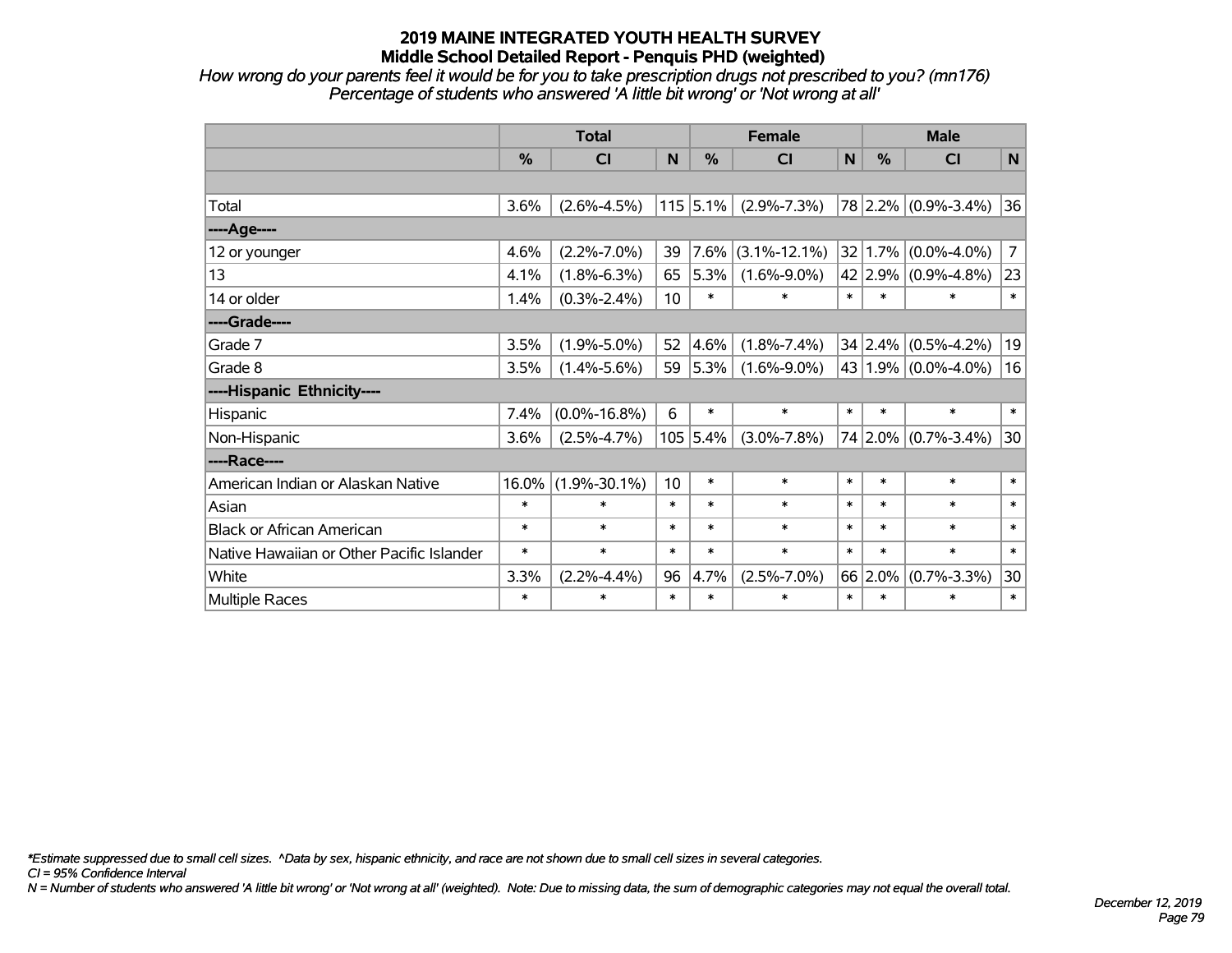# 2019 MAINE INTEGRATED YOUTH HEALTH SURVEY
## Middle School Detailed Report - Penquis PHD (weighted)

*How wrong do your parents feel it would be for you to take prescription drugs not prescribed to you? (mn176)*
*Percentage of students who answered 'A little bit wrong' or 'Not wrong at all'*

| | Total | | | Female | | | Male | | |
|---|---|---|---|---|---|---|---|---|---|
| | % | CI | N | % | CI | N | % | CI | N |
| | | | | | | | | | |
| Total | 3.6% | (2.6%-4.5%) | 115 | 5.1% | (2.9%-7.3%) | 78 | 2.2% | (0.9%-3.4%) | 36 |
| ----Age---- | | | | | | | | | |
| 12 or younger | 4.6% | (2.2%-7.0%) | 39 | 7.6% | (3.1%-12.1%) | 32 | 1.7% | (0.0%-4.0%) | 7 |
| 13 | 4.1% | (1.8%-6.3%) | 65 | 5.3% | (1.6%-9.0%) | 42 | 2.9% | (0.9%-4.8%) | 23 |
| 14 or older | 1.4% | (0.3%-2.4%) | 10 | * | * | * | * | * | * |
| ----Grade---- | | | | | | | | | |
| Grade 7 | 3.5% | (1.9%-5.0%) | 52 | 4.6% | (1.8%-7.4%) | 34 | 2.4% | (0.5%-4.2%) | 19 |
| Grade 8 | 3.5% | (1.4%-5.6%) | 59 | 5.3% | (1.6%-9.0%) | 43 | 1.9% | (0.0%-4.0%) | 16 |
| ----Hispanic Ethnicity---- | | | | | | | | | |
| Hispanic | 7.4% | (0.0%-16.8%) | 6 | * | * | * | * | * | * |
| Non-Hispanic | 3.6% | (2.5%-4.7%) | 105 | 5.4% | (3.0%-7.8%) | 74 | 2.0% | (0.7%-3.4%) | 30 |
| ----Race---- | | | | | | | | | |
| American Indian or Alaskan Native | 16.0% | (1.9%-30.1%) | 10 | * | * | * | * | * | * |
| Asian | * | * | * | * | * | * | * | * | * |
| Black or African American | * | * | * | * | * | * | * | * | * |
| Native Hawaiian or Other Pacific Islander | * | * | * | * | * | * | * | * | * |
| White | 3.3% | (2.2%-4.4%) | 96 | 4.7% | (2.5%-7.0%) | 66 | 2.0% | (0.7%-3.3%) | 30 |
| Multiple Races | * | * | * | * | * | * | * | * | * |

*\*Estimate suppressed due to small cell sizes. ^Data by sex, hispanic ethnicity, and race are not shown due to small cell sizes in several categories.*
*CI = 95% Confidence Interval*
*N = Number of students who answered 'A little bit wrong' or 'Not wrong at all' (weighted). Note: Due to missing data, the sum of demographic categories may not equal the overall total.*

*December 12, 2019*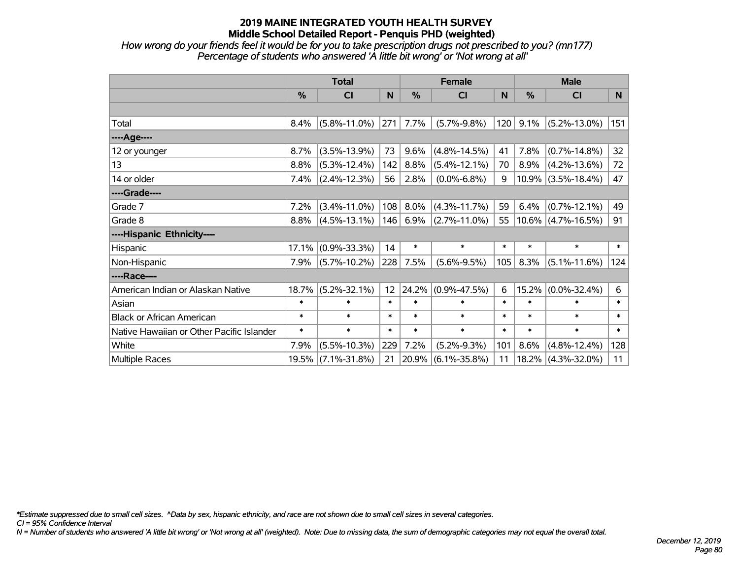# 2019 MAINE INTEGRATED YOUTH HEALTH SURVEY
## Middle School Detailed Report - Penquis PHD (weighted)

*How wrong do your friends feel it would be for you to take prescription drugs not prescribed to you? (mn177)*
*Percentage of students who answered 'A little bit wrong' or 'Not wrong at all'*

| | Total | | | Female | | | Male | | |
|---|---|---|---|---|---|---|---|---|---|
| | % | CI | N | % | CI | N | % | CI | N |
| Total | 8.4% | (5.8%-11.0%) | 271 | 7.7% | (5.7%-9.8%) | 120 | 9.1% | (5.2%-13.0%) | 151 |
| ----Age---- | | | | | | | | | |
| 12 or younger | 8.7% | (3.5%-13.9%) | 73 | 9.6% | (4.8%-14.5%) | 41 | 7.8% | (0.7%-14.8%) | 32 |
| 13 | 8.8% | (5.3%-12.4%) | 142 | 8.8% | (5.4%-12.1%) | 70 | 8.9% | (4.2%-13.6%) | 72 |
| 14 or older | 7.4% | (2.4%-12.3%) | 56 | 2.8% | (0.0%-6.8%) | 9 | 10.9% | (3.5%-18.4%) | 47 |
| ----Grade---- | | | | | | | | | |
| Grade 7 | 7.2% | (3.4%-11.0%) | 108 | 8.0% | (4.3%-11.7%) | 59 | 6.4% | (0.7%-12.1%) | 49 |
| Grade 8 | 8.8% | (4.5%-13.1%) | 146 | 6.9% | (2.7%-11.0%) | 55 | 10.6% | (4.7%-16.5%) | 91 |
| ----Hispanic Ethnicity---- | | | | | | | | | |
| Hispanic | 17.1% | (0.9%-33.3%) | 14 | * | * | * | * | * | * |
| Non-Hispanic | 7.9% | (5.7%-10.2%) | 228 | 7.5% | (5.6%-9.5%) | 105 | 8.3% | (5.1%-11.6%) | 124 |
| ----Race---- | | | | | | | | | |
| American Indian or Alaskan Native | 18.7% | (5.2%-32.1%) | 12 | 24.2% | (0.9%-47.5%) | 6 | 15.2% | (0.0%-32.4%) | 6 |
| Asian | * | * | * | * | * | * | * | * | * |
| Black or African American | * | * | * | * | * | * | * | * | * |
| Native Hawaiian or Other Pacific Islander | * | * | * | * | * | * | * | * | * |
| White | 7.9% | (5.5%-10.3%) | 229 | 7.2% | (5.2%-9.3%) | 101 | 8.6% | (4.8%-12.4%) | 128 |
| Multiple Races | 19.5% | (7.1%-31.8%) | 21 | 20.9% | (6.1%-35.8%) | 11 | 18.2% | (4.3%-32.0%) | 11 |

*\*Estimate suppressed due to small cell sizes. ^Data by sex, hispanic ethnicity, and race are not shown due to small cell sizes in several categories.*
*CI = 95% Confidence Interval*
*N = Number of students who answered 'A little bit wrong' or 'Not wrong at all' (weighted). Note: Due to missing data, the sum of demographic categories may not equal the overall total.*

*December 12, 2019*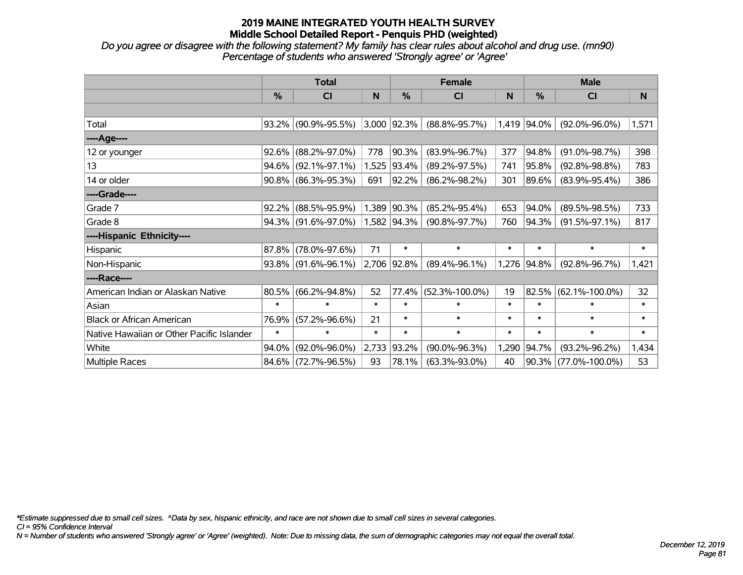# 2019 MAINE INTEGRATED YOUTH HEALTH SURVEY
## Middle School Detailed Report - Penquis PHD (weighted)

*Do you agree or disagree with the following statement? My family has clear rules about alcohol and drug use. (mn90)*
*Percentage of students who answered 'Strongly agree' or 'Agree'*

| | Total | | | Female | | | Male | | |
|---|---|---|---|---|---|---|---|---|---|
| | % | CI | N | % | CI | N | % | CI | N |
| Total | 93.2% | (90.9%-95.5%) | 3,000 | 92.3% | (88.8%-95.7%) | 1,419 | 94.0% | (92.0%-96.0%) | 1,571 |
| ----Age---- | | | | | | | | | |
| 12 or younger | 92.6% | (88.2%-97.0%) | 778 | 90.3% | (83.9%-96.7%) | 377 | 94.8% | (91.0%-98.7%) | 398 |
| 13 | 94.6% | (92.1%-97.1%) | 1,525 | 93.4% | (89.2%-97.5%) | 741 | 95.8% | (92.8%-98.8%) | 783 |
| 14 or older | 90.8% | (86.3%-95.3%) | 691 | 92.2% | (86.2%-98.2%) | 301 | 89.6% | (83.9%-95.4%) | 386 |
| ----Grade---- | | | | | | | | | |
| Grade 7 | 92.2% | (88.5%-95.9%) | 1,389 | 90.3% | (85.2%-95.4%) | 653 | 94.0% | (89.5%-98.5%) | 733 |
| Grade 8 | 94.3% | (91.6%-97.0%) | 1,582 | 94.3% | (90.8%-97.7%) | 760 | 94.3% | (91.5%-97.1%) | 817 |
| ----Hispanic Ethnicity---- | | | | | | | | | |
| Hispanic | 87.8% | (78.0%-97.6%) | 71 | * | * | * | * | * | * |
| Non-Hispanic | 93.8% | (91.6%-96.1%) | 2,706 | 92.8% | (89.4%-96.1%) | 1,276 | 94.8% | (92.8%-96.7%) | 1,421 |
| ----Race---- | | | | | | | | | |
| American Indian or Alaskan Native | 80.5% | (66.2%-94.8%) | 52 | 77.4% | (52.3%-100.0%) | 19 | 82.5% | (62.1%-100.0%) | 32 |
| Asian | * | * | * | * | * | * | * | * | * |
| Black or African American | 76.9% | (57.2%-96.6%) | 21 | * | * | * | * | * | * |
| Native Hawaiian or Other Pacific Islander | * | * | * | * | * | * | * | * | * |
| White | 94.0% | (92.0%-96.0%) | 2,733 | 93.2% | (90.0%-96.3%) | 1,290 | 94.7% | (93.2%-96.2%) | 1,434 |
| Multiple Races | 84.6% | (72.7%-96.5%) | 93 | 78.1% | (63.3%-93.0%) | 40 | 90.3% | (77.0%-100.0%) | 53 |

*Estimate suppressed due to small cell sizes. ^Data by sex, hispanic ethnicity, and race are not shown due to small cell sizes in several categories.
*CI = 95% Confidence Interval*
*N = Number of students who answered 'Strongly agree' or 'Agree' (weighted). Note: Due to missing data, the sum of demographic categories may not equal the overall total.*

*December 12, 2019*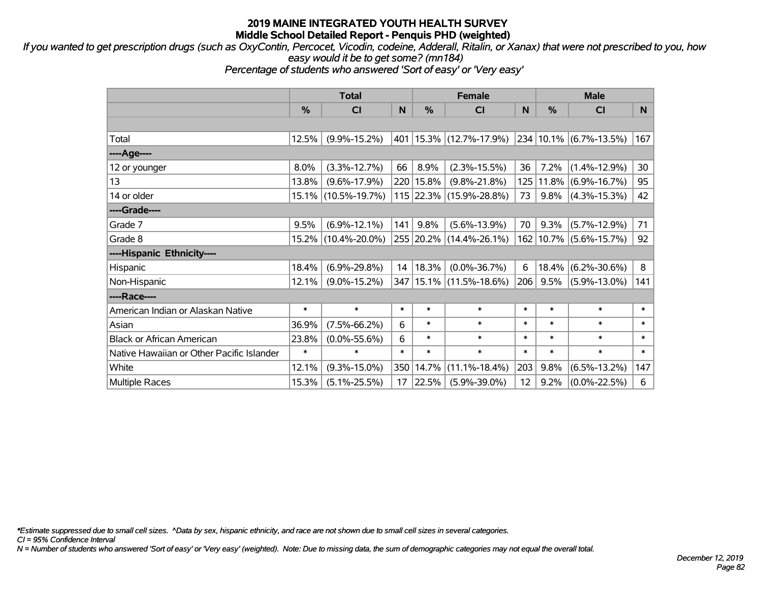# 2019 MAINE INTEGRATED YOUTH HEALTH SURVEY
## Middle School Detailed Report - Penquis PHD (weighted)

*If you wanted to get prescription drugs (such as OxyContin, Percocet, Vicodin, codeine, Adderall, Ritalin, or Xanax) that were not prescribed to you, how easy would it be to get some? (mn184)*
*Percentage of students who answered 'Sort of easy' or 'Very easy'*

| | Total | | | Female | | | Male | | |
|---|---|---|---|---|---|---|---|---|---|
| | % | CI | N | % | CI | N | % | CI | N |
| | | | | | | | | | |
| Total | 12.5% | (9.9%-15.2%) | 401 | 15.3% | (12.7%-17.9%) | 234 | 10.1% | (6.7%-13.5%) | 167 |
| ----Age---- | | | | | | | | | |
| 12 or younger | 8.0% | (3.3%-12.7%) | 66 | 8.9% | (2.3%-15.5%) | 36 | 7.2% | (1.4%-12.9%) | 30 |
| 13 | 13.8% | (9.6%-17.9%) | 220 | 15.8% | (9.8%-21.8%) | 125 | 11.8% | (6.9%-16.7%) | 95 |
| 14 or older | 15.1% | (10.5%-19.7%) | 115 | 22.3% | (15.9%-28.8%) | 73 | 9.8% | (4.3%-15.3%) | 42 |
| ----Grade---- | | | | | | | | | |
| Grade 7 | 9.5% | (6.9%-12.1%) | 141 | 9.8% | (5.6%-13.9%) | 70 | 9.3% | (5.7%-12.9%) | 71 |
| Grade 8 | 15.2% | (10.4%-20.0%) | 255 | 20.2% | (14.4%-26.1%) | 162 | 10.7% | (5.6%-15.7%) | 92 |
| ----Hispanic Ethnicity---- | | | | | | | | | |
| Hispanic | 18.4% | (6.9%-29.8%) | 14 | 18.3% | (0.0%-36.7%) | 6 | 18.4% | (6.2%-30.6%) | 8 |
| Non-Hispanic | 12.1% | (9.0%-15.2%) | 347 | 15.1% | (11.5%-18.6%) | 206 | 9.5% | (5.9%-13.0%) | 141 |
| ----Race---- | | | | | | | | | |
| American Indian or Alaskan Native | * | * | * | * | * | * | * | * | * |
| Asian | 36.9% | (7.5%-66.2%) | 6 | * | * | * | * | * | * |
| Black or African American | 23.8% | (0.0%-55.6%) | 6 | * | * | * | * | * | * |
| Native Hawaiian or Other Pacific Islander | * | * | * | * | * | * | * | * | * |
| White | 12.1% | (9.3%-15.0%) | 350 | 14.7% | (11.1%-18.4%) | 203 | 9.8% | (6.5%-13.2%) | 147 |
| Multiple Races | 15.3% | (5.1%-25.5%) | 17 | 22.5% | (5.9%-39.0%) | 12 | 9.2% | (0.0%-22.5%) | 6 |

*Estimate suppressed due to small cell sizes. ^Data by sex, hispanic ethnicity, and race are not shown due to small cell sizes in several categories.
CI = 95% Confidence Interval
N = Number of students who answered 'Sort of easy' or 'Very easy' (weighted). Note: Due to missing data, the sum of demographic categories may not equal the overall total.

December 12, 2019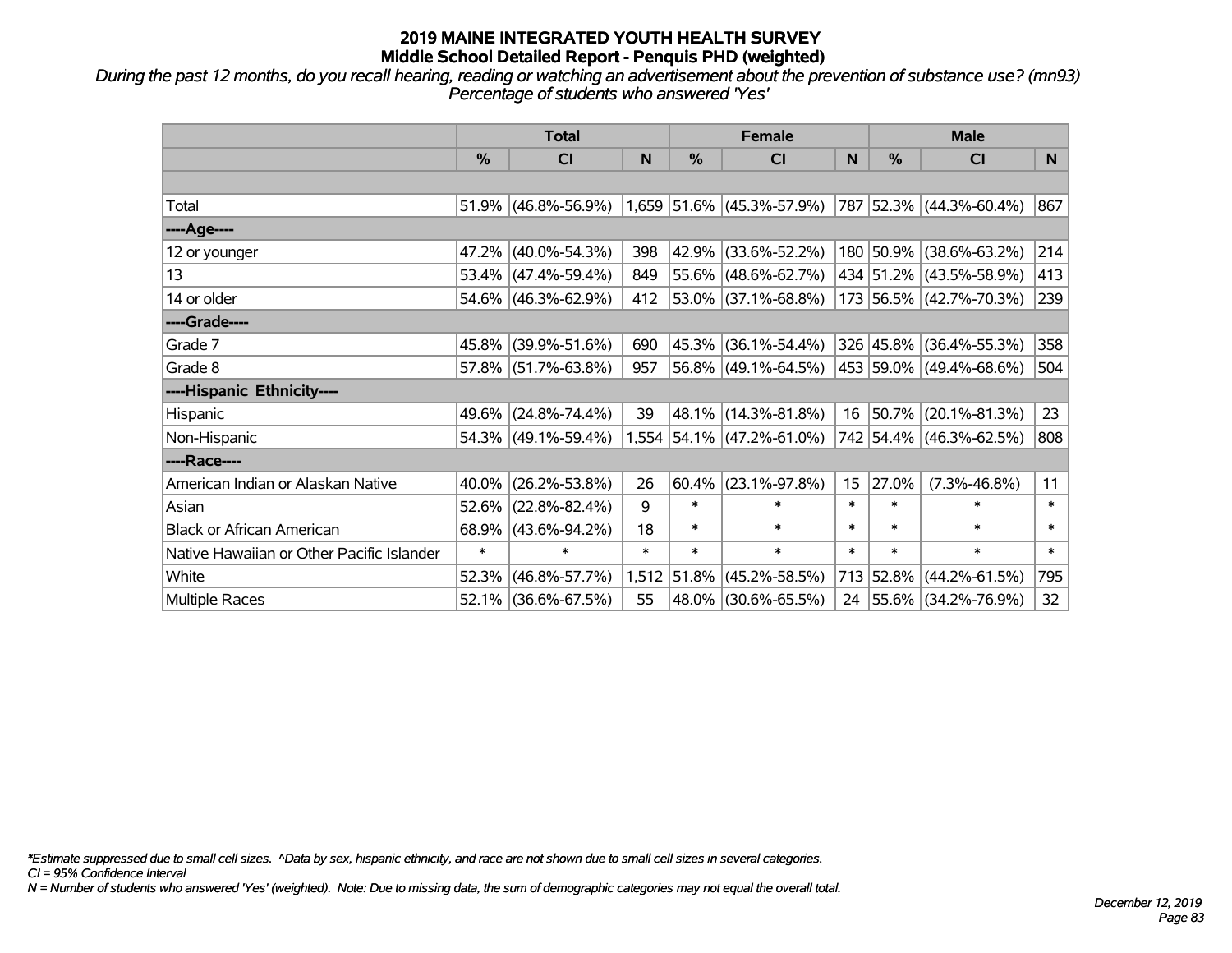# 2019 MAINE INTEGRATED YOUTH HEALTH SURVEY
## Middle School Detailed Report - Penquis PHD (weighted)

*During the past 12 months, do you recall hearing, reading or watching an advertisement about the prevention of substance use? (mn93) Percentage of students who answered 'Yes'*

| | Total | | | Female | | | Male | | |
|---|---|---|---|---|---|---|---|---|---|
| | % | CI | N | % | CI | N | % | CI | N |
| Total | 51.9% | (46.8%-56.9%) | 1,659 | 51.6% | (45.3%-57.9%) | 787 | 52.3% | (44.3%-60.4%) | 867 |
| **----Age----** | | | | | | | | | |
| 12 or younger | 47.2% | (40.0%-54.3%) | 398 | 42.9% | (33.6%-52.2%) | 180 | 50.9% | (38.6%-63.2%) | 214 |
| 13 | 53.4% | (47.4%-59.4%) | 849 | 55.6% | (48.6%-62.7%) | 434 | 51.2% | (43.5%-58.9%) | 413 |
| 14 or older | 54.6% | (46.3%-62.9%) | 412 | 53.0% | (37.1%-68.8%) | 173 | 56.5% | (42.7%-70.3%) | 239 |
| **----Grade----** | | | | | | | | | |
| Grade 7 | 45.8% | (39.9%-51.6%) | 690 | 45.3% | (36.1%-54.4%) | 326 | 45.8% | (36.4%-55.3%) | 358 |
| Grade 8 | 57.8% | (51.7%-63.8%) | 957 | 56.8% | (49.1%-64.5%) | 453 | 59.0% | (49.4%-68.6%) | 504 |
| **----Hispanic Ethnicity----** | | | | | | | | | |
| Hispanic | 49.6% | (24.8%-74.4%) | 39 | 48.1% | (14.3%-81.8%) | 16 | 50.7% | (20.1%-81.3%) | 23 |
| Non-Hispanic | 54.3% | (49.1%-59.4%) | 1,554 | 54.1% | (47.2%-61.0%) | 742 | 54.4% | (46.3%-62.5%) | 808 |
| **----Race----** | | | | | | | | | |
| American Indian or Alaskan Native | 40.0% | (26.2%-53.8%) | 26 | 60.4% | (23.1%-97.8%) | 15 | 27.0% | (7.3%-46.8%) | 11 |
| Asian | 52.6% | (22.8%-82.4%) | 9 | * | * | * | * | * | * |
| Black or African American | 68.9% | (43.6%-94.2%) | 18 | * | * | * | * | * | * |
| Native Hawaiian or Other Pacific Islander | * | * | * | * | * | * | * | * | * |
| White | 52.3% | (46.8%-57.7%) | 1,512 | 51.8% | (45.2%-58.5%) | 713 | 52.8% | (44.2%-61.5%) | 795 |
| Multiple Races | 52.1% | (36.6%-67.5%) | 55 | 48.0% | (30.6%-65.5%) | 24 | 55.6% | (34.2%-76.9%) | 32 |

*\*Estimate suppressed due to small cell sizes. ^Data by sex, hispanic ethnicity, and race are not shown due to small cell sizes in several categories.*
*CI = 95% Confidence Interval*
*N = Number of students who answered 'Yes' (weighted). Note: Due to missing data, the sum of demographic categories may not equal the overall total.*

*December 12, 2019*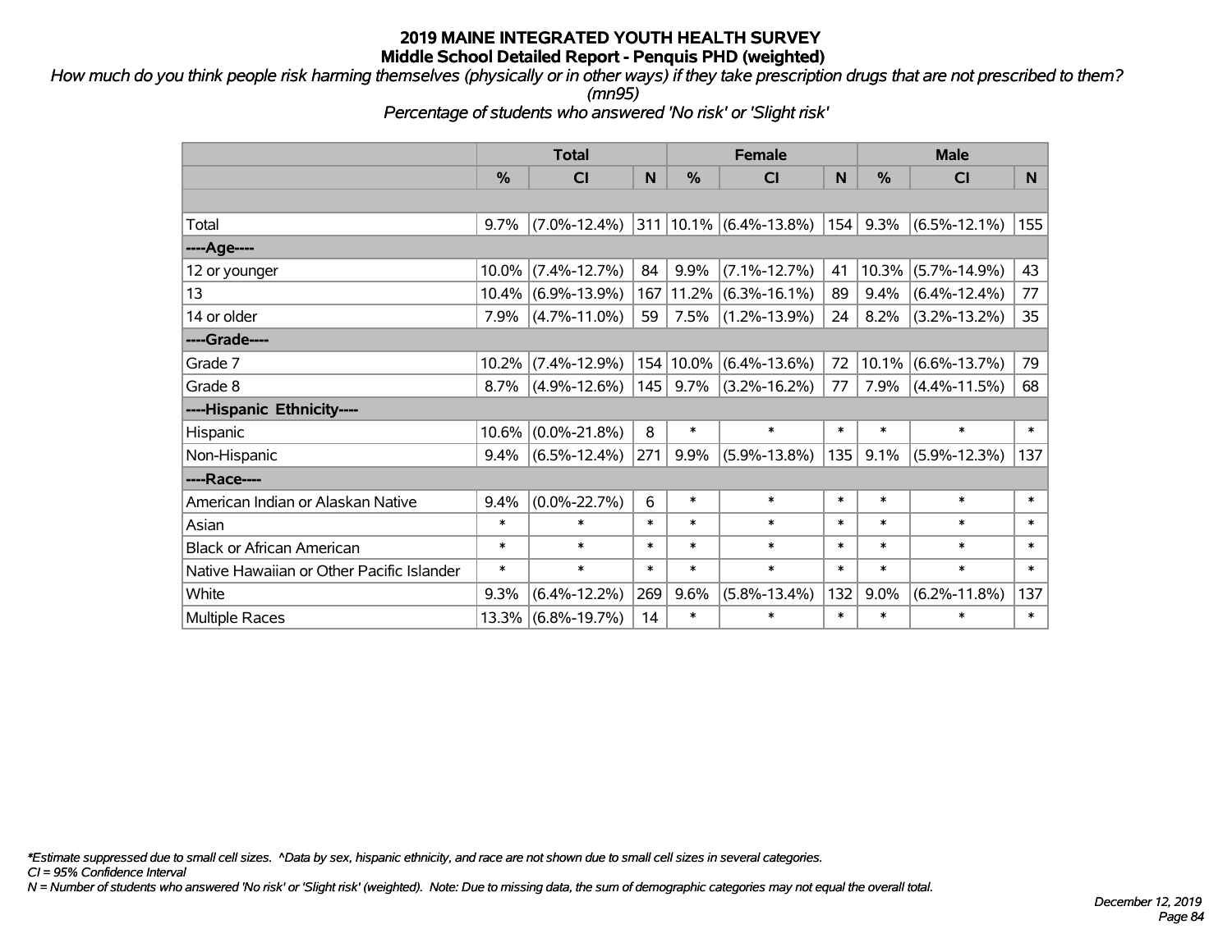# 2019 MAINE INTEGRATED YOUTH HEALTH SURVEY
## Middle School Detailed Report - Penquis PHD (weighted)

*How much do you think people risk harming themselves (physically or in other ways) if they take prescription drugs that are not prescribed to them? (mn95)*

*Percentage of students who answered 'No risk' or 'Slight risk'*

| | Total | | | Female | | | Male | | |
|---|---|---|---|---|---|---|---|---|---|
| | % | CI | N | % | CI | N | % | CI | N |
| Total | 9.7% | (7.0%-12.4%) | 311 | 10.1% | (6.4%-13.8%) | 154 | 9.3% | (6.5%-12.1%) | 155 |
| ----Age---- | | | | | | | | | |
| 12 or younger | 10.0% | (7.4%-12.7%) | 84 | 9.9% | (7.1%-12.7%) | 41 | 10.3% | (5.7%-14.9%) | 43 |
| 13 | 10.4% | (6.9%-13.9%) | 167 | 11.2% | (6.3%-16.1%) | 89 | 9.4% | (6.4%-12.4%) | 77 |
| 14 or older | 7.9% | (4.7%-11.0%) | 59 | 7.5% | (1.2%-13.9%) | 24 | 8.2% | (3.2%-13.2%) | 35 |
| ----Grade---- | | | | | | | | | |
| Grade 7 | 10.2% | (7.4%-12.9%) | 154 | 10.0% | (6.4%-13.6%) | 72 | 10.1% | (6.6%-13.7%) | 79 |
| Grade 8 | 8.7% | (4.9%-12.6%) | 145 | 9.7% | (3.2%-16.2%) | 77 | 7.9% | (4.4%-11.5%) | 68 |
| ----Hispanic Ethnicity---- | | | | | | | | | |
| Hispanic | 10.6% | (0.0%-21.8%) | 8 | * | * | * | * | * | * |
| Non-Hispanic | 9.4% | (6.5%-12.4%) | 271 | 9.9% | (5.9%-13.8%) | 135 | 9.1% | (5.9%-12.3%) | 137 |
| ----Race---- | | | | | | | | | |
| American Indian or Alaskan Native | 9.4% | (0.0%-22.7%) | 6 | * | * | * | * | * | * |
| Asian | * | * | * | * | * | * | * | * | * |
| Black or African American | * | * | * | * | * | * | * | * | * |
| Native Hawaiian or Other Pacific Islander | * | * | * | * | * | * | * | * | * |
| White | 9.3% | (6.4%-12.2%) | 269 | 9.6% | (5.8%-13.4%) | 132 | 9.0% | (6.2%-11.8%) | 137 |
| Multiple Races | 13.3% | (6.8%-19.7%) | 14 | * | * | * | * | * | * |

*\*Estimate suppressed due to small cell sizes. ^Data by sex, hispanic ethnicity, and race are not shown due to small cell sizes in several categories.*
*CI = 95% Confidence Interval*
*N = Number of students who answered 'No risk' or 'Slight risk' (weighted). Note: Due to missing data, the sum of demographic categories may not equal the overall total.*

*December 12, 2019*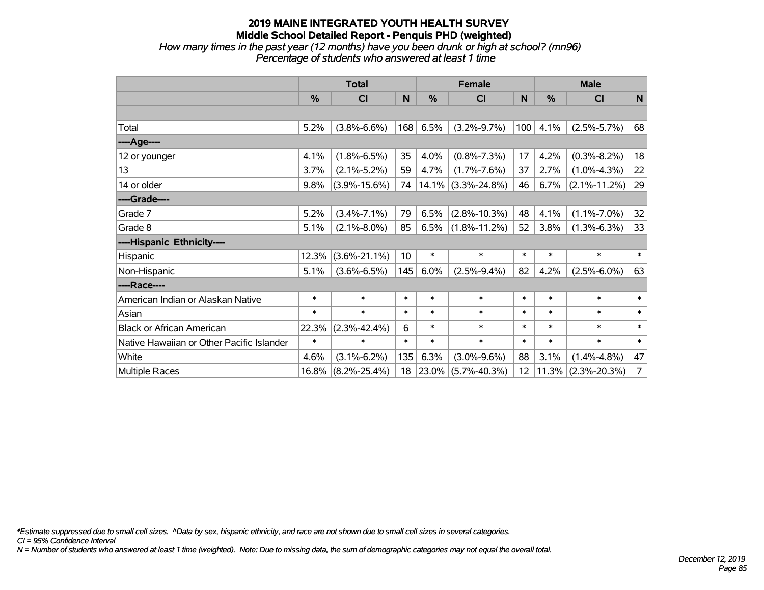# 2019 MAINE INTEGRATED YOUTH HEALTH SURVEY
## Middle School Detailed Report - Penquis PHD (weighted)
*How many times in the past year (12 months) have you been drunk or high at school? (mn96)*
*Percentage of students who answered at least 1 time*

| | Total | | | Female | | | Male | | |
|---|---|---|---|---|---|---|---|---|---|
| | % | CI | N | % | CI | N | % | CI | N |
| | | | | | | | | | |
| Total | 5.2% | (3.8%-6.6%) | 168 | 6.5% | (3.2%-9.7%) | 100 | 4.1% | (2.5%-5.7%) | 68 |
| ----Age---- | | | | | | | | | |
| 12 or younger | 4.1% | (1.8%-6.5%) | 35 | 4.0% | (0.8%-7.3%) | 17 | 4.2% | (0.3%-8.2%) | 18 |
| 13 | 3.7% | (2.1%-5.2%) | 59 | 4.7% | (1.7%-7.6%) | 37 | 2.7% | (1.0%-4.3%) | 22 |
| 14 or older | 9.8% | (3.9%-15.6%) | 74 | 14.1% | (3.3%-24.8%) | 46 | 6.7% | (2.1%-11.2%) | 29 |
| ----Grade---- | | | | | | | | | |
| Grade 7 | 5.2% | (3.4%-7.1%) | 79 | 6.5% | (2.8%-10.3%) | 48 | 4.1% | (1.1%-7.0%) | 32 |
| Grade 8 | 5.1% | (2.1%-8.0%) | 85 | 6.5% | (1.8%-11.2%) | 52 | 3.8% | (1.3%-6.3%) | 33 |
| ----Hispanic Ethnicity---- | | | | | | | | | |
| Hispanic | 12.3% | (3.6%-21.1%) | 10 | * | * | * | * | * | * |
| Non-Hispanic | 5.1% | (3.6%-6.5%) | 145 | 6.0% | (2.5%-9.4%) | 82 | 4.2% | (2.5%-6.0%) | 63 |
| ----Race---- | | | | | | | | | |
| American Indian or Alaskan Native | * | * | * | * | * | * | * | * | * |
| Asian | * | * | * | * | * | * | * | * | * |
| Black or African American | 22.3% | (2.3%-42.4%) | 6 | * | * | * | * | * | * |
| Native Hawaiian or Other Pacific Islander | * | * | * | * | * | * | * | * | * |
| White | 4.6% | (3.1%-6.2%) | 135 | 6.3% | (3.0%-9.6%) | 88 | 3.1% | (1.4%-4.8%) | 47 |
| Multiple Races | 16.8% | (8.2%-25.4%) | 18 | 23.0% | (5.7%-40.3%) | 12 | 11.3% | (2.3%-20.3%) | 7 |

*\*Estimate suppressed due to small cell sizes. ^Data by sex, hispanic ethnicity, and race are not shown due to small cell sizes in several categories.*
*CI = 95% Confidence Interval*
*N = Number of students who answered at least 1 time (weighted). Note: Due to missing data, the sum of demographic categories may not equal the overall total.*

*December 12, 2019*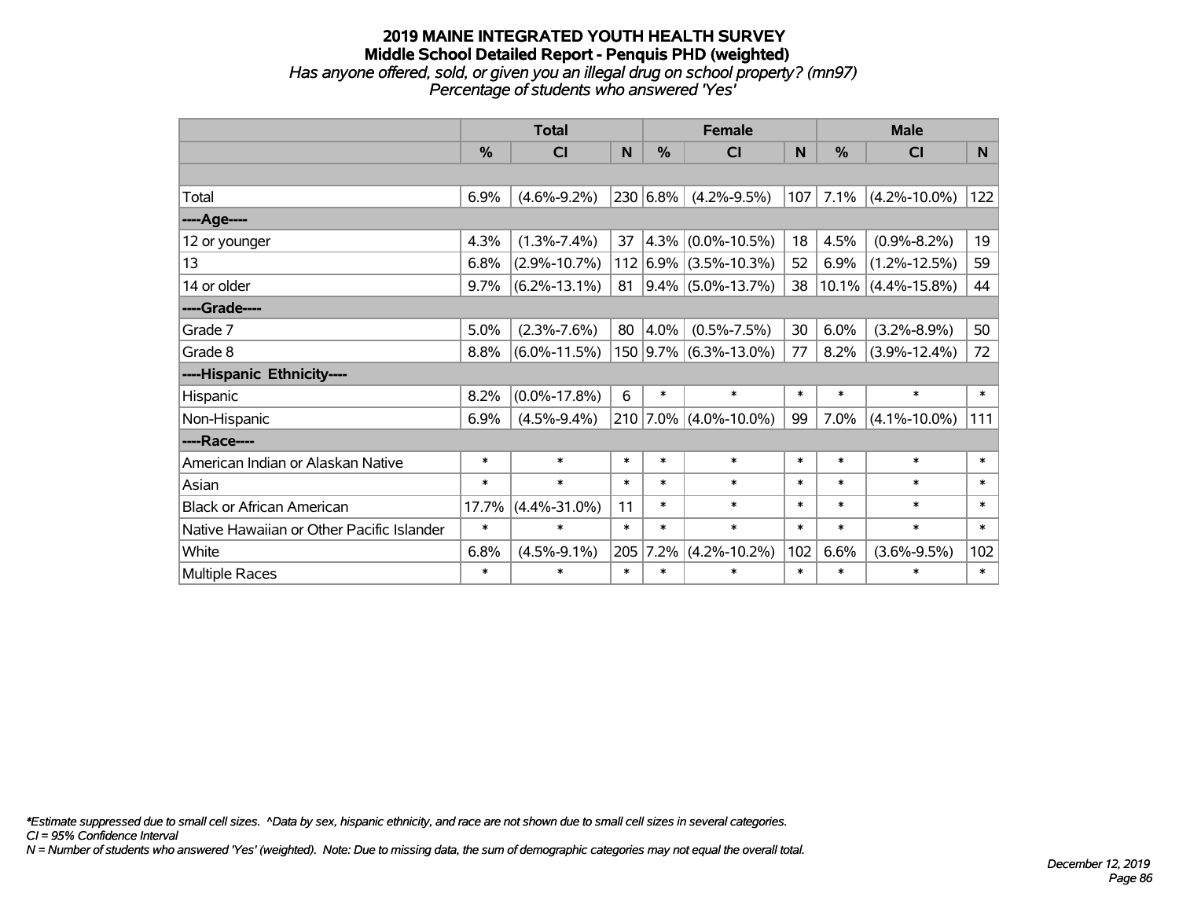# 2019 MAINE INTEGRATED YOUTH HEALTH SURVEY

## Middle School Detailed Report - Penquis PHD (weighted)

*Has anyone offered, sold, or given you an illegal drug on school property? (mn97)*
*Percentage of students who answered 'Yes'*

| | Total | | | Female | | | Male | | |
|---|---|---|---|---|---|---|---|---|---|
| | % | CI | N | % | CI | N | % | CI | N |
| | | | | | | | | | |
| Total | 6.9% | (4.6%-9.2%) | 230 | 6.8% | (4.2%-9.5%) | 107 | 7.1% | (4.2%-10.0%) | 122 |
| ----Age---- | | | | | | | | | |
| 12 or younger | 4.3% | (1.3%-7.4%) | 37 | 4.3% | (0.0%-10.5%) | 18 | 4.5% | (0.9%-8.2%) | 19 |
| 13 | 6.8% | (2.9%-10.7%) | 112 | 6.9% | (3.5%-10.3%) | 52 | 6.9% | (1.2%-12.5%) | 59 |
| 14 or older | 9.7% | (6.2%-13.1%) | 81 | 9.4% | (5.0%-13.7%) | 38 | 10.1% | (4.4%-15.8%) | 44 |
| ----Grade---- | | | | | | | | | |
| Grade 7 | 5.0% | (2.3%-7.6%) | 80 | 4.0% | (0.5%-7.5%) | 30 | 6.0% | (3.2%-8.9%) | 50 |
| Grade 8 | 8.8% | (6.0%-11.5%) | 150 | 9.7% | (6.3%-13.0%) | 77 | 8.2% | (3.9%-12.4%) | 72 |
| ----Hispanic Ethnicity---- | | | | | | | | | |
| Hispanic | 8.2% | (0.0%-17.8%) | 6 | * | * | * | * | * | * |
| Non-Hispanic | 6.9% | (4.5%-9.4%) | 210 | 7.0% | (4.0%-10.0%) | 99 | 7.0% | (4.1%-10.0%) | 111 |
| ----Race---- | | | | | | | | | |
| American Indian or Alaskan Native | * | * | * | * | * | * | * | * | * |
| Asian | * | * | * | * | * | * | * | * | * |
| Black or African American | 17.7% | (4.4%-31.0%) | 11 | * | * | * | * | * | * |
| Native Hawaiian or Other Pacific Islander | * | * | * | * | * | * | * | * | * |
| White | 6.8% | (4.5%-9.1%) | 205 | 7.2% | (4.2%-10.2%) | 102 | 6.6% | (3.6%-9.5%) | 102 |
| Multiple Races | * | * | * | * | * | * | * | * | * |

*\*Estimate suppressed due to small cell sizes. ^Data by sex, hispanic ethnicity, and race are not shown due to small cell sizes in several categories.*
*CI = 95% Confidence Interval*
*N = Number of students who answered 'Yes' (weighted). Note: Due to missing data, the sum of demographic categories may not equal the overall total.*

*December 12, 2019*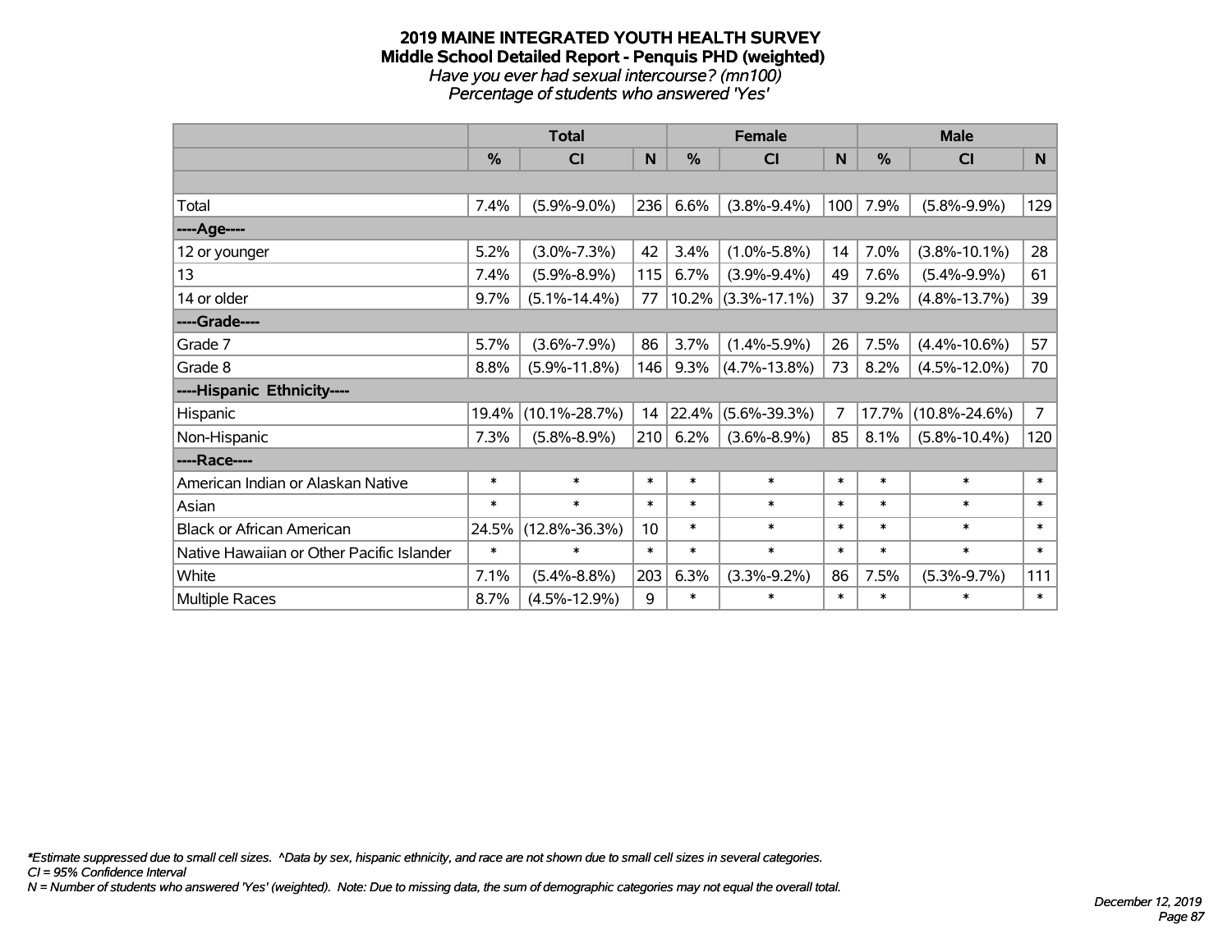# 2019 MAINE INTEGRATED YOUTH HEALTH SURVEY

## Middle School Detailed Report - Penquis PHD (weighted)

*Have you ever had sexual intercourse? (mn100)*

*Percentage of students who answered 'Yes'*

| | Total | | | Female | | | Male | | |
|---|---|---|---|---|---|---|---|---|---|
| | % | CI | N | % | CI | N | % | CI | N |
| Total | 7.4% | (5.9%-9.0%) | 236 | 6.6% | (3.8%-9.4%) | 100 | 7.9% | (5.8%-9.9%) | 129 |
| ----Age---- | | | | | | | | | |
| 12 or younger | 5.2% | (3.0%-7.3%) | 42 | 3.4% | (1.0%-5.8%) | 14 | 7.0% | (3.8%-10.1%) | 28 |
| 13 | 7.4% | (5.9%-8.9%) | 115 | 6.7% | (3.9%-9.4%) | 49 | 7.6% | (5.4%-9.9%) | 61 |
| 14 or older | 9.7% | (5.1%-14.4%) | 77 | 10.2% | (3.3%-17.1%) | 37 | 9.2% | (4.8%-13.7%) | 39 |
| ----Grade---- | | | | | | | | | |
| Grade 7 | 5.7% | (3.6%-7.9%) | 86 | 3.7% | (1.4%-5.9%) | 26 | 7.5% | (4.4%-10.6%) | 57 |
| Grade 8 | 8.8% | (5.9%-11.8%) | 146 | 9.3% | (4.7%-13.8%) | 73 | 8.2% | (4.5%-12.0%) | 70 |
| ----Hispanic Ethnicity---- | | | | | | | | | |
| Hispanic | 19.4% | (10.1%-28.7%) | 14 | 22.4% | (5.6%-39.3%) | 7 | 17.7% | (10.8%-24.6%) | 7 |
| Non-Hispanic | 7.3% | (5.8%-8.9%) | 210 | 6.2% | (3.6%-8.9%) | 85 | 8.1% | (5.8%-10.4%) | 120 |
| ----Race---- | | | | | | | | | |
| American Indian or Alaskan Native | * | * | * | * | * | * | * | * | * |
| Asian | * | * | * | * | * | * | * | * | * |
| Black or African American | 24.5% | (12.8%-36.3%) | 10 | * | * | * | * | * | * |
| Native Hawaiian or Other Pacific Islander | * | * | * | * | * | * | * | * | * |
| White | 7.1% | (5.4%-8.8%) | 203 | 6.3% | (3.3%-9.2%) | 86 | 7.5% | (5.3%-9.7%) | 111 |
| Multiple Races | 8.7% | (4.5%-12.9%) | 9 | * | * | * | * | * | * |

*\*Estimate suppressed due to small cell sizes. ^Data by sex, hispanic ethnicity, and race are not shown due to small cell sizes in several categories.*

*CI = 95% Confidence Interval*

*N = Number of students who answered 'Yes' (weighted). Note: Due to missing data, the sum of demographic categories may not equal the overall total.*

*December 12, 2019*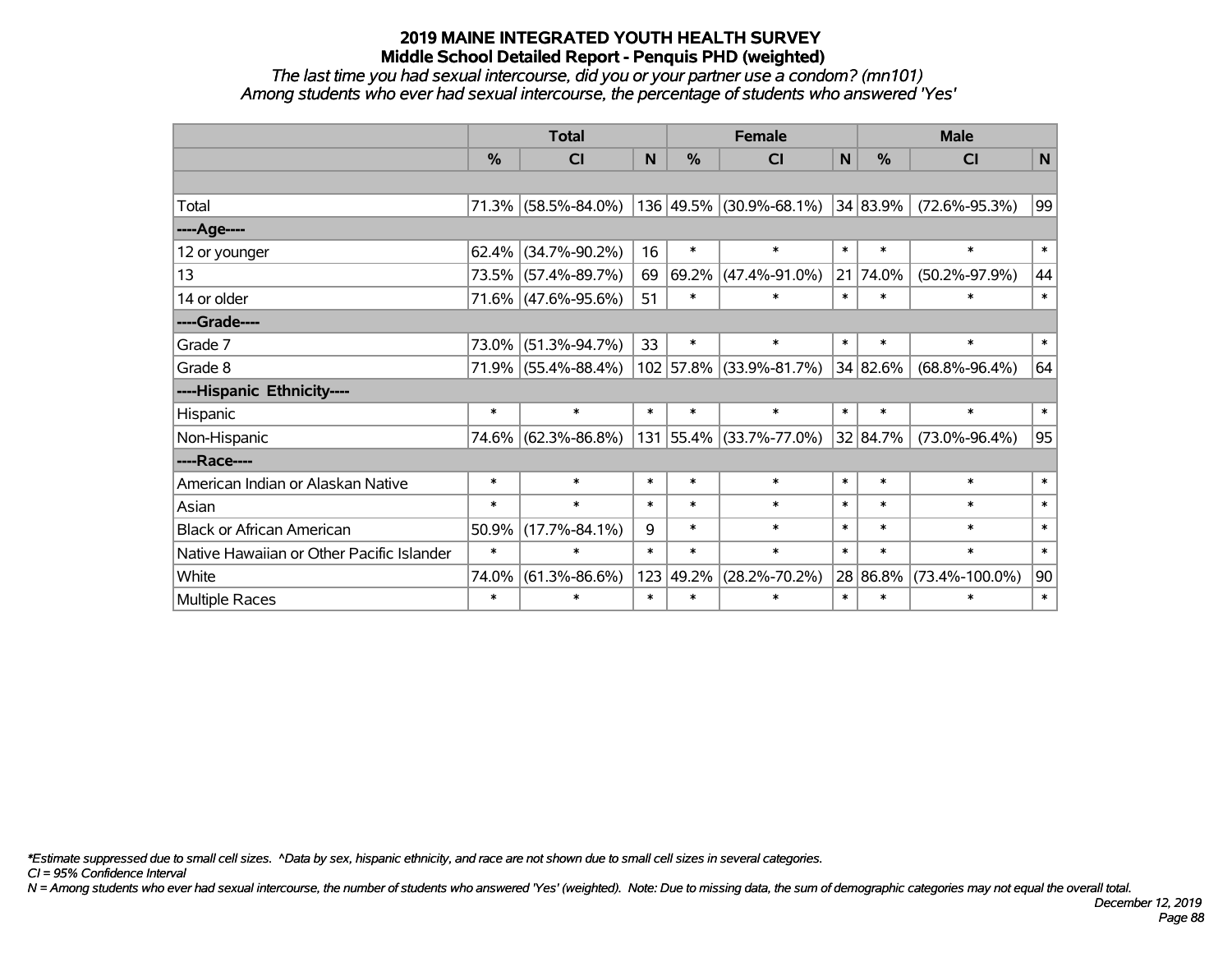# 2019 MAINE INTEGRATED YOUTH HEALTH SURVEY
## Middle School Detailed Report - Penquis PHD (weighted)

*The last time you had sexual intercourse, did you or your partner use a condom? (mn101)*
*Among students who ever had sexual intercourse, the percentage of students who answered 'Yes'*

| | Total | | | Female | | | Male | | |
|---|---|---|---|---|---|---|---|---|---|
| | % | CI | N | % | CI | N | % | CI | N |
| | | | | | | | | | |
| Total | 71.3% | (58.5%-84.0%) | 136 | 49.5% | (30.9%-68.1%) | 34 | 83.9% | (72.6%-95.3%) | 99 |
| ----Age---- | | | | | | | | | |
| 12 or younger | 62.4% | (34.7%-90.2%) | 16 | * | * | * | * | * | * |
| 13 | 73.5% | (57.4%-89.7%) | 69 | 69.2% | (47.4%-91.0%) | 21 | 74.0% | (50.2%-97.9%) | 44 |
| 14 or older | 71.6% | (47.6%-95.6%) | 51 | * | * | * | * | * | * |
| ----Grade---- | | | | | | | | | |
| Grade 7 | 73.0% | (51.3%-94.7%) | 33 | * | * | * | * | * | * |
| Grade 8 | 71.9% | (55.4%-88.4%) | 102 | 57.8% | (33.9%-81.7%) | 34 | 82.6% | (68.8%-96.4%) | 64 |
| ----Hispanic Ethnicity---- | | | | | | | | | |
| Hispanic | * | * | * | * | * | * | * | * | * |
| Non-Hispanic | 74.6% | (62.3%-86.8%) | 131 | 55.4% | (33.7%-77.0%) | 32 | 84.7% | (73.0%-96.4%) | 95 |
| ----Race---- | | | | | | | | | |
| American Indian or Alaskan Native | * | * | * | * | * | * | * | * | * |
| Asian | * | * | * | * | * | * | * | * | * |
| Black or African American | 50.9% | (17.7%-84.1%) | 9 | * | * | * | * | * | * |
| Native Hawaiian or Other Pacific Islander | * | * | * | * | * | * | * | * | * |
| White | 74.0% | (61.3%-86.6%) | 123 | 49.2% | (28.2%-70.2%) | 28 | 86.8% | (73.4%-100.0%) | 90 |
| Multiple Races | * | * | * | * | * | * | * | * | * |

*\*Estimate suppressed due to small cell sizes. ^Data by sex, hispanic ethnicity, and race are not shown due to small cell sizes in several categories.*
*CI = 95% Confidence Interval*
*N = Among students who ever had sexual intercourse, the number of students who answered 'Yes' (weighted). Note: Due to missing data, the sum of demographic categories may not equal the overall total.*

*December 12, 2019*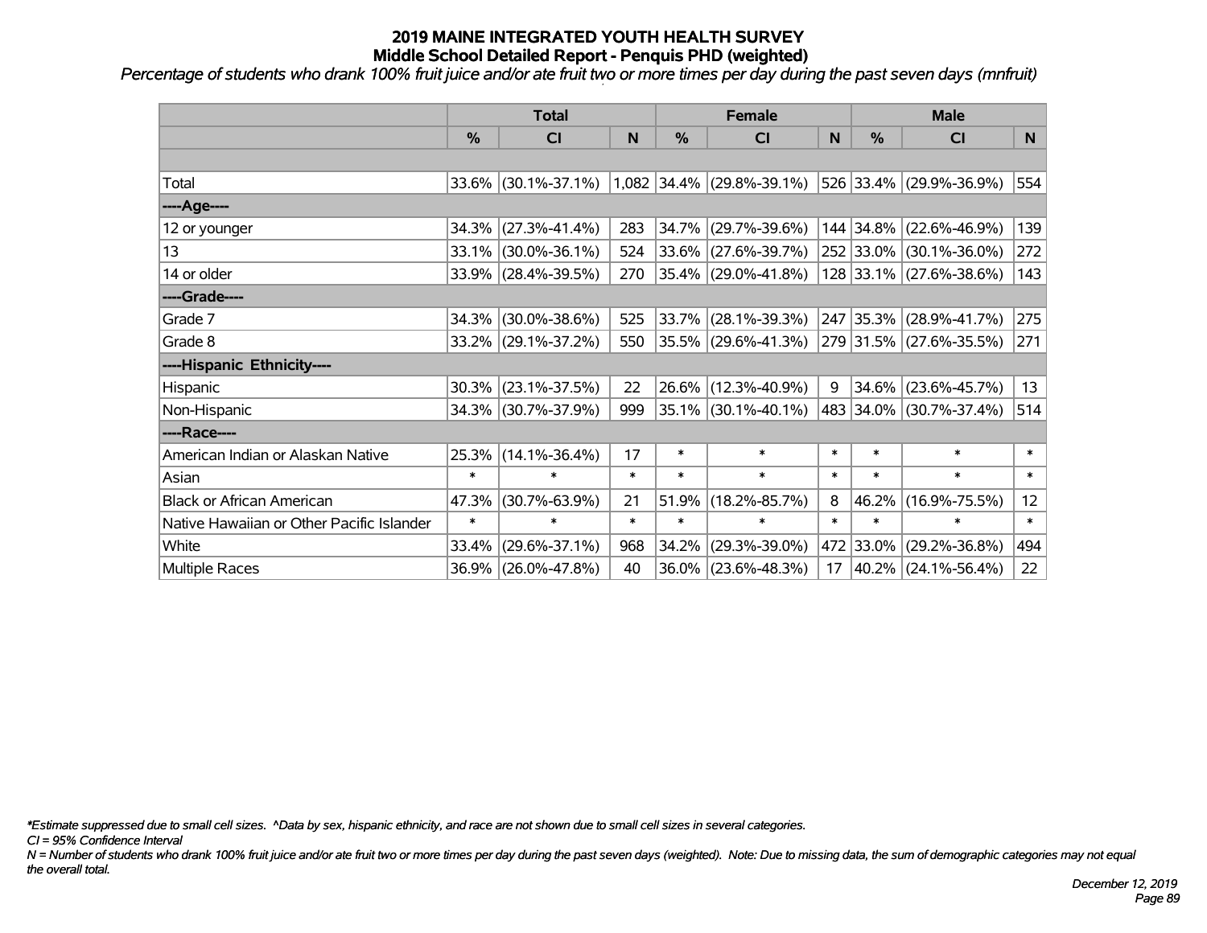# 2019 MAINE INTEGRATED YOUTH HEALTH SURVEY
## Middle School Detailed Report - Penquis PHD (weighted)

*Percentage of students who drank 100% fruit juice and/or ate fruit two or more times per day during the past seven days (mnfruit)*

| | Total | | | Female | | | Male | | |
|---|---|---|---|---|---|---|---|---|---|
| | % | CI | N | % | CI | N | % | CI | N |
| | | | | | | | | | |
| Total | 33.6% | (30.1%-37.1%) | 1,082 | 34.4% | (29.8%-39.1%) | 526 | 33.4% | (29.9%-36.9%) | 554 |
| ----Age---- | | | | | | | | | |
| 12 or younger | 34.3% | (27.3%-41.4%) | 283 | 34.7% | (29.7%-39.6%) | 144 | 34.8% | (22.6%-46.9%) | 139 |
| 13 | 33.1% | (30.0%-36.1%) | 524 | 33.6% | (27.6%-39.7%) | 252 | 33.0% | (30.1%-36.0%) | 272 |
| 14 or older | 33.9% | (28.4%-39.5%) | 270 | 35.4% | (29.0%-41.8%) | 128 | 33.1% | (27.6%-38.6%) | 143 |
| ----Grade---- | | | | | | | | | |
| Grade 7 | 34.3% | (30.0%-38.6%) | 525 | 33.7% | (28.1%-39.3%) | 247 | 35.3% | (28.9%-41.7%) | 275 |
| Grade 8 | 33.2% | (29.1%-37.2%) | 550 | 35.5% | (29.6%-41.3%) | 279 | 31.5% | (27.6%-35.5%) | 271 |
| ----Hispanic Ethnicity---- | | | | | | | | | |
| Hispanic | 30.3% | (23.1%-37.5%) | 22 | 26.6% | (12.3%-40.9%) | 9 | 34.6% | (23.6%-45.7%) | 13 |
| Non-Hispanic | 34.3% | (30.7%-37.9%) | 999 | 35.1% | (30.1%-40.1%) | 483 | 34.0% | (30.7%-37.4%) | 514 |
| ----Race---- | | | | | | | | | |
| American Indian or Alaskan Native | 25.3% | (14.1%-36.4%) | 17 | * | * | * | * | * | * |
| Asian | * | * | * | * | * | * | * | * | * |
| Black or African American | 47.3% | (30.7%-63.9%) | 21 | 51.9% | (18.2%-85.7%) | 8 | 46.2% | (16.9%-75.5%) | 12 |
| Native Hawaiian or Other Pacific Islander | * | * | * | * | * | * | * | * | * |
| White | 33.4% | (29.6%-37.1%) | 968 | 34.2% | (29.3%-39.0%) | 472 | 33.0% | (29.2%-36.8%) | 494 |
| Multiple Races | 36.9% | (26.0%-47.8%) | 40 | 36.0% | (23.6%-48.3%) | 17 | 40.2% | (24.1%-56.4%) | 22 |

*\*Estimate suppressed due to small cell sizes. ^Data by sex, hispanic ethnicity, and race are not shown due to small cell sizes in several categories.*

*CI = 95% Confidence Interval*

*N = Number of students who drank 100% fruit juice and/or ate fruit two or more times per day during the past seven days (weighted). Note: Due to missing data, the sum of demographic categories may not equal the overall total.*

*December 12, 2019*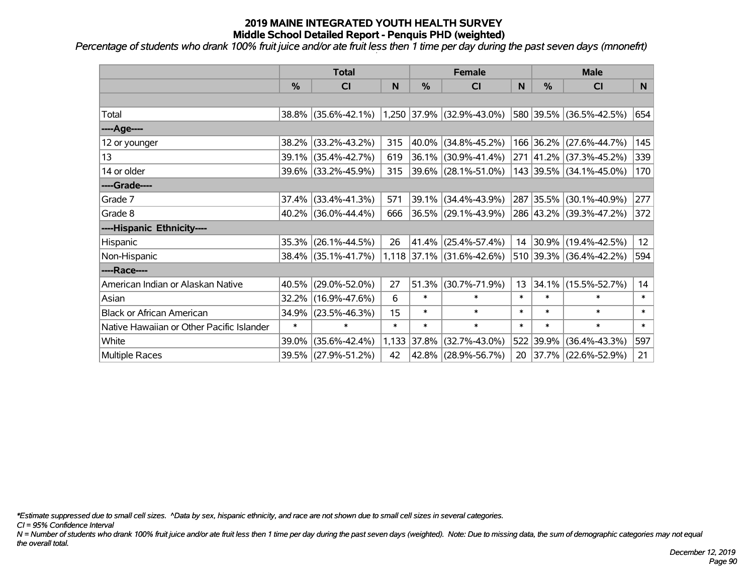# 2019 MAINE INTEGRATED YOUTH HEALTH SURVEY
## Middle School Detailed Report - Penquis PHD (weighted)

*Percentage of students who drank 100% fruit juice and/or ate fruit less then 1 time per day during the past seven days (mnonefrt)*

| | Total | | | Female | | | Male | | |
|---|---|---|---|---|---|---|---|---|---|
| | % | CI | N | % | CI | N | % | CI | N |
| | | | | | | | | | |
| Total | 38.8% | (35.6%-42.1%) | 1,250 | 37.9% | (32.9%-43.0%) | 580 | 39.5% | (36.5%-42.5%) | 654 |
| ----Age---- | | | | | | | | | |
| 12 or younger | 38.2% | (33.2%-43.2%) | 315 | 40.0% | (34.8%-45.2%) | 166 | 36.2% | (27.6%-44.7%) | 145 |
| 13 | 39.1% | (35.4%-42.7%) | 619 | 36.1% | (30.9%-41.4%) | 271 | 41.2% | (37.3%-45.2%) | 339 |
| 14 or older | 39.6% | (33.2%-45.9%) | 315 | 39.6% | (28.1%-51.0%) | 143 | 39.5% | (34.1%-45.0%) | 170 |
| ----Grade---- | | | | | | | | | |
| Grade 7 | 37.4% | (33.4%-41.3%) | 571 | 39.1% | (34.4%-43.9%) | 287 | 35.5% | (30.1%-40.9%) | 277 |
| Grade 8 | 40.2% | (36.0%-44.4%) | 666 | 36.5% | (29.1%-43.9%) | 286 | 43.2% | (39.3%-47.2%) | 372 |
| ----Hispanic Ethnicity---- | | | | | | | | | |
| Hispanic | 35.3% | (26.1%-44.5%) | 26 | 41.4% | (25.4%-57.4%) | 14 | 30.9% | (19.4%-42.5%) | 12 |
| Non-Hispanic | 38.4% | (35.1%-41.7%) | 1,118 | 37.1% | (31.6%-42.6%) | 510 | 39.3% | (36.4%-42.2%) | 594 |
| ----Race---- | | | | | | | | | |
| American Indian or Alaskan Native | 40.5% | (29.0%-52.0%) | 27 | 51.3% | (30.7%-71.9%) | 13 | 34.1% | (15.5%-52.7%) | 14 |
| Asian | 32.2% | (16.9%-47.6%) | 6 | * | * | * | * | * | * |
| Black or African American | 34.9% | (23.5%-46.3%) | 15 | * | * | * | * | * | * |
| Native Hawaiian or Other Pacific Islander | * | * | * | * | * | * | * | * | * |
| White | 39.0% | (35.6%-42.4%) | 1,133 | 37.8% | (32.7%-43.0%) | 522 | 39.9% | (36.4%-43.3%) | 597 |
| Multiple Races | 39.5% | (27.9%-51.2%) | 42 | 42.8% | (28.9%-56.7%) | 20 | 37.7% | (22.6%-52.9%) | 21 |

*\*Estimate suppressed due to small cell sizes. ^Data by sex, hispanic ethnicity, and race are not shown due to small cell sizes in several categories.*

*CI = 95% Confidence Interval*

*N = Number of students who drank 100% fruit juice and/or ate fruit less then 1 time per day during the past seven days (weighted). Note: Due to missing data, the sum of demographic categories may not equal the overall total.*

*December 12, 2019*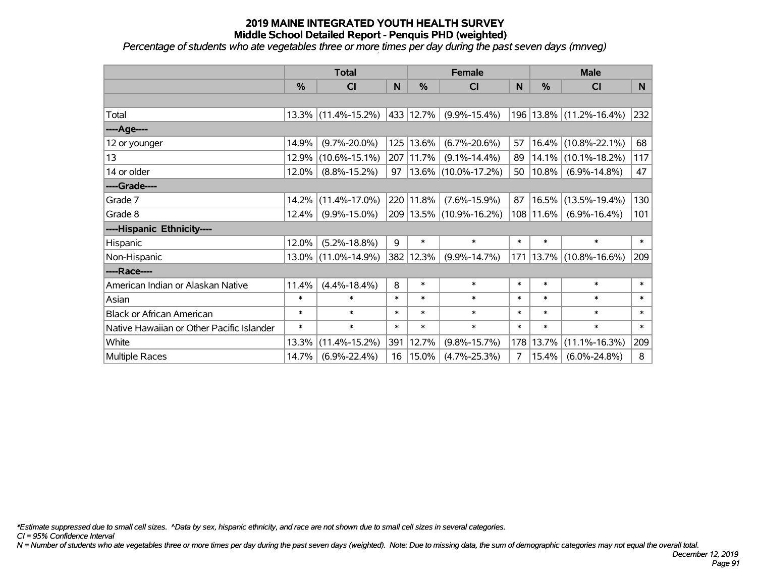# 2019 MAINE INTEGRATED YOUTH HEALTH SURVEY

## Middle School Detailed Report - Penquis PHD (weighted)

*Percentage of students who ate vegetables three or more times per day during the past seven days (mnveg)*

| | Total | | | Female | | | Male | | |
|---|---|---|---|---|---|---|---|---|---|
| | % | CI | N | % | CI | N | % | CI | N |
| | | | | | | | | | |
| Total | 13.3% | (11.4%-15.2%) | 433 | 12.7% | (9.9%-15.4%) | 196 | 13.8% | (11.2%-16.4%) | 232 |
| ----Age---- | | | | | | | | | |
| 12 or younger | 14.9% | (9.7%-20.0%) | 125 | 13.6% | (6.7%-20.6%) | 57 | 16.4% | (10.8%-22.1%) | 68 |
| 13 | 12.9% | (10.6%-15.1%) | 207 | 11.7% | (9.1%-14.4%) | 89 | 14.1% | (10.1%-18.2%) | 117 |
| 14 or older | 12.0% | (8.8%-15.2%) | 97 | 13.6% | (10.0%-17.2%) | 50 | 10.8% | (6.9%-14.8%) | 47 |
| ----Grade---- | | | | | | | | | |
| Grade 7 | 14.2% | (11.4%-17.0%) | 220 | 11.8% | (7.6%-15.9%) | 87 | 16.5% | (13.5%-19.4%) | 130 |
| Grade 8 | 12.4% | (9.9%-15.0%) | 209 | 13.5% | (10.9%-16.2%) | 108 | 11.6% | (6.9%-16.4%) | 101 |
| ----Hispanic Ethnicity---- | | | | | | | | | |
| Hispanic | 12.0% | (5.2%-18.8%) | 9 | * | * | * | * | * | * |
| Non-Hispanic | 13.0% | (11.0%-14.9%) | 382 | 12.3% | (9.9%-14.7%) | 171 | 13.7% | (10.8%-16.6%) | 209 |
| ----Race---- | | | | | | | | | |
| American Indian or Alaskan Native | 11.4% | (4.4%-18.4%) | 8 | * | * | * | * | * | * |
| Asian | * | * | * | * | * | * | * | * | * |
| Black or African American | * | * | * | * | * | * | * | * | * |
| Native Hawaiian or Other Pacific Islander | * | * | * | * | * | * | * | * | * |
| White | 13.3% | (11.4%-15.2%) | 391 | 12.7% | (9.8%-15.7%) | 178 | 13.7% | (11.1%-16.3%) | 209 |
| Multiple Races | 14.7% | (6.9%-22.4%) | 16 | 15.0% | (4.7%-25.3%) | 7 | 15.4% | (6.0%-24.8%) | 8 |

*\*Estimate suppressed due to small cell sizes. ^Data by sex, hispanic ethnicity, and race are not shown due to small cell sizes in several categories.*

*CI = 95% Confidence Interval*

*N = Number of students who ate vegetables three or more times per day during the past seven days (weighted). Note: Due to missing data, the sum of demographic categories may not equal the overall total.*

*December 12, 2019*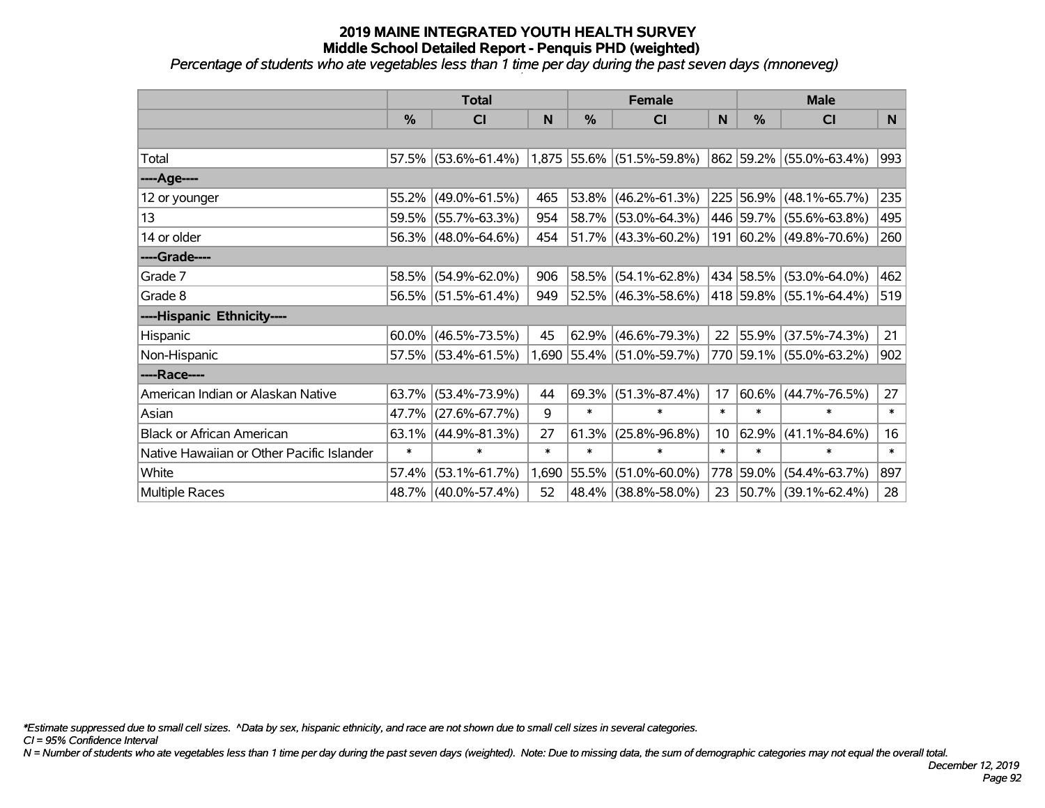# 2019 MAINE INTEGRATED YOUTH HEALTH SURVEY
## Middle School Detailed Report - Penquis PHD (weighted)
*Percentage of students who ate vegetables less than 1 time per day during the past seven days (mnoneveg)*

| | Total | | | Female | | | Male | | |
|---|---|---|---|---|---|---|---|---|---|
| | % | CI | N | % | CI | N | % | CI | N |
| Total | 57.5% | (53.6%-61.4%) | 1,875 | 55.6% | (51.5%-59.8%) | 862 | 59.2% | (55.0%-63.4%) | 993 |
| ----Age---- | | | | | | | | | |
| 12 or younger | 55.2% | (49.0%-61.5%) | 465 | 53.8% | (46.2%-61.3%) | 225 | 56.9% | (48.1%-65.7%) | 235 |
| 13 | 59.5% | (55.7%-63.3%) | 954 | 58.7% | (53.0%-64.3%) | 446 | 59.7% | (55.6%-63.8%) | 495 |
| 14 or older | 56.3% | (48.0%-64.6%) | 454 | 51.7% | (43.3%-60.2%) | 191 | 60.2% | (49.8%-70.6%) | 260 |
| ----Grade---- | | | | | | | | | |
| Grade 7 | 58.5% | (54.9%-62.0%) | 906 | 58.5% | (54.1%-62.8%) | 434 | 58.5% | (53.0%-64.0%) | 462 |
| Grade 8 | 56.5% | (51.5%-61.4%) | 949 | 52.5% | (46.3%-58.6%) | 418 | 59.8% | (55.1%-64.4%) | 519 |
| ----Hispanic Ethnicity---- | | | | | | | | | |
| Hispanic | 60.0% | (46.5%-73.5%) | 45 | 62.9% | (46.6%-79.3%) | 22 | 55.9% | (37.5%-74.3%) | 21 |
| Non-Hispanic | 57.5% | (53.4%-61.5%) | 1,690 | 55.4% | (51.0%-59.7%) | 770 | 59.1% | (55.0%-63.2%) | 902 |
| ----Race---- | | | | | | | | | |
| American Indian or Alaskan Native | 63.7% | (53.4%-73.9%) | 44 | 69.3% | (51.3%-87.4%) | 17 | 60.6% | (44.7%-76.5%) | 27 |
| Asian | 47.7% | (27.6%-67.7%) | 9 | * | * | * | * | * | * |
| Black or African American | 63.1% | (44.9%-81.3%) | 27 | 61.3% | (25.8%-96.8%) | 10 | 62.9% | (41.1%-84.6%) | 16 |
| Native Hawaiian or Other Pacific Islander | * | * | * | * | * | * | * | * | * |
| White | 57.4% | (53.1%-61.7%) | 1,690 | 55.5% | (51.0%-60.0%) | 778 | 59.0% | (54.4%-63.7%) | 897 |
| Multiple Races | 48.7% | (40.0%-57.4%) | 52 | 48.4% | (38.8%-58.0%) | 23 | 50.7% | (39.1%-62.4%) | 28 |

*\*Estimate suppressed due to small cell sizes. ^Data by sex, hispanic ethnicity, and race are not shown due to small cell sizes in several categories.*

*CI = 95% Confidence Interval*

*N = Number of students who ate vegetables less than 1 time per day during the past seven days (weighted). Note: Due to missing data, the sum of demographic categories may not equal the overall total.*

*December 12, 2019*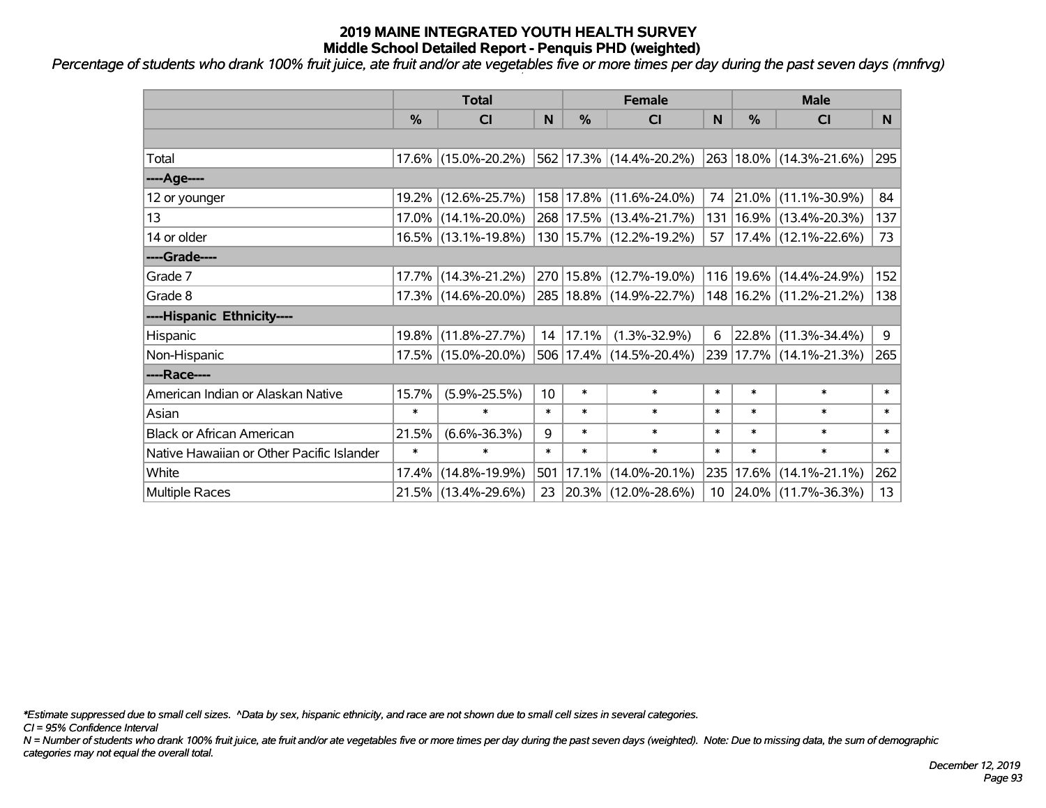# 2019 MAINE INTEGRATED YOUTH HEALTH SURVEY
## Middle School Detailed Report - Penquis PHD (weighted)

*Percentage of students who drank 100% fruit juice, ate fruit and/or ate vegetables five or more times per day during the past seven days (mnfrvg)*

| | Total | | | Female | | | Male | | |
|---|---|---|---|---|---|---|---|---|---|
| | % | CI | N | % | CI | N | % | CI | N |
| | | | | | | | | | |
| Total | 17.6% | (15.0%-20.2%) | 562 | 17.3% | (14.4%-20.2%) | 263 | 18.0% | (14.3%-21.6%) | 295 |
| ----Age---- | | | | | | | | | |
| 12 or younger | 19.2% | (12.6%-25.7%) | 158 | 17.8% | (11.6%-24.0%) | 74 | 21.0% | (11.1%-30.9%) | 84 |
| 13 | 17.0% | (14.1%-20.0%) | 268 | 17.5% | (13.4%-21.7%) | 131 | 16.9% | (13.4%-20.3%) | 137 |
| 14 or older | 16.5% | (13.1%-19.8%) | 130 | 15.7% | (12.2%-19.2%) | 57 | 17.4% | (12.1%-22.6%) | 73 |
| ----Grade---- | | | | | | | | | |
| Grade 7 | 17.7% | (14.3%-21.2%) | 270 | 15.8% | (12.7%-19.0%) | 116 | 19.6% | (14.4%-24.9%) | 152 |
| Grade 8 | 17.3% | (14.6%-20.0%) | 285 | 18.8% | (14.9%-22.7%) | 148 | 16.2% | (11.2%-21.2%) | 138 |
| ----Hispanic Ethnicity---- | | | | | | | | | |
| Hispanic | 19.8% | (11.8%-27.7%) | 14 | 17.1% | (1.3%-32.9%) | 6 | 22.8% | (11.3%-34.4%) | 9 |
| Non-Hispanic | 17.5% | (15.0%-20.0%) | 506 | 17.4% | (14.5%-20.4%) | 239 | 17.7% | (14.1%-21.3%) | 265 |
| ----Race---- | | | | | | | | | |
| American Indian or Alaskan Native | 15.7% | (5.9%-25.5%) | 10 | * | * | * | * | * | * |
| Asian | * | * | * | * | * | * | * | * | * |
| Black or African American | 21.5% | (6.6%-36.3%) | 9 | * | * | * | * | * | * |
| Native Hawaiian or Other Pacific Islander | * | * | * | * | * | * | * | * | * |
| White | 17.4% | (14.8%-19.9%) | 501 | 17.1% | (14.0%-20.1%) | 235 | 17.6% | (14.1%-21.1%) | 262 |
| Multiple Races | 21.5% | (13.4%-29.6%) | 23 | 20.3% | (12.0%-28.6%) | 10 | 24.0% | (11.7%-36.3%) | 13 |

*\*Estimate suppressed due to small cell sizes. ^Data by sex, hispanic ethnicity, and race are not shown due to small cell sizes in several categories.*

*CI = 95% Confidence Interval*

*N = Number of students who drank 100% fruit juice, ate fruit and/or ate vegetables five or more times per day during the past seven days (weighted). Note: Due to missing data, the sum of demographic categories may not equal the overall total.*

*December 12, 2019*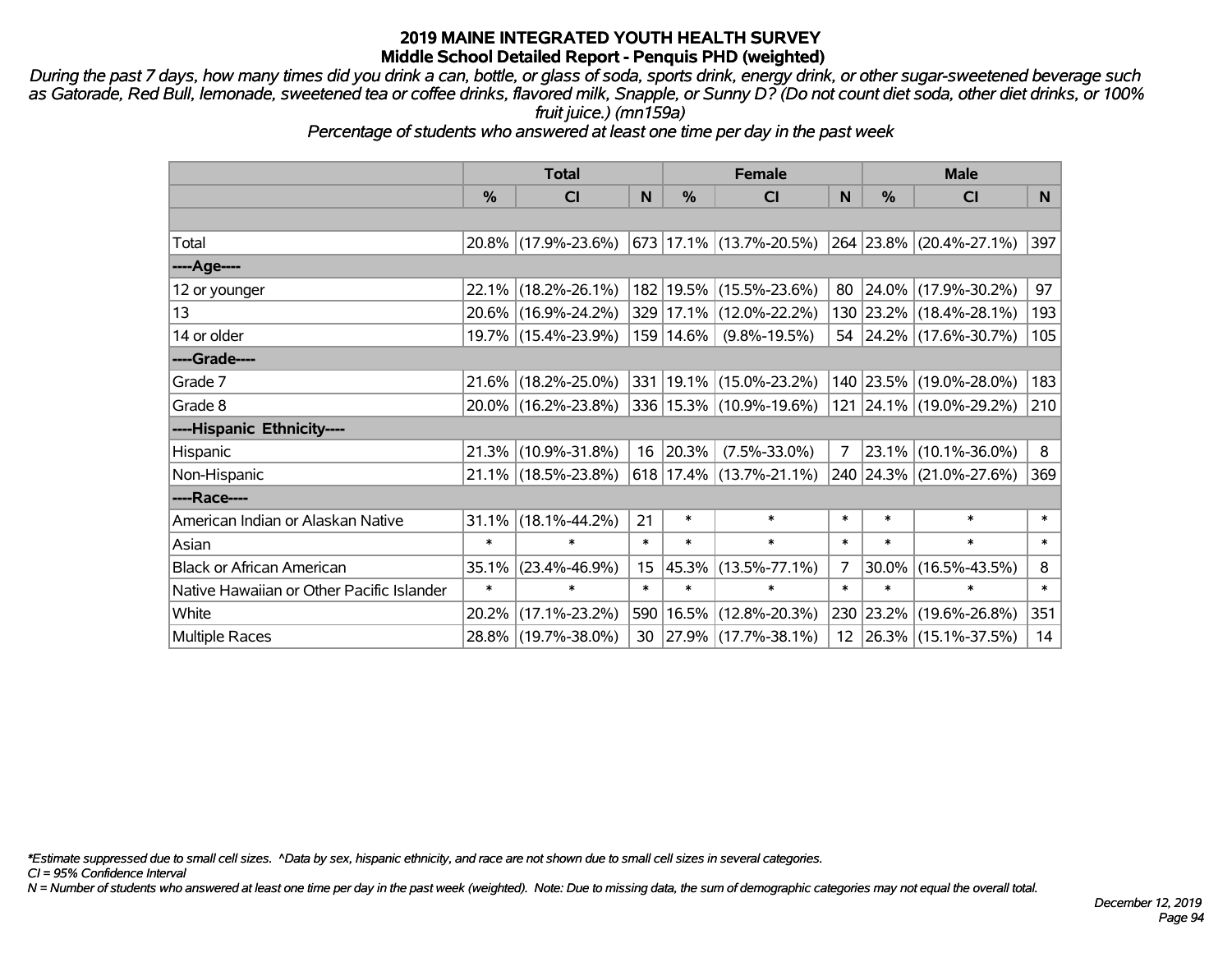# 2019 MAINE INTEGRATED YOUTH HEALTH SURVEY
## Middle School Detailed Report - Penquis PHD (weighted)

*During the past 7 days, how many times did you drink a can, bottle, or glass of soda, sports drink, energy drink, or other sugar-sweetened beverage such as Gatorade, Red Bull, lemonade, sweetened tea or coffee drinks, flavored milk, Snapple, or Sunny D? (Do not count diet soda, other diet drinks, or 100% fruit juice.) (mn159a)*

*Percentage of students who answered at least one time per day in the past week*

| | Total | | | Female | | | Male | | |
|---|---|---|---|---|---|---|---|---|---|
| | % | CI | N | % | CI | N | % | CI | N |
| Total | 20.8% | (17.9%-23.6%) | 673 | 17.1% | (13.7%-20.5%) | 264 | 23.8% | (20.4%-27.1%) | 397 |
| ----Age---- | | | | | | | | | |
| 12 or younger | 22.1% | (18.2%-26.1%) | 182 | 19.5% | (15.5%-23.6%) | 80 | 24.0% | (17.9%-30.2%) | 97 |
| 13 | 20.6% | (16.9%-24.2%) | 329 | 17.1% | (12.0%-22.2%) | 130 | 23.2% | (18.4%-28.1%) | 193 |
| 14 or older | 19.7% | (15.4%-23.9%) | 159 | 14.6% | (9.8%-19.5%) | 54 | 24.2% | (17.6%-30.7%) | 105 |
| ----Grade---- | | | | | | | | | |
| Grade 7 | 21.6% | (18.2%-25.0%) | 331 | 19.1% | (15.0%-23.2%) | 140 | 23.5% | (19.0%-28.0%) | 183 |
| Grade 8 | 20.0% | (16.2%-23.8%) | 336 | 15.3% | (10.9%-19.6%) | 121 | 24.1% | (19.0%-29.2%) | 210 |
| ----Hispanic Ethnicity---- | | | | | | | | | |
| Hispanic | 21.3% | (10.9%-31.8%) | 16 | 20.3% | (7.5%-33.0%) | 7 | 23.1% | (10.1%-36.0%) | 8 |
| Non-Hispanic | 21.1% | (18.5%-23.8%) | 618 | 17.4% | (13.7%-21.1%) | 240 | 24.3% | (21.0%-27.6%) | 369 |
| ----Race---- | | | | | | | | | |
| American Indian or Alaskan Native | 31.1% | (18.1%-44.2%) | 21 | * | * | * | * | * | * |
| Asian | * | * | * | * | * | * | * | * | * |
| Black or African American | 35.1% | (23.4%-46.9%) | 15 | 45.3% | (13.5%-77.1%) | 7 | 30.0% | (16.5%-43.5%) | 8 |
| Native Hawaiian or Other Pacific Islander | * | * | * | * | * | * | * | * | * |
| White | 20.2% | (17.1%-23.2%) | 590 | 16.5% | (12.8%-20.3%) | 230 | 23.2% | (19.6%-26.8%) | 351 |
| Multiple Races | 28.8% | (19.7%-38.0%) | 30 | 27.9% | (17.7%-38.1%) | 12 | 26.3% | (15.1%-37.5%) | 14 |

*\*Estimate suppressed due to small cell sizes. ^Data by sex, hispanic ethnicity, and race are not shown due to small cell sizes in several categories.*

*CI = 95% Confidence Interval*

*N = Number of students who answered at least one time per day in the past week (weighted). Note: Due to missing data, the sum of demographic categories may not equal the overall total.*

*December 12, 2019*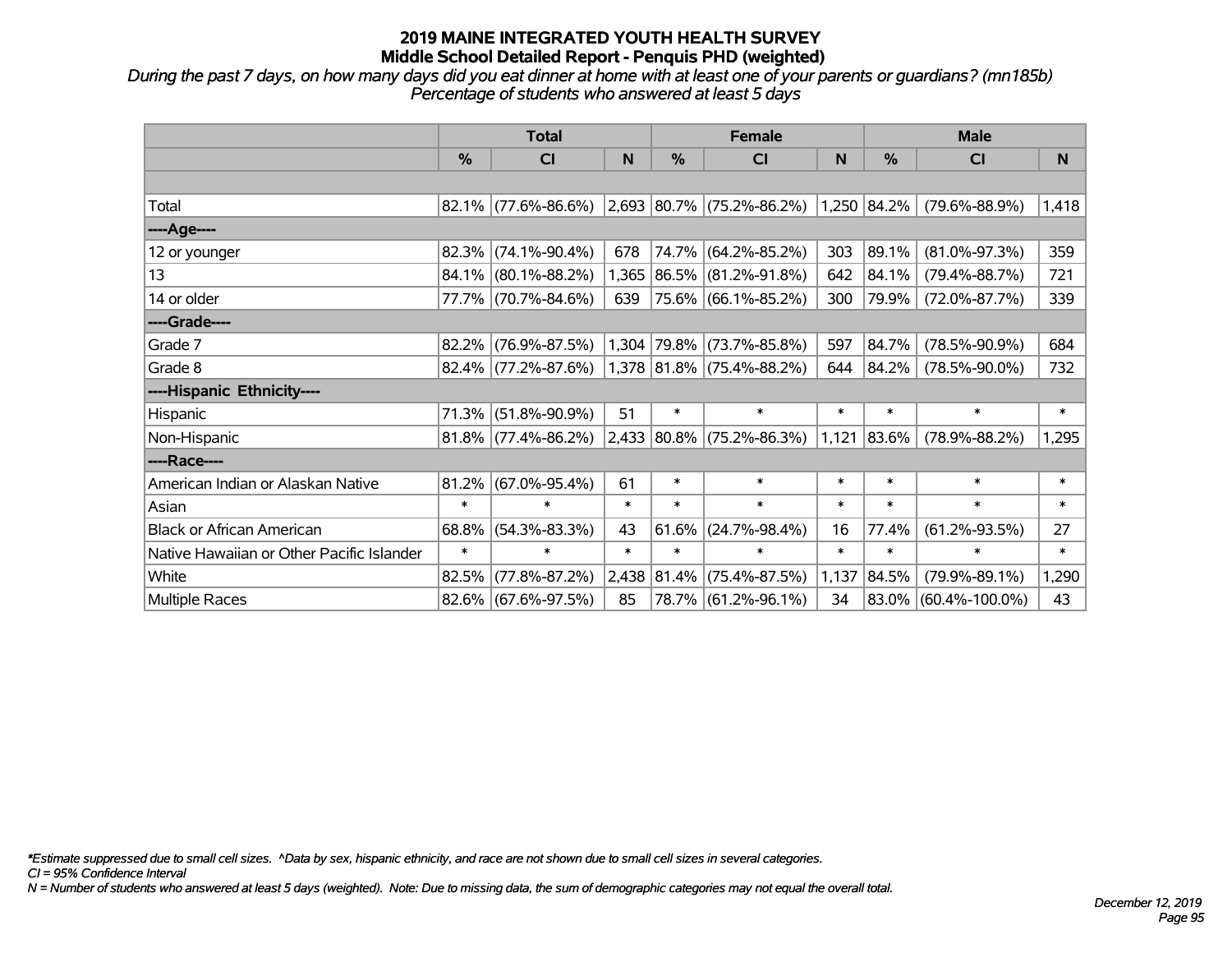# 2019 MAINE INTEGRATED YOUTH HEALTH SURVEY
## Middle School Detailed Report - Penquis PHD (weighted)

*During the past 7 days, on how many days did you eat dinner at home with at least one of your parents or guardians? (mn185b)*
*Percentage of students who answered at least 5 days*

| | Total | | | Female | | | Male | | |
|---|---|---|---|---|---|---|---|---|---|
| | % | CI | N | % | CI | N | % | CI | N |
| Total | 82.1% | (77.6%-86.6%) | 2,693 | 80.7% | (75.2%-86.2%) | 1,250 | 84.2% | (79.6%-88.9%) | 1,418 |
| ----Age---- | | | | | | | | | |
| 12 or younger | 82.3% | (74.1%-90.4%) | 678 | 74.7% | (64.2%-85.2%) | 303 | 89.1% | (81.0%-97.3%) | 359 |
| 13 | 84.1% | (80.1%-88.2%) | 1,365 | 86.5% | (81.2%-91.8%) | 642 | 84.1% | (79.4%-88.7%) | 721 |
| 14 or older | 77.7% | (70.7%-84.6%) | 639 | 75.6% | (66.1%-85.2%) | 300 | 79.9% | (72.0%-87.7%) | 339 |
| ----Grade---- | | | | | | | | | |
| Grade 7 | 82.2% | (76.9%-87.5%) | 1,304 | 79.8% | (73.7%-85.8%) | 597 | 84.7% | (78.5%-90.9%) | 684 |
| Grade 8 | 82.4% | (77.2%-87.6%) | 1,378 | 81.8% | (75.4%-88.2%) | 644 | 84.2% | (78.5%-90.0%) | 732 |
| ----Hispanic Ethnicity---- | | | | | | | | | |
| Hispanic | 71.3% | (51.8%-90.9%) | 51 | * | * | * | * | * | * |
| Non-Hispanic | 81.8% | (77.4%-86.2%) | 2,433 | 80.8% | (75.2%-86.3%) | 1,121 | 83.6% | (78.9%-88.2%) | 1,295 |
| ----Race---- | | | | | | | | | |
| American Indian or Alaskan Native | 81.2% | (67.0%-95.4%) | 61 | * | * | * | * | * | * |
| Asian | * | * | * | * | * | * | * | * | * |
| Black or African American | 68.8% | (54.3%-83.3%) | 43 | 61.6% | (24.7%-98.4%) | 16 | 77.4% | (61.2%-93.5%) | 27 |
| Native Hawaiian or Other Pacific Islander | * | * | * | * | * | * | * | * | * |
| White | 82.5% | (77.8%-87.2%) | 2,438 | 81.4% | (75.4%-87.5%) | 1,137 | 84.5% | (79.9%-89.1%) | 1,290 |
| Multiple Races | 82.6% | (67.6%-97.5%) | 85 | 78.7% | (61.2%-96.1%) | 34 | 83.0% | (60.4%-100.0%) | 43 |

*\*Estimate suppressed due to small cell sizes. ^Data by sex, hispanic ethnicity, and race are not shown due to small cell sizes in several categories.*
*CI = 95% Confidence Interval*
*N = Number of students who answered at least 5 days (weighted). Note: Due to missing data, the sum of demographic categories may not equal the overall total.*

*December 12, 2019*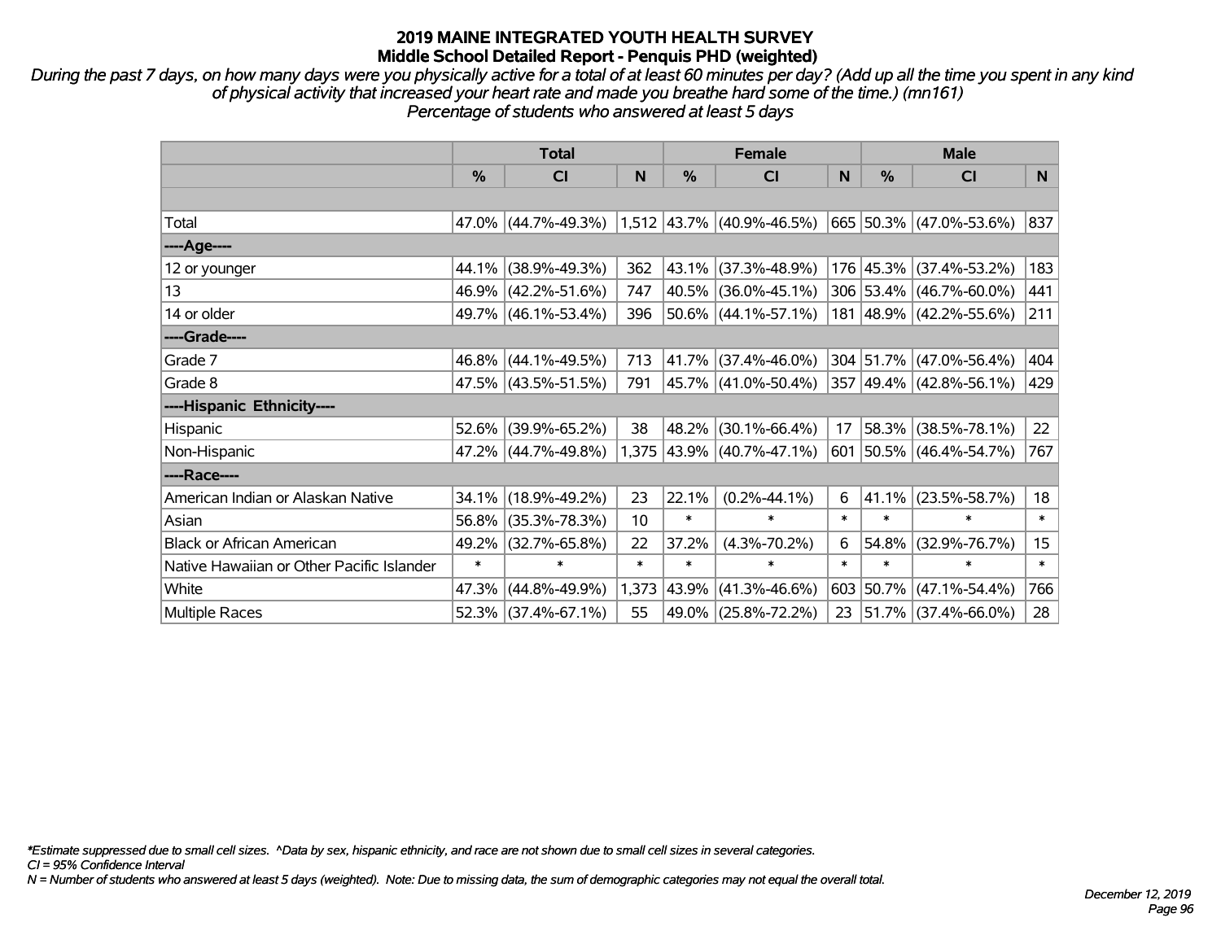# 2019 MAINE INTEGRATED YOUTH HEALTH SURVEY
## Middle School Detailed Report - Penquis PHD (weighted)

*During the past 7 days, on how many days were you physically active for a total of at least 60 minutes per day? (Add up all the time you spent in any kind of physical activity that increased your heart rate and made you breathe hard some of the time.) (mn161)*
*Percentage of students who answered at least 5 days*

| | Total | | | Female | | | Male | | |
|---|---|---|---|---|---|---|---|---|---|
| | % | CI | N | % | CI | N | % | CI | N |
| | | | | | | | | | |
| Total | 47.0% | (44.7%-49.3%) | 1,512 | 43.7% | (40.9%-46.5%) | 665 | 50.3% | (47.0%-53.6%) | 837 |
| ----Age---- | | | | | | | | | |
| 12 or younger | 44.1% | (38.9%-49.3%) | 362 | 43.1% | (37.3%-48.9%) | 176 | 45.3% | (37.4%-53.2%) | 183 |
| 13 | 46.9% | (42.2%-51.6%) | 747 | 40.5% | (36.0%-45.1%) | 306 | 53.4% | (46.7%-60.0%) | 441 |
| 14 or older | 49.7% | (46.1%-53.4%) | 396 | 50.6% | (44.1%-57.1%) | 181 | 48.9% | (42.2%-55.6%) | 211 |
| ----Grade---- | | | | | | | | | |
| Grade 7 | 46.8% | (44.1%-49.5%) | 713 | 41.7% | (37.4%-46.0%) | 304 | 51.7% | (47.0%-56.4%) | 404 |
| Grade 8 | 47.5% | (43.5%-51.5%) | 791 | 45.7% | (41.0%-50.4%) | 357 | 49.4% | (42.8%-56.1%) | 429 |
| ----Hispanic Ethnicity---- | | | | | | | | | |
| Hispanic | 52.6% | (39.9%-65.2%) | 38 | 48.2% | (30.1%-66.4%) | 17 | 58.3% | (38.5%-78.1%) | 22 |
| Non-Hispanic | 47.2% | (44.7%-49.8%) | 1,375 | 43.9% | (40.7%-47.1%) | 601 | 50.5% | (46.4%-54.7%) | 767 |
| ----Race---- | | | | | | | | | |
| American Indian or Alaskan Native | 34.1% | (18.9%-49.2%) | 23 | 22.1% | (0.2%-44.1%) | 6 | 41.1% | (23.5%-58.7%) | 18 |
| Asian | 56.8% | (35.3%-78.3%) | 10 | * | * | * | * | * | * |
| Black or African American | 49.2% | (32.7%-65.8%) | 22 | 37.2% | (4.3%-70.2%) | 6 | 54.8% | (32.9%-76.7%) | 15 |
| Native Hawaiian or Other Pacific Islander | * | * | * | * | * | * | * | * | * |
| White | 47.3% | (44.8%-49.9%) | 1,373 | 43.9% | (41.3%-46.6%) | 603 | 50.7% | (47.1%-54.4%) | 766 |
| Multiple Races | 52.3% | (37.4%-67.1%) | 55 | 49.0% | (25.8%-72.2%) | 23 | 51.7% | (37.4%-66.0%) | 28 |

*\*Estimate suppressed due to small cell sizes. ^Data by sex, hispanic ethnicity, and race are not shown due to small cell sizes in several categories.*
*CI = 95% Confidence Interval*
*N = Number of students who answered at least 5 days (weighted). Note: Due to missing data, the sum of demographic categories may not equal the overall total.*

*December 12, 2019*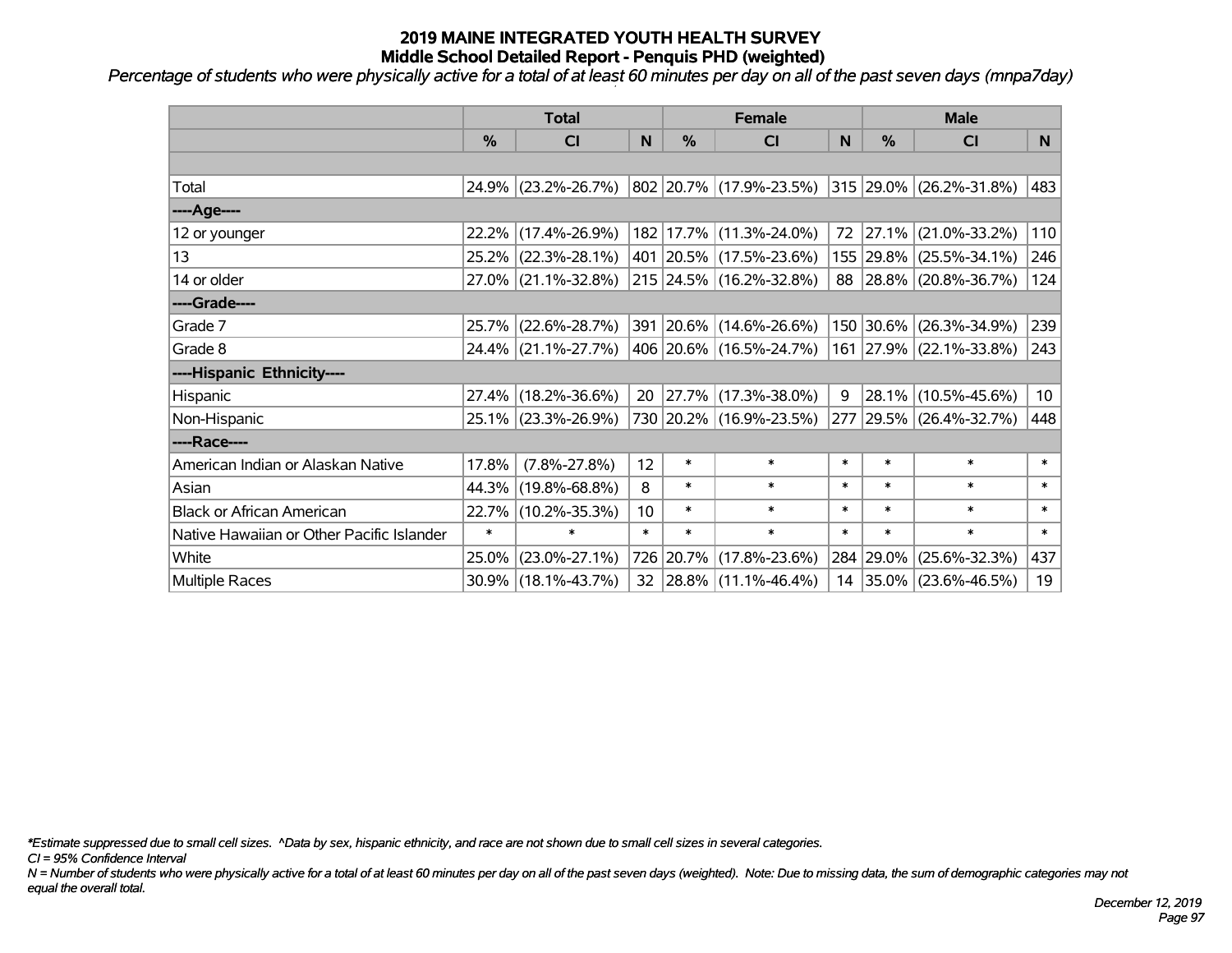# 2019 MAINE INTEGRATED YOUTH HEALTH SURVEY
## Middle School Detailed Report - Penquis PHD (weighted)

*Percentage of students who were physically active for a total of at least 60 minutes per day on all of the past seven days (mnpa7day)*

| | Total | | | Female | | | Male | | |
|---|---|---|---|---|---|---|---|---|---|
| | % | CI | N | % | CI | N | % | CI | N |
| | | | | | | | | | |
| Total | 24.9% | (23.2%-26.7%) | 802 | 20.7% | (17.9%-23.5%) | 315 | 29.0% | (26.2%-31.8%) | 483 |
| ----Age---- | | | | | | | | | |
| 12 or younger | 22.2% | (17.4%-26.9%) | 182 | 17.7% | (11.3%-24.0%) | 72 | 27.1% | (21.0%-33.2%) | 110 |
| 13 | 25.2% | (22.3%-28.1%) | 401 | 20.5% | (17.5%-23.6%) | 155 | 29.8% | (25.5%-34.1%) | 246 |
| 14 or older | 27.0% | (21.1%-32.8%) | 215 | 24.5% | (16.2%-32.8%) | 88 | 28.8% | (20.8%-36.7%) | 124 |
| ----Grade---- | | | | | | | | | |
| Grade 7 | 25.7% | (22.6%-28.7%) | 391 | 20.6% | (14.6%-26.6%) | 150 | 30.6% | (26.3%-34.9%) | 239 |
| Grade 8 | 24.4% | (21.1%-27.7%) | 406 | 20.6% | (16.5%-24.7%) | 161 | 27.9% | (22.1%-33.8%) | 243 |
| ----Hispanic Ethnicity---- | | | | | | | | | |
| Hispanic | 27.4% | (18.2%-36.6%) | 20 | 27.7% | (17.3%-38.0%) | 9 | 28.1% | (10.5%-45.6%) | 10 |
| Non-Hispanic | 25.1% | (23.3%-26.9%) | 730 | 20.2% | (16.9%-23.5%) | 277 | 29.5% | (26.4%-32.7%) | 448 |
| ----Race---- | | | | | | | | | |
| American Indian or Alaskan Native | 17.8% | (7.8%-27.8%) | 12 | * | * | * | * | * | * |
| Asian | 44.3% | (19.8%-68.8%) | 8 | * | * | * | * | * | * |
| Black or African American | 22.7% | (10.2%-35.3%) | 10 | * | * | * | * | * | * |
| Native Hawaiian or Other Pacific Islander | * | * | * | * | * | * | * | * | * |
| White | 25.0% | (23.0%-27.1%) | 726 | 20.7% | (17.8%-23.6%) | 284 | 29.0% | (25.6%-32.3%) | 437 |
| Multiple Races | 30.9% | (18.1%-43.7%) | 32 | 28.8% | (11.1%-46.4%) | 14 | 35.0% | (23.6%-46.5%) | 19 |

*\*Estimate suppressed due to small cell sizes. ^Data by sex, hispanic ethnicity, and race are not shown due to small cell sizes in several categories.*

*CI = 95% Confidence Interval*

*N = Number of students who were physically active for a total of at least 60 minutes per day on all of the past seven days (weighted). Note: Due to missing data, the sum of demographic categories may not equal the overall total.*

*December 12, 2019*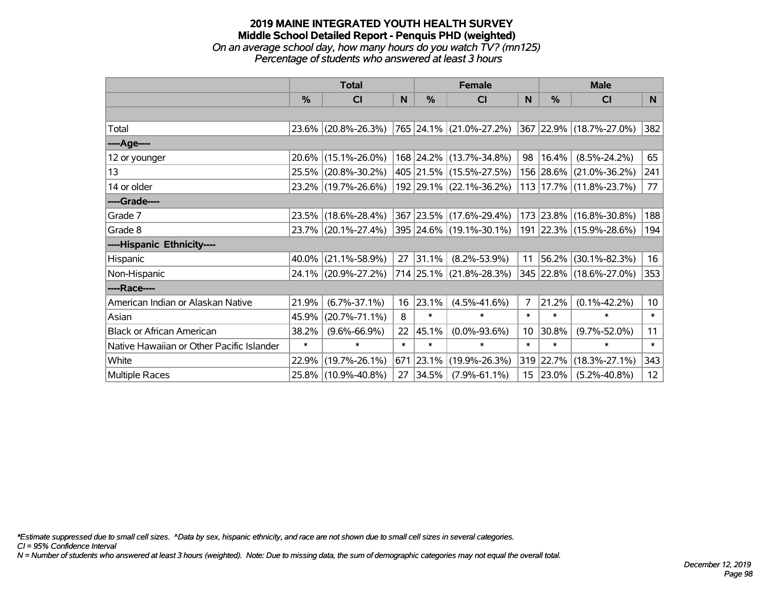# 2019 MAINE INTEGRATED YOUTH HEALTH SURVEY
## Middle School Detailed Report - Penquis PHD (weighted)
*On an average school day, how many hours do you watch TV? (mn125)*
*Percentage of students who answered at least 3 hours*

| | Total | | | Female | | | Male | | |
|---|---|---|---|---|---|---|---|---|---|
| | % | CI | N | % | CI | N | % | CI | N |
| | | | | | | | | | |
| Total | 23.6% | (20.8%-26.3%) | 765 | 24.1% | (21.0%-27.2%) | 367 | 22.9% | (18.7%-27.0%) | 382 |
| ----Age---- | | | | | | | | | |
| 12 or younger | 20.6% | (15.1%-26.0%) | 168 | 24.2% | (13.7%-34.8%) | 98 | 16.4% | (8.5%-24.2%) | 65 |
| 13 | 25.5% | (20.8%-30.2%) | 405 | 21.5% | (15.5%-27.5%) | 156 | 28.6% | (21.0%-36.2%) | 241 |
| 14 or older | 23.2% | (19.7%-26.6%) | 192 | 29.1% | (22.1%-36.2%) | 113 | 17.7% | (11.8%-23.7%) | 77 |
| ----Grade---- | | | | | | | | | |
| Grade 7 | 23.5% | (18.6%-28.4%) | 367 | 23.5% | (17.6%-29.4%) | 173 | 23.8% | (16.8%-30.8%) | 188 |
| Grade 8 | 23.7% | (20.1%-27.4%) | 395 | 24.6% | (19.1%-30.1%) | 191 | 22.3% | (15.9%-28.6%) | 194 |
| ----Hispanic Ethnicity---- | | | | | | | | | |
| Hispanic | 40.0% | (21.1%-58.9%) | 27 | 31.1% | (8.2%-53.9%) | 11 | 56.2% | (30.1%-82.3%) | 16 |
| Non-Hispanic | 24.1% | (20.9%-27.2%) | 714 | 25.1% | (21.8%-28.3%) | 345 | 22.8% | (18.6%-27.0%) | 353 |
| ----Race---- | | | | | | | | | |
| American Indian or Alaskan Native | 21.9% | (6.7%-37.1%) | 16 | 23.1% | (4.5%-41.6%) | 7 | 21.2% | (0.1%-42.2%) | 10 |
| Asian | 45.9% | (20.7%-71.1%) | 8 | * | * | * | * | * | * |
| Black or African American | 38.2% | (9.6%-66.9%) | 22 | 45.1% | (0.0%-93.6%) | 10 | 30.8% | (9.7%-52.0%) | 11 |
| Native Hawaiian or Other Pacific Islander | * | * | * | * | * | * | * | * | * |
| White | 22.9% | (19.7%-26.1%) | 671 | 23.1% | (19.9%-26.3%) | 319 | 22.7% | (18.3%-27.1%) | 343 |
| Multiple Races | 25.8% | (10.9%-40.8%) | 27 | 34.5% | (7.9%-61.1%) | 15 | 23.0% | (5.2%-40.8%) | 12 |

*\*Estimate suppressed due to small cell sizes. ^Data by sex, hispanic ethnicity, and race are not shown due to small cell sizes in several categories.*
*CI = 95% Confidence Interval*
*N = Number of students who answered at least 3 hours (weighted). Note: Due to missing data, the sum of demographic categories may not equal the overall total.*

*December 12, 2019*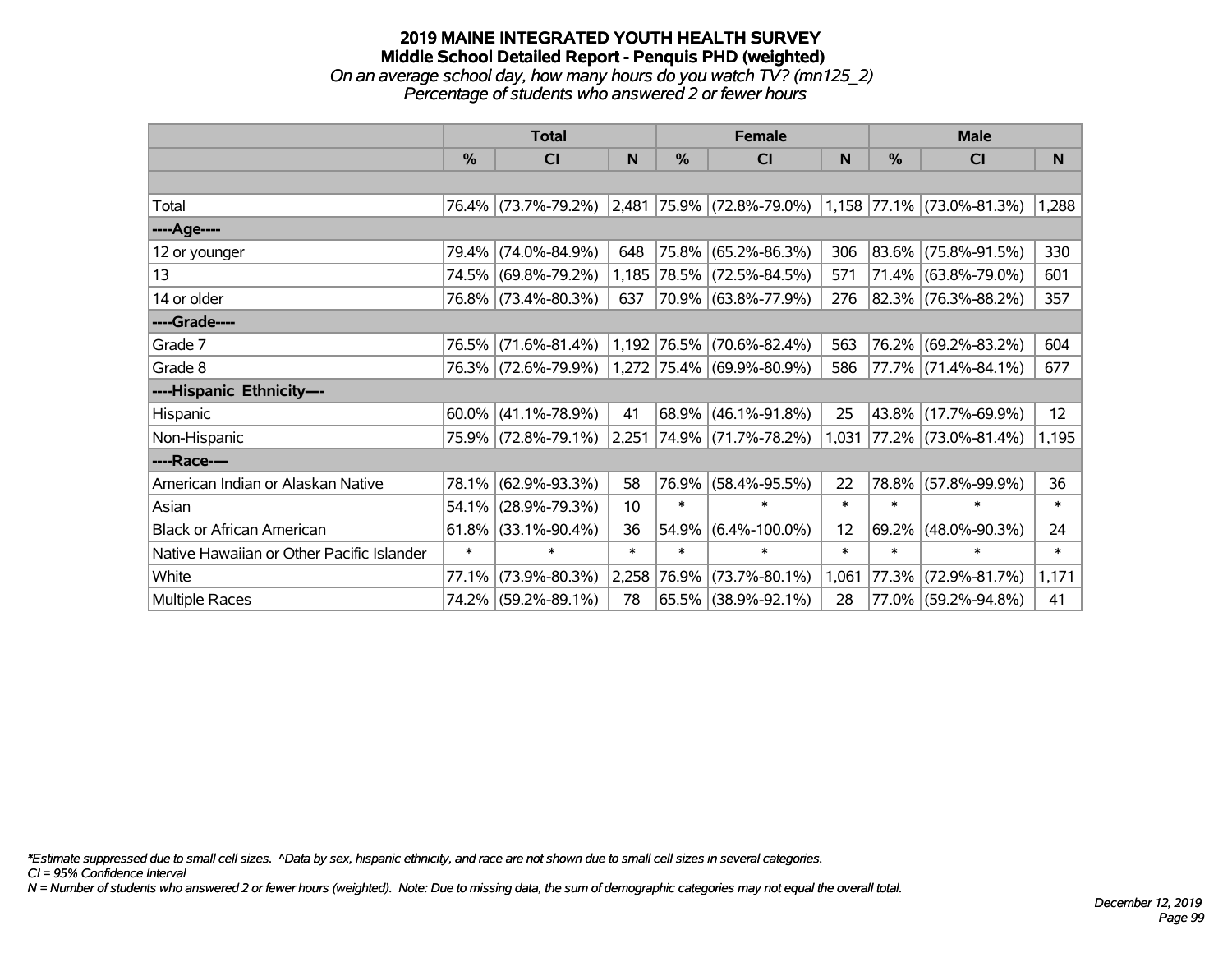# 2019 MAINE INTEGRATED YOUTH HEALTH SURVEY
## Middle School Detailed Report - Penquis PHD (weighted)
*On an average school day, how many hours do you watch TV? (mn125_2)*
*Percentage of students who answered 2 or fewer hours*

| | Total | | | Female | | | Male | | |
|---|---|---|---|---|---|---|---|---|---|
| | % | CI | N | % | CI | N | % | CI | N |
| | | | | | | | | | |
| Total | 76.4% | (73.7%-79.2%) | 2,481 | 75.9% | (72.8%-79.0%) | 1,158 | 77.1% | (73.0%-81.3%) | 1,288 |
| ----Age---- | | | | | | | | | |
| 12 or younger | 79.4% | (74.0%-84.9%) | 648 | 75.8% | (65.2%-86.3%) | 306 | 83.6% | (75.8%-91.5%) | 330 |
| 13 | 74.5% | (69.8%-79.2%) | 1,185 | 78.5% | (72.5%-84.5%) | 571 | 71.4% | (63.8%-79.0%) | 601 |
| 14 or older | 76.8% | (73.4%-80.3%) | 637 | 70.9% | (63.8%-77.9%) | 276 | 82.3% | (76.3%-88.2%) | 357 |
| ----Grade---- | | | | | | | | | |
| Grade 7 | 76.5% | (71.6%-81.4%) | 1,192 | 76.5% | (70.6%-82.4%) | 563 | 76.2% | (69.2%-83.2%) | 604 |
| Grade 8 | 76.3% | (72.6%-79.9%) | 1,272 | 75.4% | (69.9%-80.9%) | 586 | 77.7% | (71.4%-84.1%) | 677 |
| ----Hispanic Ethnicity---- | | | | | | | | | |
| Hispanic | 60.0% | (41.1%-78.9%) | 41 | 68.9% | (46.1%-91.8%) | 25 | 43.8% | (17.7%-69.9%) | 12 |
| Non-Hispanic | 75.9% | (72.8%-79.1%) | 2,251 | 74.9% | (71.7%-78.2%) | 1,031 | 77.2% | (73.0%-81.4%) | 1,195 |
| ----Race---- | | | | | | | | | |
| American Indian or Alaskan Native | 78.1% | (62.9%-93.3%) | 58 | 76.9% | (58.4%-95.5%) | 22 | 78.8% | (57.8%-99.9%) | 36 |
| Asian | 54.1% | (28.9%-79.3%) | 10 | * | * | * | * | * | * |
| Black or African American | 61.8% | (33.1%-90.4%) | 36 | 54.9% | (6.4%-100.0%) | 12 | 69.2% | (48.0%-90.3%) | 24 |
| Native Hawaiian or Other Pacific Islander | * | * | * | * | * | * | * | * | * |
| White | 77.1% | (73.9%-80.3%) | 2,258 | 76.9% | (73.7%-80.1%) | 1,061 | 77.3% | (72.9%-81.7%) | 1,171 |
| Multiple Races | 74.2% | (59.2%-89.1%) | 78 | 65.5% | (38.9%-92.1%) | 28 | 77.0% | (59.2%-94.8%) | 41 |

*Estimate suppressed due to small cell sizes. ^Data by sex, hispanic ethnicity, and race are not shown due to small cell sizes in several categories.
CI = 95% Confidence Interval
N = Number of students who answered 2 or fewer hours (weighted). Note: Due to missing data, the sum of demographic categories may not equal the overall total.

December 12, 2019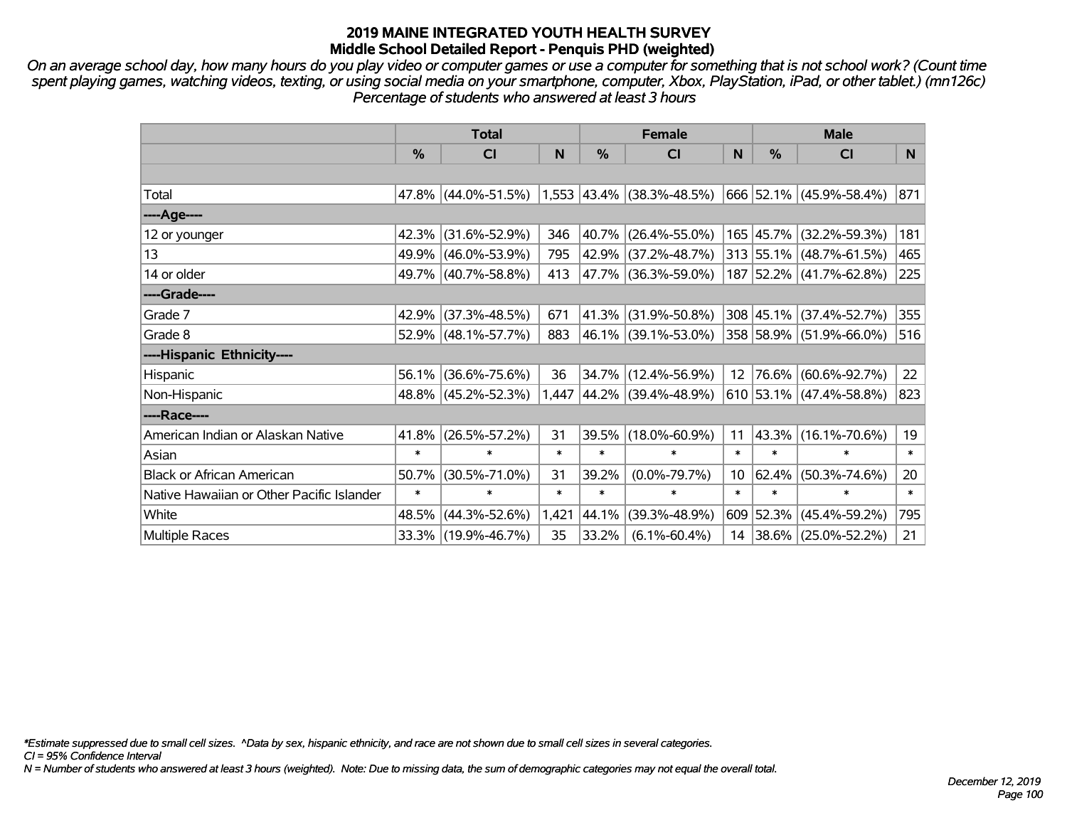# 2019 MAINE INTEGRATED YOUTH HEALTH SURVEY
## Middle School Detailed Report - Penquis PHD (weighted)

*On an average school day, how many hours do you play video or computer games or use a computer for something that is not school work? (Count time spent playing games, watching videos, texting, or using social media on your smartphone, computer, Xbox, PlayStation, iPad, or other tablet.) (mn126c) Percentage of students who answered at least 3 hours*

| | Total | | | Female | | | Male | | |
|---|---|---|---|---|---|---|---|---|---|
| | % | CI | N | % | CI | N | % | CI | N |
| Total | 47.8% | (44.0%-51.5%) | 1,553 | 43.4% | (38.3%-48.5%) | 666 | 52.1% | (45.9%-58.4%) | 871 |
| ----Age---- | | | | | | | | | |
| 12 or younger | 42.3% | (31.6%-52.9%) | 346 | 40.7% | (26.4%-55.0%) | 165 | 45.7% | (32.2%-59.3%) | 181 |
| 13 | 49.9% | (46.0%-53.9%) | 795 | 42.9% | (37.2%-48.7%) | 313 | 55.1% | (48.7%-61.5%) | 465 |
| 14 or older | 49.7% | (40.7%-58.8%) | 413 | 47.7% | (36.3%-59.0%) | 187 | 52.2% | (41.7%-62.8%) | 225 |
| ----Grade---- | | | | | | | | | |
| Grade 7 | 42.9% | (37.3%-48.5%) | 671 | 41.3% | (31.9%-50.8%) | 308 | 45.1% | (37.4%-52.7%) | 355 |
| Grade 8 | 52.9% | (48.1%-57.7%) | 883 | 46.1% | (39.1%-53.0%) | 358 | 58.9% | (51.9%-66.0%) | 516 |
| ----Hispanic Ethnicity---- | | | | | | | | | |
| Hispanic | 56.1% | (36.6%-75.6%) | 36 | 34.7% | (12.4%-56.9%) | 12 | 76.6% | (60.6%-92.7%) | 22 |
| Non-Hispanic | 48.8% | (45.2%-52.3%) | 1,447 | 44.2% | (39.4%-48.9%) | 610 | 53.1% | (47.4%-58.8%) | 823 |
| ----Race---- | | | | | | | | | |
| American Indian or Alaskan Native | 41.8% | (26.5%-57.2%) | 31 | 39.5% | (18.0%-60.9%) | 11 | 43.3% | (16.1%-70.6%) | 19 |
| Asian | * | * | * | * | * | * | * | * | * |
| Black or African American | 50.7% | (30.5%-71.0%) | 31 | 39.2% | (0.0%-79.7%) | 10 | 62.4% | (50.3%-74.6%) | 20 |
| Native Hawaiian or Other Pacific Islander | * | * | * | * | * | * | * | * | * |
| White | 48.5% | (44.3%-52.6%) | 1,421 | 44.1% | (39.3%-48.9%) | 609 | 52.3% | (45.4%-59.2%) | 795 |
| Multiple Races | 33.3% | (19.9%-46.7%) | 35 | 33.2% | (6.1%-60.4%) | 14 | 38.6% | (25.0%-52.2%) | 21 |

*\*Estimate suppressed due to small cell sizes. ^Data by sex, hispanic ethnicity, and race are not shown due to small cell sizes in several categories.*
*CI = 95% Confidence Interval*
*N = Number of students who answered at least 3 hours (weighted). Note: Due to missing data, the sum of demographic categories may not equal the overall total.*

*December 12, 2019*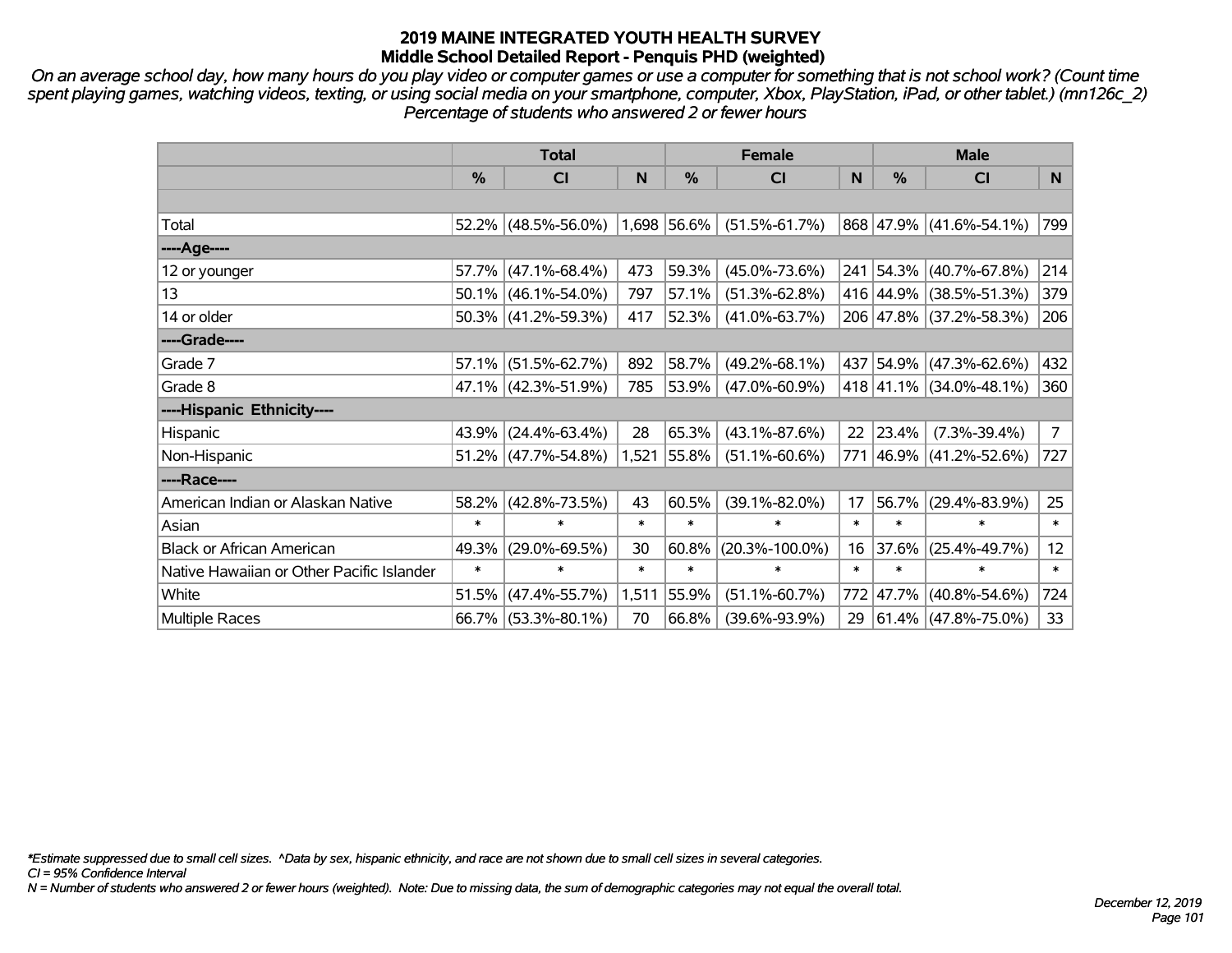# 2019 MAINE INTEGRATED YOUTH HEALTH SURVEY
## Middle School Detailed Report - Penquis PHD (weighted)

*On an average school day, how many hours do you play video or computer games or use a computer for something that is not school work? (Count time spent playing games, watching videos, texting, or using social media on your smartphone, computer, Xbox, PlayStation, iPad, or other tablet.) (mn126c_2) Percentage of students who answered 2 or fewer hours*

| | Total | | | Female | | | Male | | |
|---|---|---|---|---|---|---|---|---|---|
| | % | CI | N | % | CI | N | % | CI | N |
| Total | 52.2% | (48.5%-56.0%) | 1,698 | 56.6% | (51.5%-61.7%) | 868 | 47.9% | (41.6%-54.1%) | 799 |
| ----Age---- | | | | | | | | | |
| 12 or younger | 57.7% | (47.1%-68.4%) | 473 | 59.3% | (45.0%-73.6%) | 241 | 54.3% | (40.7%-67.8%) | 214 |
| 13 | 50.1% | (46.1%-54.0%) | 797 | 57.1% | (51.3%-62.8%) | 416 | 44.9% | (38.5%-51.3%) | 379 |
| 14 or older | 50.3% | (41.2%-59.3%) | 417 | 52.3% | (41.0%-63.7%) | 206 | 47.8% | (37.2%-58.3%) | 206 |
| ----Grade---- | | | | | | | | | |
| Grade 7 | 57.1% | (51.5%-62.7%) | 892 | 58.7% | (49.2%-68.1%) | 437 | 54.9% | (47.3%-62.6%) | 432 |
| Grade 8 | 47.1% | (42.3%-51.9%) | 785 | 53.9% | (47.0%-60.9%) | 418 | 41.1% | (34.0%-48.1%) | 360 |
| ----Hispanic Ethnicity---- | | | | | | | | | |
| Hispanic | 43.9% | (24.4%-63.4%) | 28 | 65.3% | (43.1%-87.6%) | 22 | 23.4% | (7.3%-39.4%) | 7 |
| Non-Hispanic | 51.2% | (47.7%-54.8%) | 1,521 | 55.8% | (51.1%-60.6%) | 771 | 46.9% | (41.2%-52.6%) | 727 |
| ----Race---- | | | | | | | | | |
| American Indian or Alaskan Native | 58.2% | (42.8%-73.5%) | 43 | 60.5% | (39.1%-82.0%) | 17 | 56.7% | (29.4%-83.9%) | 25 |
| Asian | * | * | * | * | * | * | * | * | * |
| Black or African American | 49.3% | (29.0%-69.5%) | 30 | 60.8% | (20.3%-100.0%) | 16 | 37.6% | (25.4%-49.7%) | 12 |
| Native Hawaiian or Other Pacific Islander | * | * | * | * | * | * | * | * | * |
| White | 51.5% | (47.4%-55.7%) | 1,511 | 55.9% | (51.1%-60.7%) | 772 | 47.7% | (40.8%-54.6%) | 724 |
| Multiple Races | 66.7% | (53.3%-80.1%) | 70 | 66.8% | (39.6%-93.9%) | 29 | 61.4% | (47.8%-75.0%) | 33 |

*Estimate suppressed due to small cell sizes. ^Data by sex, hispanic ethnicity, and race are not shown due to small cell sizes in several categories.
CI = 95% Confidence Interval
N = Number of students who answered 2 or fewer hours (weighted). Note: Due to missing data, the sum of demographic categories may not equal the overall total.

December 12, 2019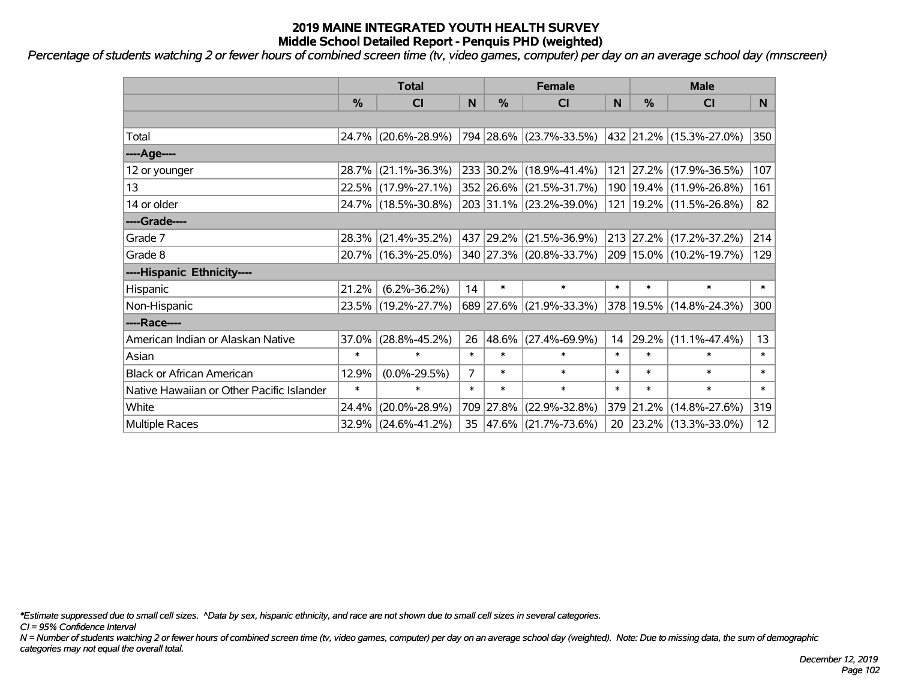# 2019 MAINE INTEGRATED YOUTH HEALTH SURVEY
## Middle School Detailed Report - Penquis PHD (weighted)

*Percentage of students watching 2 or fewer hours of combined screen time (tv, video games, computer) per day on an average school day (mnscreen)*

| | Total | | | Female | | | Male | | |
|---|---|---|---|---|---|---|---|---|---|
| | % | CI | N | % | CI | N | % | CI | N |
| | | | | | | | | | |
| Total | 24.7% | (20.6%-28.9%) | 794 | 28.6% | (23.7%-33.5%) | 432 | 21.2% | (15.3%-27.0%) | 350 |
| ----Age---- | | | | | | | | | |
| 12 or younger | 28.7% | (21.1%-36.3%) | 233 | 30.2% | (18.9%-41.4%) | 121 | 27.2% | (17.9%-36.5%) | 107 |
| 13 | 22.5% | (17.9%-27.1%) | 352 | 26.6% | (21.5%-31.7%) | 190 | 19.4% | (11.9%-26.8%) | 161 |
| 14 or older | 24.7% | (18.5%-30.8%) | 203 | 31.1% | (23.2%-39.0%) | 121 | 19.2% | (11.5%-26.8%) | 82 |
| ----Grade---- | | | | | | | | | |
| Grade 7 | 28.3% | (21.4%-35.2%) | 437 | 29.2% | (21.5%-36.9%) | 213 | 27.2% | (17.2%-37.2%) | 214 |
| Grade 8 | 20.7% | (16.3%-25.0%) | 340 | 27.3% | (20.8%-33.7%) | 209 | 15.0% | (10.2%-19.7%) | 129 |
| ----Hispanic Ethnicity---- | | | | | | | | | |
| Hispanic | 21.2% | (6.2%-36.2%) | 14 | * | * | * | * | * | * |
| Non-Hispanic | 23.5% | (19.2%-27.7%) | 689 | 27.6% | (21.9%-33.3%) | 378 | 19.5% | (14.8%-24.3%) | 300 |
| ----Race---- | | | | | | | | | |
| American Indian or Alaskan Native | 37.0% | (28.8%-45.2%) | 26 | 48.6% | (27.4%-69.9%) | 14 | 29.2% | (11.1%-47.4%) | 13 |
| Asian | * | * | * | * | * | * | * | * | * |
| Black or African American | 12.9% | (0.0%-29.5%) | 7 | * | * | * | * | * | * |
| Native Hawaiian or Other Pacific Islander | * | * | * | * | * | * | * | * | * |
| White | 24.4% | (20.0%-28.9%) | 709 | 27.8% | (22.9%-32.8%) | 379 | 21.2% | (14.8%-27.6%) | 319 |
| Multiple Races | 32.9% | (24.6%-41.2%) | 35 | 47.6% | (21.7%-73.6%) | 20 | 23.2% | (13.3%-33.0%) | 12 |

*\*Estimate suppressed due to small cell sizes. ^Data by sex, hispanic ethnicity, and race are not shown due to small cell sizes in several categories.*

*CI = 95% Confidence Interval*

*N = Number of students watching 2 or fewer hours of combined screen time (tv, video games, computer) per day on an average school day (weighted). Note: Due to missing data, the sum of demographic categories may not equal the overall total.*

*December 12, 2019*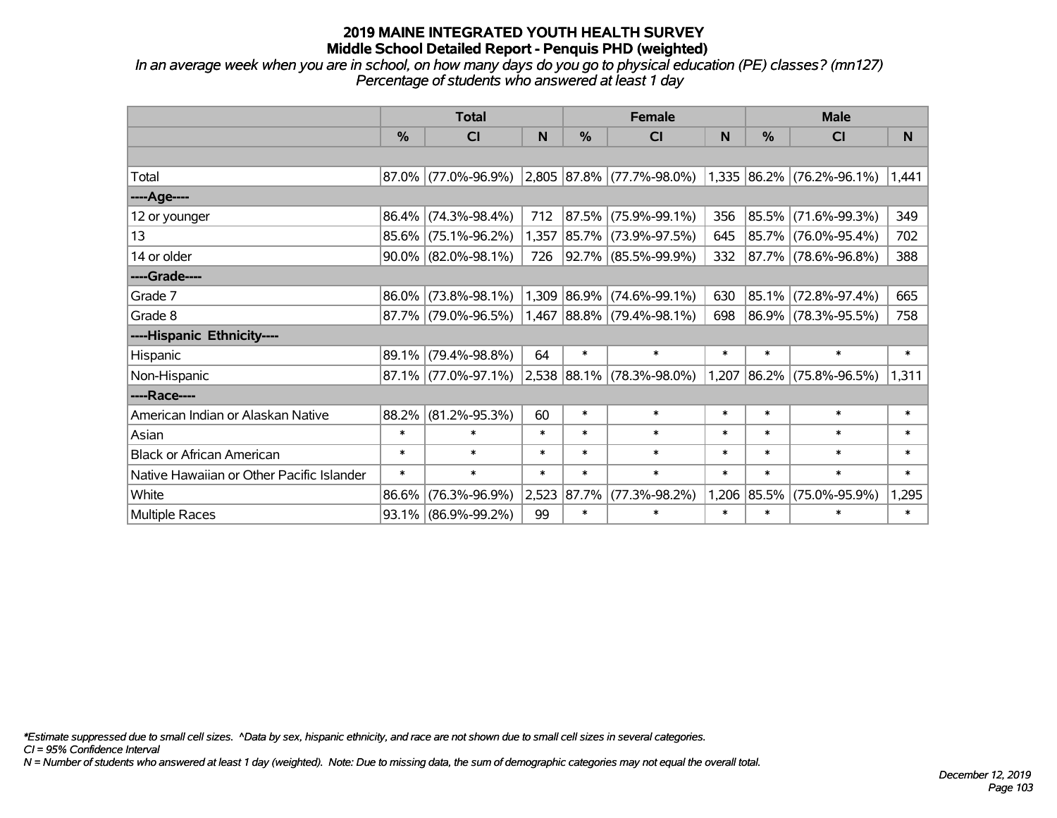# 2019 MAINE INTEGRATED YOUTH HEALTH SURVEY
## Middle School Detailed Report - Penquis PHD (weighted)

*In an average week when you are in school, on how many days do you go to physical education (PE) classes? (mn127)*
*Percentage of students who answered at least 1 day*

| | Total | | | Female | | | Male | | |
|---|---|---|---|---|---|---|---|---|---|
| | % | CI | N | % | CI | N | % | CI | N |
| | | | | | | | | | |
| Total | 87.0% | (77.0%-96.9%) | 2,805 | 87.8% | (77.7%-98.0%) | 1,335 | 86.2% | (76.2%-96.1%) | 1,441 |
| ----Age---- | | | | | | | | | |
| 12 or younger | 86.4% | (74.3%-98.4%) | 712 | 87.5% | (75.9%-99.1%) | 356 | 85.5% | (71.6%-99.3%) | 349 |
| 13 | 85.6% | (75.1%-96.2%) | 1,357 | 85.7% | (73.9%-97.5%) | 645 | 85.7% | (76.0%-95.4%) | 702 |
| 14 or older | 90.0% | (82.0%-98.1%) | 726 | 92.7% | (85.5%-99.9%) | 332 | 87.7% | (78.6%-96.8%) | 388 |
| ----Grade---- | | | | | | | | | |
| Grade 7 | 86.0% | (73.8%-98.1%) | 1,309 | 86.9% | (74.6%-99.1%) | 630 | 85.1% | (72.8%-97.4%) | 665 |
| Grade 8 | 87.7% | (79.0%-96.5%) | 1,467 | 88.8% | (79.4%-98.1%) | 698 | 86.9% | (78.3%-95.5%) | 758 |
| ----Hispanic Ethnicity---- | | | | | | | | | |
| Hispanic | 89.1% | (79.4%-98.8%) | 64 | * | * | * | * | * | * |
| Non-Hispanic | 87.1% | (77.0%-97.1%) | 2,538 | 88.1% | (78.3%-98.0%) | 1,207 | 86.2% | (75.8%-96.5%) | 1,311 |
| ----Race---- | | | | | | | | | |
| American Indian or Alaskan Native | 88.2% | (81.2%-95.3%) | 60 | * | * | * | * | * | * |
| Asian | * | * | * | * | * | * | * | * | * |
| Black or African American | * | * | * | * | * | * | * | * | * |
| Native Hawaiian or Other Pacific Islander | * | * | * | * | * | * | * | * | * |
| White | 86.6% | (76.3%-96.9%) | 2,523 | 87.7% | (77.3%-98.2%) | 1,206 | 85.5% | (75.0%-95.9%) | 1,295 |
| Multiple Races | 93.1% | (86.9%-99.2%) | 99 | * | * | * | * | * | * |

*\*Estimate suppressed due to small cell sizes. ^Data by sex, hispanic ethnicity, and race are not shown due to small cell sizes in several categories.*
*CI = 95% Confidence Interval*
*N = Number of students who answered at least 1 day (weighted). Note: Due to missing data, the sum of demographic categories may not equal the overall total.*

*December 12, 2019*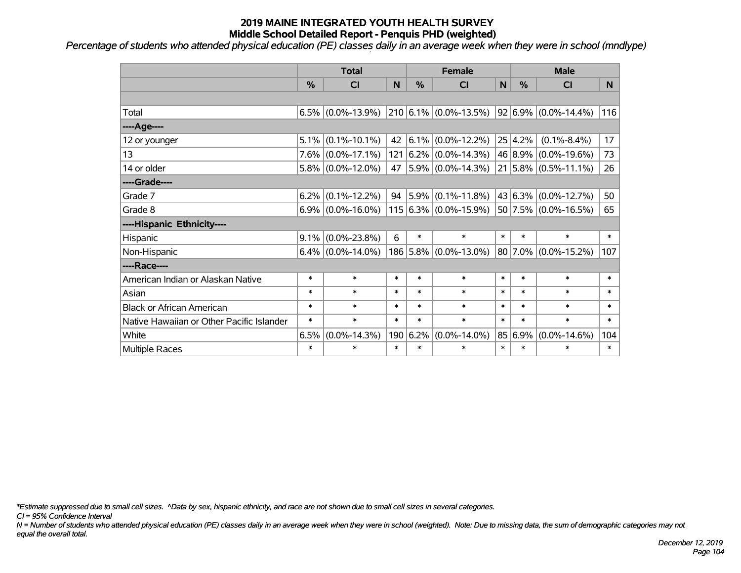# 2019 MAINE INTEGRATED YOUTH HEALTH SURVEY
## Middle School Detailed Report - Penquis PHD (weighted)

*Percentage of students who attended physical education (PE) classes daily in an average week when they were in school (mndlype)*

| | Total | | | Female | | | Male | | |
|---|---|---|---|---|---|---|---|---|---|
| | % | CI | N | % | CI | N | % | CI | N |
| | | | | | | | | | |
| Total | 6.5% | (0.0%-13.9%) | 210 | 6.1% | (0.0%-13.5%) | 92 | 6.9% | (0.0%-14.4%) | 116 |
| ----Age---- | | | | | | | | | |
| 12 or younger | 5.1% | (0.1%-10.1%) | 42 | 6.1% | (0.0%-12.2%) | 25 | 4.2% | (0.1%-8.4%) | 17 |
| 13 | 7.6% | (0.0%-17.1%) | 121 | 6.2% | (0.0%-14.3%) | 46 | 8.9% | (0.0%-19.6%) | 73 |
| 14 or older | 5.8% | (0.0%-12.0%) | 47 | 5.9% | (0.0%-14.3%) | 21 | 5.8% | (0.5%-11.1%) | 26 |
| ----Grade---- | | | | | | | | | |
| Grade 7 | 6.2% | (0.1%-12.2%) | 94 | 5.9% | (0.1%-11.8%) | 43 | 6.3% | (0.0%-12.7%) | 50 |
| Grade 8 | 6.9% | (0.0%-16.0%) | 115 | 6.3% | (0.0%-15.9%) | 50 | 7.5% | (0.0%-16.5%) | 65 |
| ----Hispanic Ethnicity---- | | | | | | | | | |
| Hispanic | 9.1% | (0.0%-23.8%) | 6 | * | * | * | * | * | * |
| Non-Hispanic | 6.4% | (0.0%-14.0%) | 186 | 5.8% | (0.0%-13.0%) | 80 | 7.0% | (0.0%-15.2%) | 107 |
| ----Race---- | | | | | | | | | |
| American Indian or Alaskan Native | * | * | * | * | * | * | * | * | * |
| Asian | * | * | * | * | * | * | * | * | * |
| Black or African American | * | * | * | * | * | * | * | * | * |
| Native Hawaiian or Other Pacific Islander | * | * | * | * | * | * | * | * | * |
| White | 6.5% | (0.0%-14.3%) | 190 | 6.2% | (0.0%-14.0%) | 85 | 6.9% | (0.0%-14.6%) | 104 |
| Multiple Races | * | * | * | * | * | * | * | * | * |

*\*Estimate suppressed due to small cell sizes. ^Data by sex, hispanic ethnicity, and race are not shown due to small cell sizes in several categories.*

*CI = 95% Confidence Interval*

*N = Number of students who attended physical education (PE) classes daily in an average week when they were in school (weighted). Note: Due to missing data, the sum of demographic categories may not equal the overall total.*

*December 12, 2019*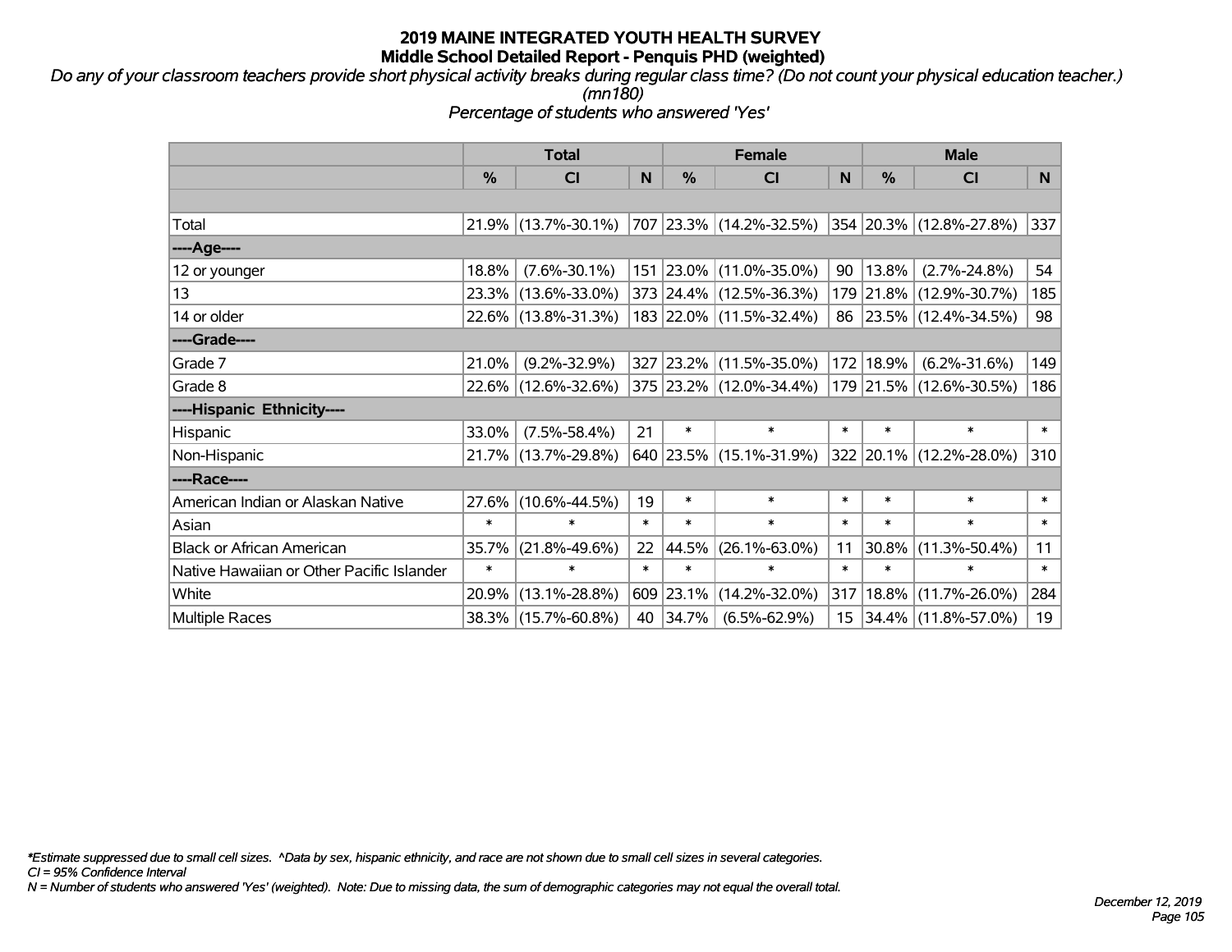# 2019 MAINE INTEGRATED YOUTH HEALTH SURVEY

## Middle School Detailed Report - Penquis PHD (weighted)

*Do any of your classroom teachers provide short physical activity breaks during regular class time? (Do not count your physical education teacher.) (mn180)*

*Percentage of students who answered 'Yes'*

| | Total | | | Female | | | Male | | |
|---|---|---|---|---|---|---|---|---|---|
| | % | CI | N | % | CI | N | % | CI | N |
| Total | 21.9% | (13.7%-30.1%) | 707 | 23.3% | (14.2%-32.5%) | 354 | 20.3% | (12.8%-27.8%) | 337 |
| ----Age---- | | | | | | | | | |
| 12 or younger | 18.8% | (7.6%-30.1%) | 151 | 23.0% | (11.0%-35.0%) | 90 | 13.8% | (2.7%-24.8%) | 54 |
| 13 | 23.3% | (13.6%-33.0%) | 373 | 24.4% | (12.5%-36.3%) | 179 | 21.8% | (12.9%-30.7%) | 185 |
| 14 or older | 22.6% | (13.8%-31.3%) | 183 | 22.0% | (11.5%-32.4%) | 86 | 23.5% | (12.4%-34.5%) | 98 |
| ----Grade---- | | | | | | | | | |
| Grade 7 | 21.0% | (9.2%-32.9%) | 327 | 23.2% | (11.5%-35.0%) | 172 | 18.9% | (6.2%-31.6%) | 149 |
| Grade 8 | 22.6% | (12.6%-32.6%) | 375 | 23.2% | (12.0%-34.4%) | 179 | 21.5% | (12.6%-30.5%) | 186 |
| ----Hispanic Ethnicity---- | | | | | | | | | |
| Hispanic | 33.0% | (7.5%-58.4%) | 21 | * | * | * | * | * | * |
| Non-Hispanic | 21.7% | (13.7%-29.8%) | 640 | 23.5% | (15.1%-31.9%) | 322 | 20.1% | (12.2%-28.0%) | 310 |
| ----Race---- | | | | | | | | | |
| American Indian or Alaskan Native | 27.6% | (10.6%-44.5%) | 19 | * | * | * | * | * | * |
| Asian | * | * | * | * | * | * | * | * | * |
| Black or African American | 35.7% | (21.8%-49.6%) | 22 | 44.5% | (26.1%-63.0%) | 11 | 30.8% | (11.3%-50.4%) | 11 |
| Native Hawaiian or Other Pacific Islander | * | * | * | * | * | * | * | * | * |
| White | 20.9% | (13.1%-28.8%) | 609 | 23.1% | (14.2%-32.0%) | 317 | 18.8% | (11.7%-26.0%) | 284 |
| Multiple Races | 38.3% | (15.7%-60.8%) | 40 | 34.7% | (6.5%-62.9%) | 15 | 34.4% | (11.8%-57.0%) | 19 |

*\*Estimate suppressed due to small cell sizes. ^Data by sex, hispanic ethnicity, and race are not shown due to small cell sizes in several categories.*

*CI = 95% Confidence Interval*

*N = Number of students who answered 'Yes' (weighted). Note: Due to missing data, the sum of demographic categories may not equal the overall total.*

*December 12, 2019*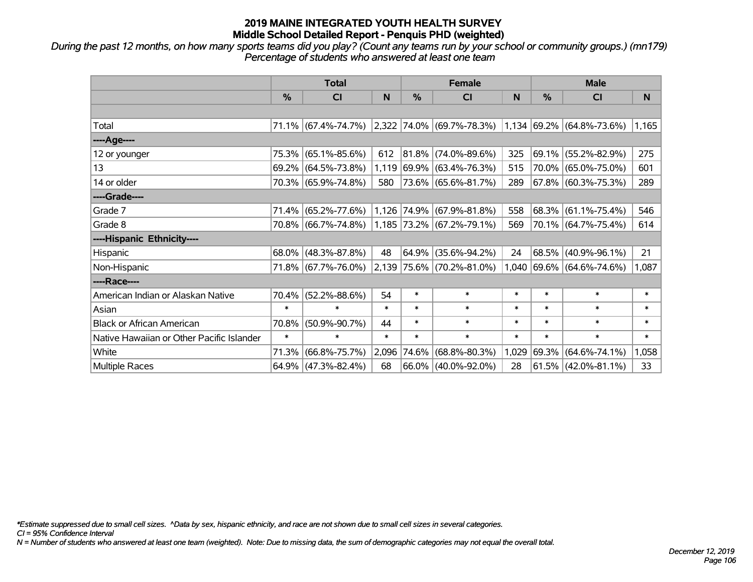# 2019 MAINE INTEGRATED YOUTH HEALTH SURVEY

## Middle School Detailed Report - Penquis PHD (weighted)

*During the past 12 months, on how many sports teams did you play? (Count any teams run by your school or community groups.) (mn179) Percentage of students who answered at least one team*

| | Total | | | Female | | | Male | | |
|---|---|---|---|---|---|---|---|---|---|
| | % | CI | N | % | CI | N | % | CI | N |
| | | | | | | | | | |
| Total | 71.1% | (67.4%-74.7%) | 2,322 | 74.0% | (69.7%-78.3%) | 1,134 | 69.2% | (64.8%-73.6%) | 1,165 |
| ----Age---- | | | | | | | | | |
| 12 or younger | 75.3% | (65.1%-85.6%) | 612 | 81.8% | (74.0%-89.6%) | 325 | 69.1% | (55.2%-82.9%) | 275 |
| 13 | 69.2% | (64.5%-73.8%) | 1,119 | 69.9% | (63.4%-76.3%) | 515 | 70.0% | (65.0%-75.0%) | 601 |
| 14 or older | 70.3% | (65.9%-74.8%) | 580 | 73.6% | (65.6%-81.7%) | 289 | 67.8% | (60.3%-75.3%) | 289 |
| ----Grade---- | | | | | | | | | |
| Grade 7 | 71.4% | (65.2%-77.6%) | 1,126 | 74.9% | (67.9%-81.8%) | 558 | 68.3% | (61.1%-75.4%) | 546 |
| Grade 8 | 70.8% | (66.7%-74.8%) | 1,185 | 73.2% | (67.2%-79.1%) | 569 | 70.1% | (64.7%-75.4%) | 614 |
| ----Hispanic Ethnicity---- | | | | | | | | | |
| Hispanic | 68.0% | (48.3%-87.8%) | 48 | 64.9% | (35.6%-94.2%) | 24 | 68.5% | (40.9%-96.1%) | 21 |
| Non-Hispanic | 71.8% | (67.7%-76.0%) | 2,139 | 75.6% | (70.2%-81.0%) | 1,040 | 69.6% | (64.6%-74.6%) | 1,087 |
| ----Race---- | | | | | | | | | |
| American Indian or Alaskan Native | 70.4% | (52.2%-88.6%) | 54 | * | * | * | * | * | * |
| Asian | * | * | * | * | * | * | * | * | * |
| Black or African American | 70.8% | (50.9%-90.7%) | 44 | * | * | * | * | * | * |
| Native Hawaiian or Other Pacific Islander | * | * | * | * | * | * | * | * | * |
| White | 71.3% | (66.8%-75.7%) | 2,096 | 74.6% | (68.8%-80.3%) | 1,029 | 69.3% | (64.6%-74.1%) | 1,058 |
| Multiple Races | 64.9% | (47.3%-82.4%) | 68 | 66.0% | (40.0%-92.0%) | 28 | 61.5% | (42.0%-81.1%) | 33 |

*\*Estimate suppressed due to small cell sizes. ^Data by sex, hispanic ethnicity, and race are not shown due to small cell sizes in several categories.*

*CI = 95% Confidence Interval*

*N = Number of students who answered at least one team (weighted). Note: Due to missing data, the sum of demographic categories may not equal the overall total.*

*December 12, 2019*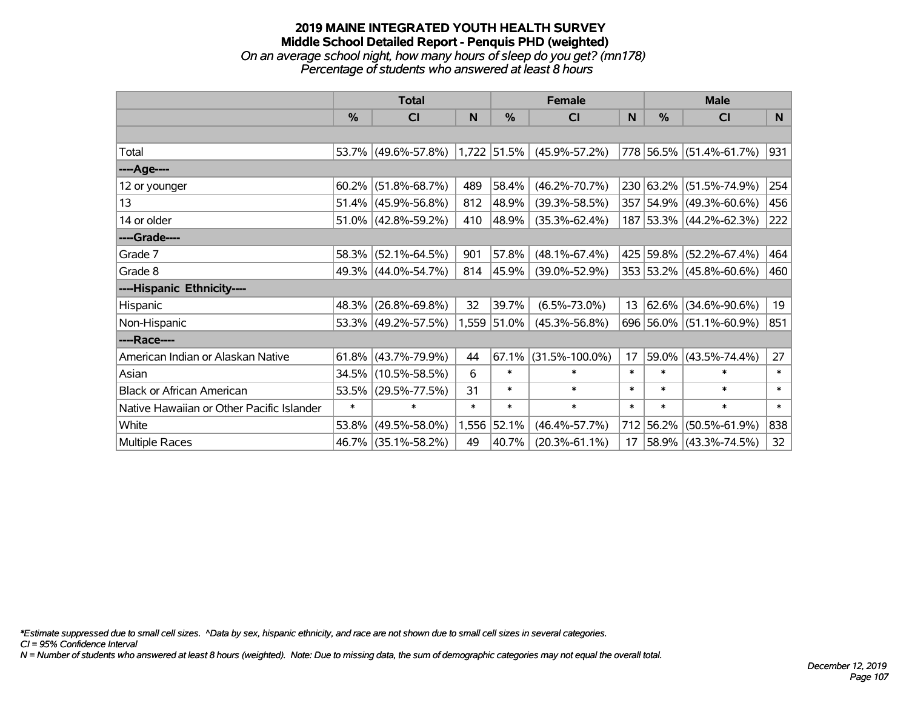# 2019 MAINE INTEGRATED YOUTH HEALTH SURVEY
## Middle School Detailed Report - Penquis PHD (weighted)
*On an average school night, how many hours of sleep do you get? (mn178)*
*Percentage of students who answered at least 8 hours*

| | Total | | | Female | | | Male | | |
|---|---|---|---|---|---|---|---|---|---|
| | % | CI | N | % | CI | N | % | CI | N |
| | | | | | | | | | |
| Total | 53.7% | (49.6%-57.8%) | 1,722 | 51.5% | (45.9%-57.2%) | 778 | 56.5% | (51.4%-61.7%) | 931 |
| ----Age---- | | | | | | | | | |
| 12 or younger | 60.2% | (51.8%-68.7%) | 489 | 58.4% | (46.2%-70.7%) | 230 | 63.2% | (51.5%-74.9%) | 254 |
| 13 | 51.4% | (45.9%-56.8%) | 812 | 48.9% | (39.3%-58.5%) | 357 | 54.9% | (49.3%-60.6%) | 456 |
| 14 or older | 51.0% | (42.8%-59.2%) | 410 | 48.9% | (35.3%-62.4%) | 187 | 53.3% | (44.2%-62.3%) | 222 |
| ----Grade---- | | | | | | | | | |
| Grade 7 | 58.3% | (52.1%-64.5%) | 901 | 57.8% | (48.1%-67.4%) | 425 | 59.8% | (52.2%-67.4%) | 464 |
| Grade 8 | 49.3% | (44.0%-54.7%) | 814 | 45.9% | (39.0%-52.9%) | 353 | 53.2% | (45.8%-60.6%) | 460 |
| ----Hispanic Ethnicity---- | | | | | | | | | |
| Hispanic | 48.3% | (26.8%-69.8%) | 32 | 39.7% | (6.5%-73.0%) | 13 | 62.6% | (34.6%-90.6%) | 19 |
| Non-Hispanic | 53.3% | (49.2%-57.5%) | 1,559 | 51.0% | (45.3%-56.8%) | 696 | 56.0% | (51.1%-60.9%) | 851 |
| ----Race---- | | | | | | | | | |
| American Indian or Alaskan Native | 61.8% | (43.7%-79.9%) | 44 | 67.1% | (31.5%-100.0%) | 17 | 59.0% | (43.5%-74.4%) | 27 |
| Asian | 34.5% | (10.5%-58.5%) | 6 | * | * | * | * | * | * |
| Black or African American | 53.5% | (29.5%-77.5%) | 31 | * | * | * | * | * | * |
| Native Hawaiian or Other Pacific Islander | * | * | * | * | * | * | * | * | * |
| White | 53.8% | (49.5%-58.0%) | 1,556 | 52.1% | (46.4%-57.7%) | 712 | 56.2% | (50.5%-61.9%) | 838 |
| Multiple Races | 46.7% | (35.1%-58.2%) | 49 | 40.7% | (20.3%-61.1%) | 17 | 58.9% | (43.3%-74.5%) | 32 |

*\*Estimate suppressed due to small cell sizes. ^Data by sex, hispanic ethnicity, and race are not shown due to small cell sizes in several categories.*
*CI = 95% Confidence Interval*
*N = Number of students who answered at least 8 hours (weighted). Note: Due to missing data, the sum of demographic categories may not equal the overall total.*

*December 12, 2019*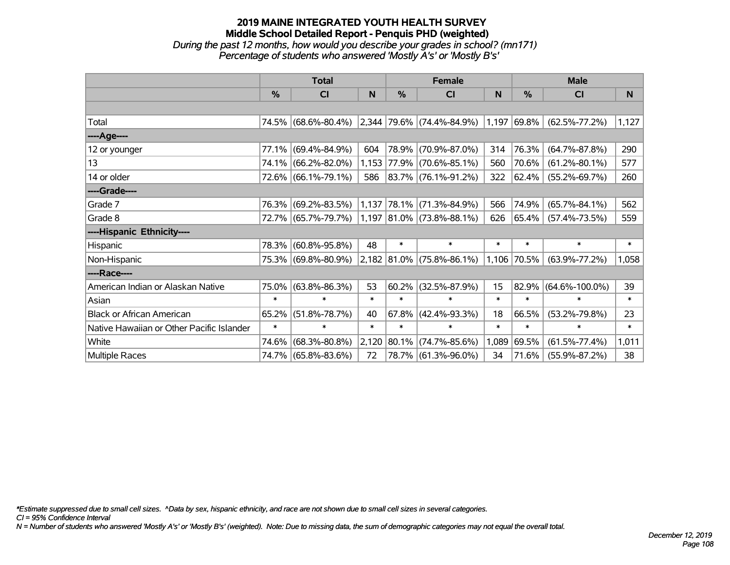# 2019 MAINE INTEGRATED YOUTH HEALTH SURVEY
## Middle School Detailed Report - Penquis PHD (weighted)
*During the past 12 months, how would you describe your grades in school? (mn171)*
*Percentage of students who answered 'Mostly A's' or 'Mostly B's'*

| | Total | | | Female | | | Male | | |
|---|---|---|---|---|---|---|---|---|---|
| | % | CI | N | % | CI | N | % | CI | N |
| Total | 74.5% | (68.6%-80.4%) | 2,344 | 79.6% | (74.4%-84.9%) | 1,197 | 69.8% | (62.5%-77.2%) | 1,127 |
| ----Age---- | | | | | | | | | |
| 12 or younger | 77.1% | (69.4%-84.9%) | 604 | 78.9% | (70.9%-87.0%) | 314 | 76.3% | (64.7%-87.8%) | 290 |
| 13 | 74.1% | (66.2%-82.0%) | 1,153 | 77.9% | (70.6%-85.1%) | 560 | 70.6% | (61.2%-80.1%) | 577 |
| 14 or older | 72.6% | (66.1%-79.1%) | 586 | 83.7% | (76.1%-91.2%) | 322 | 62.4% | (55.2%-69.7%) | 260 |
| ----Grade---- | | | | | | | | | |
| Grade 7 | 76.3% | (69.2%-83.5%) | 1,137 | 78.1% | (71.3%-84.9%) | 566 | 74.9% | (65.7%-84.1%) | 562 |
| Grade 8 | 72.7% | (65.7%-79.7%) | 1,197 | 81.0% | (73.8%-88.1%) | 626 | 65.4% | (57.4%-73.5%) | 559 |
| ----Hispanic Ethnicity---- | | | | | | | | | |
| Hispanic | 78.3% | (60.8%-95.8%) | 48 | * | * | * | * | * | * |
| Non-Hispanic | 75.3% | (69.8%-80.9%) | 2,182 | 81.0% | (75.8%-86.1%) | 1,106 | 70.5% | (63.9%-77.2%) | 1,058 |
| ----Race---- | | | | | | | | | |
| American Indian or Alaskan Native | 75.0% | (63.8%-86.3%) | 53 | 60.2% | (32.5%-87.9%) | 15 | 82.9% | (64.6%-100.0%) | 39 |
| Asian | * | * | * | * | * | * | * | * | * |
| Black or African American | 65.2% | (51.8%-78.7%) | 40 | 67.8% | (42.4%-93.3%) | 18 | 66.5% | (53.2%-79.8%) | 23 |
| Native Hawaiian or Other Pacific Islander | * | * | * | * | * | * | * | * | * |
| White | 74.6% | (68.3%-80.8%) | 2,120 | 80.1% | (74.7%-85.6%) | 1,089 | 69.5% | (61.5%-77.4%) | 1,011 |
| Multiple Races | 74.7% | (65.8%-83.6%) | 72 | 78.7% | (61.3%-96.0%) | 34 | 71.6% | (55.9%-87.2%) | 38 |

*Estimate suppressed due to small cell sizes. ^Data by sex, hispanic ethnicity, and race are not shown due to small cell sizes in several categories.
CI = 95% Confidence Interval
N = Number of students who answered 'Mostly A's' or 'Mostly B's' (weighted). Note: Due to missing data, the sum of demographic categories may not equal the overall total.

December 12, 2019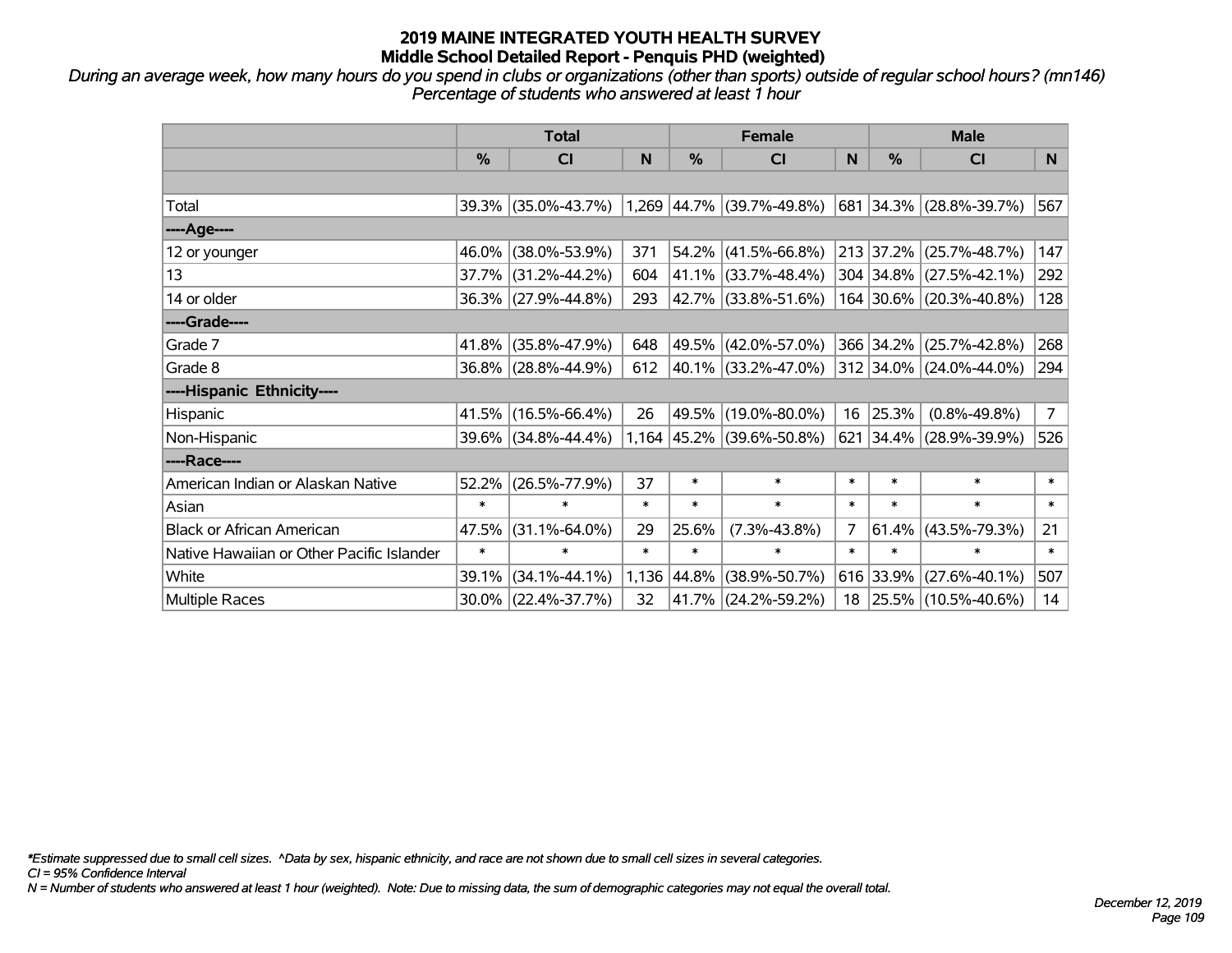# 2019 MAINE INTEGRATED YOUTH HEALTH SURVEY
## Middle School Detailed Report - Penquis PHD (weighted)

*During an average week, how many hours do you spend in clubs or organizations (other than sports) outside of regular school hours? (mn146)*
*Percentage of students who answered at least 1 hour*

| | Total | | | Female | | | Male | | |
|---|---|---|---|---|---|---|---|---|---|
| | % | CI | N | % | CI | N | % | CI | N |
| Total | 39.3% | (35.0%-43.7%) | 1,269 | 44.7% | (39.7%-49.8%) | 681 | 34.3% | (28.8%-39.7%) | 567 |
| ----Age---- | | | | | | | | | |
| 12 or younger | 46.0% | (38.0%-53.9%) | 371 | 54.2% | (41.5%-66.8%) | 213 | 37.2% | (25.7%-48.7%) | 147 |
| 13 | 37.7% | (31.2%-44.2%) | 604 | 41.1% | (33.7%-48.4%) | 304 | 34.8% | (27.5%-42.1%) | 292 |
| 14 or older | 36.3% | (27.9%-44.8%) | 293 | 42.7% | (33.8%-51.6%) | 164 | 30.6% | (20.3%-40.8%) | 128 |
| ----Grade---- | | | | | | | | | |
| Grade 7 | 41.8% | (35.8%-47.9%) | 648 | 49.5% | (42.0%-57.0%) | 366 | 34.2% | (25.7%-42.8%) | 268 |
| Grade 8 | 36.8% | (28.8%-44.9%) | 612 | 40.1% | (33.2%-47.0%) | 312 | 34.0% | (24.0%-44.0%) | 294 |
| ----Hispanic Ethnicity---- | | | | | | | | | |
| Hispanic | 41.5% | (16.5%-66.4%) | 26 | 49.5% | (19.0%-80.0%) | 16 | 25.3% | (0.8%-49.8%) | 7 |
| Non-Hispanic | 39.6% | (34.8%-44.4%) | 1,164 | 45.2% | (39.6%-50.8%) | 621 | 34.4% | (28.9%-39.9%) | 526 |
| ----Race---- | | | | | | | | | |
| American Indian or Alaskan Native | 52.2% | (26.5%-77.9%) | 37 | * | * | * | * | * | * |
| Asian | * | * | * | * | * | * | * | * | * |
| Black or African American | 47.5% | (31.1%-64.0%) | 29 | 25.6% | (7.3%-43.8%) | 7 | 61.4% | (43.5%-79.3%) | 21 |
| Native Hawaiian or Other Pacific Islander | * | * | * | * | * | * | * | * | * |
| White | 39.1% | (34.1%-44.1%) | 1,136 | 44.8% | (38.9%-50.7%) | 616 | 33.9% | (27.6%-40.1%) | 507 |
| Multiple Races | 30.0% | (22.4%-37.7%) | 32 | 41.7% | (24.2%-59.2%) | 18 | 25.5% | (10.5%-40.6%) | 14 |

*\*Estimate suppressed due to small cell sizes. ^Data by sex, hispanic ethnicity, and race are not shown due to small cell sizes in several categories.*
*CI = 95% Confidence Interval*
*N = Number of students who answered at least 1 hour (weighted). Note: Due to missing data, the sum of demographic categories may not equal the overall total.*

*December 12, 2019*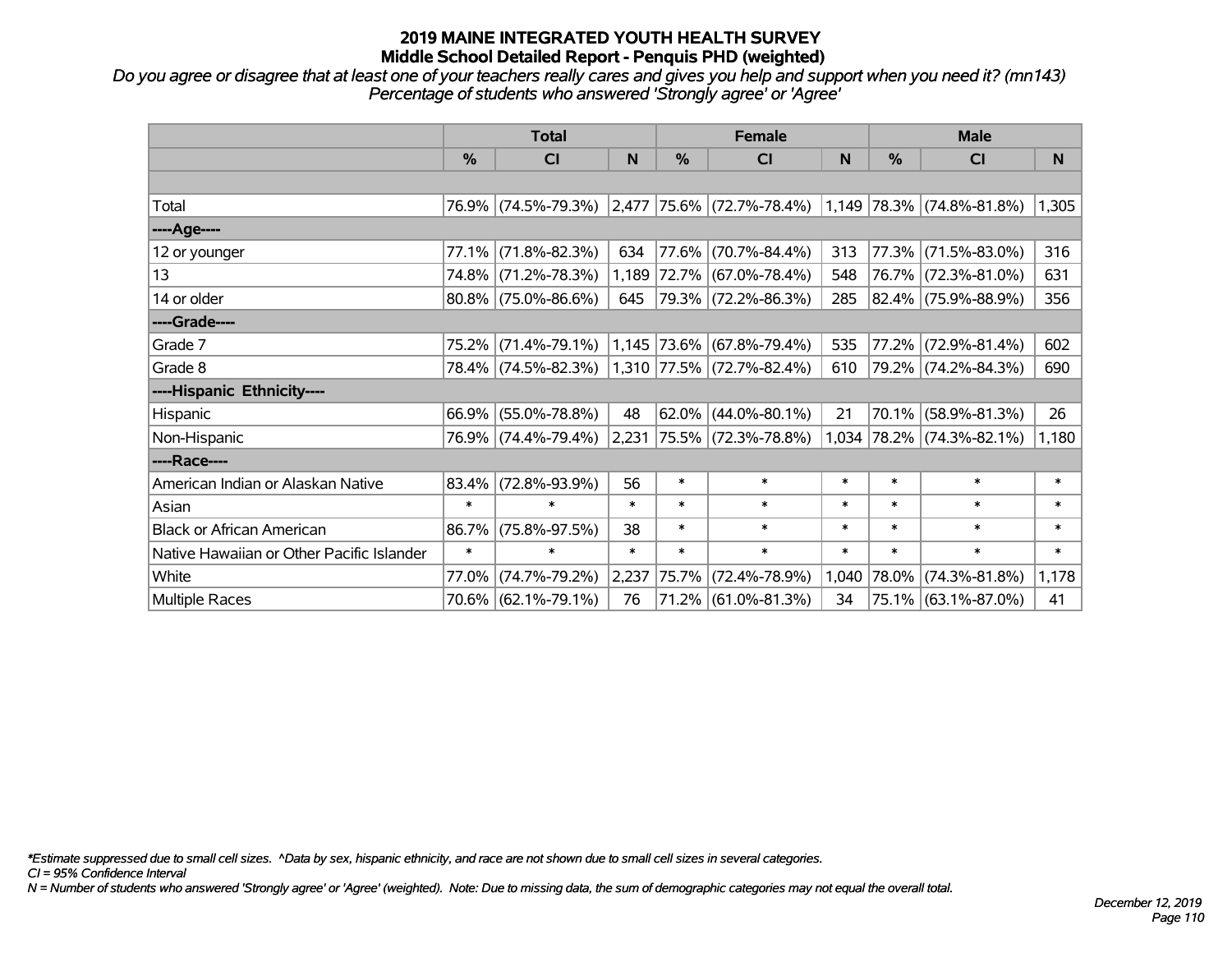# 2019 MAINE INTEGRATED YOUTH HEALTH SURVEY
## Middle School Detailed Report - Penquis PHD (weighted)

*Do you agree or disagree that at least one of your teachers really cares and gives you help and support when you need it? (mn143)*
*Percentage of students who answered 'Strongly agree' or 'Agree'*

| | Total | | | Female | | | Male | | |
|---|---|---|---|---|---|---|---|---|---|
| | % | CI | N | % | CI | N | % | CI | N |
| Total | 76.9% | (74.5%-79.3%) | 2,477 | 75.6% | (72.7%-78.4%) | 1,149 | 78.3% | (74.8%-81.8%) | 1,305 |
| ----Age---- | | | | | | | | | |
| 12 or younger | 77.1% | (71.8%-82.3%) | 634 | 77.6% | (70.7%-84.4%) | 313 | 77.3% | (71.5%-83.0%) | 316 |
| 13 | 74.8% | (71.2%-78.3%) | 1,189 | 72.7% | (67.0%-78.4%) | 548 | 76.7% | (72.3%-81.0%) | 631 |
| 14 or older | 80.8% | (75.0%-86.6%) | 645 | 79.3% | (72.2%-86.3%) | 285 | 82.4% | (75.9%-88.9%) | 356 |
| ----Grade---- | | | | | | | | | |
| Grade 7 | 75.2% | (71.4%-79.1%) | 1,145 | 73.6% | (67.8%-79.4%) | 535 | 77.2% | (72.9%-81.4%) | 602 |
| Grade 8 | 78.4% | (74.5%-82.3%) | 1,310 | 77.5% | (72.7%-82.4%) | 610 | 79.2% | (74.2%-84.3%) | 690 |
| ----Hispanic Ethnicity---- | | | | | | | | | |
| Hispanic | 66.9% | (55.0%-78.8%) | 48 | 62.0% | (44.0%-80.1%) | 21 | 70.1% | (58.9%-81.3%) | 26 |
| Non-Hispanic | 76.9% | (74.4%-79.4%) | 2,231 | 75.5% | (72.3%-78.8%) | 1,034 | 78.2% | (74.3%-82.1%) | 1,180 |
| ----Race---- | | | | | | | | | |
| American Indian or Alaskan Native | 83.4% | (72.8%-93.9%) | 56 | * | * | * | * | * | * |
| Asian | * | * | * | * | * | * | * | * | * |
| Black or African American | 86.7% | (75.8%-97.5%) | 38 | * | * | * | * | * | * |
| Native Hawaiian or Other Pacific Islander | * | * | * | * | * | * | * | * | * |
| White | 77.0% | (74.7%-79.2%) | 2,237 | 75.7% | (72.4%-78.9%) | 1,040 | 78.0% | (74.3%-81.8%) | 1,178 |
| Multiple Races | 70.6% | (62.1%-79.1%) | 76 | 71.2% | (61.0%-81.3%) | 34 | 75.1% | (63.1%-87.0%) | 41 |

*\*Estimate suppressed due to small cell sizes. ^Data by sex, hispanic ethnicity, and race are not shown due to small cell sizes in several categories.*
*CI = 95% Confidence Interval*
*N = Number of students who answered 'Strongly agree' or 'Agree' (weighted). Note: Due to missing data, the sum of demographic categories may not equal the overall total.*

*December 12, 2019*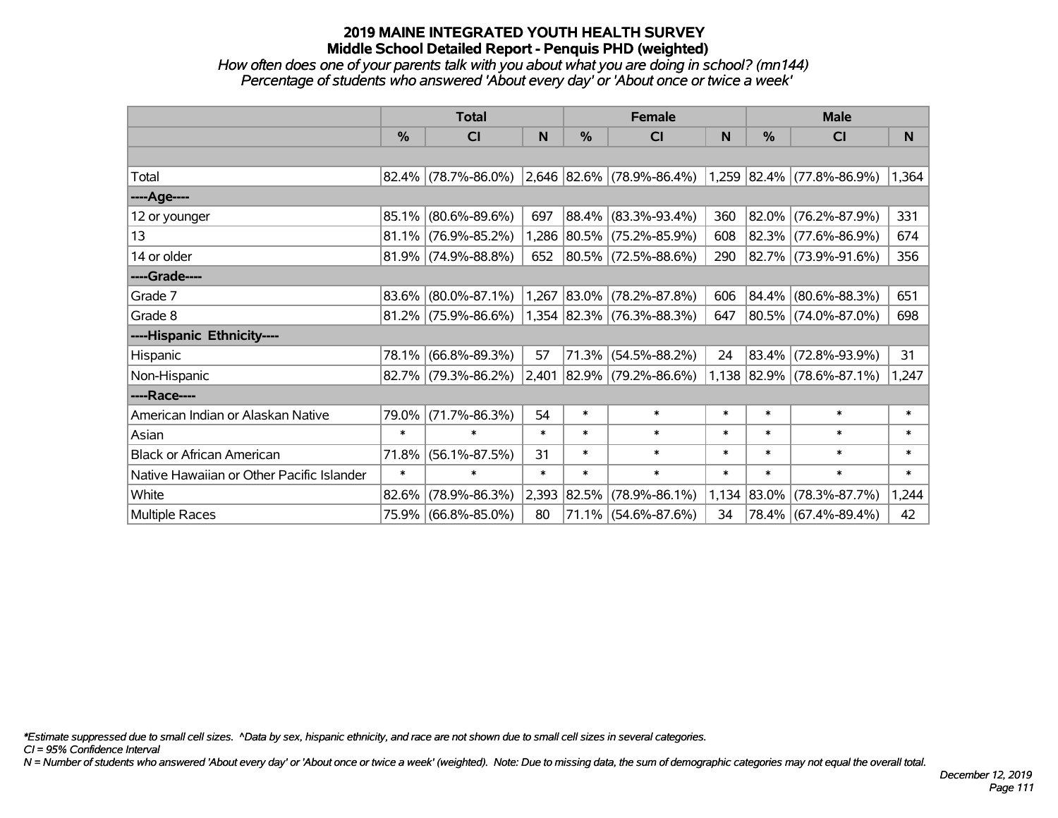# 2019 MAINE INTEGRATED YOUTH HEALTH SURVEY
## Middle School Detailed Report - Penquis PHD (weighted)
### *How often does one of your parents talk with you about what you are doing in school? (mn144)*
### *Percentage of students who answered 'About every day' or 'About once or twice a week'*

| | Total | | | Female | | | Male | | |
|---|---|---|---|---|---|---|---|---|---|
| | % | CI | N | % | CI | N | % | CI | N |
| Total | 82.4% | (78.7%-86.0%) | 2,646 | 82.6% | (78.9%-86.4%) | 1,259 | 82.4% | (77.8%-86.9%) | 1,364 |
| ----Age---- | | | | | | | | | |
| 12 or younger | 85.1% | (80.6%-89.6%) | 697 | 88.4% | (83.3%-93.4%) | 360 | 82.0% | (76.2%-87.9%) | 331 |
| 13 | 81.1% | (76.9%-85.2%) | 1,286 | 80.5% | (75.2%-85.9%) | 608 | 82.3% | (77.6%-86.9%) | 674 |
| 14 or older | 81.9% | (74.9%-88.8%) | 652 | 80.5% | (72.5%-88.6%) | 290 | 82.7% | (73.9%-91.6%) | 356 |
| ----Grade---- | | | | | | | | | |
| Grade 7 | 83.6% | (80.0%-87.1%) | 1,267 | 83.0% | (78.2%-87.8%) | 606 | 84.4% | (80.6%-88.3%) | 651 |
| Grade 8 | 81.2% | (75.9%-86.6%) | 1,354 | 82.3% | (76.3%-88.3%) | 647 | 80.5% | (74.0%-87.0%) | 698 |
| ----Hispanic Ethnicity---- | | | | | | | | | |
| Hispanic | 78.1% | (66.8%-89.3%) | 57 | 71.3% | (54.5%-88.2%) | 24 | 83.4% | (72.8%-93.9%) | 31 |
| Non-Hispanic | 82.7% | (79.3%-86.2%) | 2,401 | 82.9% | (79.2%-86.6%) | 1,138 | 82.9% | (78.6%-87.1%) | 1,247 |
| ----Race---- | | | | | | | | | |
| American Indian or Alaskan Native | 79.0% | (71.7%-86.3%) | 54 | * | * | * | * | * | * |
| Asian | * | * | * | * | * | * | * | * | * |
| Black or African American | 71.8% | (56.1%-87.5%) | 31 | * | * | * | * | * | * |
| Native Hawaiian or Other Pacific Islander | * | * | * | * | * | * | * | * | * |
| White | 82.6% | (78.9%-86.3%) | 2,393 | 82.5% | (78.9%-86.1%) | 1,134 | 83.0% | (78.3%-87.7%) | 1,244 |
| Multiple Races | 75.9% | (66.8%-85.0%) | 80 | 71.1% | (54.6%-87.6%) | 34 | 78.4% | (67.4%-89.4%) | 42 |

*\*Estimate suppressed due to small cell sizes. ^Data by sex, hispanic ethnicity, and race are not shown due to small cell sizes in several categories.*

*CI = 95% Confidence Interval*

*N = Number of students who answered 'About every day' or 'About once or twice a week' (weighted). Note: Due to missing data, the sum of demographic categories may not equal the overall total.*

*December 12, 2019*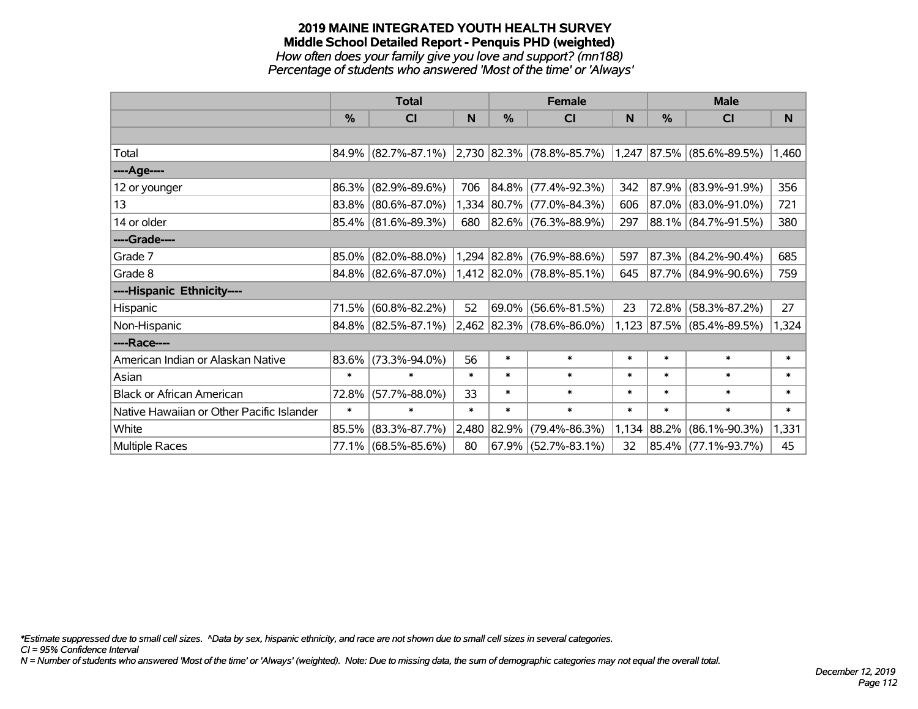# 2019 MAINE INTEGRATED YOUTH HEALTH SURVEY
## Middle School Detailed Report - Penquis PHD (weighted)
*How often does your family give you love and support? (mn188)*
*Percentage of students who answered 'Most of the time' or 'Always'*

| | Total | | | Female | | | Male | | |
|---|---|---|---|---|---|---|---|---|---|
| | % | CI | N | % | CI | N | % | CI | N |
| | | | | | | | | | |
| Total | 84.9% | (82.7%-87.1%) | 2,730 | 82.3% | (78.8%-85.7%) | 1,247 | 87.5% | (85.6%-89.5%) | 1,460 |
| ----Age---- | | | | | | | | | |
| 12 or younger | 86.3% | (82.9%-89.6%) | 706 | 84.8% | (77.4%-92.3%) | 342 | 87.9% | (83.9%-91.9%) | 356 |
| 13 | 83.8% | (80.6%-87.0%) | 1,334 | 80.7% | (77.0%-84.3%) | 606 | 87.0% | (83.0%-91.0%) | 721 |
| 14 or older | 85.4% | (81.6%-89.3%) | 680 | 82.6% | (76.3%-88.9%) | 297 | 88.1% | (84.7%-91.5%) | 380 |
| ----Grade---- | | | | | | | | | |
| Grade 7 | 85.0% | (82.0%-88.0%) | 1,294 | 82.8% | (76.9%-88.6%) | 597 | 87.3% | (84.2%-90.4%) | 685 |
| Grade 8 | 84.8% | (82.6%-87.0%) | 1,412 | 82.0% | (78.8%-85.1%) | 645 | 87.7% | (84.9%-90.6%) | 759 |
| ----Hispanic Ethnicity---- | | | | | | | | | |
| Hispanic | 71.5% | (60.8%-82.2%) | 52 | 69.0% | (56.6%-81.5%) | 23 | 72.8% | (58.3%-87.2%) | 27 |
| Non-Hispanic | 84.8% | (82.5%-87.1%) | 2,462 | 82.3% | (78.6%-86.0%) | 1,123 | 87.5% | (85.4%-89.5%) | 1,324 |
| ----Race---- | | | | | | | | | |
| American Indian or Alaskan Native | 83.6% | (73.3%-94.0%) | 56 | * | * | * | * | * | * |
| Asian | * | * | * | * | * | * | * | * | * |
| Black or African American | 72.8% | (57.7%-88.0%) | 33 | * | * | * | * | * | * |
| Native Hawaiian or Other Pacific Islander | * | * | * | * | * | * | * | * | * |
| White | 85.5% | (83.3%-87.7%) | 2,480 | 82.9% | (79.4%-86.3%) | 1,134 | 88.2% | (86.1%-90.3%) | 1,331 |
| Multiple Races | 77.1% | (68.5%-85.6%) | 80 | 67.9% | (52.7%-83.1%) | 32 | 85.4% | (77.1%-93.7%) | 45 |

*\*Estimate suppressed due to small cell sizes. ^Data by sex, hispanic ethnicity, and race are not shown due to small cell sizes in several categories.*
*CI = 95% Confidence Interval*
*N = Number of students who answered 'Most of the time' or 'Always' (weighted). Note: Due to missing data, the sum of demographic categories may not equal the overall total.*

*December 12, 2019*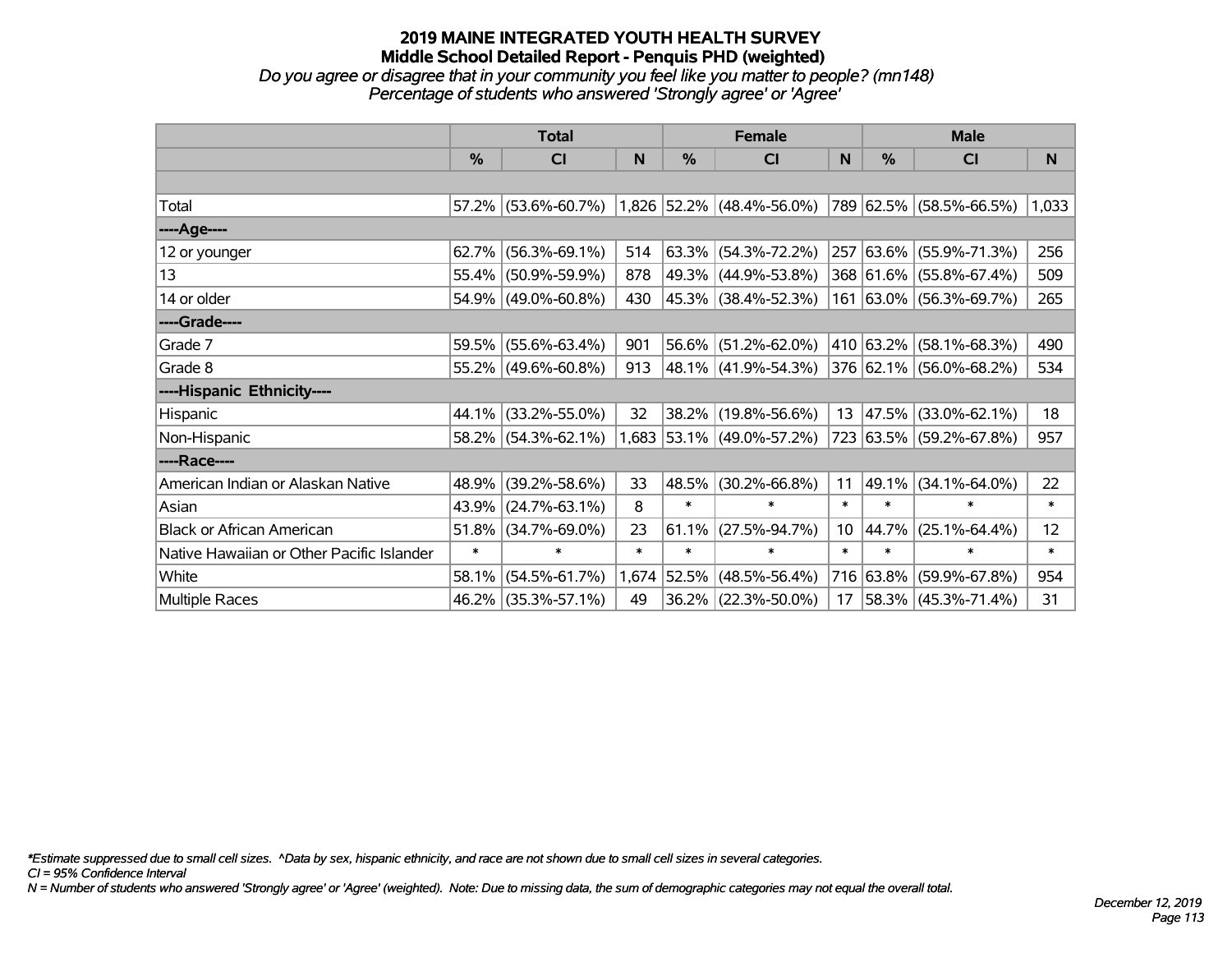# 2019 MAINE INTEGRATED YOUTH HEALTH SURVEY

## Middle School Detailed Report - Penquis PHD (weighted)

*Do you agree or disagree that in your community you feel like you matter to people? (mn148)*

*Percentage of students who answered 'Strongly agree' or 'Agree'*

| | Total | | | Female | | | Male | | |
|---|---|---|---|---|---|---|---|---|---|
| | % | CI | N | % | CI | N | % | CI | N |
| | | | | | | | | | |
| Total | 57.2% | (53.6%-60.7%) | 1,826 | 52.2% | (48.4%-56.0%) | 789 | 62.5% | (58.5%-66.5%) | 1,033 |
| ----Age---- | | | | | | | | | |
| 12 or younger | 62.7% | (56.3%-69.1%) | 514 | 63.3% | (54.3%-72.2%) | 257 | 63.6% | (55.9%-71.3%) | 256 |
| 13 | 55.4% | (50.9%-59.9%) | 878 | 49.3% | (44.9%-53.8%) | 368 | 61.6% | (55.8%-67.4%) | 509 |
| 14 or older | 54.9% | (49.0%-60.8%) | 430 | 45.3% | (38.4%-52.3%) | 161 | 63.0% | (56.3%-69.7%) | 265 |
| ----Grade---- | | | | | | | | | |
| Grade 7 | 59.5% | (55.6%-63.4%) | 901 | 56.6% | (51.2%-62.0%) | 410 | 63.2% | (58.1%-68.3%) | 490 |
| Grade 8 | 55.2% | (49.6%-60.8%) | 913 | 48.1% | (41.9%-54.3%) | 376 | 62.1% | (56.0%-68.2%) | 534 |
| ----Hispanic Ethnicity---- | | | | | | | | | |
| Hispanic | 44.1% | (33.2%-55.0%) | 32 | 38.2% | (19.8%-56.6%) | 13 | 47.5% | (33.0%-62.1%) | 18 |
| Non-Hispanic | 58.2% | (54.3%-62.1%) | 1,683 | 53.1% | (49.0%-57.2%) | 723 | 63.5% | (59.2%-67.8%) | 957 |
| ----Race---- | | | | | | | | | |
| American Indian or Alaskan Native | 48.9% | (39.2%-58.6%) | 33 | 48.5% | (30.2%-66.8%) | 11 | 49.1% | (34.1%-64.0%) | 22 |
| Asian | 43.9% | (24.7%-63.1%) | 8 | * | * | * | * | * | * |
| Black or African American | 51.8% | (34.7%-69.0%) | 23 | 61.1% | (27.5%-94.7%) | 10 | 44.7% | (25.1%-64.4%) | 12 |
| Native Hawaiian or Other Pacific Islander | * | * | * | * | * | * | * | * | * |
| White | 58.1% | (54.5%-61.7%) | 1,674 | 52.5% | (48.5%-56.4%) | 716 | 63.8% | (59.9%-67.8%) | 954 |
| Multiple Races | 46.2% | (35.3%-57.1%) | 49 | 36.2% | (22.3%-50.0%) | 17 | 58.3% | (45.3%-71.4%) | 31 |

*\*Estimate suppressed due to small cell sizes. ^Data by sex, hispanic ethnicity, and race are not shown due to small cell sizes in several categories.*

*CI = 95% Confidence Interval*

*N = Number of students who answered 'Strongly agree' or 'Agree' (weighted). Note: Due to missing data, the sum of demographic categories may not equal the overall total.*

*December 12, 2019*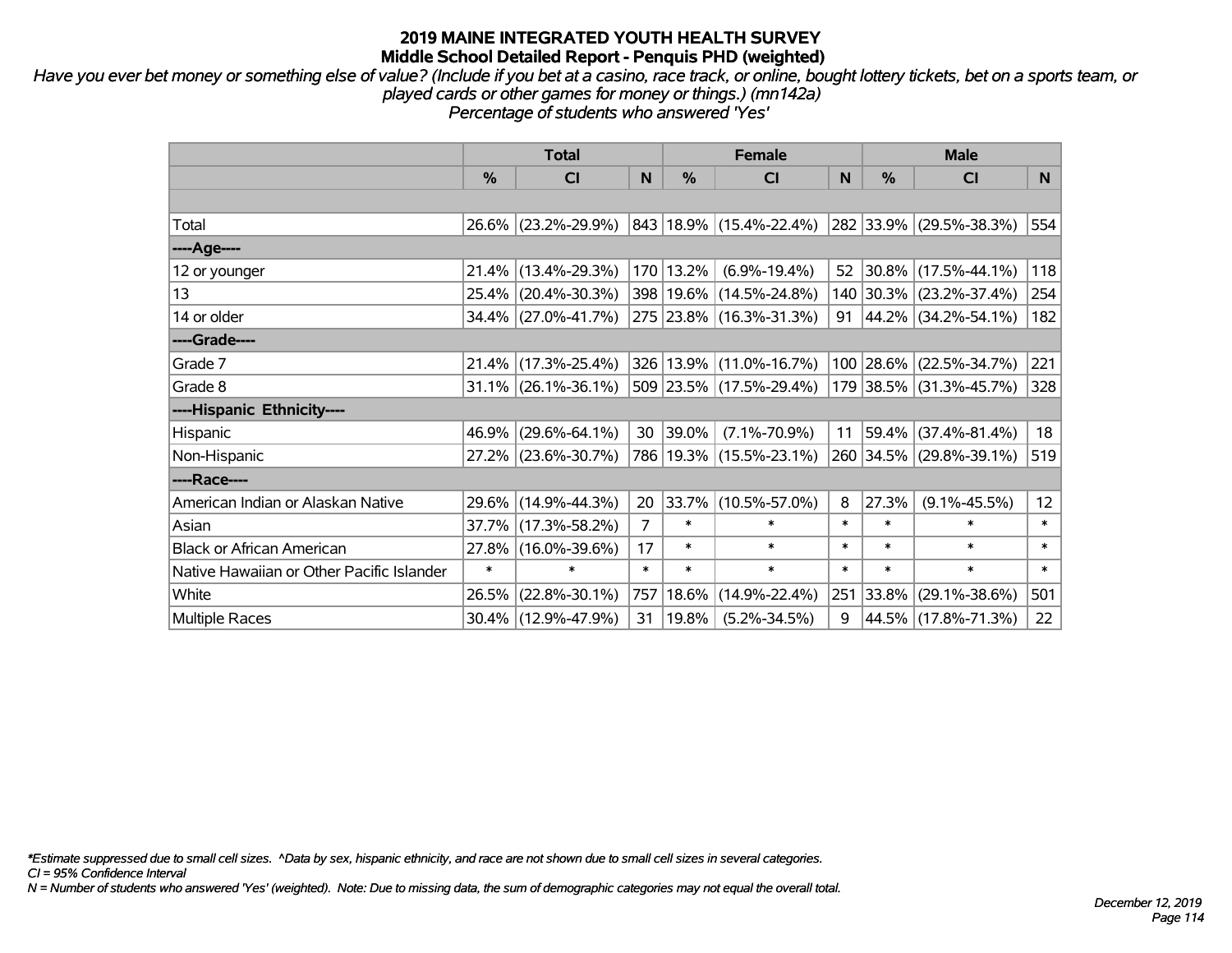# 2019 MAINE INTEGRATED YOUTH HEALTH SURVEY
## Middle School Detailed Report - Penquis PHD (weighted)

*Have you ever bet money or something else of value? (Include if you bet at a casino, race track, or online, bought lottery tickets, bet on a sports team, or played cards or other games for money or things.) (mn142a)*
*Percentage of students who answered 'Yes'*

| | Total | | | Female | | | Male | | |
|---|---|---|---|---|---|---|---|---|---|
| | % | CI | N | % | CI | N | % | CI | N |
| Total | 26.6% | (23.2%-29.9%) | 843 | 18.9% | (15.4%-22.4%) | 282 | 33.9% | (29.5%-38.3%) | 554 |
| ----Age---- | | | | | | | | | |
| 12 or younger | 21.4% | (13.4%-29.3%) | 170 | 13.2% | (6.9%-19.4%) | 52 | 30.8% | (17.5%-44.1%) | 118 |
| 13 | 25.4% | (20.4%-30.3%) | 398 | 19.6% | (14.5%-24.8%) | 140 | 30.3% | (23.2%-37.4%) | 254 |
| 14 or older | 34.4% | (27.0%-41.7%) | 275 | 23.8% | (16.3%-31.3%) | 91 | 44.2% | (34.2%-54.1%) | 182 |
| ----Grade---- | | | | | | | | | |
| Grade 7 | 21.4% | (17.3%-25.4%) | 326 | 13.9% | (11.0%-16.7%) | 100 | 28.6% | (22.5%-34.7%) | 221 |
| Grade 8 | 31.1% | (26.1%-36.1%) | 509 | 23.5% | (17.5%-29.4%) | 179 | 38.5% | (31.3%-45.7%) | 328 |
| ----Hispanic Ethnicity---- | | | | | | | | | |
| Hispanic | 46.9% | (29.6%-64.1%) | 30 | 39.0% | (7.1%-70.9%) | 11 | 59.4% | (37.4%-81.4%) | 18 |
| Non-Hispanic | 27.2% | (23.6%-30.7%) | 786 | 19.3% | (15.5%-23.1%) | 260 | 34.5% | (29.8%-39.1%) | 519 |
| ----Race---- | | | | | | | | | |
| American Indian or Alaskan Native | 29.6% | (14.9%-44.3%) | 20 | 33.7% | (10.5%-57.0%) | 8 | 27.3% | (9.1%-45.5%) | 12 |
| Asian | 37.7% | (17.3%-58.2%) | 7 | * | * | * | * | * | * |
| Black or African American | 27.8% | (16.0%-39.6%) | 17 | * | * | * | * | * | * |
| Native Hawaiian or Other Pacific Islander | * | * | * | * | * | * | * | * | * |
| White | 26.5% | (22.8%-30.1%) | 757 | 18.6% | (14.9%-22.4%) | 251 | 33.8% | (29.1%-38.6%) | 501 |
| Multiple Races | 30.4% | (12.9%-47.9%) | 31 | 19.8% | (5.2%-34.5%) | 9 | 44.5% | (17.8%-71.3%) | 22 |

*\*Estimate suppressed due to small cell sizes. ^Data by sex, hispanic ethnicity, and race are not shown due to small cell sizes in several categories.*
*CI = 95% Confidence Interval*
*N = Number of students who answered 'Yes' (weighted). Note: Due to missing data, the sum of demographic categories may not equal the overall total.*

*December 12, 2019*